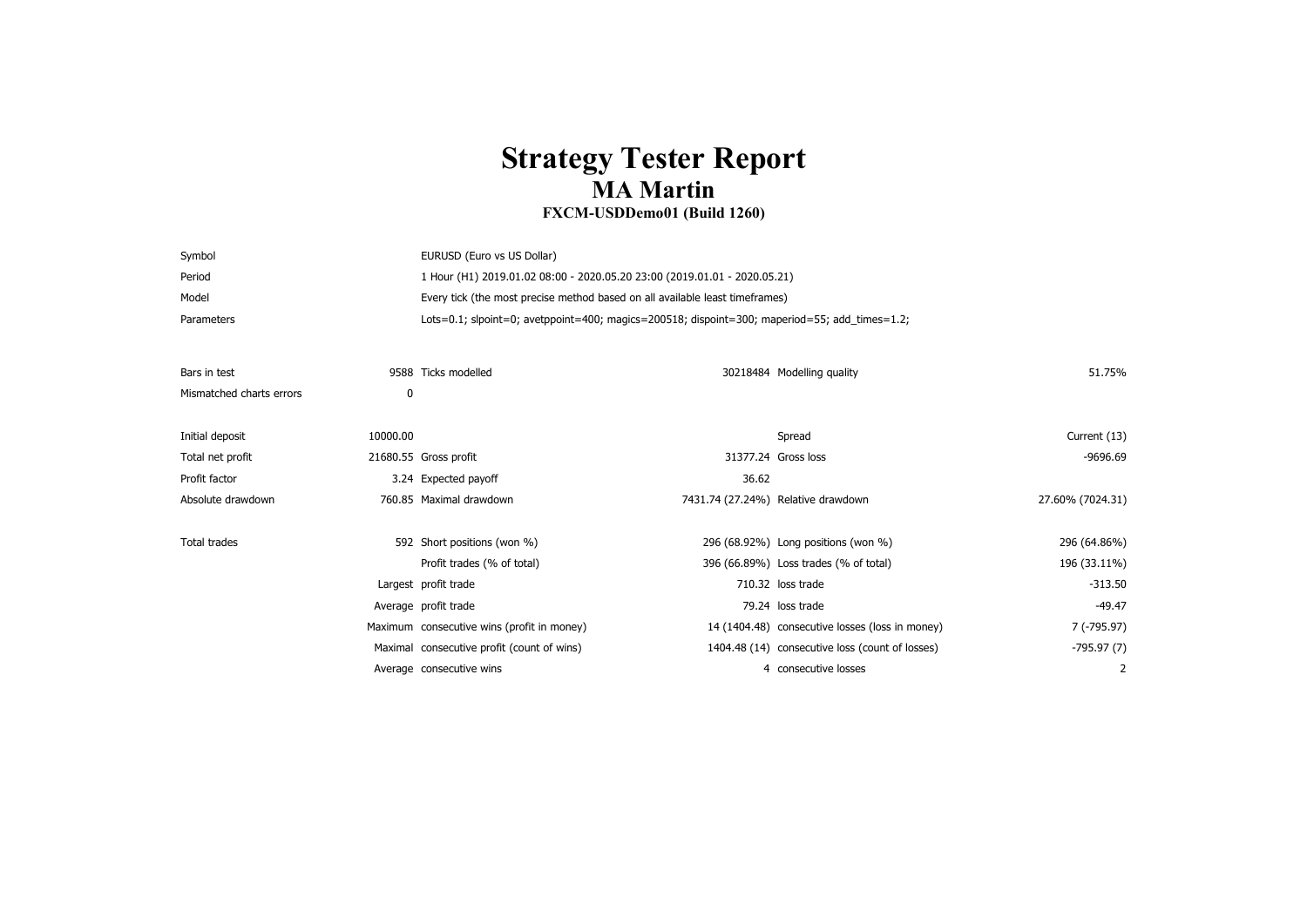# Strategy Tester Report
## MA Martin
### FXCM-USDDemo01 (Build 1260)

| | |
|---|---|
| Symbol | EURUSD (Euro vs US Dollar) |
| Period | 1 Hour (H1) 2019.01.02 08:00 - 2020.05.20 23:00 (2019.01.01 - 2020.05.21) |
| Model | Every tick (the most precise method based on all available least timeframes) |
| Parameters | Lots=0.1; slpoint=0; avetppoint=400; magics=200518; dispoint=300; maperiod=55; add_times=1.2; |

| | | | | | |
|---|---|---|---|---|---|
| Bars in test | 9588 | Ticks modelled | 30218484 | Modelling quality | 51.75% |
| Mismatched charts errors | 0 | | | | |
| | | | | | |
| Initial deposit | 10000.00 | | | Spread | Current (13) |
| Total net profit | 21680.55 | Gross profit | 31377.24 | Gross loss | -9696.69 |
| Profit factor | 3.24 | Expected payoff | 36.62 | | |
| Absolute drawdown | 760.85 | Maximal drawdown | 7431.74 (27.24%) | Relative drawdown | 27.60% (7024.31) |
| | | | | | |
| Total trades | 592 | Short positions (won %) | 296 (68.92%) | Long positions (won %) | 296 (64.86%) |
| | | Profit trades (% of total) | 396 (66.89%) | Loss trades (% of total) | 196 (33.11%) |
| | Largest | profit trade | 710.32 | loss trade | -313.50 |
| | Average | profit trade | 79.24 | loss trade | -49.47 |
| | Maximum | consecutive wins (profit in money) | 14 (1404.48) | consecutive losses (loss in money) | 7 (-795.97) |
| | Maximal | consecutive profit (count of wins) | 1404.48 (14) | consecutive loss (count of losses) | -795.97 (7) |
| | Average | consecutive wins | 4 | consecutive losses | 2 |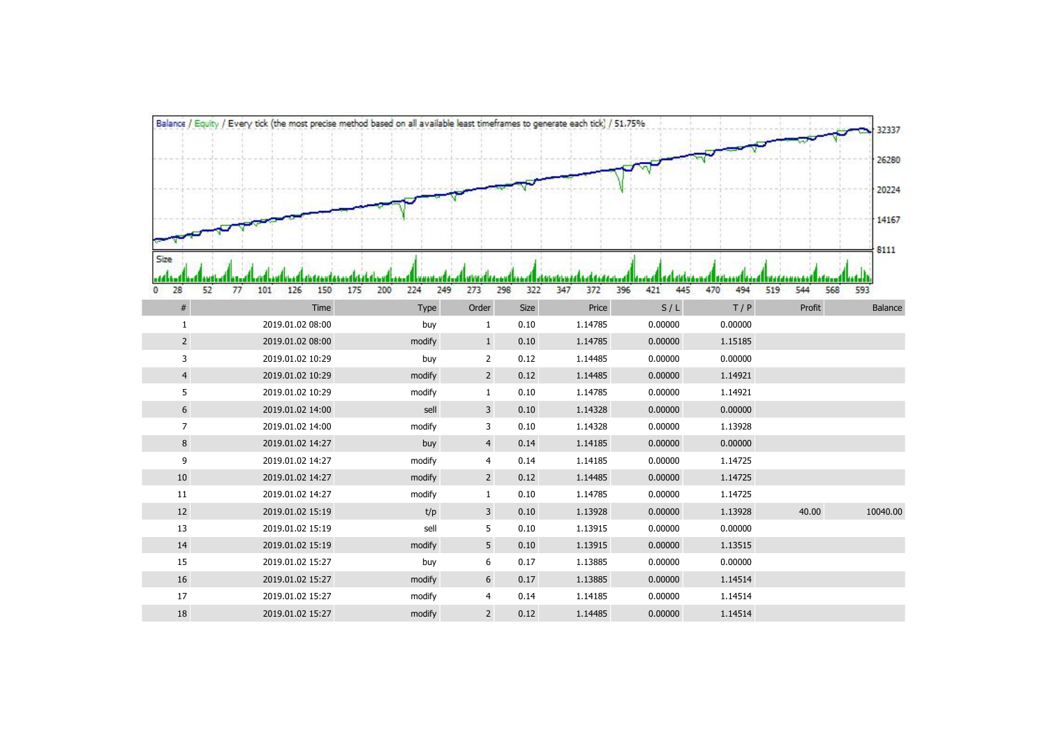Balance / Equity / Every tick (the most precise method based on all available least timeframes to generate each tick) / 51.75%

| # | Time | Type | Order | Size | Price | S / L | T / P | Profit | Balance |
|---|---|---|---|---|---|---|---|---|---|
| 1 | 2019.01.02 08:00 | buy | 1 | 0.10 | 1.14785 | 0.00000 | 0.00000 | | |
| 2 | 2019.01.02 08:00 | modify | 1 | 0.10 | 1.14785 | 0.00000 | 1.15185 | | |
| 3 | 2019.01.02 10:29 | buy | 2 | 0.12 | 1.14485 | 0.00000 | 0.00000 | | |
| 4 | 2019.01.02 10:29 | modify | 2 | 0.12 | 1.14485 | 0.00000 | 1.14921 | | |
| 5 | 2019.01.02 10:29 | modify | 1 | 0.10 | 1.14785 | 0.00000 | 1.14921 | | |
| 6 | 2019.01.02 14:00 | sell | 3 | 0.10 | 1.14328 | 0.00000 | 0.00000 | | |
| 7 | 2019.01.02 14:00 | modify | 3 | 0.10 | 1.14328 | 0.00000 | 1.13928 | | |
| 8 | 2019.01.02 14:27 | buy | 4 | 0.14 | 1.14185 | 0.00000 | 0.00000 | | |
| 9 | 2019.01.02 14:27 | modify | 4 | 0.14 | 1.14185 | 0.00000 | 1.14725 | | |
| 10 | 2019.01.02 14:27 | modify | 2 | 0.12 | 1.14485 | 0.00000 | 1.14725 | | |
| 11 | 2019.01.02 14:27 | modify | 1 | 0.10 | 1.14785 | 0.00000 | 1.14725 | | |
| 12 | 2019.01.02 15:19 | t/p | 3 | 0.10 | 1.13928 | 0.00000 | 1.13928 | 40.00 | 10040.00 |
| 13 | 2019.01.02 15:19 | sell | 5 | 0.10 | 1.13915 | 0.00000 | 0.00000 | | |
| 14 | 2019.01.02 15:19 | modify | 5 | 0.10 | 1.13915 | 0.00000 | 1.13515 | | |
| 15 | 2019.01.02 15:27 | buy | 6 | 0.17 | 1.13885 | 0.00000 | 0.00000 | | |
| 16 | 2019.01.02 15:27 | modify | 6 | 0.17 | 1.13885 | 0.00000 | 1.14514 | | |
| 17 | 2019.01.02 15:27 | modify | 4 | 0.14 | 1.14185 | 0.00000 | 1.14514 | | |
| 18 | 2019.01.02 15:27 | modify | 2 | 0.12 | 1.14485 | 0.00000 | 1.14514 | | |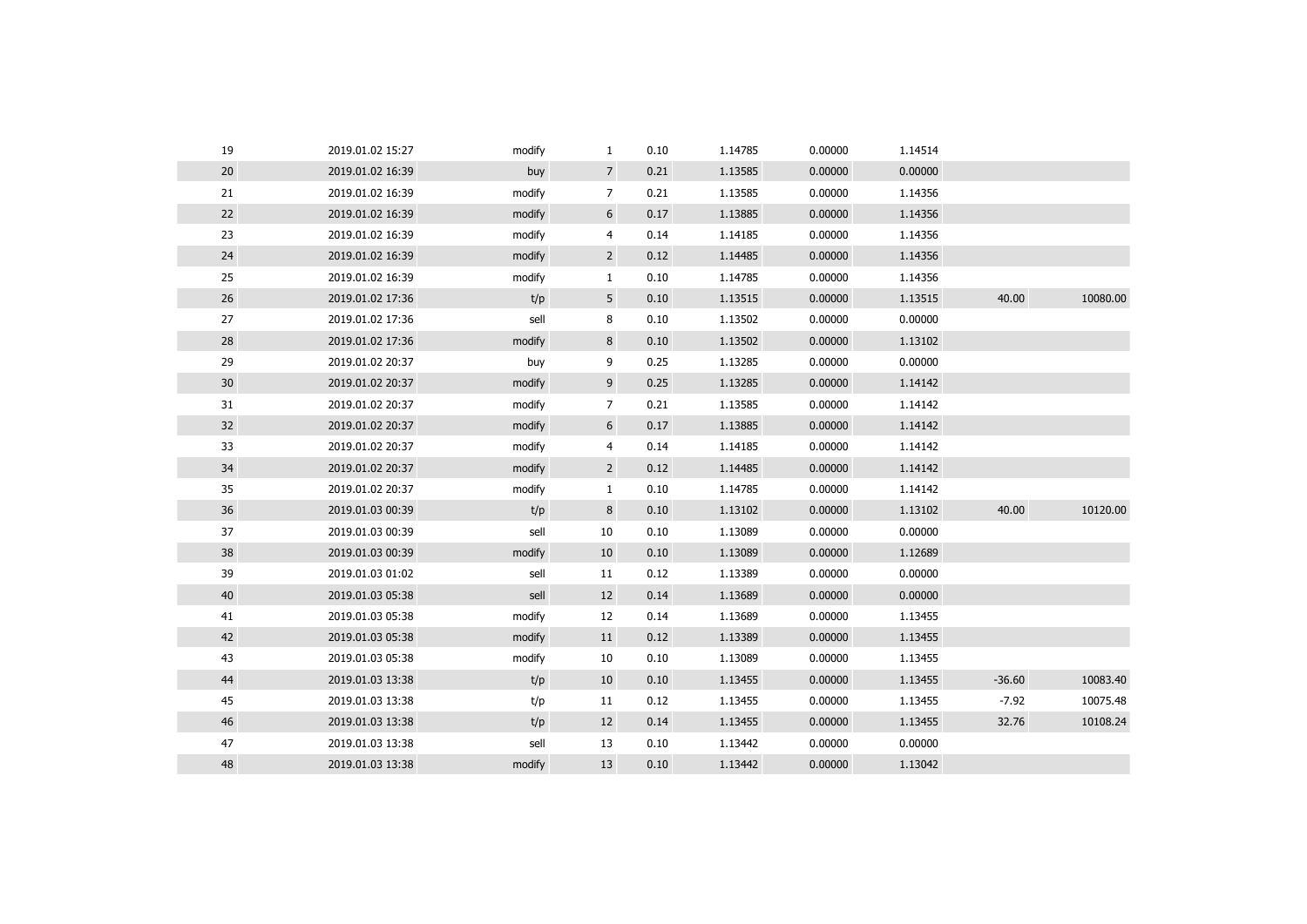| | | | | | | | | | |
|---|---|---|---|---|---|---|---|---|---|
| 19 | 2019.01.02 15:27 | modify | 1 | 0.10 | 1.14785 | 0.00000 | 1.14514 | | |
| 20 | 2019.01.02 16:39 | buy | 7 | 0.21 | 1.13585 | 0.00000 | 0.00000 | | |
| 21 | 2019.01.02 16:39 | modify | 7 | 0.21 | 1.13585 | 0.00000 | 1.14356 | | |
| 22 | 2019.01.02 16:39 | modify | 6 | 0.17 | 1.13885 | 0.00000 | 1.14356 | | |
| 23 | 2019.01.02 16:39 | modify | 4 | 0.14 | 1.14185 | 0.00000 | 1.14356 | | |
| 24 | 2019.01.02 16:39 | modify | 2 | 0.12 | 1.14485 | 0.00000 | 1.14356 | | |
| 25 | 2019.01.02 16:39 | modify | 1 | 0.10 | 1.14785 | 0.00000 | 1.14356 | | |
| 26 | 2019.01.02 17:36 | t/p | 5 | 0.10 | 1.13515 | 0.00000 | 1.13515 | 40.00 | 10080.00 |
| 27 | 2019.01.02 17:36 | sell | 8 | 0.10 | 1.13502 | 0.00000 | 0.00000 | | |
| 28 | 2019.01.02 17:36 | modify | 8 | 0.10 | 1.13502 | 0.00000 | 1.13102 | | |
| 29 | 2019.01.02 20:37 | buy | 9 | 0.25 | 1.13285 | 0.00000 | 0.00000 | | |
| 30 | 2019.01.02 20:37 | modify | 9 | 0.25 | 1.13285 | 0.00000 | 1.14142 | | |
| 31 | 2019.01.02 20:37 | modify | 7 | 0.21 | 1.13585 | 0.00000 | 1.14142 | | |
| 32 | 2019.01.02 20:37 | modify | 6 | 0.17 | 1.13885 | 0.00000 | 1.14142 | | |
| 33 | 2019.01.02 20:37 | modify | 4 | 0.14 | 1.14185 | 0.00000 | 1.14142 | | |
| 34 | 2019.01.02 20:37 | modify | 2 | 0.12 | 1.14485 | 0.00000 | 1.14142 | | |
| 35 | 2019.01.02 20:37 | modify | 1 | 0.10 | 1.14785 | 0.00000 | 1.14142 | | |
| 36 | 2019.01.03 00:39 | t/p | 8 | 0.10 | 1.13102 | 0.00000 | 1.13102 | 40.00 | 10120.00 |
| 37 | 2019.01.03 00:39 | sell | 10 | 0.10 | 1.13089 | 0.00000 | 0.00000 | | |
| 38 | 2019.01.03 00:39 | modify | 10 | 0.10 | 1.13089 | 0.00000 | 1.12689 | | |
| 39 | 2019.01.03 01:02 | sell | 11 | 0.12 | 1.13389 | 0.00000 | 0.00000 | | |
| 40 | 2019.01.03 05:38 | sell | 12 | 0.14 | 1.13689 | 0.00000 | 0.00000 | | |
| 41 | 2019.01.03 05:38 | modify | 12 | 0.14 | 1.13689 | 0.00000 | 1.13455 | | |
| 42 | 2019.01.03 05:38 | modify | 11 | 0.12 | 1.13389 | 0.00000 | 1.13455 | | |
| 43 | 2019.01.03 05:38 | modify | 10 | 0.10 | 1.13089 | 0.00000 | 1.13455 | | |
| 44 | 2019.01.03 13:38 | t/p | 10 | 0.10 | 1.13455 | 0.00000 | 1.13455 | -36.60 | 10083.40 |
| 45 | 2019.01.03 13:38 | t/p | 11 | 0.12 | 1.13455 | 0.00000 | 1.13455 | -7.92 | 10075.48 |
| 46 | 2019.01.03 13:38 | t/p | 12 | 0.14 | 1.13455 | 0.00000 | 1.13455 | 32.76 | 10108.24 |
| 47 | 2019.01.03 13:38 | sell | 13 | 0.10 | 1.13442 | 0.00000 | 0.00000 | | |
| 48 | 2019.01.03 13:38 | modify | 13 | 0.10 | 1.13442 | 0.00000 | 1.13042 | | |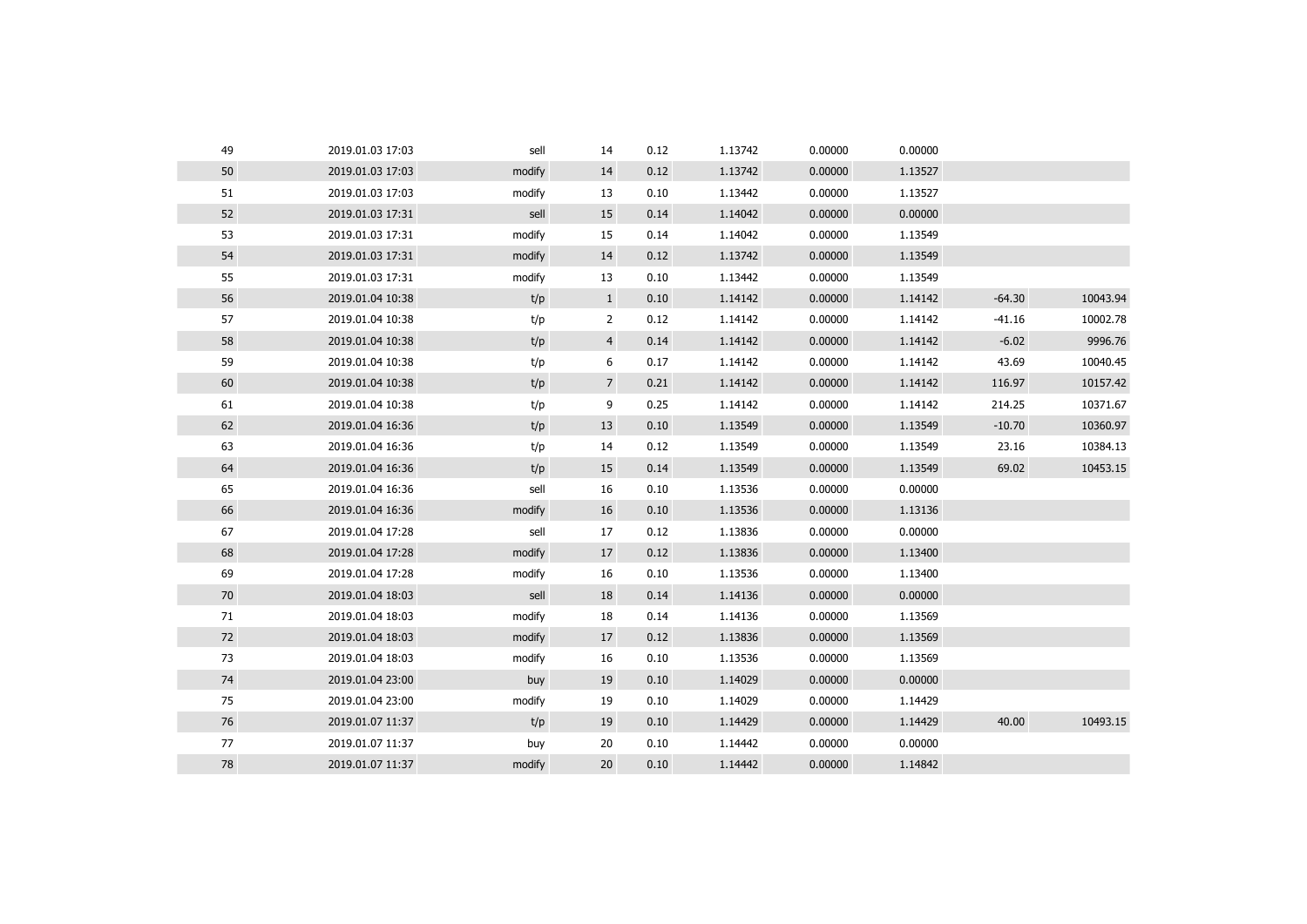| | | | | | | | | | |
|---|---|---|---|---|---|---|---|---|---|
| 49 | 2019.01.03 17:03 | sell | 14 | 0.12 | 1.13742 | 0.00000 | 0.00000 | | |
| 50 | 2019.01.03 17:03 | modify | 14 | 0.12 | 1.13742 | 0.00000 | 1.13527 | | |
| 51 | 2019.01.03 17:03 | modify | 13 | 0.10 | 1.13442 | 0.00000 | 1.13527 | | |
| 52 | 2019.01.03 17:31 | sell | 15 | 0.14 | 1.14042 | 0.00000 | 0.00000 | | |
| 53 | 2019.01.03 17:31 | modify | 15 | 0.14 | 1.14042 | 0.00000 | 1.13549 | | |
| 54 | 2019.01.03 17:31 | modify | 14 | 0.12 | 1.13742 | 0.00000 | 1.13549 | | |
| 55 | 2019.01.03 17:31 | modify | 13 | 0.10 | 1.13442 | 0.00000 | 1.13549 | | |
| 56 | 2019.01.04 10:38 | t/p | 1 | 0.10 | 1.14142 | 0.00000 | 1.14142 | -64.30 | 10043.94 |
| 57 | 2019.01.04 10:38 | t/p | 2 | 0.12 | 1.14142 | 0.00000 | 1.14142 | -41.16 | 10002.78 |
| 58 | 2019.01.04 10:38 | t/p | 4 | 0.14 | 1.14142 | 0.00000 | 1.14142 | -6.02 | 9996.76 |
| 59 | 2019.01.04 10:38 | t/p | 6 | 0.17 | 1.14142 | 0.00000 | 1.14142 | 43.69 | 10040.45 |
| 60 | 2019.01.04 10:38 | t/p | 7 | 0.21 | 1.14142 | 0.00000 | 1.14142 | 116.97 | 10157.42 |
| 61 | 2019.01.04 10:38 | t/p | 9 | 0.25 | 1.14142 | 0.00000 | 1.14142 | 214.25 | 10371.67 |
| 62 | 2019.01.04 16:36 | t/p | 13 | 0.10 | 1.13549 | 0.00000 | 1.13549 | -10.70 | 10360.97 |
| 63 | 2019.01.04 16:36 | t/p | 14 | 0.12 | 1.13549 | 0.00000 | 1.13549 | 23.16 | 10384.13 |
| 64 | 2019.01.04 16:36 | t/p | 15 | 0.14 | 1.13549 | 0.00000 | 1.13549 | 69.02 | 10453.15 |
| 65 | 2019.01.04 16:36 | sell | 16 | 0.10 | 1.13536 | 0.00000 | 0.00000 | | |
| 66 | 2019.01.04 16:36 | modify | 16 | 0.10 | 1.13536 | 0.00000 | 1.13136 | | |
| 67 | 2019.01.04 17:28 | sell | 17 | 0.12 | 1.13836 | 0.00000 | 0.00000 | | |
| 68 | 2019.01.04 17:28 | modify | 17 | 0.12 | 1.13836 | 0.00000 | 1.13400 | | |
| 69 | 2019.01.04 17:28 | modify | 16 | 0.10 | 1.13536 | 0.00000 | 1.13400 | | |
| 70 | 2019.01.04 18:03 | sell | 18 | 0.14 | 1.14136 | 0.00000 | 0.00000 | | |
| 71 | 2019.01.04 18:03 | modify | 18 | 0.14 | 1.14136 | 0.00000 | 1.13569 | | |
| 72 | 2019.01.04 18:03 | modify | 17 | 0.12 | 1.13836 | 0.00000 | 1.13569 | | |
| 73 | 2019.01.04 18:03 | modify | 16 | 0.10 | 1.13536 | 0.00000 | 1.13569 | | |
| 74 | 2019.01.04 23:00 | buy | 19 | 0.10 | 1.14029 | 0.00000 | 0.00000 | | |
| 75 | 2019.01.04 23:00 | modify | 19 | 0.10 | 1.14029 | 0.00000 | 1.14429 | | |
| 76 | 2019.01.07 11:37 | t/p | 19 | 0.10 | 1.14429 | 0.00000 | 1.14429 | 40.00 | 10493.15 |
| 77 | 2019.01.07 11:37 | buy | 20 | 0.10 | 1.14442 | 0.00000 | 0.00000 | | |
| 78 | 2019.01.07 11:37 | modify | 20 | 0.10 | 1.14442 | 0.00000 | 1.14842 | | |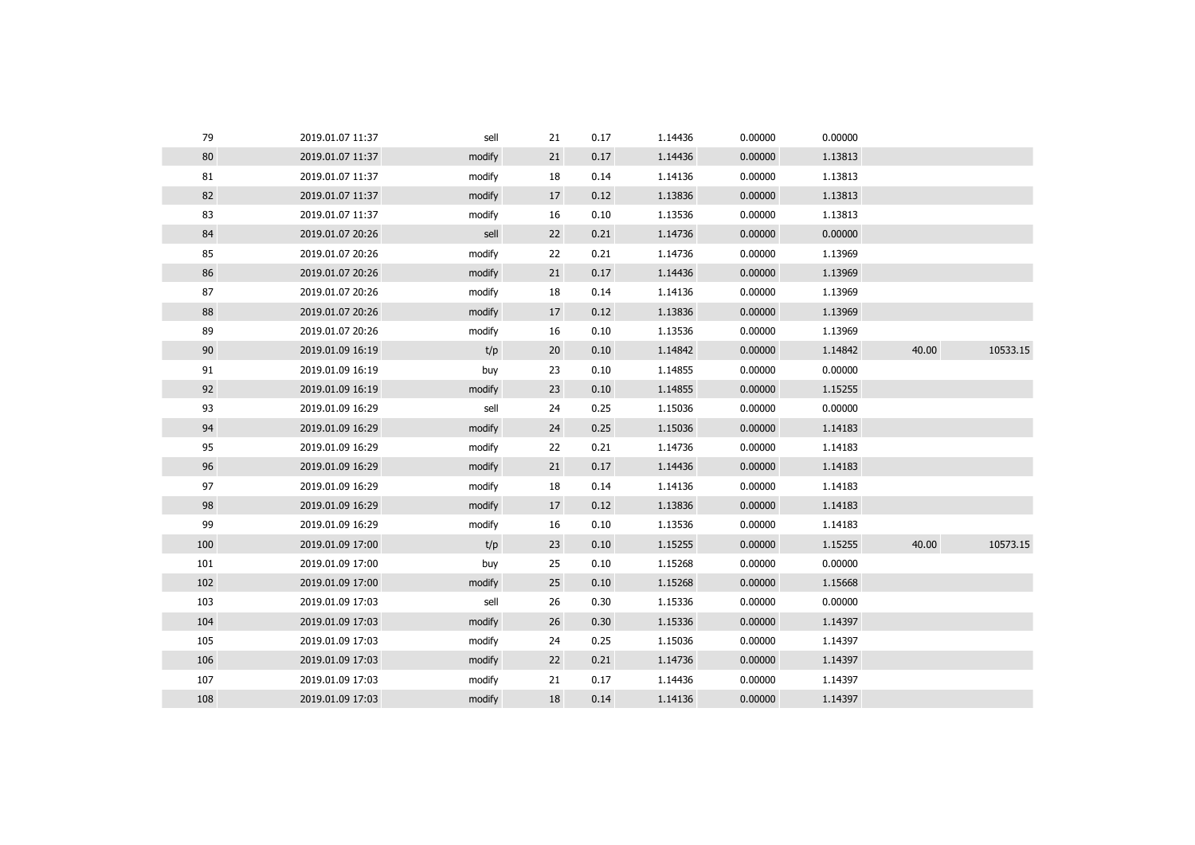| | | | | | | | | | |
|---|---|---|---|---|---|---|---|---|---|
| 79 | 2019.01.07 11:37 | sell | 21 | 0.17 | 1.14436 | 0.00000 | 0.00000 | | |
| 80 | 2019.01.07 11:37 | modify | 21 | 0.17 | 1.14436 | 0.00000 | 1.13813 | | |
| 81 | 2019.01.07 11:37 | modify | 18 | 0.14 | 1.14136 | 0.00000 | 1.13813 | | |
| 82 | 2019.01.07 11:37 | modify | 17 | 0.12 | 1.13836 | 0.00000 | 1.13813 | | |
| 83 | 2019.01.07 11:37 | modify | 16 | 0.10 | 1.13536 | 0.00000 | 1.13813 | | |
| 84 | 2019.01.07 20:26 | sell | 22 | 0.21 | 1.14736 | 0.00000 | 0.00000 | | |
| 85 | 2019.01.07 20:26 | modify | 22 | 0.21 | 1.14736 | 0.00000 | 1.13969 | | |
| 86 | 2019.01.07 20:26 | modify | 21 | 0.17 | 1.14436 | 0.00000 | 1.13969 | | |
| 87 | 2019.01.07 20:26 | modify | 18 | 0.14 | 1.14136 | 0.00000 | 1.13969 | | |
| 88 | 2019.01.07 20:26 | modify | 17 | 0.12 | 1.13836 | 0.00000 | 1.13969 | | |
| 89 | 2019.01.07 20:26 | modify | 16 | 0.10 | 1.13536 | 0.00000 | 1.13969 | | |
| 90 | 2019.01.09 16:19 | t/p | 20 | 0.10 | 1.14842 | 0.00000 | 1.14842 | 40.00 | 10533.15 |
| 91 | 2019.01.09 16:19 | buy | 23 | 0.10 | 1.14855 | 0.00000 | 0.00000 | | |
| 92 | 2019.01.09 16:19 | modify | 23 | 0.10 | 1.14855 | 0.00000 | 1.15255 | | |
| 93 | 2019.01.09 16:29 | sell | 24 | 0.25 | 1.15036 | 0.00000 | 0.00000 | | |
| 94 | 2019.01.09 16:29 | modify | 24 | 0.25 | 1.15036 | 0.00000 | 1.14183 | | |
| 95 | 2019.01.09 16:29 | modify | 22 | 0.21 | 1.14736 | 0.00000 | 1.14183 | | |
| 96 | 2019.01.09 16:29 | modify | 21 | 0.17 | 1.14436 | 0.00000 | 1.14183 | | |
| 97 | 2019.01.09 16:29 | modify | 18 | 0.14 | 1.14136 | 0.00000 | 1.14183 | | |
| 98 | 2019.01.09 16:29 | modify | 17 | 0.12 | 1.13836 | 0.00000 | 1.14183 | | |
| 99 | 2019.01.09 16:29 | modify | 16 | 0.10 | 1.13536 | 0.00000 | 1.14183 | | |
| 100 | 2019.01.09 17:00 | t/p | 23 | 0.10 | 1.15255 | 0.00000 | 1.15255 | 40.00 | 10573.15 |
| 101 | 2019.01.09 17:00 | buy | 25 | 0.10 | 1.15268 | 0.00000 | 0.00000 | | |
| 102 | 2019.01.09 17:00 | modify | 25 | 0.10 | 1.15268 | 0.00000 | 1.15668 | | |
| 103 | 2019.01.09 17:03 | sell | 26 | 0.30 | 1.15336 | 0.00000 | 0.00000 | | |
| 104 | 2019.01.09 17:03 | modify | 26 | 0.30 | 1.15336 | 0.00000 | 1.14397 | | |
| 105 | 2019.01.09 17:03 | modify | 24 | 0.25 | 1.15036 | 0.00000 | 1.14397 | | |
| 106 | 2019.01.09 17:03 | modify | 22 | 0.21 | 1.14736 | 0.00000 | 1.14397 | | |
| 107 | 2019.01.09 17:03 | modify | 21 | 0.17 | 1.14436 | 0.00000 | 1.14397 | | |
| 108 | 2019.01.09 17:03 | modify | 18 | 0.14 | 1.14136 | 0.00000 | 1.14397 | | |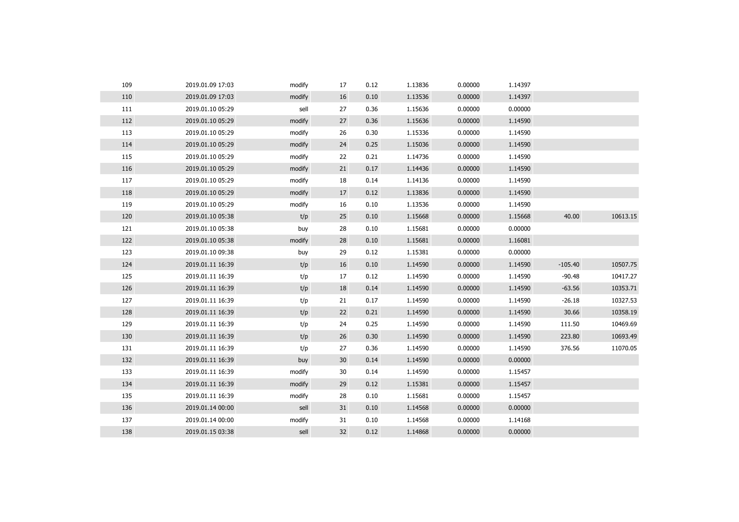| | | | | | | | | | |
|---|---|---|---|---|---|---|---|---|---|
| 109 | 2019.01.09 17:03 | modify | 17 | 0.12 | 1.13836 | 0.00000 | 1.14397 | | |
| 110 | 2019.01.09 17:03 | modify | 16 | 0.10 | 1.13536 | 0.00000 | 1.14397 | | |
| 111 | 2019.01.10 05:29 | sell | 27 | 0.36 | 1.15636 | 0.00000 | 0.00000 | | |
| 112 | 2019.01.10 05:29 | modify | 27 | 0.36 | 1.15636 | 0.00000 | 1.14590 | | |
| 113 | 2019.01.10 05:29 | modify | 26 | 0.30 | 1.15336 | 0.00000 | 1.14590 | | |
| 114 | 2019.01.10 05:29 | modify | 24 | 0.25 | 1.15036 | 0.00000 | 1.14590 | | |
| 115 | 2019.01.10 05:29 | modify | 22 | 0.21 | 1.14736 | 0.00000 | 1.14590 | | |
| 116 | 2019.01.10 05:29 | modify | 21 | 0.17 | 1.14436 | 0.00000 | 1.14590 | | |
| 117 | 2019.01.10 05:29 | modify | 18 | 0.14 | 1.14136 | 0.00000 | 1.14590 | | |
| 118 | 2019.01.10 05:29 | modify | 17 | 0.12 | 1.13836 | 0.00000 | 1.14590 | | |
| 119 | 2019.01.10 05:29 | modify | 16 | 0.10 | 1.13536 | 0.00000 | 1.14590 | | |
| 120 | 2019.01.10 05:38 | t/p | 25 | 0.10 | 1.15668 | 0.00000 | 1.15668 | 40.00 | 10613.15 |
| 121 | 2019.01.10 05:38 | buy | 28 | 0.10 | 1.15681 | 0.00000 | 0.00000 | | |
| 122 | 2019.01.10 05:38 | modify | 28 | 0.10 | 1.15681 | 0.00000 | 1.16081 | | |
| 123 | 2019.01.10 09:38 | buy | 29 | 0.12 | 1.15381 | 0.00000 | 0.00000 | | |
| 124 | 2019.01.11 16:39 | t/p | 16 | 0.10 | 1.14590 | 0.00000 | 1.14590 | -105.40 | 10507.75 |
| 125 | 2019.01.11 16:39 | t/p | 17 | 0.12 | 1.14590 | 0.00000 | 1.14590 | -90.48 | 10417.27 |
| 126 | 2019.01.11 16:39 | t/p | 18 | 0.14 | 1.14590 | 0.00000 | 1.14590 | -63.56 | 10353.71 |
| 127 | 2019.01.11 16:39 | t/p | 21 | 0.17 | 1.14590 | 0.00000 | 1.14590 | -26.18 | 10327.53 |
| 128 | 2019.01.11 16:39 | t/p | 22 | 0.21 | 1.14590 | 0.00000 | 1.14590 | 30.66 | 10358.19 |
| 129 | 2019.01.11 16:39 | t/p | 24 | 0.25 | 1.14590 | 0.00000 | 1.14590 | 111.50 | 10469.69 |
| 130 | 2019.01.11 16:39 | t/p | 26 | 0.30 | 1.14590 | 0.00000 | 1.14590 | 223.80 | 10693.49 |
| 131 | 2019.01.11 16:39 | t/p | 27 | 0.36 | 1.14590 | 0.00000 | 1.14590 | 376.56 | 11070.05 |
| 132 | 2019.01.11 16:39 | buy | 30 | 0.14 | 1.14590 | 0.00000 | 0.00000 | | |
| 133 | 2019.01.11 16:39 | modify | 30 | 0.14 | 1.14590 | 0.00000 | 1.15457 | | |
| 134 | 2019.01.11 16:39 | modify | 29 | 0.12 | 1.15381 | 0.00000 | 1.15457 | | |
| 135 | 2019.01.11 16:39 | modify | 28 | 0.10 | 1.15681 | 0.00000 | 1.15457 | | |
| 136 | 2019.01.14 00:00 | sell | 31 | 0.10 | 1.14568 | 0.00000 | 0.00000 | | |
| 137 | 2019.01.14 00:00 | modify | 31 | 0.10 | 1.14568 | 0.00000 | 1.14168 | | |
| 138 | 2019.01.15 03:38 | sell | 32 | 0.12 | 1.14868 | 0.00000 | 0.00000 | | |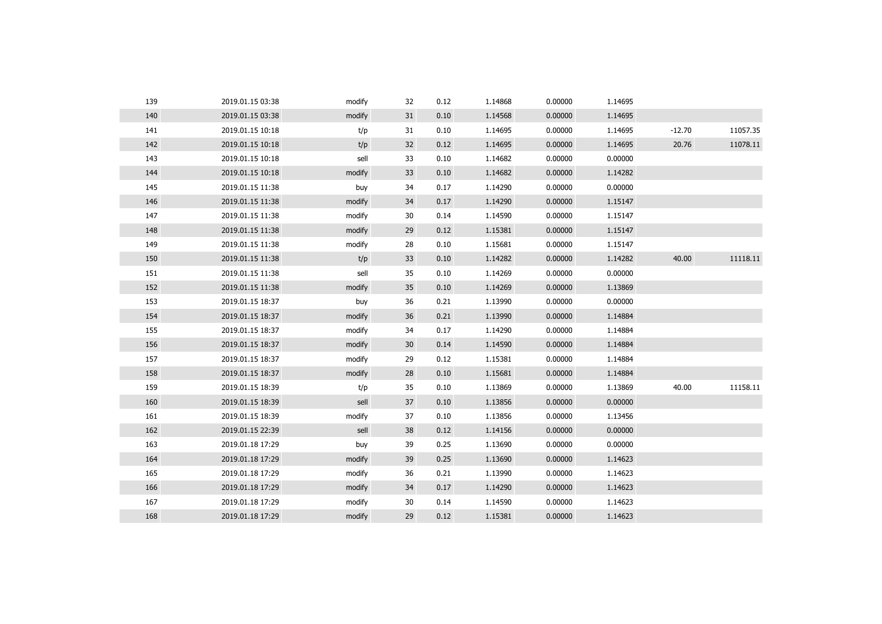| | | | | | | | | | |
|---|---|---|---|---|---|---|---|---|---|
| 139 | 2019.01.15 03:38 | modify | 32 | 0.12 | 1.14868 | 0.00000 | 1.14695 | | |
| 140 | 2019.01.15 03:38 | modify | 31 | 0.10 | 1.14568 | 0.00000 | 1.14695 | | |
| 141 | 2019.01.15 10:18 | t/p | 31 | 0.10 | 1.14695 | 0.00000 | 1.14695 | -12.70 | 11057.35 |
| 142 | 2019.01.15 10:18 | t/p | 32 | 0.12 | 1.14695 | 0.00000 | 1.14695 | 20.76 | 11078.11 |
| 143 | 2019.01.15 10:18 | sell | 33 | 0.10 | 1.14682 | 0.00000 | 0.00000 | | |
| 144 | 2019.01.15 10:18 | modify | 33 | 0.10 | 1.14682 | 0.00000 | 1.14282 | | |
| 145 | 2019.01.15 11:38 | buy | 34 | 0.17 | 1.14290 | 0.00000 | 0.00000 | | |
| 146 | 2019.01.15 11:38 | modify | 34 | 0.17 | 1.14290 | 0.00000 | 1.15147 | | |
| 147 | 2019.01.15 11:38 | modify | 30 | 0.14 | 1.14590 | 0.00000 | 1.15147 | | |
| 148 | 2019.01.15 11:38 | modify | 29 | 0.12 | 1.15381 | 0.00000 | 1.15147 | | |
| 149 | 2019.01.15 11:38 | modify | 28 | 0.10 | 1.15681 | 0.00000 | 1.15147 | | |
| 150 | 2019.01.15 11:38 | t/p | 33 | 0.10 | 1.14282 | 0.00000 | 1.14282 | 40.00 | 11118.11 |
| 151 | 2019.01.15 11:38 | sell | 35 | 0.10 | 1.14269 | 0.00000 | 0.00000 | | |
| 152 | 2019.01.15 11:38 | modify | 35 | 0.10 | 1.14269 | 0.00000 | 1.13869 | | |
| 153 | 2019.01.15 18:37 | buy | 36 | 0.21 | 1.13990 | 0.00000 | 0.00000 | | |
| 154 | 2019.01.15 18:37 | modify | 36 | 0.21 | 1.13990 | 0.00000 | 1.14884 | | |
| 155 | 2019.01.15 18:37 | modify | 34 | 0.17 | 1.14290 | 0.00000 | 1.14884 | | |
| 156 | 2019.01.15 18:37 | modify | 30 | 0.14 | 1.14590 | 0.00000 | 1.14884 | | |
| 157 | 2019.01.15 18:37 | modify | 29 | 0.12 | 1.15381 | 0.00000 | 1.14884 | | |
| 158 | 2019.01.15 18:37 | modify | 28 | 0.10 | 1.15681 | 0.00000 | 1.14884 | | |
| 159 | 2019.01.15 18:39 | t/p | 35 | 0.10 | 1.13869 | 0.00000 | 1.13869 | 40.00 | 11158.11 |
| 160 | 2019.01.15 18:39 | sell | 37 | 0.10 | 1.13856 | 0.00000 | 0.00000 | | |
| 161 | 2019.01.15 18:39 | modify | 37 | 0.10 | 1.13856 | 0.00000 | 1.13456 | | |
| 162 | 2019.01.15 22:39 | sell | 38 | 0.12 | 1.14156 | 0.00000 | 0.00000 | | |
| 163 | 2019.01.18 17:29 | buy | 39 | 0.25 | 1.13690 | 0.00000 | 0.00000 | | |
| 164 | 2019.01.18 17:29 | modify | 39 | 0.25 | 1.13690 | 0.00000 | 1.14623 | | |
| 165 | 2019.01.18 17:29 | modify | 36 | 0.21 | 1.13990 | 0.00000 | 1.14623 | | |
| 166 | 2019.01.18 17:29 | modify | 34 | 0.17 | 1.14290 | 0.00000 | 1.14623 | | |
| 167 | 2019.01.18 17:29 | modify | 30 | 0.14 | 1.14590 | 0.00000 | 1.14623 | | |
| 168 | 2019.01.18 17:29 | modify | 29 | 0.12 | 1.15381 | 0.00000 | 1.14623 | | |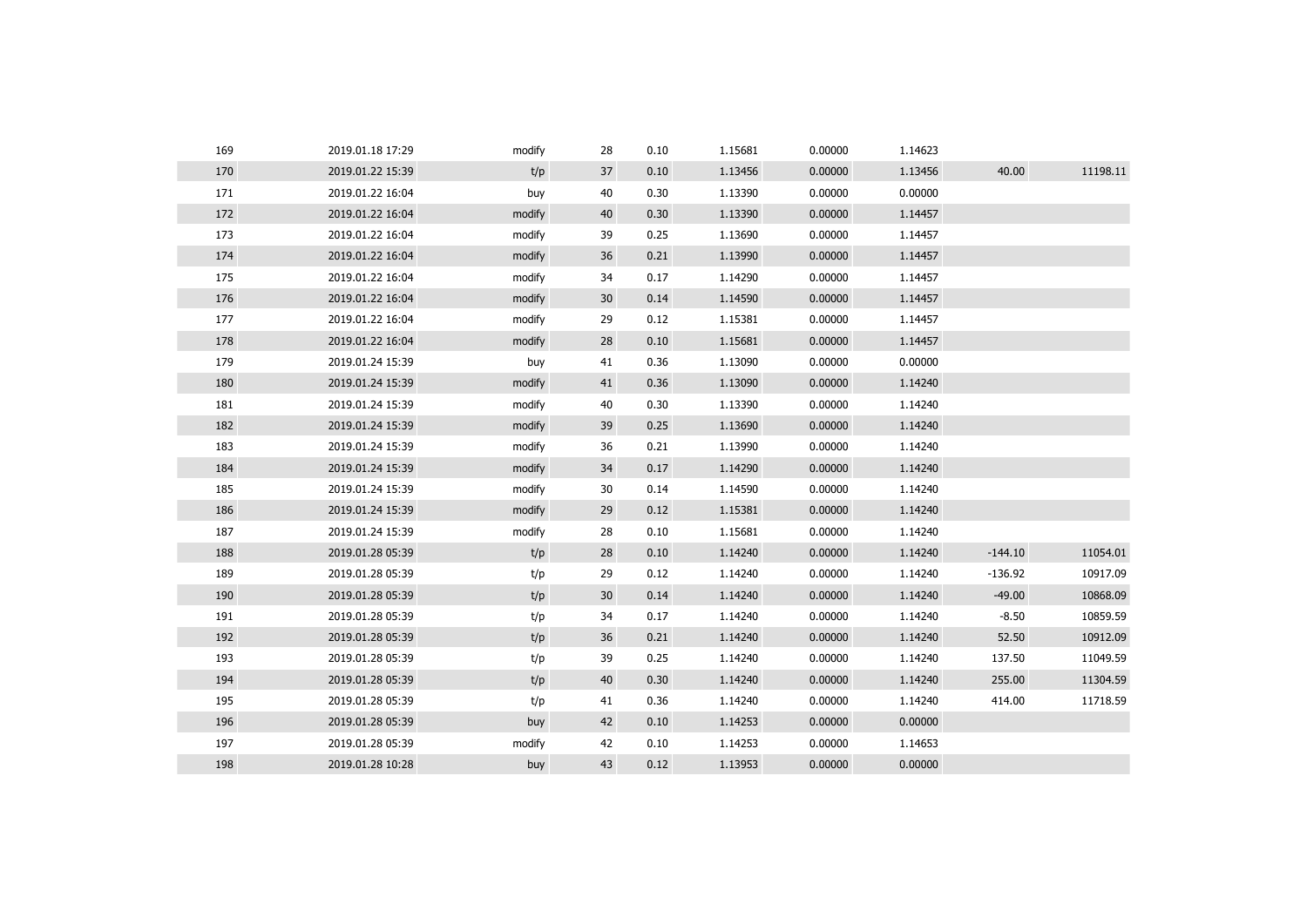| | | | | | | | | | |
|---|---|---|---|---|---|---|---|---|---|
| 169 | 2019.01.18 17:29 | modify | 28 | 0.10 | 1.15681 | 0.00000 | 1.14623 | | |
| 170 | 2019.01.22 15:39 | t/p | 37 | 0.10 | 1.13456 | 0.00000 | 1.13456 | 40.00 | 11198.11 |
| 171 | 2019.01.22 16:04 | buy | 40 | 0.30 | 1.13390 | 0.00000 | 0.00000 | | |
| 172 | 2019.01.22 16:04 | modify | 40 | 0.30 | 1.13390 | 0.00000 | 1.14457 | | |
| 173 | 2019.01.22 16:04 | modify | 39 | 0.25 | 1.13690 | 0.00000 | 1.14457 | | |
| 174 | 2019.01.22 16:04 | modify | 36 | 0.21 | 1.13990 | 0.00000 | 1.14457 | | |
| 175 | 2019.01.22 16:04 | modify | 34 | 0.17 | 1.14290 | 0.00000 | 1.14457 | | |
| 176 | 2019.01.22 16:04 | modify | 30 | 0.14 | 1.14590 | 0.00000 | 1.14457 | | |
| 177 | 2019.01.22 16:04 | modify | 29 | 0.12 | 1.15381 | 0.00000 | 1.14457 | | |
| 178 | 2019.01.22 16:04 | modify | 28 | 0.10 | 1.15681 | 0.00000 | 1.14457 | | |
| 179 | 2019.01.24 15:39 | buy | 41 | 0.36 | 1.13090 | 0.00000 | 0.00000 | | |
| 180 | 2019.01.24 15:39 | modify | 41 | 0.36 | 1.13090 | 0.00000 | 1.14240 | | |
| 181 | 2019.01.24 15:39 | modify | 40 | 0.30 | 1.13390 | 0.00000 | 1.14240 | | |
| 182 | 2019.01.24 15:39 | modify | 39 | 0.25 | 1.13690 | 0.00000 | 1.14240 | | |
| 183 | 2019.01.24 15:39 | modify | 36 | 0.21 | 1.13990 | 0.00000 | 1.14240 | | |
| 184 | 2019.01.24 15:39 | modify | 34 | 0.17 | 1.14290 | 0.00000 | 1.14240 | | |
| 185 | 2019.01.24 15:39 | modify | 30 | 0.14 | 1.14590 | 0.00000 | 1.14240 | | |
| 186 | 2019.01.24 15:39 | modify | 29 | 0.12 | 1.15381 | 0.00000 | 1.14240 | | |
| 187 | 2019.01.24 15:39 | modify | 28 | 0.10 | 1.15681 | 0.00000 | 1.14240 | | |
| 188 | 2019.01.28 05:39 | t/p | 28 | 0.10 | 1.14240 | 0.00000 | 1.14240 | -144.10 | 11054.01 |
| 189 | 2019.01.28 05:39 | t/p | 29 | 0.12 | 1.14240 | 0.00000 | 1.14240 | -136.92 | 10917.09 |
| 190 | 2019.01.28 05:39 | t/p | 30 | 0.14 | 1.14240 | 0.00000 | 1.14240 | -49.00 | 10868.09 |
| 191 | 2019.01.28 05:39 | t/p | 34 | 0.17 | 1.14240 | 0.00000 | 1.14240 | -8.50 | 10859.59 |
| 192 | 2019.01.28 05:39 | t/p | 36 | 0.21 | 1.14240 | 0.00000 | 1.14240 | 52.50 | 10912.09 |
| 193 | 2019.01.28 05:39 | t/p | 39 | 0.25 | 1.14240 | 0.00000 | 1.14240 | 137.50 | 11049.59 |
| 194 | 2019.01.28 05:39 | t/p | 40 | 0.30 | 1.14240 | 0.00000 | 1.14240 | 255.00 | 11304.59 |
| 195 | 2019.01.28 05:39 | t/p | 41 | 0.36 | 1.14240 | 0.00000 | 1.14240 | 414.00 | 11718.59 |
| 196 | 2019.01.28 05:39 | buy | 42 | 0.10 | 1.14253 | 0.00000 | 0.00000 | | |
| 197 | 2019.01.28 05:39 | modify | 42 | 0.10 | 1.14253 | 0.00000 | 1.14653 | | |
| 198 | 2019.01.28 10:28 | buy | 43 | 0.12 | 1.13953 | 0.00000 | 0.00000 | | |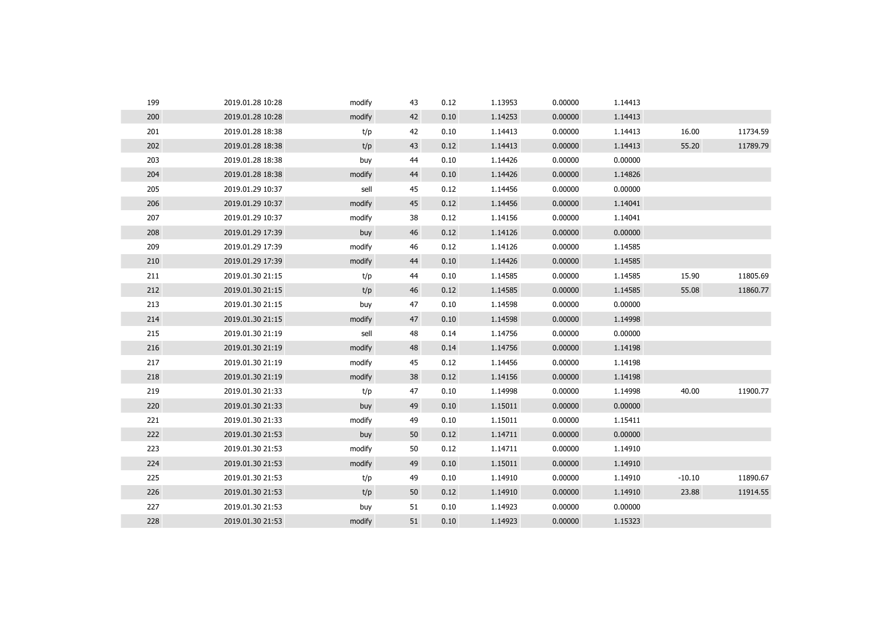| | | | | | | | | | |
|---|---|---|---|---|---|---|---|---|---|
| 199 | 2019.01.28 10:28 | modify | 43 | 0.12 | 1.13953 | 0.00000 | 1.14413 | | |
| 200 | 2019.01.28 10:28 | modify | 42 | 0.10 | 1.14253 | 0.00000 | 1.14413 | | |
| 201 | 2019.01.28 18:38 | t/p | 42 | 0.10 | 1.14413 | 0.00000 | 1.14413 | 16.00 | 11734.59 |
| 202 | 2019.01.28 18:38 | t/p | 43 | 0.12 | 1.14413 | 0.00000 | 1.14413 | 55.20 | 11789.79 |
| 203 | 2019.01.28 18:38 | buy | 44 | 0.10 | 1.14426 | 0.00000 | 0.00000 | | |
| 204 | 2019.01.28 18:38 | modify | 44 | 0.10 | 1.14426 | 0.00000 | 1.14826 | | |
| 205 | 2019.01.29 10:37 | sell | 45 | 0.12 | 1.14456 | 0.00000 | 0.00000 | | |
| 206 | 2019.01.29 10:37 | modify | 45 | 0.12 | 1.14456 | 0.00000 | 1.14041 | | |
| 207 | 2019.01.29 10:37 | modify | 38 | 0.12 | 1.14156 | 0.00000 | 1.14041 | | |
| 208 | 2019.01.29 17:39 | buy | 46 | 0.12 | 1.14126 | 0.00000 | 0.00000 | | |
| 209 | 2019.01.29 17:39 | modify | 46 | 0.12 | 1.14126 | 0.00000 | 1.14585 | | |
| 210 | 2019.01.29 17:39 | modify | 44 | 0.10 | 1.14426 | 0.00000 | 1.14585 | | |
| 211 | 2019.01.30 21:15 | t/p | 44 | 0.10 | 1.14585 | 0.00000 | 1.14585 | 15.90 | 11805.69 |
| 212 | 2019.01.30 21:15 | t/p | 46 | 0.12 | 1.14585 | 0.00000 | 1.14585 | 55.08 | 11860.77 |
| 213 | 2019.01.30 21:15 | buy | 47 | 0.10 | 1.14598 | 0.00000 | 0.00000 | | |
| 214 | 2019.01.30 21:15 | modify | 47 | 0.10 | 1.14598 | 0.00000 | 1.14998 | | |
| 215 | 2019.01.30 21:19 | sell | 48 | 0.14 | 1.14756 | 0.00000 | 0.00000 | | |
| 216 | 2019.01.30 21:19 | modify | 48 | 0.14 | 1.14756 | 0.00000 | 1.14198 | | |
| 217 | 2019.01.30 21:19 | modify | 45 | 0.12 | 1.14456 | 0.00000 | 1.14198 | | |
| 218 | 2019.01.30 21:19 | modify | 38 | 0.12 | 1.14156 | 0.00000 | 1.14198 | | |
| 219 | 2019.01.30 21:33 | t/p | 47 | 0.10 | 1.14998 | 0.00000 | 1.14998 | 40.00 | 11900.77 |
| 220 | 2019.01.30 21:33 | buy | 49 | 0.10 | 1.15011 | 0.00000 | 0.00000 | | |
| 221 | 2019.01.30 21:33 | modify | 49 | 0.10 | 1.15011 | 0.00000 | 1.15411 | | |
| 222 | 2019.01.30 21:53 | buy | 50 | 0.12 | 1.14711 | 0.00000 | 0.00000 | | |
| 223 | 2019.01.30 21:53 | modify | 50 | 0.12 | 1.14711 | 0.00000 | 1.14910 | | |
| 224 | 2019.01.30 21:53 | modify | 49 | 0.10 | 1.15011 | 0.00000 | 1.14910 | | |
| 225 | 2019.01.30 21:53 | t/p | 49 | 0.10 | 1.14910 | 0.00000 | 1.14910 | -10.10 | 11890.67 |
| 226 | 2019.01.30 21:53 | t/p | 50 | 0.12 | 1.14910 | 0.00000 | 1.14910 | 23.88 | 11914.55 |
| 227 | 2019.01.30 21:53 | buy | 51 | 0.10 | 1.14923 | 0.00000 | 0.00000 | | |
| 228 | 2019.01.30 21:53 | modify | 51 | 0.10 | 1.14923 | 0.00000 | 1.15323 | | |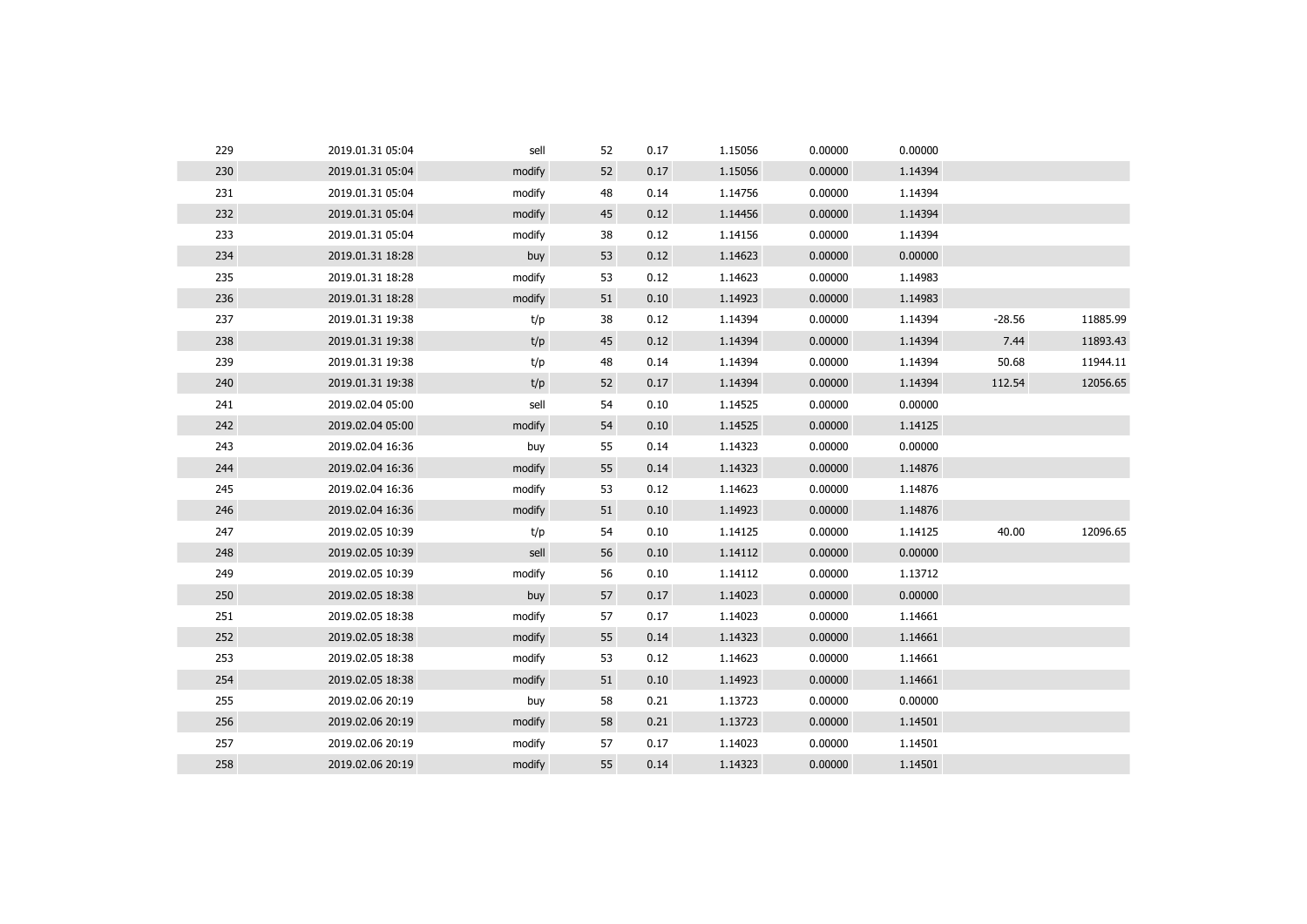| | | | | | | | | | |
|---|---|---|---|---|---|---|---|---|---|
| 229 | 2019.01.31 05:04 | sell | 52 | 0.17 | 1.15056 | 0.00000 | 0.00000 | | |
| 230 | 2019.01.31 05:04 | modify | 52 | 0.17 | 1.15056 | 0.00000 | 1.14394 | | |
| 231 | 2019.01.31 05:04 | modify | 48 | 0.14 | 1.14756 | 0.00000 | 1.14394 | | |
| 232 | 2019.01.31 05:04 | modify | 45 | 0.12 | 1.14456 | 0.00000 | 1.14394 | | |
| 233 | 2019.01.31 05:04 | modify | 38 | 0.12 | 1.14156 | 0.00000 | 1.14394 | | |
| 234 | 2019.01.31 18:28 | buy | 53 | 0.12 | 1.14623 | 0.00000 | 0.00000 | | |
| 235 | 2019.01.31 18:28 | modify | 53 | 0.12 | 1.14623 | 0.00000 | 1.14983 | | |
| 236 | 2019.01.31 18:28 | modify | 51 | 0.10 | 1.14923 | 0.00000 | 1.14983 | | |
| 237 | 2019.01.31 19:38 | t/p | 38 | 0.12 | 1.14394 | 0.00000 | 1.14394 | -28.56 | 11885.99 |
| 238 | 2019.01.31 19:38 | t/p | 45 | 0.12 | 1.14394 | 0.00000 | 1.14394 | 7.44 | 11893.43 |
| 239 | 2019.01.31 19:38 | t/p | 48 | 0.14 | 1.14394 | 0.00000 | 1.14394 | 50.68 | 11944.11 |
| 240 | 2019.01.31 19:38 | t/p | 52 | 0.17 | 1.14394 | 0.00000 | 1.14394 | 112.54 | 12056.65 |
| 241 | 2019.02.04 05:00 | sell | 54 | 0.10 | 1.14525 | 0.00000 | 0.00000 | | |
| 242 | 2019.02.04 05:00 | modify | 54 | 0.10 | 1.14525 | 0.00000 | 1.14125 | | |
| 243 | 2019.02.04 16:36 | buy | 55 | 0.14 | 1.14323 | 0.00000 | 0.00000 | | |
| 244 | 2019.02.04 16:36 | modify | 55 | 0.14 | 1.14323 | 0.00000 | 1.14876 | | |
| 245 | 2019.02.04 16:36 | modify | 53 | 0.12 | 1.14623 | 0.00000 | 1.14876 | | |
| 246 | 2019.02.04 16:36 | modify | 51 | 0.10 | 1.14923 | 0.00000 | 1.14876 | | |
| 247 | 2019.02.05 10:39 | t/p | 54 | 0.10 | 1.14125 | 0.00000 | 1.14125 | 40.00 | 12096.65 |
| 248 | 2019.02.05 10:39 | sell | 56 | 0.10 | 1.14112 | 0.00000 | 0.00000 | | |
| 249 | 2019.02.05 10:39 | modify | 56 | 0.10 | 1.14112 | 0.00000 | 1.13712 | | |
| 250 | 2019.02.05 18:38 | buy | 57 | 0.17 | 1.14023 | 0.00000 | 0.00000 | | |
| 251 | 2019.02.05 18:38 | modify | 57 | 0.17 | 1.14023 | 0.00000 | 1.14661 | | |
| 252 | 2019.02.05 18:38 | modify | 55 | 0.14 | 1.14323 | 0.00000 | 1.14661 | | |
| 253 | 2019.02.05 18:38 | modify | 53 | 0.12 | 1.14623 | 0.00000 | 1.14661 | | |
| 254 | 2019.02.05 18:38 | modify | 51 | 0.10 | 1.14923 | 0.00000 | 1.14661 | | |
| 255 | 2019.02.06 20:19 | buy | 58 | 0.21 | 1.13723 | 0.00000 | 0.00000 | | |
| 256 | 2019.02.06 20:19 | modify | 58 | 0.21 | 1.13723 | 0.00000 | 1.14501 | | |
| 257 | 2019.02.06 20:19 | modify | 57 | 0.17 | 1.14023 | 0.00000 | 1.14501 | | |
| 258 | 2019.02.06 20:19 | modify | 55 | 0.14 | 1.14323 | 0.00000 | 1.14501 | | |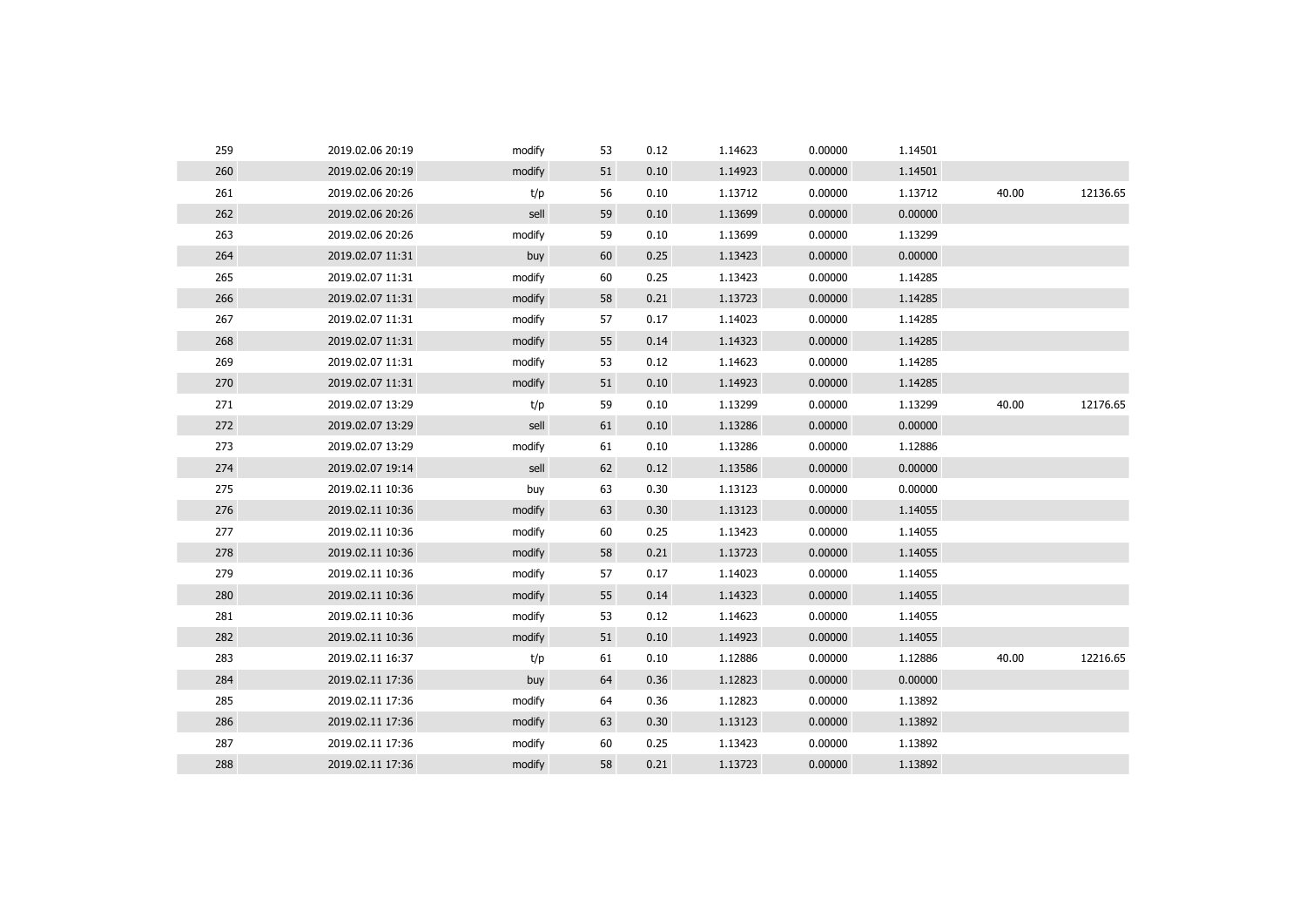| | | | | | | | | | |
|---|---|---|---|---|---|---|---|---|---|
| 259 | 2019.02.06 20:19 | modify | 53 | 0.12 | 1.14623 | 0.00000 | 1.14501 | | |
| 260 | 2019.02.06 20:19 | modify | 51 | 0.10 | 1.14923 | 0.00000 | 1.14501 | | |
| 261 | 2019.02.06 20:26 | t/p | 56 | 0.10 | 1.13712 | 0.00000 | 1.13712 | 40.00 | 12136.65 |
| 262 | 2019.02.06 20:26 | sell | 59 | 0.10 | 1.13699 | 0.00000 | 0.00000 | | |
| 263 | 2019.02.06 20:26 | modify | 59 | 0.10 | 1.13699 | 0.00000 | 1.13299 | | |
| 264 | 2019.02.07 11:31 | buy | 60 | 0.25 | 1.13423 | 0.00000 | 0.00000 | | |
| 265 | 2019.02.07 11:31 | modify | 60 | 0.25 | 1.13423 | 0.00000 | 1.14285 | | |
| 266 | 2019.02.07 11:31 | modify | 58 | 0.21 | 1.13723 | 0.00000 | 1.14285 | | |
| 267 | 2019.02.07 11:31 | modify | 57 | 0.17 | 1.14023 | 0.00000 | 1.14285 | | |
| 268 | 2019.02.07 11:31 | modify | 55 | 0.14 | 1.14323 | 0.00000 | 1.14285 | | |
| 269 | 2019.02.07 11:31 | modify | 53 | 0.12 | 1.14623 | 0.00000 | 1.14285 | | |
| 270 | 2019.02.07 11:31 | modify | 51 | 0.10 | 1.14923 | 0.00000 | 1.14285 | | |
| 271 | 2019.02.07 13:29 | t/p | 59 | 0.10 | 1.13299 | 0.00000 | 1.13299 | 40.00 | 12176.65 |
| 272 | 2019.02.07 13:29 | sell | 61 | 0.10 | 1.13286 | 0.00000 | 0.00000 | | |
| 273 | 2019.02.07 13:29 | modify | 61 | 0.10 | 1.13286 | 0.00000 | 1.12886 | | |
| 274 | 2019.02.07 19:14 | sell | 62 | 0.12 | 1.13586 | 0.00000 | 0.00000 | | |
| 275 | 2019.02.11 10:36 | buy | 63 | 0.30 | 1.13123 | 0.00000 | 0.00000 | | |
| 276 | 2019.02.11 10:36 | modify | 63 | 0.30 | 1.13123 | 0.00000 | 1.14055 | | |
| 277 | 2019.02.11 10:36 | modify | 60 | 0.25 | 1.13423 | 0.00000 | 1.14055 | | |
| 278 | 2019.02.11 10:36 | modify | 58 | 0.21 | 1.13723 | 0.00000 | 1.14055 | | |
| 279 | 2019.02.11 10:36 | modify | 57 | 0.17 | 1.14023 | 0.00000 | 1.14055 | | |
| 280 | 2019.02.11 10:36 | modify | 55 | 0.14 | 1.14323 | 0.00000 | 1.14055 | | |
| 281 | 2019.02.11 10:36 | modify | 53 | 0.12 | 1.14623 | 0.00000 | 1.14055 | | |
| 282 | 2019.02.11 10:36 | modify | 51 | 0.10 | 1.14923 | 0.00000 | 1.14055 | | |
| 283 | 2019.02.11 16:37 | t/p | 61 | 0.10 | 1.12886 | 0.00000 | 1.12886 | 40.00 | 12216.65 |
| 284 | 2019.02.11 17:36 | buy | 64 | 0.36 | 1.12823 | 0.00000 | 0.00000 | | |
| 285 | 2019.02.11 17:36 | modify | 64 | 0.36 | 1.12823 | 0.00000 | 1.13892 | | |
| 286 | 2019.02.11 17:36 | modify | 63 | 0.30 | 1.13123 | 0.00000 | 1.13892 | | |
| 287 | 2019.02.11 17:36 | modify | 60 | 0.25 | 1.13423 | 0.00000 | 1.13892 | | |
| 288 | 2019.02.11 17:36 | modify | 58 | 0.21 | 1.13723 | 0.00000 | 1.13892 | | |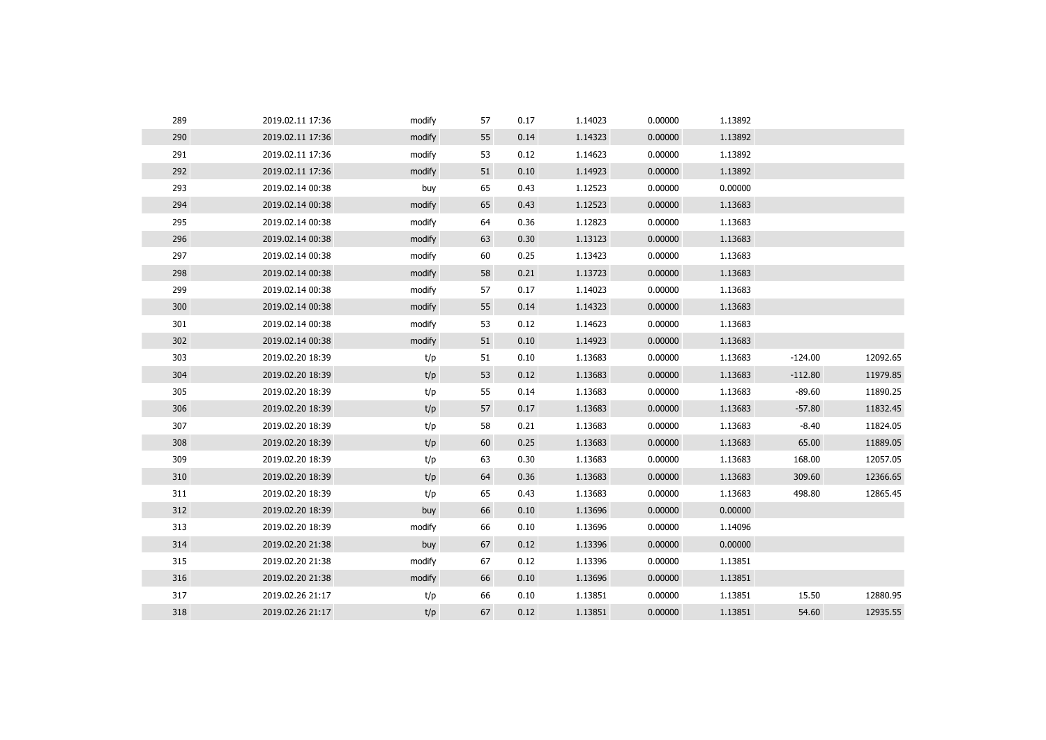| | | | | | | | | | |
|---|---|---|---|---|---|---|---|---|---|
| 289 | 2019.02.11 17:36 | modify | 57 | 0.17 | 1.14023 | 0.00000 | 1.13892 | | |
| 290 | 2019.02.11 17:36 | modify | 55 | 0.14 | 1.14323 | 0.00000 | 1.13892 | | |
| 291 | 2019.02.11 17:36 | modify | 53 | 0.12 | 1.14623 | 0.00000 | 1.13892 | | |
| 292 | 2019.02.11 17:36 | modify | 51 | 0.10 | 1.14923 | 0.00000 | 1.13892 | | |
| 293 | 2019.02.14 00:38 | buy | 65 | 0.43 | 1.12523 | 0.00000 | 0.00000 | | |
| 294 | 2019.02.14 00:38 | modify | 65 | 0.43 | 1.12523 | 0.00000 | 1.13683 | | |
| 295 | 2019.02.14 00:38 | modify | 64 | 0.36 | 1.12823 | 0.00000 | 1.13683 | | |
| 296 | 2019.02.14 00:38 | modify | 63 | 0.30 | 1.13123 | 0.00000 | 1.13683 | | |
| 297 | 2019.02.14 00:38 | modify | 60 | 0.25 | 1.13423 | 0.00000 | 1.13683 | | |
| 298 | 2019.02.14 00:38 | modify | 58 | 0.21 | 1.13723 | 0.00000 | 1.13683 | | |
| 299 | 2019.02.14 00:38 | modify | 57 | 0.17 | 1.14023 | 0.00000 | 1.13683 | | |
| 300 | 2019.02.14 00:38 | modify | 55 | 0.14 | 1.14323 | 0.00000 | 1.13683 | | |
| 301 | 2019.02.14 00:38 | modify | 53 | 0.12 | 1.14623 | 0.00000 | 1.13683 | | |
| 302 | 2019.02.14 00:38 | modify | 51 | 0.10 | 1.14923 | 0.00000 | 1.13683 | | |
| 303 | 2019.02.20 18:39 | t/p | 51 | 0.10 | 1.13683 | 0.00000 | 1.13683 | -124.00 | 12092.65 |
| 304 | 2019.02.20 18:39 | t/p | 53 | 0.12 | 1.13683 | 0.00000 | 1.13683 | -112.80 | 11979.85 |
| 305 | 2019.02.20 18:39 | t/p | 55 | 0.14 | 1.13683 | 0.00000 | 1.13683 | -89.60 | 11890.25 |
| 306 | 2019.02.20 18:39 | t/p | 57 | 0.17 | 1.13683 | 0.00000 | 1.13683 | -57.80 | 11832.45 |
| 307 | 2019.02.20 18:39 | t/p | 58 | 0.21 | 1.13683 | 0.00000 | 1.13683 | -8.40 | 11824.05 |
| 308 | 2019.02.20 18:39 | t/p | 60 | 0.25 | 1.13683 | 0.00000 | 1.13683 | 65.00 | 11889.05 |
| 309 | 2019.02.20 18:39 | t/p | 63 | 0.30 | 1.13683 | 0.00000 | 1.13683 | 168.00 | 12057.05 |
| 310 | 2019.02.20 18:39 | t/p | 64 | 0.36 | 1.13683 | 0.00000 | 1.13683 | 309.60 | 12366.65 |
| 311 | 2019.02.20 18:39 | t/p | 65 | 0.43 | 1.13683 | 0.00000 | 1.13683 | 498.80 | 12865.45 |
| 312 | 2019.02.20 18:39 | buy | 66 | 0.10 | 1.13696 | 0.00000 | 0.00000 | | |
| 313 | 2019.02.20 18:39 | modify | 66 | 0.10 | 1.13696 | 0.00000 | 1.14096 | | |
| 314 | 2019.02.20 21:38 | buy | 67 | 0.12 | 1.13396 | 0.00000 | 0.00000 | | |
| 315 | 2019.02.20 21:38 | modify | 67 | 0.12 | 1.13396 | 0.00000 | 1.13851 | | |
| 316 | 2019.02.20 21:38 | modify | 66 | 0.10 | 1.13696 | 0.00000 | 1.13851 | | |
| 317 | 2019.02.26 21:17 | t/p | 66 | 0.10 | 1.13851 | 0.00000 | 1.13851 | 15.50 | 12880.95 |
| 318 | 2019.02.26 21:17 | t/p | 67 | 0.12 | 1.13851 | 0.00000 | 1.13851 | 54.60 | 12935.55 |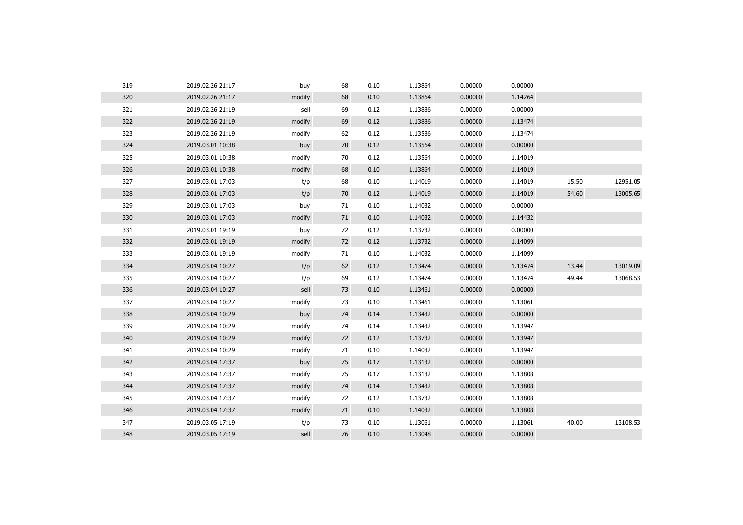| | | | | | | | | | |
|---|---|---|---|---|---|---|---|---|---|
| 319 | 2019.02.26 21:17 | buy | 68 | 0.10 | 1.13864 | 0.00000 | 0.00000 | | |
| 320 | 2019.02.26 21:17 | modify | 68 | 0.10 | 1.13864 | 0.00000 | 1.14264 | | |
| 321 | 2019.02.26 21:19 | sell | 69 | 0.12 | 1.13886 | 0.00000 | 0.00000 | | |
| 322 | 2019.02.26 21:19 | modify | 69 | 0.12 | 1.13886 | 0.00000 | 1.13474 | | |
| 323 | 2019.02.26 21:19 | modify | 62 | 0.12 | 1.13586 | 0.00000 | 1.13474 | | |
| 324 | 2019.03.01 10:38 | buy | 70 | 0.12 | 1.13564 | 0.00000 | 0.00000 | | |
| 325 | 2019.03.01 10:38 | modify | 70 | 0.12 | 1.13564 | 0.00000 | 1.14019 | | |
| 326 | 2019.03.01 10:38 | modify | 68 | 0.10 | 1.13864 | 0.00000 | 1.14019 | | |
| 327 | 2019.03.01 17:03 | t/p | 68 | 0.10 | 1.14019 | 0.00000 | 1.14019 | 15.50 | 12951.05 |
| 328 | 2019.03.01 17:03 | t/p | 70 | 0.12 | 1.14019 | 0.00000 | 1.14019 | 54.60 | 13005.65 |
| 329 | 2019.03.01 17:03 | buy | 71 | 0.10 | 1.14032 | 0.00000 | 0.00000 | | |
| 330 | 2019.03.01 17:03 | modify | 71 | 0.10 | 1.14032 | 0.00000 | 1.14432 | | |
| 331 | 2019.03.01 19:19 | buy | 72 | 0.12 | 1.13732 | 0.00000 | 0.00000 | | |
| 332 | 2019.03.01 19:19 | modify | 72 | 0.12 | 1.13732 | 0.00000 | 1.14099 | | |
| 333 | 2019.03.01 19:19 | modify | 71 | 0.10 | 1.14032 | 0.00000 | 1.14099 | | |
| 334 | 2019.03.04 10:27 | t/p | 62 | 0.12 | 1.13474 | 0.00000 | 1.13474 | 13.44 | 13019.09 |
| 335 | 2019.03.04 10:27 | t/p | 69 | 0.12 | 1.13474 | 0.00000 | 1.13474 | 49.44 | 13068.53 |
| 336 | 2019.03.04 10:27 | sell | 73 | 0.10 | 1.13461 | 0.00000 | 0.00000 | | |
| 337 | 2019.03.04 10:27 | modify | 73 | 0.10 | 1.13461 | 0.00000 | 1.13061 | | |
| 338 | 2019.03.04 10:29 | buy | 74 | 0.14 | 1.13432 | 0.00000 | 0.00000 | | |
| 339 | 2019.03.04 10:29 | modify | 74 | 0.14 | 1.13432 | 0.00000 | 1.13947 | | |
| 340 | 2019.03.04 10:29 | modify | 72 | 0.12 | 1.13732 | 0.00000 | 1.13947 | | |
| 341 | 2019.03.04 10:29 | modify | 71 | 0.10 | 1.14032 | 0.00000 | 1.13947 | | |
| 342 | 2019.03.04 17:37 | buy | 75 | 0.17 | 1.13132 | 0.00000 | 0.00000 | | |
| 343 | 2019.03.04 17:37 | modify | 75 | 0.17 | 1.13132 | 0.00000 | 1.13808 | | |
| 344 | 2019.03.04 17:37 | modify | 74 | 0.14 | 1.13432 | 0.00000 | 1.13808 | | |
| 345 | 2019.03.04 17:37 | modify | 72 | 0.12 | 1.13732 | 0.00000 | 1.13808 | | |
| 346 | 2019.03.04 17:37 | modify | 71 | 0.10 | 1.14032 | 0.00000 | 1.13808 | | |
| 347 | 2019.03.05 17:19 | t/p | 73 | 0.10 | 1.13061 | 0.00000 | 1.13061 | 40.00 | 13108.53 |
| 348 | 2019.03.05 17:19 | sell | 76 | 0.10 | 1.13048 | 0.00000 | 0.00000 | | |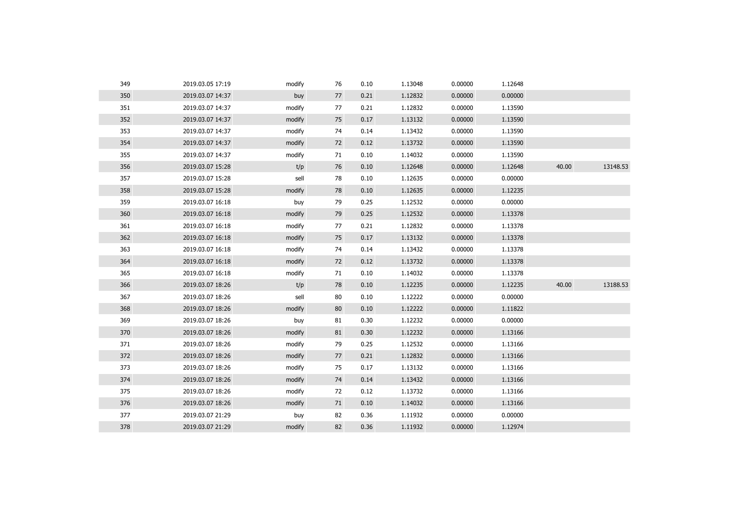| | | | | | | | | | |
|---|---|---|---|---|---|---|---|---|---|
| 349 | 2019.03.05 17:19 | modify | 76 | 0.10 | 1.13048 | 0.00000 | 1.12648 | | |
| 350 | 2019.03.07 14:37 | buy | 77 | 0.21 | 1.12832 | 0.00000 | 0.00000 | | |
| 351 | 2019.03.07 14:37 | modify | 77 | 0.21 | 1.12832 | 0.00000 | 1.13590 | | |
| 352 | 2019.03.07 14:37 | modify | 75 | 0.17 | 1.13132 | 0.00000 | 1.13590 | | |
| 353 | 2019.03.07 14:37 | modify | 74 | 0.14 | 1.13432 | 0.00000 | 1.13590 | | |
| 354 | 2019.03.07 14:37 | modify | 72 | 0.12 | 1.13732 | 0.00000 | 1.13590 | | |
| 355 | 2019.03.07 14:37 | modify | 71 | 0.10 | 1.14032 | 0.00000 | 1.13590 | | |
| 356 | 2019.03.07 15:28 | t/p | 76 | 0.10 | 1.12648 | 0.00000 | 1.12648 | 40.00 | 13148.53 |
| 357 | 2019.03.07 15:28 | sell | 78 | 0.10 | 1.12635 | 0.00000 | 0.00000 | | |
| 358 | 2019.03.07 15:28 | modify | 78 | 0.10 | 1.12635 | 0.00000 | 1.12235 | | |
| 359 | 2019.03.07 16:18 | buy | 79 | 0.25 | 1.12532 | 0.00000 | 0.00000 | | |
| 360 | 2019.03.07 16:18 | modify | 79 | 0.25 | 1.12532 | 0.00000 | 1.13378 | | |
| 361 | 2019.03.07 16:18 | modify | 77 | 0.21 | 1.12832 | 0.00000 | 1.13378 | | |
| 362 | 2019.03.07 16:18 | modify | 75 | 0.17 | 1.13132 | 0.00000 | 1.13378 | | |
| 363 | 2019.03.07 16:18 | modify | 74 | 0.14 | 1.13432 | 0.00000 | 1.13378 | | |
| 364 | 2019.03.07 16:18 | modify | 72 | 0.12 | 1.13732 | 0.00000 | 1.13378 | | |
| 365 | 2019.03.07 16:18 | modify | 71 | 0.10 | 1.14032 | 0.00000 | 1.13378 | | |
| 366 | 2019.03.07 18:26 | t/p | 78 | 0.10 | 1.12235 | 0.00000 | 1.12235 | 40.00 | 13188.53 |
| 367 | 2019.03.07 18:26 | sell | 80 | 0.10 | 1.12222 | 0.00000 | 0.00000 | | |
| 368 | 2019.03.07 18:26 | modify | 80 | 0.10 | 1.12222 | 0.00000 | 1.11822 | | |
| 369 | 2019.03.07 18:26 | buy | 81 | 0.30 | 1.12232 | 0.00000 | 0.00000 | | |
| 370 | 2019.03.07 18:26 | modify | 81 | 0.30 | 1.12232 | 0.00000 | 1.13166 | | |
| 371 | 2019.03.07 18:26 | modify | 79 | 0.25 | 1.12532 | 0.00000 | 1.13166 | | |
| 372 | 2019.03.07 18:26 | modify | 77 | 0.21 | 1.12832 | 0.00000 | 1.13166 | | |
| 373 | 2019.03.07 18:26 | modify | 75 | 0.17 | 1.13132 | 0.00000 | 1.13166 | | |
| 374 | 2019.03.07 18:26 | modify | 74 | 0.14 | 1.13432 | 0.00000 | 1.13166 | | |
| 375 | 2019.03.07 18:26 | modify | 72 | 0.12 | 1.13732 | 0.00000 | 1.13166 | | |
| 376 | 2019.03.07 18:26 | modify | 71 | 0.10 | 1.14032 | 0.00000 | 1.13166 | | |
| 377 | 2019.03.07 21:29 | buy | 82 | 0.36 | 1.11932 | 0.00000 | 0.00000 | | |
| 378 | 2019.03.07 21:29 | modify | 82 | 0.36 | 1.11932 | 0.00000 | 1.12974 | | |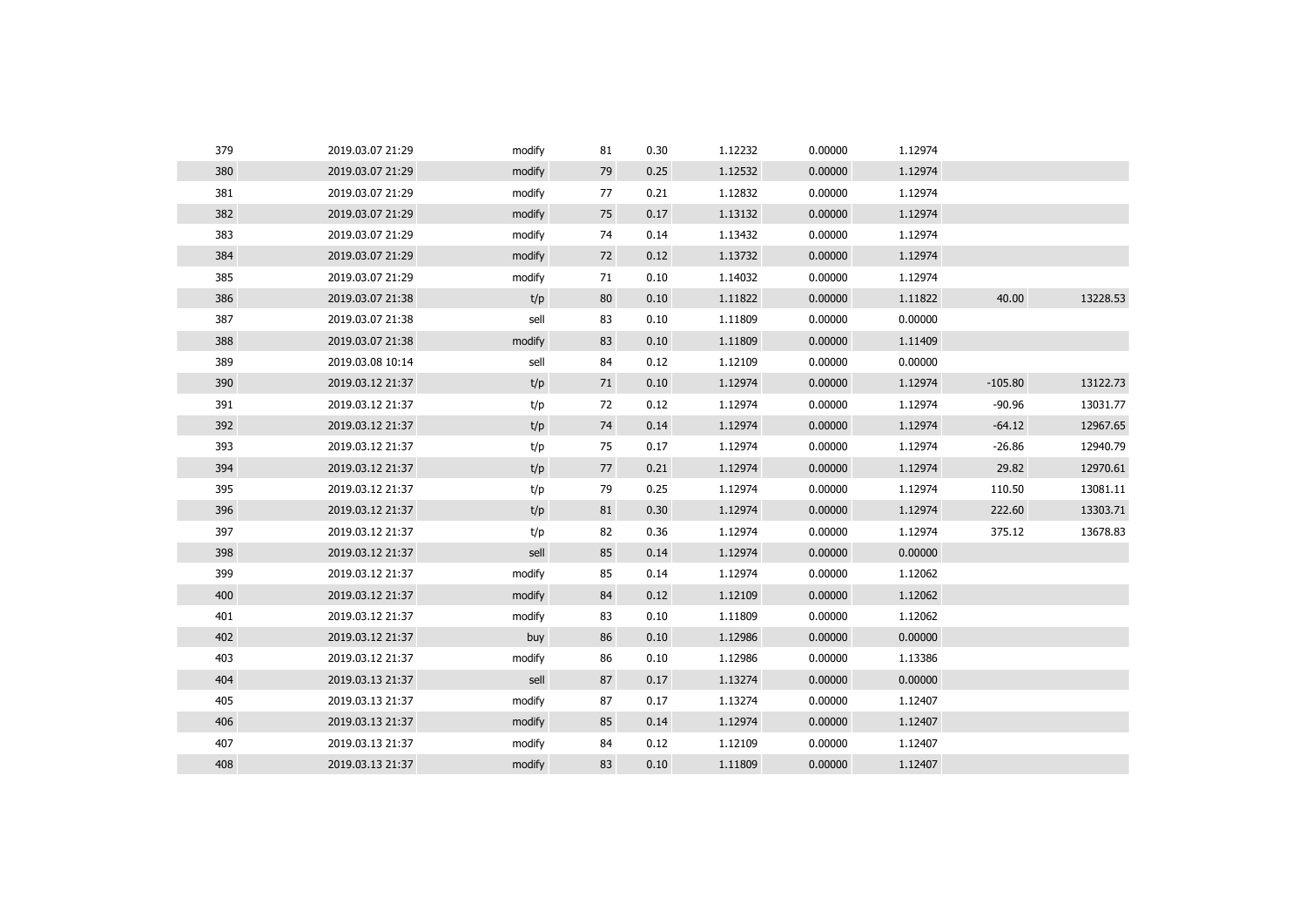| | | | | | | | | | |
|---|---|---|---|---|---|---|---|---|---|
| 379 | 2019.03.07 21:29 | modify | 81 | 0.30 | 1.12232 | 0.00000 | 1.12974 | | |
| 380 | 2019.03.07 21:29 | modify | 79 | 0.25 | 1.12532 | 0.00000 | 1.12974 | | |
| 381 | 2019.03.07 21:29 | modify | 77 | 0.21 | 1.12832 | 0.00000 | 1.12974 | | |
| 382 | 2019.03.07 21:29 | modify | 75 | 0.17 | 1.13132 | 0.00000 | 1.12974 | | |
| 383 | 2019.03.07 21:29 | modify | 74 | 0.14 | 1.13432 | 0.00000 | 1.12974 | | |
| 384 | 2019.03.07 21:29 | modify | 72 | 0.12 | 1.13732 | 0.00000 | 1.12974 | | |
| 385 | 2019.03.07 21:29 | modify | 71 | 0.10 | 1.14032 | 0.00000 | 1.12974 | | |
| 386 | 2019.03.07 21:38 | t/p | 80 | 0.10 | 1.11822 | 0.00000 | 1.11822 | 40.00 | 13228.53 |
| 387 | 2019.03.07 21:38 | sell | 83 | 0.10 | 1.11809 | 0.00000 | 0.00000 | | |
| 388 | 2019.03.07 21:38 | modify | 83 | 0.10 | 1.11809 | 0.00000 | 1.11409 | | |
| 389 | 2019.03.08 10:14 | sell | 84 | 0.12 | 1.12109 | 0.00000 | 0.00000 | | |
| 390 | 2019.03.12 21:37 | t/p | 71 | 0.10 | 1.12974 | 0.00000 | 1.12974 | -105.80 | 13122.73 |
| 391 | 2019.03.12 21:37 | t/p | 72 | 0.12 | 1.12974 | 0.00000 | 1.12974 | -90.96 | 13031.77 |
| 392 | 2019.03.12 21:37 | t/p | 74 | 0.14 | 1.12974 | 0.00000 | 1.12974 | -64.12 | 12967.65 |
| 393 | 2019.03.12 21:37 | t/p | 75 | 0.17 | 1.12974 | 0.00000 | 1.12974 | -26.86 | 12940.79 |
| 394 | 2019.03.12 21:37 | t/p | 77 | 0.21 | 1.12974 | 0.00000 | 1.12974 | 29.82 | 12970.61 |
| 395 | 2019.03.12 21:37 | t/p | 79 | 0.25 | 1.12974 | 0.00000 | 1.12974 | 110.50 | 13081.11 |
| 396 | 2019.03.12 21:37 | t/p | 81 | 0.30 | 1.12974 | 0.00000 | 1.12974 | 222.60 | 13303.71 |
| 397 | 2019.03.12 21:37 | t/p | 82 | 0.36 | 1.12974 | 0.00000 | 1.12974 | 375.12 | 13678.83 |
| 398 | 2019.03.12 21:37 | sell | 85 | 0.14 | 1.12974 | 0.00000 | 0.00000 | | |
| 399 | 2019.03.12 21:37 | modify | 85 | 0.14 | 1.12974 | 0.00000 | 1.12062 | | |
| 400 | 2019.03.12 21:37 | modify | 84 | 0.12 | 1.12109 | 0.00000 | 1.12062 | | |
| 401 | 2019.03.12 21:37 | modify | 83 | 0.10 | 1.11809 | 0.00000 | 1.12062 | | |
| 402 | 2019.03.12 21:37 | buy | 86 | 0.10 | 1.12986 | 0.00000 | 0.00000 | | |
| 403 | 2019.03.12 21:37 | modify | 86 | 0.10 | 1.12986 | 0.00000 | 1.13386 | | |
| 404 | 2019.03.13 21:37 | sell | 87 | 0.17 | 1.13274 | 0.00000 | 0.00000 | | |
| 405 | 2019.03.13 21:37 | modify | 87 | 0.17 | 1.13274 | 0.00000 | 1.12407 | | |
| 406 | 2019.03.13 21:37 | modify | 85 | 0.14 | 1.12974 | 0.00000 | 1.12407 | | |
| 407 | 2019.03.13 21:37 | modify | 84 | 0.12 | 1.12109 | 0.00000 | 1.12407 | | |
| 408 | 2019.03.13 21:37 | modify | 83 | 0.10 | 1.11809 | 0.00000 | 1.12407 | | |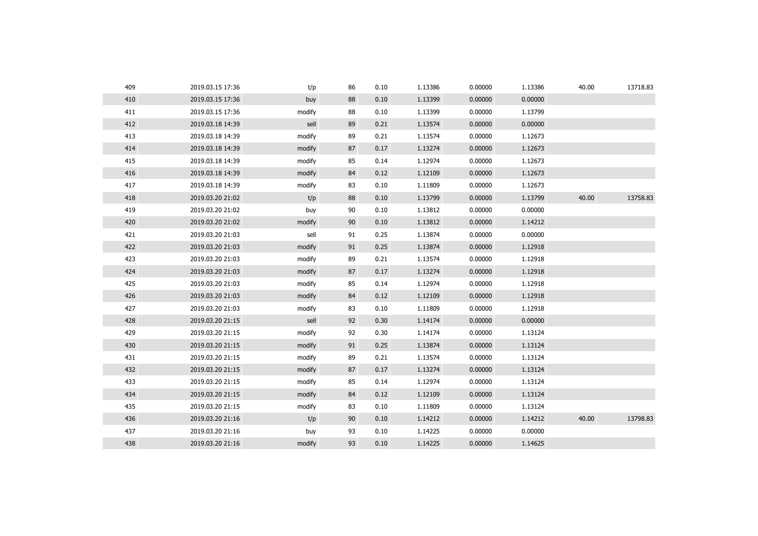| | | | | | | | | | |
|---|---|---|---|---|---|---|---|---|---|
| 409 | 2019.03.15 17:36 | t/p | 86 | 0.10 | 1.13386 | 0.00000 | 1.13386 | 40.00 | 13718.83 |
| 410 | 2019.03.15 17:36 | buy | 88 | 0.10 | 1.13399 | 0.00000 | 0.00000 | | |
| 411 | 2019.03.15 17:36 | modify | 88 | 0.10 | 1.13399 | 0.00000 | 1.13799 | | |
| 412 | 2019.03.18 14:39 | sell | 89 | 0.21 | 1.13574 | 0.00000 | 0.00000 | | |
| 413 | 2019.03.18 14:39 | modify | 89 | 0.21 | 1.13574 | 0.00000 | 1.12673 | | |
| 414 | 2019.03.18 14:39 | modify | 87 | 0.17 | 1.13274 | 0.00000 | 1.12673 | | |
| 415 | 2019.03.18 14:39 | modify | 85 | 0.14 | 1.12974 | 0.00000 | 1.12673 | | |
| 416 | 2019.03.18 14:39 | modify | 84 | 0.12 | 1.12109 | 0.00000 | 1.12673 | | |
| 417 | 2019.03.18 14:39 | modify | 83 | 0.10 | 1.11809 | 0.00000 | 1.12673 | | |
| 418 | 2019.03.20 21:02 | t/p | 88 | 0.10 | 1.13799 | 0.00000 | 1.13799 | 40.00 | 13758.83 |
| 419 | 2019.03.20 21:02 | buy | 90 | 0.10 | 1.13812 | 0.00000 | 0.00000 | | |
| 420 | 2019.03.20 21:02 | modify | 90 | 0.10 | 1.13812 | 0.00000 | 1.14212 | | |
| 421 | 2019.03.20 21:03 | sell | 91 | 0.25 | 1.13874 | 0.00000 | 0.00000 | | |
| 422 | 2019.03.20 21:03 | modify | 91 | 0.25 | 1.13874 | 0.00000 | 1.12918 | | |
| 423 | 2019.03.20 21:03 | modify | 89 | 0.21 | 1.13574 | 0.00000 | 1.12918 | | |
| 424 | 2019.03.20 21:03 | modify | 87 | 0.17 | 1.13274 | 0.00000 | 1.12918 | | |
| 425 | 2019.03.20 21:03 | modify | 85 | 0.14 | 1.12974 | 0.00000 | 1.12918 | | |
| 426 | 2019.03.20 21:03 | modify | 84 | 0.12 | 1.12109 | 0.00000 | 1.12918 | | |
| 427 | 2019.03.20 21:03 | modify | 83 | 0.10 | 1.11809 | 0.00000 | 1.12918 | | |
| 428 | 2019.03.20 21:15 | sell | 92 | 0.30 | 1.14174 | 0.00000 | 0.00000 | | |
| 429 | 2019.03.20 21:15 | modify | 92 | 0.30 | 1.14174 | 0.00000 | 1.13124 | | |
| 430 | 2019.03.20 21:15 | modify | 91 | 0.25 | 1.13874 | 0.00000 | 1.13124 | | |
| 431 | 2019.03.20 21:15 | modify | 89 | 0.21 | 1.13574 | 0.00000 | 1.13124 | | |
| 432 | 2019.03.20 21:15 | modify | 87 | 0.17 | 1.13274 | 0.00000 | 1.13124 | | |
| 433 | 2019.03.20 21:15 | modify | 85 | 0.14 | 1.12974 | 0.00000 | 1.13124 | | |
| 434 | 2019.03.20 21:15 | modify | 84 | 0.12 | 1.12109 | 0.00000 | 1.13124 | | |
| 435 | 2019.03.20 21:15 | modify | 83 | 0.10 | 1.11809 | 0.00000 | 1.13124 | | |
| 436 | 2019.03.20 21:16 | t/p | 90 | 0.10 | 1.14212 | 0.00000 | 1.14212 | 40.00 | 13798.83 |
| 437 | 2019.03.20 21:16 | buy | 93 | 0.10 | 1.14225 | 0.00000 | 0.00000 | | |
| 438 | 2019.03.20 21:16 | modify | 93 | 0.10 | 1.14225 | 0.00000 | 1.14625 | | |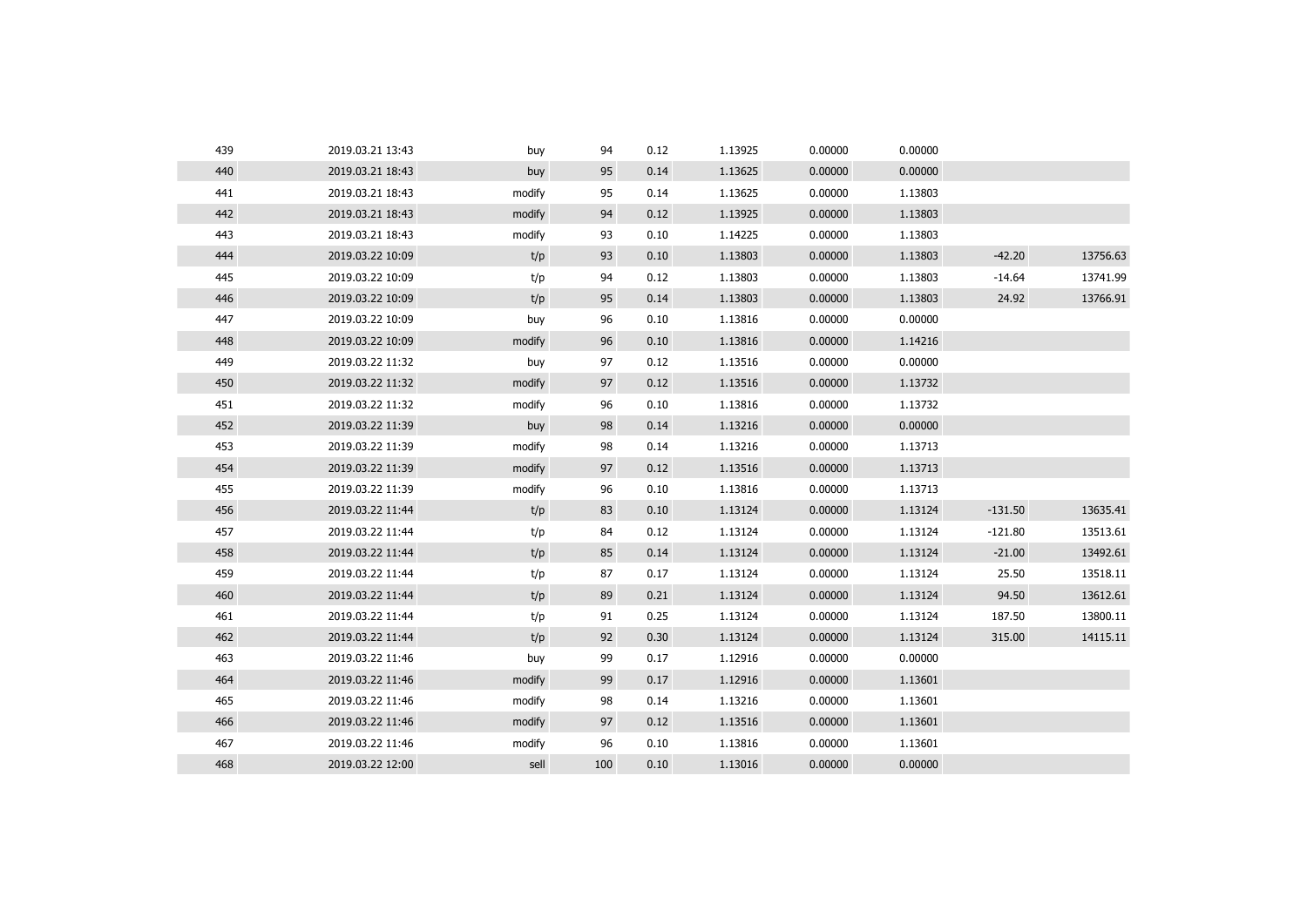| | | | | | | | | | |
|---|---|---|---|---|---|---|---|---|---|
| 439 | 2019.03.21 13:43 | buy | 94 | 0.12 | 1.13925 | 0.00000 | 0.00000 | | |
| 440 | 2019.03.21 18:43 | buy | 95 | 0.14 | 1.13625 | 0.00000 | 0.00000 | | |
| 441 | 2019.03.21 18:43 | modify | 95 | 0.14 | 1.13625 | 0.00000 | 1.13803 | | |
| 442 | 2019.03.21 18:43 | modify | 94 | 0.12 | 1.13925 | 0.00000 | 1.13803 | | |
| 443 | 2019.03.21 18:43 | modify | 93 | 0.10 | 1.14225 | 0.00000 | 1.13803 | | |
| 444 | 2019.03.22 10:09 | t/p | 93 | 0.10 | 1.13803 | 0.00000 | 1.13803 | -42.20 | 13756.63 |
| 445 | 2019.03.22 10:09 | t/p | 94 | 0.12 | 1.13803 | 0.00000 | 1.13803 | -14.64 | 13741.99 |
| 446 | 2019.03.22 10:09 | t/p | 95 | 0.14 | 1.13803 | 0.00000 | 1.13803 | 24.92 | 13766.91 |
| 447 | 2019.03.22 10:09 | buy | 96 | 0.10 | 1.13816 | 0.00000 | 0.00000 | | |
| 448 | 2019.03.22 10:09 | modify | 96 | 0.10 | 1.13816 | 0.00000 | 1.14216 | | |
| 449 | 2019.03.22 11:32 | buy | 97 | 0.12 | 1.13516 | 0.00000 | 0.00000 | | |
| 450 | 2019.03.22 11:32 | modify | 97 | 0.12 | 1.13516 | 0.00000 | 1.13732 | | |
| 451 | 2019.03.22 11:32 | modify | 96 | 0.10 | 1.13816 | 0.00000 | 1.13732 | | |
| 452 | 2019.03.22 11:39 | buy | 98 | 0.14 | 1.13216 | 0.00000 | 0.00000 | | |
| 453 | 2019.03.22 11:39 | modify | 98 | 0.14 | 1.13216 | 0.00000 | 1.13713 | | |
| 454 | 2019.03.22 11:39 | modify | 97 | 0.12 | 1.13516 | 0.00000 | 1.13713 | | |
| 455 | 2019.03.22 11:39 | modify | 96 | 0.10 | 1.13816 | 0.00000 | 1.13713 | | |
| 456 | 2019.03.22 11:44 | t/p | 83 | 0.10 | 1.13124 | 0.00000 | 1.13124 | -131.50 | 13635.41 |
| 457 | 2019.03.22 11:44 | t/p | 84 | 0.12 | 1.13124 | 0.00000 | 1.13124 | -121.80 | 13513.61 |
| 458 | 2019.03.22 11:44 | t/p | 85 | 0.14 | 1.13124 | 0.00000 | 1.13124 | -21.00 | 13492.61 |
| 459 | 2019.03.22 11:44 | t/p | 87 | 0.17 | 1.13124 | 0.00000 | 1.13124 | 25.50 | 13518.11 |
| 460 | 2019.03.22 11:44 | t/p | 89 | 0.21 | 1.13124 | 0.00000 | 1.13124 | 94.50 | 13612.61 |
| 461 | 2019.03.22 11:44 | t/p | 91 | 0.25 | 1.13124 | 0.00000 | 1.13124 | 187.50 | 13800.11 |
| 462 | 2019.03.22 11:44 | t/p | 92 | 0.30 | 1.13124 | 0.00000 | 1.13124 | 315.00 | 14115.11 |
| 463 | 2019.03.22 11:46 | buy | 99 | 0.17 | 1.12916 | 0.00000 | 0.00000 | | |
| 464 | 2019.03.22 11:46 | modify | 99 | 0.17 | 1.12916 | 0.00000 | 1.13601 | | |
| 465 | 2019.03.22 11:46 | modify | 98 | 0.14 | 1.13216 | 0.00000 | 1.13601 | | |
| 466 | 2019.03.22 11:46 | modify | 97 | 0.12 | 1.13516 | 0.00000 | 1.13601 | | |
| 467 | 2019.03.22 11:46 | modify | 96 | 0.10 | 1.13816 | 0.00000 | 1.13601 | | |
| 468 | 2019.03.22 12:00 | sell | 100 | 0.10 | 1.13016 | 0.00000 | 0.00000 | | |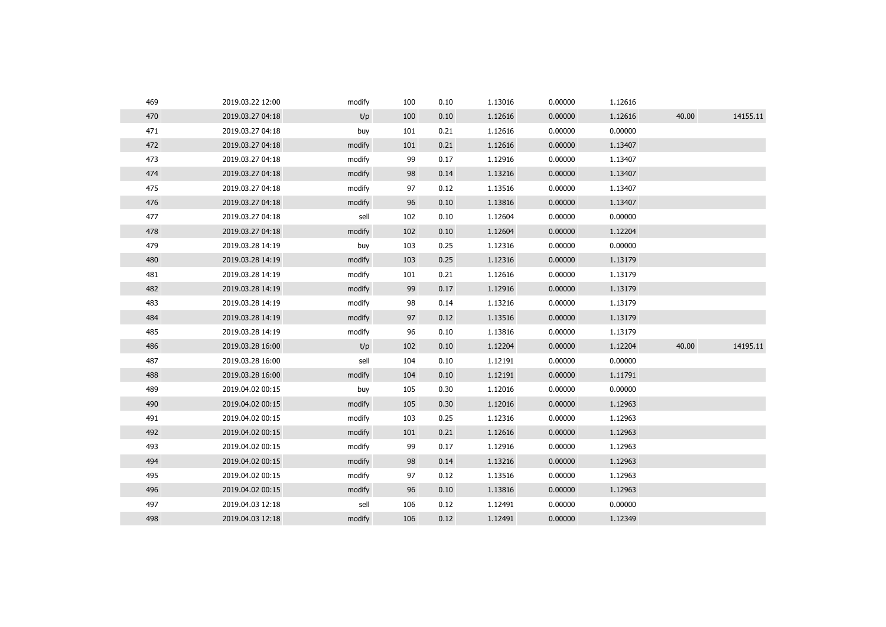| | | | | | | | | | |
|---|---|---|---|---|---|---|---|---|---|
| 469 | 2019.03.22 12:00 | modify | 100 | 0.10 | 1.13016 | 0.00000 | 1.12616 | | |
| 470 | 2019.03.27 04:18 | t/p | 100 | 0.10 | 1.12616 | 0.00000 | 1.12616 | 40.00 | 14155.11 |
| 471 | 2019.03.27 04:18 | buy | 101 | 0.21 | 1.12616 | 0.00000 | 0.00000 | | |
| 472 | 2019.03.27 04:18 | modify | 101 | 0.21 | 1.12616 | 0.00000 | 1.13407 | | |
| 473 | 2019.03.27 04:18 | modify | 99 | 0.17 | 1.12916 | 0.00000 | 1.13407 | | |
| 474 | 2019.03.27 04:18 | modify | 98 | 0.14 | 1.13216 | 0.00000 | 1.13407 | | |
| 475 | 2019.03.27 04:18 | modify | 97 | 0.12 | 1.13516 | 0.00000 | 1.13407 | | |
| 476 | 2019.03.27 04:18 | modify | 96 | 0.10 | 1.13816 | 0.00000 | 1.13407 | | |
| 477 | 2019.03.27 04:18 | sell | 102 | 0.10 | 1.12604 | 0.00000 | 0.00000 | | |
| 478 | 2019.03.27 04:18 | modify | 102 | 0.10 | 1.12604 | 0.00000 | 1.12204 | | |
| 479 | 2019.03.28 14:19 | buy | 103 | 0.25 | 1.12316 | 0.00000 | 0.00000 | | |
| 480 | 2019.03.28 14:19 | modify | 103 | 0.25 | 1.12316 | 0.00000 | 1.13179 | | |
| 481 | 2019.03.28 14:19 | modify | 101 | 0.21 | 1.12616 | 0.00000 | 1.13179 | | |
| 482 | 2019.03.28 14:19 | modify | 99 | 0.17 | 1.12916 | 0.00000 | 1.13179 | | |
| 483 | 2019.03.28 14:19 | modify | 98 | 0.14 | 1.13216 | 0.00000 | 1.13179 | | |
| 484 | 2019.03.28 14:19 | modify | 97 | 0.12 | 1.13516 | 0.00000 | 1.13179 | | |
| 485 | 2019.03.28 14:19 | modify | 96 | 0.10 | 1.13816 | 0.00000 | 1.13179 | | |
| 486 | 2019.03.28 16:00 | t/p | 102 | 0.10 | 1.12204 | 0.00000 | 1.12204 | 40.00 | 14195.11 |
| 487 | 2019.03.28 16:00 | sell | 104 | 0.10 | 1.12191 | 0.00000 | 0.00000 | | |
| 488 | 2019.03.28 16:00 | modify | 104 | 0.10 | 1.12191 | 0.00000 | 1.11791 | | |
| 489 | 2019.04.02 00:15 | buy | 105 | 0.30 | 1.12016 | 0.00000 | 0.00000 | | |
| 490 | 2019.04.02 00:15 | modify | 105 | 0.30 | 1.12016 | 0.00000 | 1.12963 | | |
| 491 | 2019.04.02 00:15 | modify | 103 | 0.25 | 1.12316 | 0.00000 | 1.12963 | | |
| 492 | 2019.04.02 00:15 | modify | 101 | 0.21 | 1.12616 | 0.00000 | 1.12963 | | |
| 493 | 2019.04.02 00:15 | modify | 99 | 0.17 | 1.12916 | 0.00000 | 1.12963 | | |
| 494 | 2019.04.02 00:15 | modify | 98 | 0.14 | 1.13216 | 0.00000 | 1.12963 | | |
| 495 | 2019.04.02 00:15 | modify | 97 | 0.12 | 1.13516 | 0.00000 | 1.12963 | | |
| 496 | 2019.04.02 00:15 | modify | 96 | 0.10 | 1.13816 | 0.00000 | 1.12963 | | |
| 497 | 2019.04.03 12:18 | sell | 106 | 0.12 | 1.12491 | 0.00000 | 0.00000 | | |
| 498 | 2019.04.03 12:18 | modify | 106 | 0.12 | 1.12491 | 0.00000 | 1.12349 | | |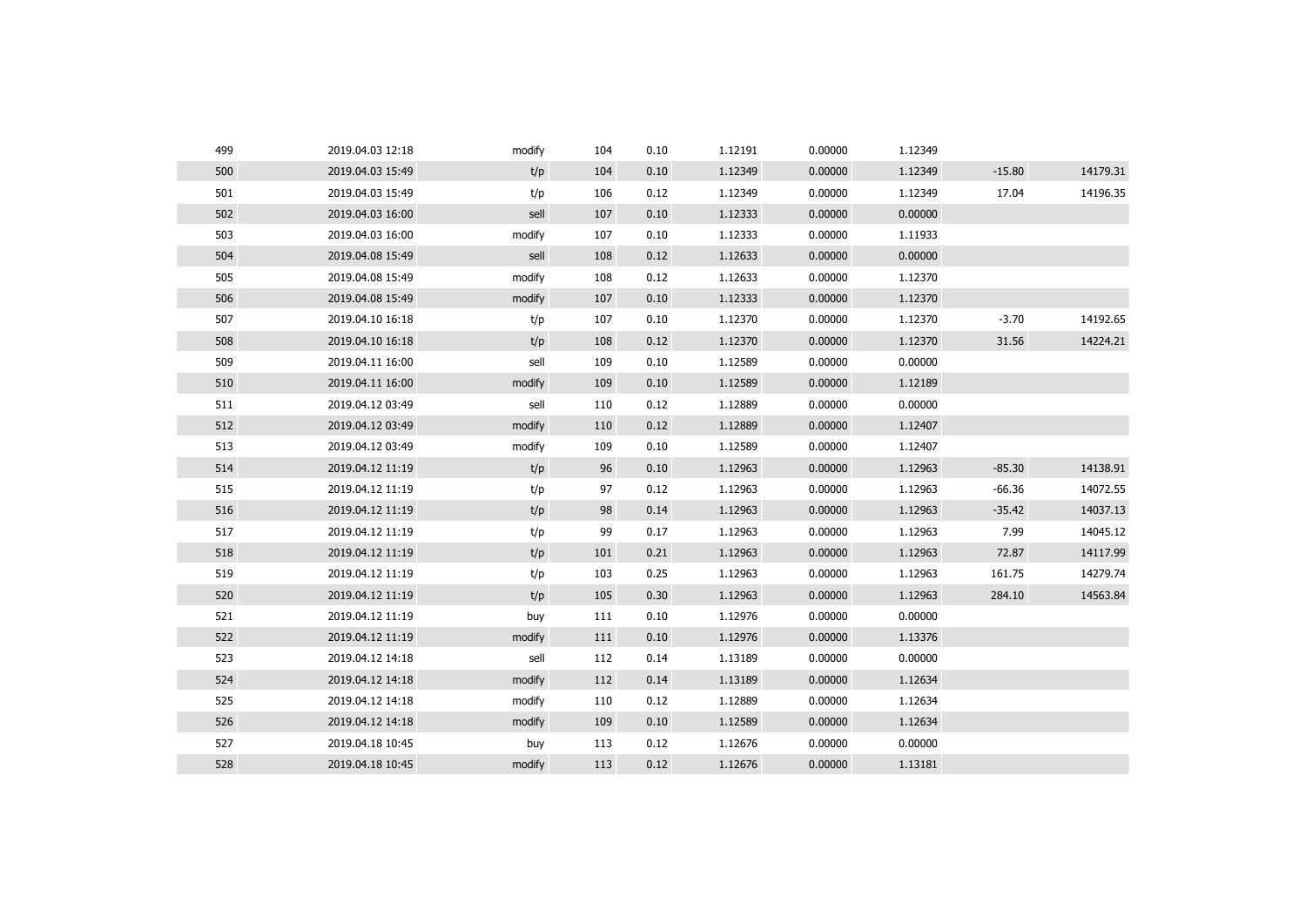| | | | | | | | | | |
|---|---|---|---|---|---|---|---|---|---|
| 499 | 2019.04.03 12:18 | modify | 104 | 0.10 | 1.12191 | 0.00000 | 1.12349 | | |
| 500 | 2019.04.03 15:49 | t/p | 104 | 0.10 | 1.12349 | 0.00000 | 1.12349 | -15.80 | 14179.31 |
| 501 | 2019.04.03 15:49 | t/p | 106 | 0.12 | 1.12349 | 0.00000 | 1.12349 | 17.04 | 14196.35 |
| 502 | 2019.04.03 16:00 | sell | 107 | 0.10 | 1.12333 | 0.00000 | 0.00000 | | |
| 503 | 2019.04.03 16:00 | modify | 107 | 0.10 | 1.12333 | 0.00000 | 1.11933 | | |
| 504 | 2019.04.08 15:49 | sell | 108 | 0.12 | 1.12633 | 0.00000 | 0.00000 | | |
| 505 | 2019.04.08 15:49 | modify | 108 | 0.12 | 1.12633 | 0.00000 | 1.12370 | | |
| 506 | 2019.04.08 15:49 | modify | 107 | 0.10 | 1.12333 | 0.00000 | 1.12370 | | |
| 507 | 2019.04.10 16:18 | t/p | 107 | 0.10 | 1.12370 | 0.00000 | 1.12370 | -3.70 | 14192.65 |
| 508 | 2019.04.10 16:18 | t/p | 108 | 0.12 | 1.12370 | 0.00000 | 1.12370 | 31.56 | 14224.21 |
| 509 | 2019.04.11 16:00 | sell | 109 | 0.10 | 1.12589 | 0.00000 | 0.00000 | | |
| 510 | 2019.04.11 16:00 | modify | 109 | 0.10 | 1.12589 | 0.00000 | 1.12189 | | |
| 511 | 2019.04.12 03:49 | sell | 110 | 0.12 | 1.12889 | 0.00000 | 0.00000 | | |
| 512 | 2019.04.12 03:49 | modify | 110 | 0.12 | 1.12889 | 0.00000 | 1.12407 | | |
| 513 | 2019.04.12 03:49 | modify | 109 | 0.10 | 1.12589 | 0.00000 | 1.12407 | | |
| 514 | 2019.04.12 11:19 | t/p | 96 | 0.10 | 1.12963 | 0.00000 | 1.12963 | -85.30 | 14138.91 |
| 515 | 2019.04.12 11:19 | t/p | 97 | 0.12 | 1.12963 | 0.00000 | 1.12963 | -66.36 | 14072.55 |
| 516 | 2019.04.12 11:19 | t/p | 98 | 0.14 | 1.12963 | 0.00000 | 1.12963 | -35.42 | 14037.13 |
| 517 | 2019.04.12 11:19 | t/p | 99 | 0.17 | 1.12963 | 0.00000 | 1.12963 | 7.99 | 14045.12 |
| 518 | 2019.04.12 11:19 | t/p | 101 | 0.21 | 1.12963 | 0.00000 | 1.12963 | 72.87 | 14117.99 |
| 519 | 2019.04.12 11:19 | t/p | 103 | 0.25 | 1.12963 | 0.00000 | 1.12963 | 161.75 | 14279.74 |
| 520 | 2019.04.12 11:19 | t/p | 105 | 0.30 | 1.12963 | 0.00000 | 1.12963 | 284.10 | 14563.84 |
| 521 | 2019.04.12 11:19 | buy | 111 | 0.10 | 1.12976 | 0.00000 | 0.00000 | | |
| 522 | 2019.04.12 11:19 | modify | 111 | 0.10 | 1.12976 | 0.00000 | 1.13376 | | |
| 523 | 2019.04.12 14:18 | sell | 112 | 0.14 | 1.13189 | 0.00000 | 0.00000 | | |
| 524 | 2019.04.12 14:18 | modify | 112 | 0.14 | 1.13189 | 0.00000 | 1.12634 | | |
| 525 | 2019.04.12 14:18 | modify | 110 | 0.12 | 1.12889 | 0.00000 | 1.12634 | | |
| 526 | 2019.04.12 14:18 | modify | 109 | 0.10 | 1.12589 | 0.00000 | 1.12634 | | |
| 527 | 2019.04.18 10:45 | buy | 113 | 0.12 | 1.12676 | 0.00000 | 0.00000 | | |
| 528 | 2019.04.18 10:45 | modify | 113 | 0.12 | 1.12676 | 0.00000 | 1.13181 | | |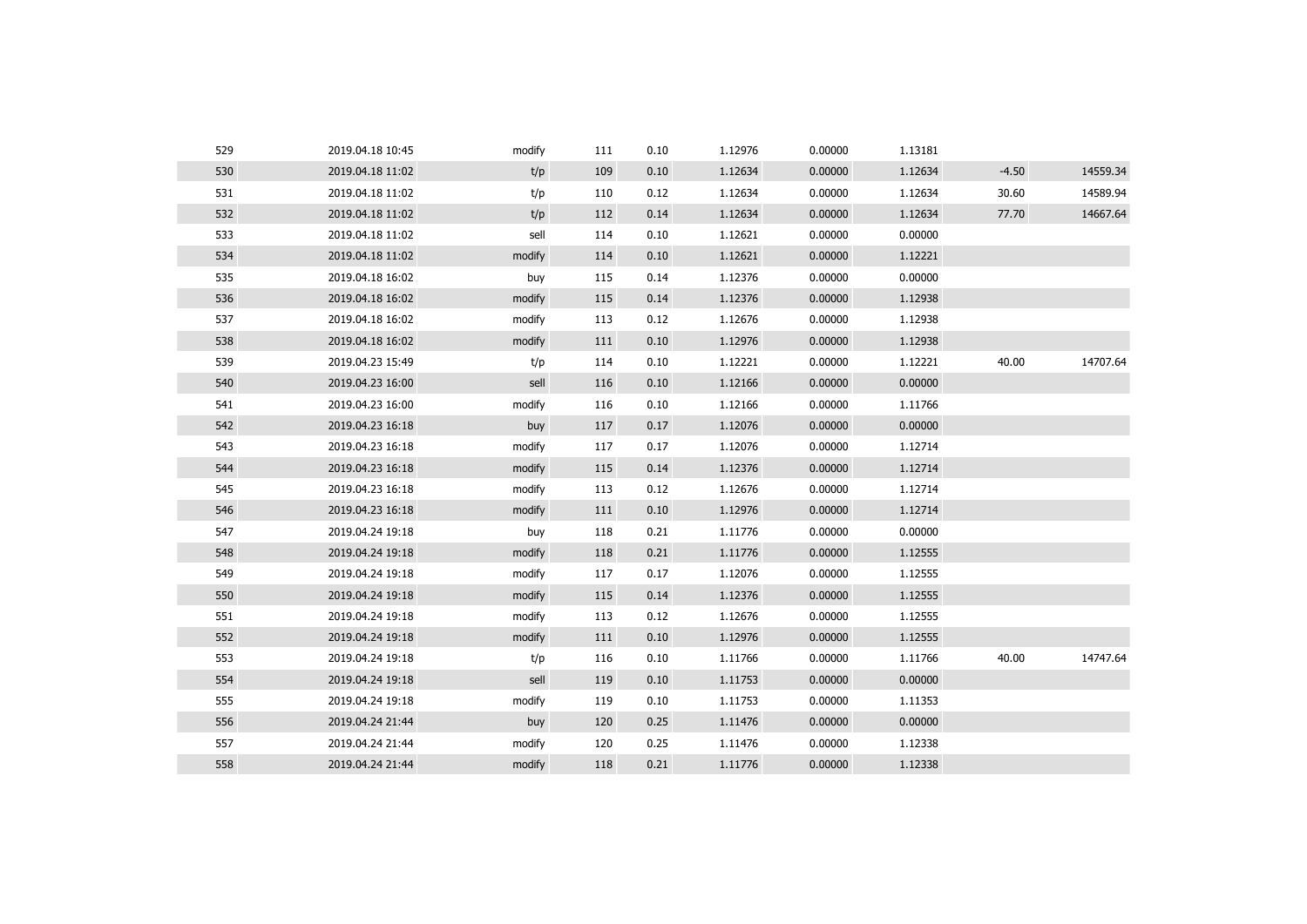| | | | | | | | | | |
|---|---|---|---|---|---|---|---|---|---|
| 529 | 2019.04.18 10:45 | modify | 111 | 0.10 | 1.12976 | 0.00000 | 1.13181 | | |
| 530 | 2019.04.18 11:02 | t/p | 109 | 0.10 | 1.12634 | 0.00000 | 1.12634 | -4.50 | 14559.34 |
| 531 | 2019.04.18 11:02 | t/p | 110 | 0.12 | 1.12634 | 0.00000 | 1.12634 | 30.60 | 14589.94 |
| 532 | 2019.04.18 11:02 | t/p | 112 | 0.14 | 1.12634 | 0.00000 | 1.12634 | 77.70 | 14667.64 |
| 533 | 2019.04.18 11:02 | sell | 114 | 0.10 | 1.12621 | 0.00000 | 0.00000 | | |
| 534 | 2019.04.18 11:02 | modify | 114 | 0.10 | 1.12621 | 0.00000 | 1.12221 | | |
| 535 | 2019.04.18 16:02 | buy | 115 | 0.14 | 1.12376 | 0.00000 | 0.00000 | | |
| 536 | 2019.04.18 16:02 | modify | 115 | 0.14 | 1.12376 | 0.00000 | 1.12938 | | |
| 537 | 2019.04.18 16:02 | modify | 113 | 0.12 | 1.12676 | 0.00000 | 1.12938 | | |
| 538 | 2019.04.18 16:02 | modify | 111 | 0.10 | 1.12976 | 0.00000 | 1.12938 | | |
| 539 | 2019.04.23 15:49 | t/p | 114 | 0.10 | 1.12221 | 0.00000 | 1.12221 | 40.00 | 14707.64 |
| 540 | 2019.04.23 16:00 | sell | 116 | 0.10 | 1.12166 | 0.00000 | 0.00000 | | |
| 541 | 2019.04.23 16:00 | modify | 116 | 0.10 | 1.12166 | 0.00000 | 1.11766 | | |
| 542 | 2019.04.23 16:18 | buy | 117 | 0.17 | 1.12076 | 0.00000 | 0.00000 | | |
| 543 | 2019.04.23 16:18 | modify | 117 | 0.17 | 1.12076 | 0.00000 | 1.12714 | | |
| 544 | 2019.04.23 16:18 | modify | 115 | 0.14 | 1.12376 | 0.00000 | 1.12714 | | |
| 545 | 2019.04.23 16:18 | modify | 113 | 0.12 | 1.12676 | 0.00000 | 1.12714 | | |
| 546 | 2019.04.23 16:18 | modify | 111 | 0.10 | 1.12976 | 0.00000 | 1.12714 | | |
| 547 | 2019.04.24 19:18 | buy | 118 | 0.21 | 1.11776 | 0.00000 | 0.00000 | | |
| 548 | 2019.04.24 19:18 | modify | 118 | 0.21 | 1.11776 | 0.00000 | 1.12555 | | |
| 549 | 2019.04.24 19:18 | modify | 117 | 0.17 | 1.12076 | 0.00000 | 1.12555 | | |
| 550 | 2019.04.24 19:18 | modify | 115 | 0.14 | 1.12376 | 0.00000 | 1.12555 | | |
| 551 | 2019.04.24 19:18 | modify | 113 | 0.12 | 1.12676 | 0.00000 | 1.12555 | | |
| 552 | 2019.04.24 19:18 | modify | 111 | 0.10 | 1.12976 | 0.00000 | 1.12555 | | |
| 553 | 2019.04.24 19:18 | t/p | 116 | 0.10 | 1.11766 | 0.00000 | 1.11766 | 40.00 | 14747.64 |
| 554 | 2019.04.24 19:18 | sell | 119 | 0.10 | 1.11753 | 0.00000 | 0.00000 | | |
| 555 | 2019.04.24 19:18 | modify | 119 | 0.10 | 1.11753 | 0.00000 | 1.11353 | | |
| 556 | 2019.04.24 21:44 | buy | 120 | 0.25 | 1.11476 | 0.00000 | 0.00000 | | |
| 557 | 2019.04.24 21:44 | modify | 120 | 0.25 | 1.11476 | 0.00000 | 1.12338 | | |
| 558 | 2019.04.24 21:44 | modify | 118 | 0.21 | 1.11776 | 0.00000 | 1.12338 | | |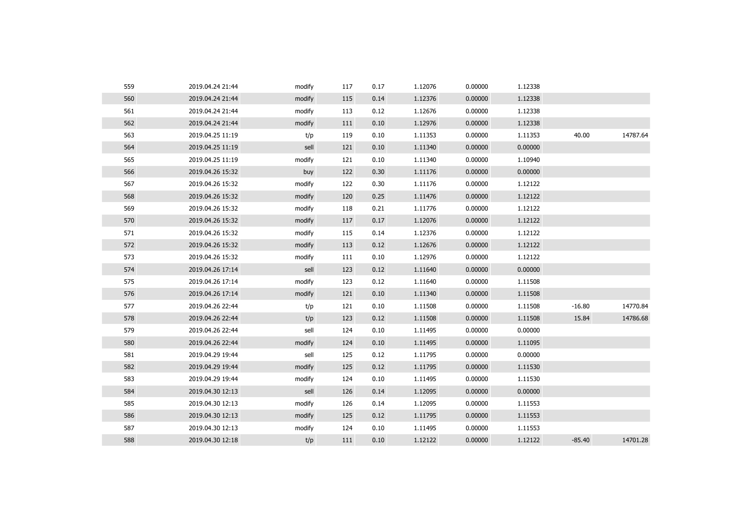| | | | | | | | | | |
|---|---|---|---|---|---|---|---|---|---|
| 559 | 2019.04.24 21:44 | modify | 117 | 0.17 | 1.12076 | 0.00000 | 1.12338 | | |
| 560 | 2019.04.24 21:44 | modify | 115 | 0.14 | 1.12376 | 0.00000 | 1.12338 | | |
| 561 | 2019.04.24 21:44 | modify | 113 | 0.12 | 1.12676 | 0.00000 | 1.12338 | | |
| 562 | 2019.04.24 21:44 | modify | 111 | 0.10 | 1.12976 | 0.00000 | 1.12338 | | |
| 563 | 2019.04.25 11:19 | t/p | 119 | 0.10 | 1.11353 | 0.00000 | 1.11353 | 40.00 | 14787.64 |
| 564 | 2019.04.25 11:19 | sell | 121 | 0.10 | 1.11340 | 0.00000 | 0.00000 | | |
| 565 | 2019.04.25 11:19 | modify | 121 | 0.10 | 1.11340 | 0.00000 | 1.10940 | | |
| 566 | 2019.04.26 15:32 | buy | 122 | 0.30 | 1.11176 | 0.00000 | 0.00000 | | |
| 567 | 2019.04.26 15:32 | modify | 122 | 0.30 | 1.11176 | 0.00000 | 1.12122 | | |
| 568 | 2019.04.26 15:32 | modify | 120 | 0.25 | 1.11476 | 0.00000 | 1.12122 | | |
| 569 | 2019.04.26 15:32 | modify | 118 | 0.21 | 1.11776 | 0.00000 | 1.12122 | | |
| 570 | 2019.04.26 15:32 | modify | 117 | 0.17 | 1.12076 | 0.00000 | 1.12122 | | |
| 571 | 2019.04.26 15:32 | modify | 115 | 0.14 | 1.12376 | 0.00000 | 1.12122 | | |
| 572 | 2019.04.26 15:32 | modify | 113 | 0.12 | 1.12676 | 0.00000 | 1.12122 | | |
| 573 | 2019.04.26 15:32 | modify | 111 | 0.10 | 1.12976 | 0.00000 | 1.12122 | | |
| 574 | 2019.04.26 17:14 | sell | 123 | 0.12 | 1.11640 | 0.00000 | 0.00000 | | |
| 575 | 2019.04.26 17:14 | modify | 123 | 0.12 | 1.11640 | 0.00000 | 1.11508 | | |
| 576 | 2019.04.26 17:14 | modify | 121 | 0.10 | 1.11340 | 0.00000 | 1.11508 | | |
| 577 | 2019.04.26 22:44 | t/p | 121 | 0.10 | 1.11508 | 0.00000 | 1.11508 | -16.80 | 14770.84 |
| 578 | 2019.04.26 22:44 | t/p | 123 | 0.12 | 1.11508 | 0.00000 | 1.11508 | 15.84 | 14786.68 |
| 579 | 2019.04.26 22:44 | sell | 124 | 0.10 | 1.11495 | 0.00000 | 0.00000 | | |
| 580 | 2019.04.26 22:44 | modify | 124 | 0.10 | 1.11495 | 0.00000 | 1.11095 | | |
| 581 | 2019.04.29 19:44 | sell | 125 | 0.12 | 1.11795 | 0.00000 | 0.00000 | | |
| 582 | 2019.04.29 19:44 | modify | 125 | 0.12 | 1.11795 | 0.00000 | 1.11530 | | |
| 583 | 2019.04.29 19:44 | modify | 124 | 0.10 | 1.11495 | 0.00000 | 1.11530 | | |
| 584 | 2019.04.30 12:13 | sell | 126 | 0.14 | 1.12095 | 0.00000 | 0.00000 | | |
| 585 | 2019.04.30 12:13 | modify | 126 | 0.14 | 1.12095 | 0.00000 | 1.11553 | | |
| 586 | 2019.04.30 12:13 | modify | 125 | 0.12 | 1.11795 | 0.00000 | 1.11553 | | |
| 587 | 2019.04.30 12:13 | modify | 124 | 0.10 | 1.11495 | 0.00000 | 1.11553 | | |
| 588 | 2019.04.30 12:18 | t/p | 111 | 0.10 | 1.12122 | 0.00000 | 1.12122 | -85.40 | 14701.28 |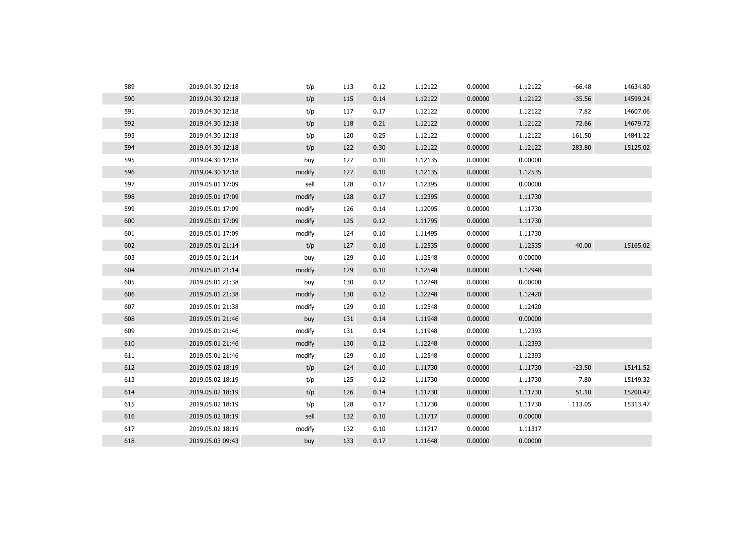| | | | | | | | | | |
|---|---|---|---|---|---|---|---|---|---|
| 589 | 2019.04.30 12:18 | t/p | 113 | 0.12 | 1.12122 | 0.00000 | 1.12122 | -66.48 | 14634.80 |
| 590 | 2019.04.30 12:18 | t/p | 115 | 0.14 | 1.12122 | 0.00000 | 1.12122 | -35.56 | 14599.24 |
| 591 | 2019.04.30 12:18 | t/p | 117 | 0.17 | 1.12122 | 0.00000 | 1.12122 | 7.82 | 14607.06 |
| 592 | 2019.04.30 12:18 | t/p | 118 | 0.21 | 1.12122 | 0.00000 | 1.12122 | 72.66 | 14679.72 |
| 593 | 2019.04.30 12:18 | t/p | 120 | 0.25 | 1.12122 | 0.00000 | 1.12122 | 161.50 | 14841.22 |
| 594 | 2019.04.30 12:18 | t/p | 122 | 0.30 | 1.12122 | 0.00000 | 1.12122 | 283.80 | 15125.02 |
| 595 | 2019.04.30 12:18 | buy | 127 | 0.10 | 1.12135 | 0.00000 | 0.00000 | | |
| 596 | 2019.04.30 12:18 | modify | 127 | 0.10 | 1.12135 | 0.00000 | 1.12535 | | |
| 597 | 2019.05.01 17:09 | sell | 128 | 0.17 | 1.12395 | 0.00000 | 0.00000 | | |
| 598 | 2019.05.01 17:09 | modify | 128 | 0.17 | 1.12395 | 0.00000 | 1.11730 | | |
| 599 | 2019.05.01 17:09 | modify | 126 | 0.14 | 1.12095 | 0.00000 | 1.11730 | | |
| 600 | 2019.05.01 17:09 | modify | 125 | 0.12 | 1.11795 | 0.00000 | 1.11730 | | |
| 601 | 2019.05.01 17:09 | modify | 124 | 0.10 | 1.11495 | 0.00000 | 1.11730 | | |
| 602 | 2019.05.01 21:14 | t/p | 127 | 0.10 | 1.12535 | 0.00000 | 1.12535 | 40.00 | 15165.02 |
| 603 | 2019.05.01 21:14 | buy | 129 | 0.10 | 1.12548 | 0.00000 | 0.00000 | | |
| 604 | 2019.05.01 21:14 | modify | 129 | 0.10 | 1.12548 | 0.00000 | 1.12948 | | |
| 605 | 2019.05.01 21:38 | buy | 130 | 0.12 | 1.12248 | 0.00000 | 0.00000 | | |
| 606 | 2019.05.01 21:38 | modify | 130 | 0.12 | 1.12248 | 0.00000 | 1.12420 | | |
| 607 | 2019.05.01 21:38 | modify | 129 | 0.10 | 1.12548 | 0.00000 | 1.12420 | | |
| 608 | 2019.05.01 21:46 | buy | 131 | 0.14 | 1.11948 | 0.00000 | 0.00000 | | |
| 609 | 2019.05.01 21:46 | modify | 131 | 0.14 | 1.11948 | 0.00000 | 1.12393 | | |
| 610 | 2019.05.01 21:46 | modify | 130 | 0.12 | 1.12248 | 0.00000 | 1.12393 | | |
| 611 | 2019.05.01 21:46 | modify | 129 | 0.10 | 1.12548 | 0.00000 | 1.12393 | | |
| 612 | 2019.05.02 18:19 | t/p | 124 | 0.10 | 1.11730 | 0.00000 | 1.11730 | -23.50 | 15141.52 |
| 613 | 2019.05.02 18:19 | t/p | 125 | 0.12 | 1.11730 | 0.00000 | 1.11730 | 7.80 | 15149.32 |
| 614 | 2019.05.02 18:19 | t/p | 126 | 0.14 | 1.11730 | 0.00000 | 1.11730 | 51.10 | 15200.42 |
| 615 | 2019.05.02 18:19 | t/p | 128 | 0.17 | 1.11730 | 0.00000 | 1.11730 | 113.05 | 15313.47 |
| 616 | 2019.05.02 18:19 | sell | 132 | 0.10 | 1.11717 | 0.00000 | 0.00000 | | |
| 617 | 2019.05.02 18:19 | modify | 132 | 0.10 | 1.11717 | 0.00000 | 1.11317 | | |
| 618 | 2019.05.03 09:43 | buy | 133 | 0.17 | 1.11648 | 0.00000 | 0.00000 | | |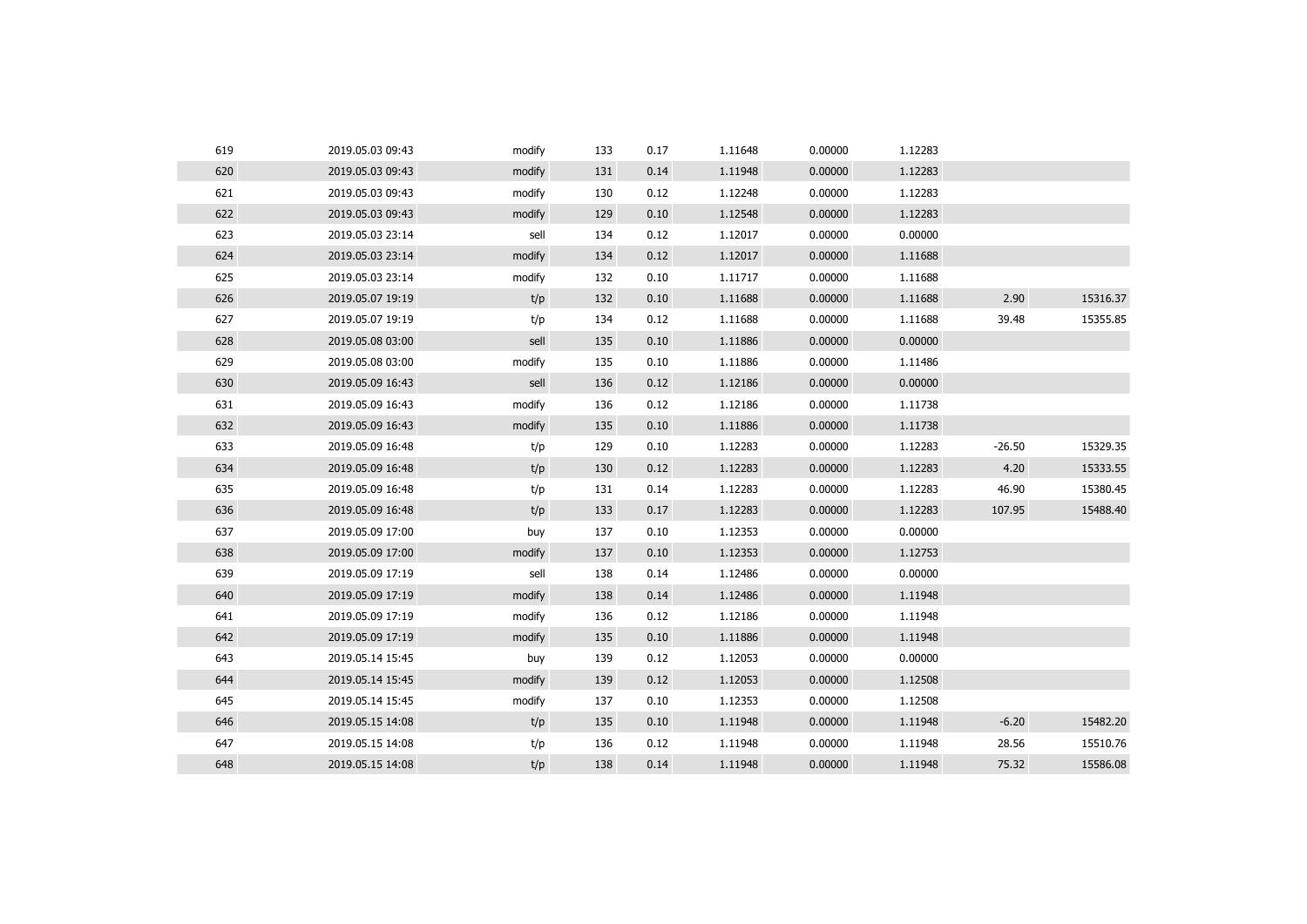| 619 | 2019.05.03 09:43 | modify | 133 | 0.17 | 1.11648 | 0.00000 | 1.12283 | | |
|---|---|---|---|---|---|---|---|---|---|
| 620 | 2019.05.03 09:43 | modify | 131 | 0.14 | 1.11948 | 0.00000 | 1.12283 | | |
| 621 | 2019.05.03 09:43 | modify | 130 | 0.12 | 1.12248 | 0.00000 | 1.12283 | | |
| 622 | 2019.05.03 09:43 | modify | 129 | 0.10 | 1.12548 | 0.00000 | 1.12283 | | |
| 623 | 2019.05.03 23:14 | sell | 134 | 0.12 | 1.12017 | 0.00000 | 0.00000 | | |
| 624 | 2019.05.03 23:14 | modify | 134 | 0.12 | 1.12017 | 0.00000 | 1.11688 | | |
| 625 | 2019.05.03 23:14 | modify | 132 | 0.10 | 1.11717 | 0.00000 | 1.11688 | | |
| 626 | 2019.05.07 19:19 | t/p | 132 | 0.10 | 1.11688 | 0.00000 | 1.11688 | 2.90 | 15316.37 |
| 627 | 2019.05.07 19:19 | t/p | 134 | 0.12 | 1.11688 | 0.00000 | 1.11688 | 39.48 | 15355.85 |
| 628 | 2019.05.08 03:00 | sell | 135 | 0.10 | 1.11886 | 0.00000 | 0.00000 | | |
| 629 | 2019.05.08 03:00 | modify | 135 | 0.10 | 1.11886 | 0.00000 | 1.11486 | | |
| 630 | 2019.05.09 16:43 | sell | 136 | 0.12 | 1.12186 | 0.00000 | 0.00000 | | |
| 631 | 2019.05.09 16:43 | modify | 136 | 0.12 | 1.12186 | 0.00000 | 1.11738 | | |
| 632 | 2019.05.09 16:43 | modify | 135 | 0.10 | 1.11886 | 0.00000 | 1.11738 | | |
| 633 | 2019.05.09 16:48 | t/p | 129 | 0.10 | 1.12283 | 0.00000 | 1.12283 | -26.50 | 15329.35 |
| 634 | 2019.05.09 16:48 | t/p | 130 | 0.12 | 1.12283 | 0.00000 | 1.12283 | 4.20 | 15333.55 |
| 635 | 2019.05.09 16:48 | t/p | 131 | 0.14 | 1.12283 | 0.00000 | 1.12283 | 46.90 | 15380.45 |
| 636 | 2019.05.09 16:48 | t/p | 133 | 0.17 | 1.12283 | 0.00000 | 1.12283 | 107.95 | 15488.40 |
| 637 | 2019.05.09 17:00 | buy | 137 | 0.10 | 1.12353 | 0.00000 | 0.00000 | | |
| 638 | 2019.05.09 17:00 | modify | 137 | 0.10 | 1.12353 | 0.00000 | 1.12753 | | |
| 639 | 2019.05.09 17:19 | sell | 138 | 0.14 | 1.12486 | 0.00000 | 0.00000 | | |
| 640 | 2019.05.09 17:19 | modify | 138 | 0.14 | 1.12486 | 0.00000 | 1.11948 | | |
| 641 | 2019.05.09 17:19 | modify | 136 | 0.12 | 1.12186 | 0.00000 | 1.11948 | | |
| 642 | 2019.05.09 17:19 | modify | 135 | 0.10 | 1.11886 | 0.00000 | 1.11948 | | |
| 643 | 2019.05.14 15:45 | buy | 139 | 0.12 | 1.12053 | 0.00000 | 0.00000 | | |
| 644 | 2019.05.14 15:45 | modify | 139 | 0.12 | 1.12053 | 0.00000 | 1.12508 | | |
| 645 | 2019.05.14 15:45 | modify | 137 | 0.10 | 1.12353 | 0.00000 | 1.12508 | | |
| 646 | 2019.05.15 14:08 | t/p | 135 | 0.10 | 1.11948 | 0.00000 | 1.11948 | -6.20 | 15482.20 |
| 647 | 2019.05.15 14:08 | t/p | 136 | 0.12 | 1.11948 | 0.00000 | 1.11948 | 28.56 | 15510.76 |
| 648 | 2019.05.15 14:08 | t/p | 138 | 0.14 | 1.11948 | 0.00000 | 1.11948 | 75.32 | 15586.08 |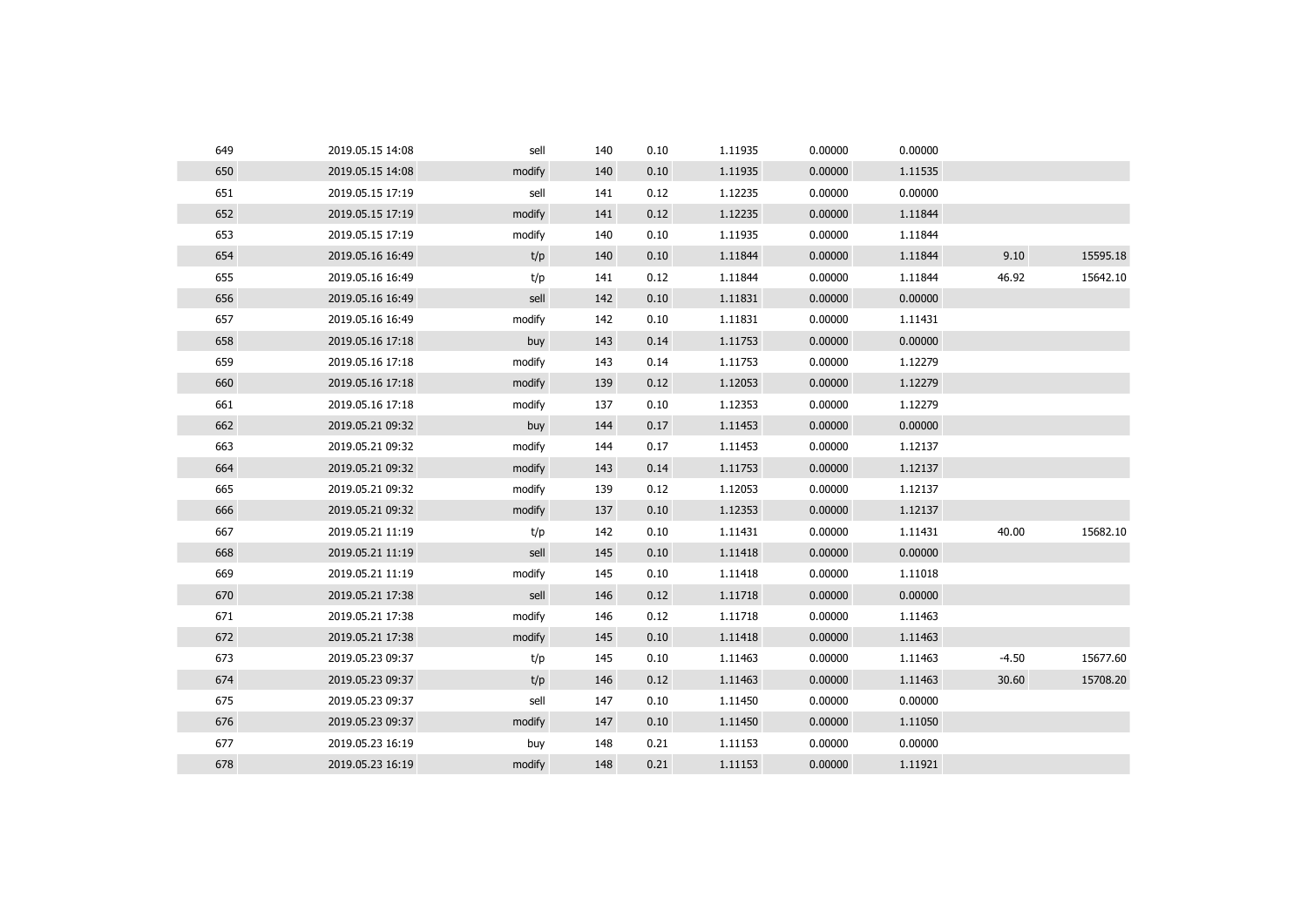| | | | | | | | | | |
|---|---|---|---|---|---|---|---|---|---|
| 649 | 2019.05.15 14:08 | sell | 140 | 0.10 | 1.11935 | 0.00000 | 0.00000 | | |
| 650 | 2019.05.15 14:08 | modify | 140 | 0.10 | 1.11935 | 0.00000 | 1.11535 | | |
| 651 | 2019.05.15 17:19 | sell | 141 | 0.12 | 1.12235 | 0.00000 | 0.00000 | | |
| 652 | 2019.05.15 17:19 | modify | 141 | 0.12 | 1.12235 | 0.00000 | 1.11844 | | |
| 653 | 2019.05.15 17:19 | modify | 140 | 0.10 | 1.11935 | 0.00000 | 1.11844 | | |
| 654 | 2019.05.16 16:49 | t/p | 140 | 0.10 | 1.11844 | 0.00000 | 1.11844 | 9.10 | 15595.18 |
| 655 | 2019.05.16 16:49 | t/p | 141 | 0.12 | 1.11844 | 0.00000 | 1.11844 | 46.92 | 15642.10 |
| 656 | 2019.05.16 16:49 | sell | 142 | 0.10 | 1.11831 | 0.00000 | 0.00000 | | |
| 657 | 2019.05.16 16:49 | modify | 142 | 0.10 | 1.11831 | 0.00000 | 1.11431 | | |
| 658 | 2019.05.16 17:18 | buy | 143 | 0.14 | 1.11753 | 0.00000 | 0.00000 | | |
| 659 | 2019.05.16 17:18 | modify | 143 | 0.14 | 1.11753 | 0.00000 | 1.12279 | | |
| 660 | 2019.05.16 17:18 | modify | 139 | 0.12 | 1.12053 | 0.00000 | 1.12279 | | |
| 661 | 2019.05.16 17:18 | modify | 137 | 0.10 | 1.12353 | 0.00000 | 1.12279 | | |
| 662 | 2019.05.21 09:32 | buy | 144 | 0.17 | 1.11453 | 0.00000 | 0.00000 | | |
| 663 | 2019.05.21 09:32 | modify | 144 | 0.17 | 1.11453 | 0.00000 | 1.12137 | | |
| 664 | 2019.05.21 09:32 | modify | 143 | 0.14 | 1.11753 | 0.00000 | 1.12137 | | |
| 665 | 2019.05.21 09:32 | modify | 139 | 0.12 | 1.12053 | 0.00000 | 1.12137 | | |
| 666 | 2019.05.21 09:32 | modify | 137 | 0.10 | 1.12353 | 0.00000 | 1.12137 | | |
| 667 | 2019.05.21 11:19 | t/p | 142 | 0.10 | 1.11431 | 0.00000 | 1.11431 | 40.00 | 15682.10 |
| 668 | 2019.05.21 11:19 | sell | 145 | 0.10 | 1.11418 | 0.00000 | 0.00000 | | |
| 669 | 2019.05.21 11:19 | modify | 145 | 0.10 | 1.11418 | 0.00000 | 1.11018 | | |
| 670 | 2019.05.21 17:38 | sell | 146 | 0.12 | 1.11718 | 0.00000 | 0.00000 | | |
| 671 | 2019.05.21 17:38 | modify | 146 | 0.12 | 1.11718 | 0.00000 | 1.11463 | | |
| 672 | 2019.05.21 17:38 | modify | 145 | 0.10 | 1.11418 | 0.00000 | 1.11463 | | |
| 673 | 2019.05.23 09:37 | t/p | 145 | 0.10 | 1.11463 | 0.00000 | 1.11463 | -4.50 | 15677.60 |
| 674 | 2019.05.23 09:37 | t/p | 146 | 0.12 | 1.11463 | 0.00000 | 1.11463 | 30.60 | 15708.20 |
| 675 | 2019.05.23 09:37 | sell | 147 | 0.10 | 1.11450 | 0.00000 | 0.00000 | | |
| 676 | 2019.05.23 09:37 | modify | 147 | 0.10 | 1.11450 | 0.00000 | 1.11050 | | |
| 677 | 2019.05.23 16:19 | buy | 148 | 0.21 | 1.11153 | 0.00000 | 0.00000 | | |
| 678 | 2019.05.23 16:19 | modify | 148 | 0.21 | 1.11153 | 0.00000 | 1.11921 | | |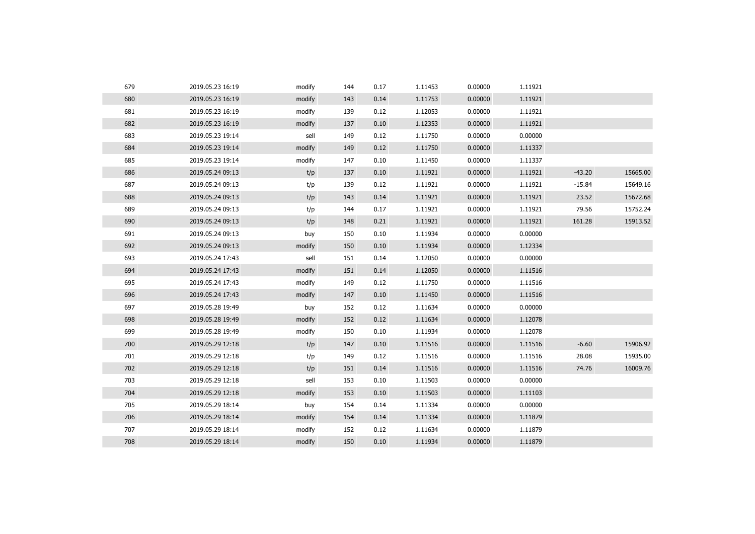| 679 | 2019.05.23 16:19 | modify | 144 | 0.17 | 1.11453 | 0.00000 | 1.11921 | | |
|---|---|---|---|---|---|---|---|---|---|
| 680 | 2019.05.23 16:19 | modify | 143 | 0.14 | 1.11753 | 0.00000 | 1.11921 | | |
| 681 | 2019.05.23 16:19 | modify | 139 | 0.12 | 1.12053 | 0.00000 | 1.11921 | | |
| 682 | 2019.05.23 16:19 | modify | 137 | 0.10 | 1.12353 | 0.00000 | 1.11921 | | |
| 683 | 2019.05.23 19:14 | sell | 149 | 0.12 | 1.11750 | 0.00000 | 0.00000 | | |
| 684 | 2019.05.23 19:14 | modify | 149 | 0.12 | 1.11750 | 0.00000 | 1.11337 | | |
| 685 | 2019.05.23 19:14 | modify | 147 | 0.10 | 1.11450 | 0.00000 | 1.11337 | | |
| 686 | 2019.05.24 09:13 | t/p | 137 | 0.10 | 1.11921 | 0.00000 | 1.11921 | -43.20 | 15665.00 |
| 687 | 2019.05.24 09:13 | t/p | 139 | 0.12 | 1.11921 | 0.00000 | 1.11921 | -15.84 | 15649.16 |
| 688 | 2019.05.24 09:13 | t/p | 143 | 0.14 | 1.11921 | 0.00000 | 1.11921 | 23.52 | 15672.68 |
| 689 | 2019.05.24 09:13 | t/p | 144 | 0.17 | 1.11921 | 0.00000 | 1.11921 | 79.56 | 15752.24 |
| 690 | 2019.05.24 09:13 | t/p | 148 | 0.21 | 1.11921 | 0.00000 | 1.11921 | 161.28 | 15913.52 |
| 691 | 2019.05.24 09:13 | buy | 150 | 0.10 | 1.11934 | 0.00000 | 0.00000 | | |
| 692 | 2019.05.24 09:13 | modify | 150 | 0.10 | 1.11934 | 0.00000 | 1.12334 | | |
| 693 | 2019.05.24 17:43 | sell | 151 | 0.14 | 1.12050 | 0.00000 | 0.00000 | | |
| 694 | 2019.05.24 17:43 | modify | 151 | 0.14 | 1.12050 | 0.00000 | 1.11516 | | |
| 695 | 2019.05.24 17:43 | modify | 149 | 0.12 | 1.11750 | 0.00000 | 1.11516 | | |
| 696 | 2019.05.24 17:43 | modify | 147 | 0.10 | 1.11450 | 0.00000 | 1.11516 | | |
| 697 | 2019.05.28 19:49 | buy | 152 | 0.12 | 1.11634 | 0.00000 | 0.00000 | | |
| 698 | 2019.05.28 19:49 | modify | 152 | 0.12 | 1.11634 | 0.00000 | 1.12078 | | |
| 699 | 2019.05.28 19:49 | modify | 150 | 0.10 | 1.11934 | 0.00000 | 1.12078 | | |
| 700 | 2019.05.29 12:18 | t/p | 147 | 0.10 | 1.11516 | 0.00000 | 1.11516 | -6.60 | 15906.92 |
| 701 | 2019.05.29 12:18 | t/p | 149 | 0.12 | 1.11516 | 0.00000 | 1.11516 | 28.08 | 15935.00 |
| 702 | 2019.05.29 12:18 | t/p | 151 | 0.14 | 1.11516 | 0.00000 | 1.11516 | 74.76 | 16009.76 |
| 703 | 2019.05.29 12:18 | sell | 153 | 0.10 | 1.11503 | 0.00000 | 0.00000 | | |
| 704 | 2019.05.29 12:18 | modify | 153 | 0.10 | 1.11503 | 0.00000 | 1.11103 | | |
| 705 | 2019.05.29 18:14 | buy | 154 | 0.14 | 1.11334 | 0.00000 | 0.00000 | | |
| 706 | 2019.05.29 18:14 | modify | 154 | 0.14 | 1.11334 | 0.00000 | 1.11879 | | |
| 707 | 2019.05.29 18:14 | modify | 152 | 0.12 | 1.11634 | 0.00000 | 1.11879 | | |
| 708 | 2019.05.29 18:14 | modify | 150 | 0.10 | 1.11934 | 0.00000 | 1.11879 | | |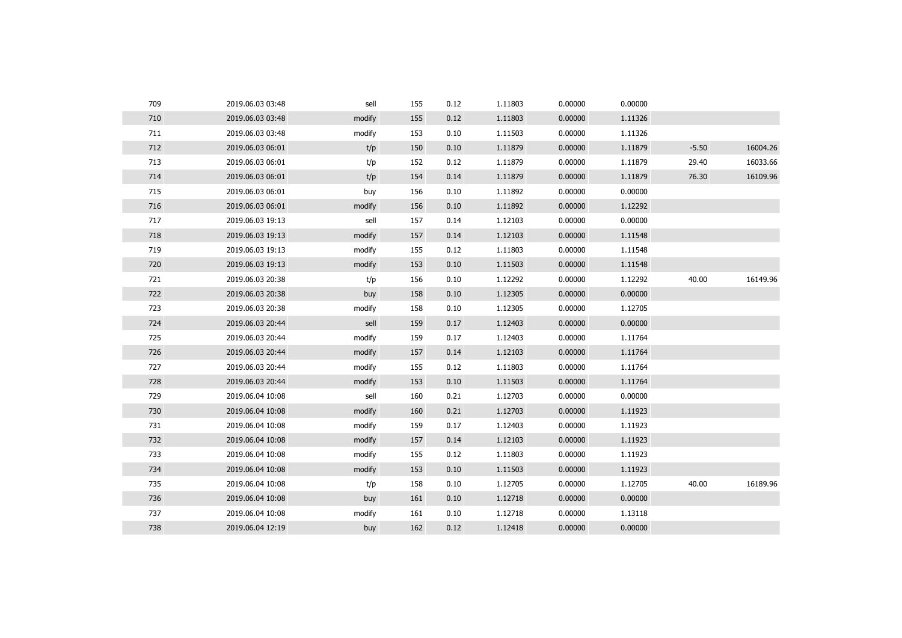| | | | | | | | | | |
|---|---|---|---|---|---|---|---|---|---|
| 709 | 2019.06.03 03:48 | sell | 155 | 0.12 | 1.11803 | 0.00000 | 0.00000 | | |
| 710 | 2019.06.03 03:48 | modify | 155 | 0.12 | 1.11803 | 0.00000 | 1.11326 | | |
| 711 | 2019.06.03 03:48 | modify | 153 | 0.10 | 1.11503 | 0.00000 | 1.11326 | | |
| 712 | 2019.06.03 06:01 | t/p | 150 | 0.10 | 1.11879 | 0.00000 | 1.11879 | -5.50 | 16004.26 |
| 713 | 2019.06.03 06:01 | t/p | 152 | 0.12 | 1.11879 | 0.00000 | 1.11879 | 29.40 | 16033.66 |
| 714 | 2019.06.03 06:01 | t/p | 154 | 0.14 | 1.11879 | 0.00000 | 1.11879 | 76.30 | 16109.96 |
| 715 | 2019.06.03 06:01 | buy | 156 | 0.10 | 1.11892 | 0.00000 | 0.00000 | | |
| 716 | 2019.06.03 06:01 | modify | 156 | 0.10 | 1.11892 | 0.00000 | 1.12292 | | |
| 717 | 2019.06.03 19:13 | sell | 157 | 0.14 | 1.12103 | 0.00000 | 0.00000 | | |
| 718 | 2019.06.03 19:13 | modify | 157 | 0.14 | 1.12103 | 0.00000 | 1.11548 | | |
| 719 | 2019.06.03 19:13 | modify | 155 | 0.12 | 1.11803 | 0.00000 | 1.11548 | | |
| 720 | 2019.06.03 19:13 | modify | 153 | 0.10 | 1.11503 | 0.00000 | 1.11548 | | |
| 721 | 2019.06.03 20:38 | t/p | 156 | 0.10 | 1.12292 | 0.00000 | 1.12292 | 40.00 | 16149.96 |
| 722 | 2019.06.03 20:38 | buy | 158 | 0.10 | 1.12305 | 0.00000 | 0.00000 | | |
| 723 | 2019.06.03 20:38 | modify | 158 | 0.10 | 1.12305 | 0.00000 | 1.12705 | | |
| 724 | 2019.06.03 20:44 | sell | 159 | 0.17 | 1.12403 | 0.00000 | 0.00000 | | |
| 725 | 2019.06.03 20:44 | modify | 159 | 0.17 | 1.12403 | 0.00000 | 1.11764 | | |
| 726 | 2019.06.03 20:44 | modify | 157 | 0.14 | 1.12103 | 0.00000 | 1.11764 | | |
| 727 | 2019.06.03 20:44 | modify | 155 | 0.12 | 1.11803 | 0.00000 | 1.11764 | | |
| 728 | 2019.06.03 20:44 | modify | 153 | 0.10 | 1.11503 | 0.00000 | 1.11764 | | |
| 729 | 2019.06.04 10:08 | sell | 160 | 0.21 | 1.12703 | 0.00000 | 0.00000 | | |
| 730 | 2019.06.04 10:08 | modify | 160 | 0.21 | 1.12703 | 0.00000 | 1.11923 | | |
| 731 | 2019.06.04 10:08 | modify | 159 | 0.17 | 1.12403 | 0.00000 | 1.11923 | | |
| 732 | 2019.06.04 10:08 | modify | 157 | 0.14 | 1.12103 | 0.00000 | 1.11923 | | |
| 733 | 2019.06.04 10:08 | modify | 155 | 0.12 | 1.11803 | 0.00000 | 1.11923 | | |
| 734 | 2019.06.04 10:08 | modify | 153 | 0.10 | 1.11503 | 0.00000 | 1.11923 | | |
| 735 | 2019.06.04 10:08 | t/p | 158 | 0.10 | 1.12705 | 0.00000 | 1.12705 | 40.00 | 16189.96 |
| 736 | 2019.06.04 10:08 | buy | 161 | 0.10 | 1.12718 | 0.00000 | 0.00000 | | |
| 737 | 2019.06.04 10:08 | modify | 161 | 0.10 | 1.12718 | 0.00000 | 1.13118 | | |
| 738 | 2019.06.04 12:19 | buy | 162 | 0.12 | 1.12418 | 0.00000 | 0.00000 | | |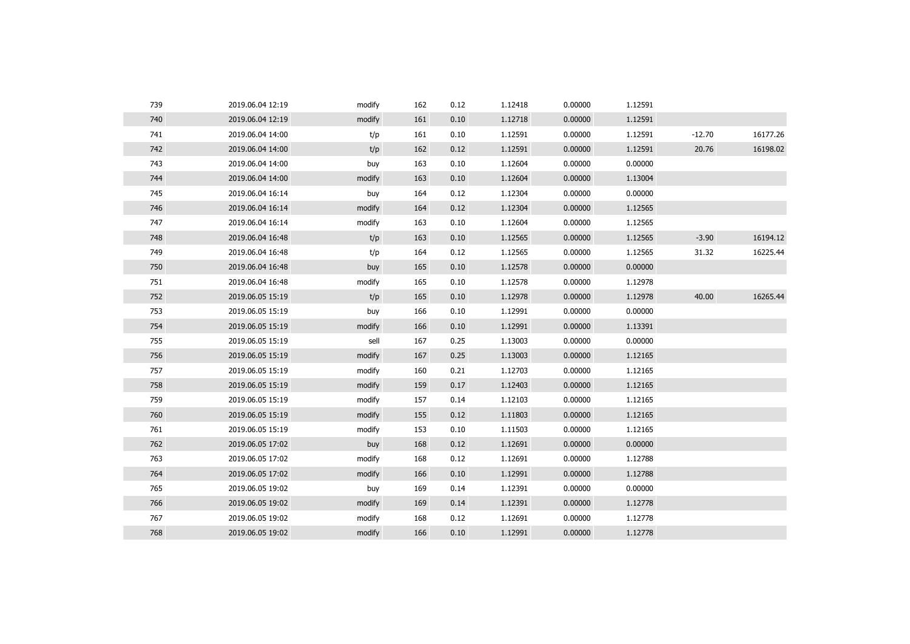| | | | | | | | | | |
|---|---|---|---|---|---|---|---|---|---|
| 739 | 2019.06.04 12:19 | modify | 162 | 0.12 | 1.12418 | 0.00000 | 1.12591 | | |
| 740 | 2019.06.04 12:19 | modify | 161 | 0.10 | 1.12718 | 0.00000 | 1.12591 | | |
| 741 | 2019.06.04 14:00 | t/p | 161 | 0.10 | 1.12591 | 0.00000 | 1.12591 | -12.70 | 16177.26 |
| 742 | 2019.06.04 14:00 | t/p | 162 | 0.12 | 1.12591 | 0.00000 | 1.12591 | 20.76 | 16198.02 |
| 743 | 2019.06.04 14:00 | buy | 163 | 0.10 | 1.12604 | 0.00000 | 0.00000 | | |
| 744 | 2019.06.04 14:00 | modify | 163 | 0.10 | 1.12604 | 0.00000 | 1.13004 | | |
| 745 | 2019.06.04 16:14 | buy | 164 | 0.12 | 1.12304 | 0.00000 | 0.00000 | | |
| 746 | 2019.06.04 16:14 | modify | 164 | 0.12 | 1.12304 | 0.00000 | 1.12565 | | |
| 747 | 2019.06.04 16:14 | modify | 163 | 0.10 | 1.12604 | 0.00000 | 1.12565 | | |
| 748 | 2019.06.04 16:48 | t/p | 163 | 0.10 | 1.12565 | 0.00000 | 1.12565 | -3.90 | 16194.12 |
| 749 | 2019.06.04 16:48 | t/p | 164 | 0.12 | 1.12565 | 0.00000 | 1.12565 | 31.32 | 16225.44 |
| 750 | 2019.06.04 16:48 | buy | 165 | 0.10 | 1.12578 | 0.00000 | 0.00000 | | |
| 751 | 2019.06.04 16:48 | modify | 165 | 0.10 | 1.12578 | 0.00000 | 1.12978 | | |
| 752 | 2019.06.05 15:19 | t/p | 165 | 0.10 | 1.12978 | 0.00000 | 1.12978 | 40.00 | 16265.44 |
| 753 | 2019.06.05 15:19 | buy | 166 | 0.10 | 1.12991 | 0.00000 | 0.00000 | | |
| 754 | 2019.06.05 15:19 | modify | 166 | 0.10 | 1.12991 | 0.00000 | 1.13391 | | |
| 755 | 2019.06.05 15:19 | sell | 167 | 0.25 | 1.13003 | 0.00000 | 0.00000 | | |
| 756 | 2019.06.05 15:19 | modify | 167 | 0.25 | 1.13003 | 0.00000 | 1.12165 | | |
| 757 | 2019.06.05 15:19 | modify | 160 | 0.21 | 1.12703 | 0.00000 | 1.12165 | | |
| 758 | 2019.06.05 15:19 | modify | 159 | 0.17 | 1.12403 | 0.00000 | 1.12165 | | |
| 759 | 2019.06.05 15:19 | modify | 157 | 0.14 | 1.12103 | 0.00000 | 1.12165 | | |
| 760 | 2019.06.05 15:19 | modify | 155 | 0.12 | 1.11803 | 0.00000 | 1.12165 | | |
| 761 | 2019.06.05 15:19 | modify | 153 | 0.10 | 1.11503 | 0.00000 | 1.12165 | | |
| 762 | 2019.06.05 17:02 | buy | 168 | 0.12 | 1.12691 | 0.00000 | 0.00000 | | |
| 763 | 2019.06.05 17:02 | modify | 168 | 0.12 | 1.12691 | 0.00000 | 1.12788 | | |
| 764 | 2019.06.05 17:02 | modify | 166 | 0.10 | 1.12991 | 0.00000 | 1.12788 | | |
| 765 | 2019.06.05 19:02 | buy | 169 | 0.14 | 1.12391 | 0.00000 | 0.00000 | | |
| 766 | 2019.06.05 19:02 | modify | 169 | 0.14 | 1.12391 | 0.00000 | 1.12778 | | |
| 767 | 2019.06.05 19:02 | modify | 168 | 0.12 | 1.12691 | 0.00000 | 1.12778 | | |
| 768 | 2019.06.05 19:02 | modify | 166 | 0.10 | 1.12991 | 0.00000 | 1.12778 | | |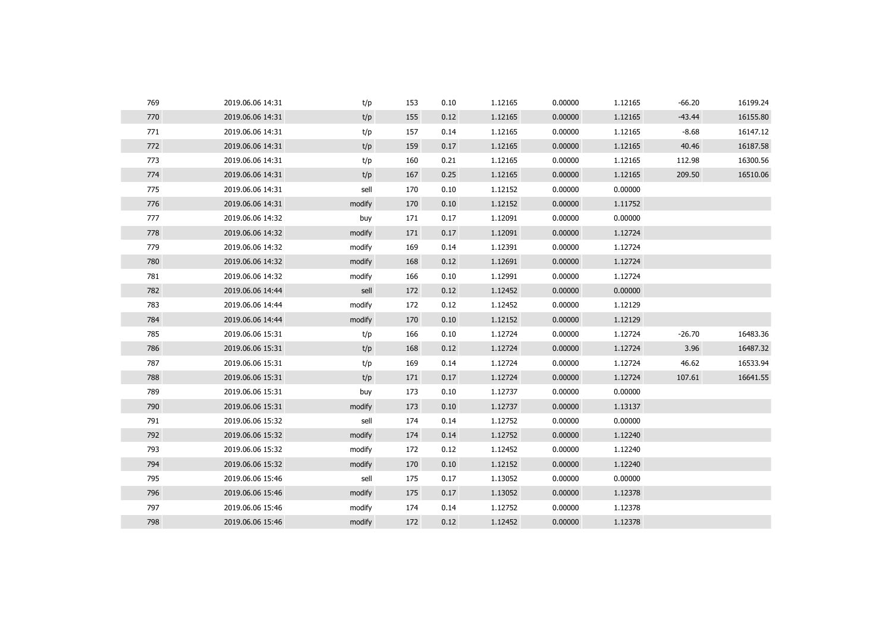| | | | | | | | | | |
|---|---|---|---|---|---|---|---|---|---|
| 769 | 2019.06.06 14:31 | t/p | 153 | 0.10 | 1.12165 | 0.00000 | 1.12165 | -66.20 | 16199.24 |
| 770 | 2019.06.06 14:31 | t/p | 155 | 0.12 | 1.12165 | 0.00000 | 1.12165 | -43.44 | 16155.80 |
| 771 | 2019.06.06 14:31 | t/p | 157 | 0.14 | 1.12165 | 0.00000 | 1.12165 | -8.68 | 16147.12 |
| 772 | 2019.06.06 14:31 | t/p | 159 | 0.17 | 1.12165 | 0.00000 | 1.12165 | 40.46 | 16187.58 |
| 773 | 2019.06.06 14:31 | t/p | 160 | 0.21 | 1.12165 | 0.00000 | 1.12165 | 112.98 | 16300.56 |
| 774 | 2019.06.06 14:31 | t/p | 167 | 0.25 | 1.12165 | 0.00000 | 1.12165 | 209.50 | 16510.06 |
| 775 | 2019.06.06 14:31 | sell | 170 | 0.10 | 1.12152 | 0.00000 | 0.00000 | | |
| 776 | 2019.06.06 14:31 | modify | 170 | 0.10 | 1.12152 | 0.00000 | 1.11752 | | |
| 777 | 2019.06.06 14:32 | buy | 171 | 0.17 | 1.12091 | 0.00000 | 0.00000 | | |
| 778 | 2019.06.06 14:32 | modify | 171 | 0.17 | 1.12091 | 0.00000 | 1.12724 | | |
| 779 | 2019.06.06 14:32 | modify | 169 | 0.14 | 1.12391 | 0.00000 | 1.12724 | | |
| 780 | 2019.06.06 14:32 | modify | 168 | 0.12 | 1.12691 | 0.00000 | 1.12724 | | |
| 781 | 2019.06.06 14:32 | modify | 166 | 0.10 | 1.12991 | 0.00000 | 1.12724 | | |
| 782 | 2019.06.06 14:44 | sell | 172 | 0.12 | 1.12452 | 0.00000 | 0.00000 | | |
| 783 | 2019.06.06 14:44 | modify | 172 | 0.12 | 1.12452 | 0.00000 | 1.12129 | | |
| 784 | 2019.06.06 14:44 | modify | 170 | 0.10 | 1.12152 | 0.00000 | 1.12129 | | |
| 785 | 2019.06.06 15:31 | t/p | 166 | 0.10 | 1.12724 | 0.00000 | 1.12724 | -26.70 | 16483.36 |
| 786 | 2019.06.06 15:31 | t/p | 168 | 0.12 | 1.12724 | 0.00000 | 1.12724 | 3.96 | 16487.32 |
| 787 | 2019.06.06 15:31 | t/p | 169 | 0.14 | 1.12724 | 0.00000 | 1.12724 | 46.62 | 16533.94 |
| 788 | 2019.06.06 15:31 | t/p | 171 | 0.17 | 1.12724 | 0.00000 | 1.12724 | 107.61 | 16641.55 |
| 789 | 2019.06.06 15:31 | buy | 173 | 0.10 | 1.12737 | 0.00000 | 0.00000 | | |
| 790 | 2019.06.06 15:31 | modify | 173 | 0.10 | 1.12737 | 0.00000 | 1.13137 | | |
| 791 | 2019.06.06 15:32 | sell | 174 | 0.14 | 1.12752 | 0.00000 | 0.00000 | | |
| 792 | 2019.06.06 15:32 | modify | 174 | 0.14 | 1.12752 | 0.00000 | 1.12240 | | |
| 793 | 2019.06.06 15:32 | modify | 172 | 0.12 | 1.12452 | 0.00000 | 1.12240 | | |
| 794 | 2019.06.06 15:32 | modify | 170 | 0.10 | 1.12152 | 0.00000 | 1.12240 | | |
| 795 | 2019.06.06 15:46 | sell | 175 | 0.17 | 1.13052 | 0.00000 | 0.00000 | | |
| 796 | 2019.06.06 15:46 | modify | 175 | 0.17 | 1.13052 | 0.00000 | 1.12378 | | |
| 797 | 2019.06.06 15:46 | modify | 174 | 0.14 | 1.12752 | 0.00000 | 1.12378 | | |
| 798 | 2019.06.06 15:46 | modify | 172 | 0.12 | 1.12452 | 0.00000 | 1.12378 | | |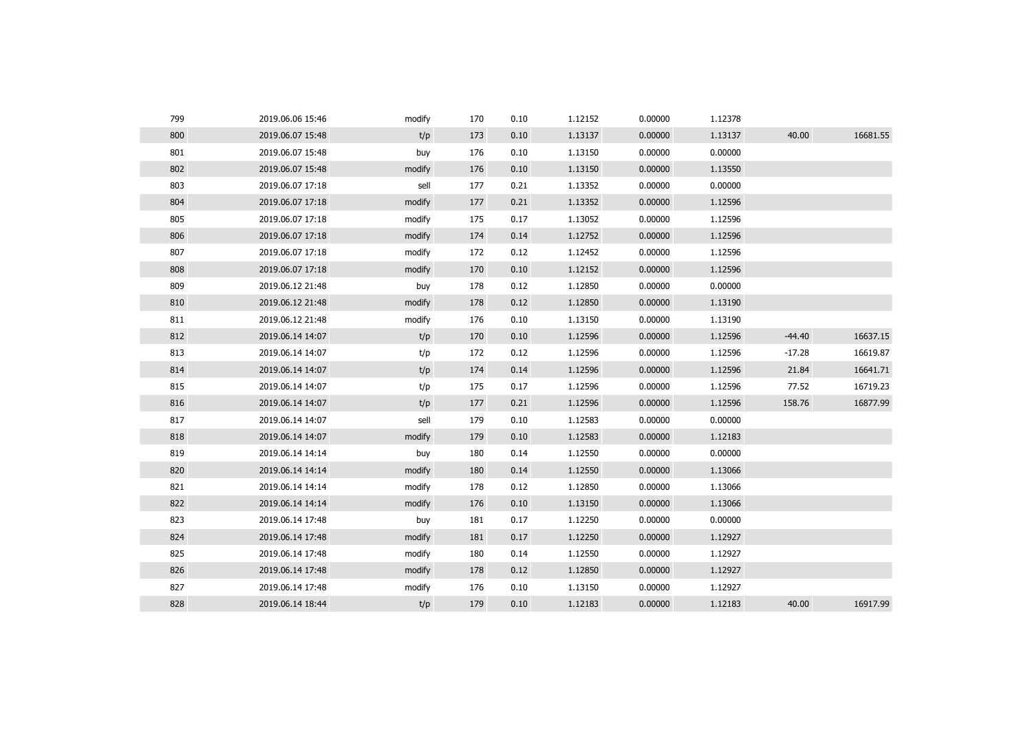| | | | | | | | | | |
|---|---|---|---|---|---|---|---|---|---|
| 799 | 2019.06.06 15:46 | modify | 170 | 0.10 | 1.12152 | 0.00000 | 1.12378 | | |
| 800 | 2019.06.07 15:48 | t/p | 173 | 0.10 | 1.13137 | 0.00000 | 1.13137 | 40.00 | 16681.55 |
| 801 | 2019.06.07 15:48 | buy | 176 | 0.10 | 1.13150 | 0.00000 | 0.00000 | | |
| 802 | 2019.06.07 15:48 | modify | 176 | 0.10 | 1.13150 | 0.00000 | 1.13550 | | |
| 803 | 2019.06.07 17:18 | sell | 177 | 0.21 | 1.13352 | 0.00000 | 0.00000 | | |
| 804 | 2019.06.07 17:18 | modify | 177 | 0.21 | 1.13352 | 0.00000 | 1.12596 | | |
| 805 | 2019.06.07 17:18 | modify | 175 | 0.17 | 1.13052 | 0.00000 | 1.12596 | | |
| 806 | 2019.06.07 17:18 | modify | 174 | 0.14 | 1.12752 | 0.00000 | 1.12596 | | |
| 807 | 2019.06.07 17:18 | modify | 172 | 0.12 | 1.12452 | 0.00000 | 1.12596 | | |
| 808 | 2019.06.07 17:18 | modify | 170 | 0.10 | 1.12152 | 0.00000 | 1.12596 | | |
| 809 | 2019.06.12 21:48 | buy | 178 | 0.12 | 1.12850 | 0.00000 | 0.00000 | | |
| 810 | 2019.06.12 21:48 | modify | 178 | 0.12 | 1.12850 | 0.00000 | 1.13190 | | |
| 811 | 2019.06.12 21:48 | modify | 176 | 0.10 | 1.13150 | 0.00000 | 1.13190 | | |
| 812 | 2019.06.14 14:07 | t/p | 170 | 0.10 | 1.12596 | 0.00000 | 1.12596 | -44.40 | 16637.15 |
| 813 | 2019.06.14 14:07 | t/p | 172 | 0.12 | 1.12596 | 0.00000 | 1.12596 | -17.28 | 16619.87 |
| 814 | 2019.06.14 14:07 | t/p | 174 | 0.14 | 1.12596 | 0.00000 | 1.12596 | 21.84 | 16641.71 |
| 815 | 2019.06.14 14:07 | t/p | 175 | 0.17 | 1.12596 | 0.00000 | 1.12596 | 77.52 | 16719.23 |
| 816 | 2019.06.14 14:07 | t/p | 177 | 0.21 | 1.12596 | 0.00000 | 1.12596 | 158.76 | 16877.99 |
| 817 | 2019.06.14 14:07 | sell | 179 | 0.10 | 1.12583 | 0.00000 | 0.00000 | | |
| 818 | 2019.06.14 14:07 | modify | 179 | 0.10 | 1.12583 | 0.00000 | 1.12183 | | |
| 819 | 2019.06.14 14:14 | buy | 180 | 0.14 | 1.12550 | 0.00000 | 0.00000 | | |
| 820 | 2019.06.14 14:14 | modify | 180 | 0.14 | 1.12550 | 0.00000 | 1.13066 | | |
| 821 | 2019.06.14 14:14 | modify | 178 | 0.12 | 1.12850 | 0.00000 | 1.13066 | | |
| 822 | 2019.06.14 14:14 | modify | 176 | 0.10 | 1.13150 | 0.00000 | 1.13066 | | |
| 823 | 2019.06.14 17:48 | buy | 181 | 0.17 | 1.12250 | 0.00000 | 0.00000 | | |
| 824 | 2019.06.14 17:48 | modify | 181 | 0.17 | 1.12250 | 0.00000 | 1.12927 | | |
| 825 | 2019.06.14 17:48 | modify | 180 | 0.14 | 1.12550 | 0.00000 | 1.12927 | | |
| 826 | 2019.06.14 17:48 | modify | 178 | 0.12 | 1.12850 | 0.00000 | 1.12927 | | |
| 827 | 2019.06.14 17:48 | modify | 176 | 0.10 | 1.13150 | 0.00000 | 1.12927 | | |
| 828 | 2019.06.14 18:44 | t/p | 179 | 0.10 | 1.12183 | 0.00000 | 1.12183 | 40.00 | 16917.99 |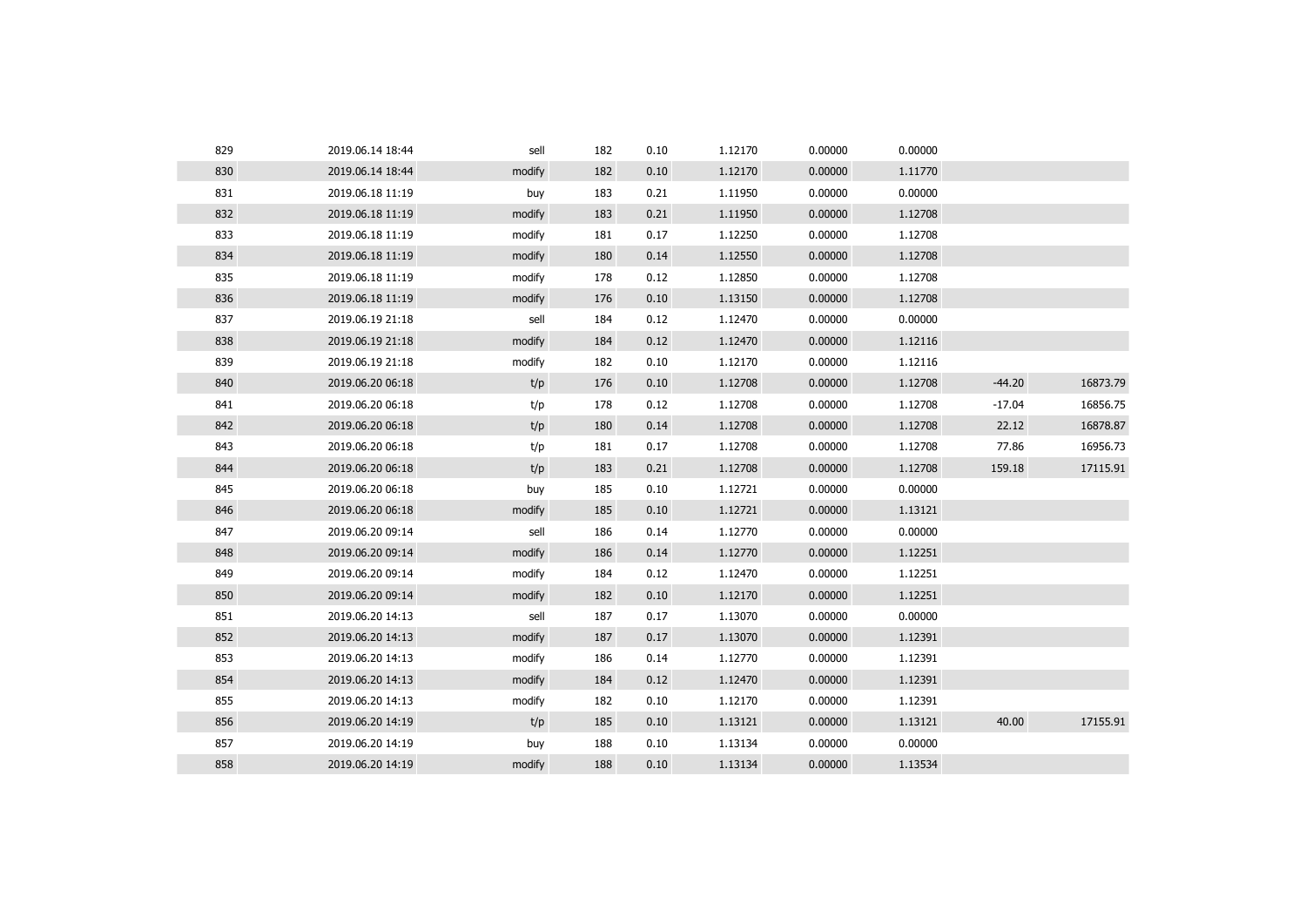| | | | | | | | | | |
|---|---|---|---|---|---|---|---|---|---|
| 829 | 2019.06.14 18:44 | sell | 182 | 0.10 | 1.12170 | 0.00000 | 0.00000 | | |
| 830 | 2019.06.14 18:44 | modify | 182 | 0.10 | 1.12170 | 0.00000 | 1.11770 | | |
| 831 | 2019.06.18 11:19 | buy | 183 | 0.21 | 1.11950 | 0.00000 | 0.00000 | | |
| 832 | 2019.06.18 11:19 | modify | 183 | 0.21 | 1.11950 | 0.00000 | 1.12708 | | |
| 833 | 2019.06.18 11:19 | modify | 181 | 0.17 | 1.12250 | 0.00000 | 1.12708 | | |
| 834 | 2019.06.18 11:19 | modify | 180 | 0.14 | 1.12550 | 0.00000 | 1.12708 | | |
| 835 | 2019.06.18 11:19 | modify | 178 | 0.12 | 1.12850 | 0.00000 | 1.12708 | | |
| 836 | 2019.06.18 11:19 | modify | 176 | 0.10 | 1.13150 | 0.00000 | 1.12708 | | |
| 837 | 2019.06.19 21:18 | sell | 184 | 0.12 | 1.12470 | 0.00000 | 0.00000 | | |
| 838 | 2019.06.19 21:18 | modify | 184 | 0.12 | 1.12470 | 0.00000 | 1.12116 | | |
| 839 | 2019.06.19 21:18 | modify | 182 | 0.10 | 1.12170 | 0.00000 | 1.12116 | | |
| 840 | 2019.06.20 06:18 | t/p | 176 | 0.10 | 1.12708 | 0.00000 | 1.12708 | -44.20 | 16873.79 |
| 841 | 2019.06.20 06:18 | t/p | 178 | 0.12 | 1.12708 | 0.00000 | 1.12708 | -17.04 | 16856.75 |
| 842 | 2019.06.20 06:18 | t/p | 180 | 0.14 | 1.12708 | 0.00000 | 1.12708 | 22.12 | 16878.87 |
| 843 | 2019.06.20 06:18 | t/p | 181 | 0.17 | 1.12708 | 0.00000 | 1.12708 | 77.86 | 16956.73 |
| 844 | 2019.06.20 06:18 | t/p | 183 | 0.21 | 1.12708 | 0.00000 | 1.12708 | 159.18 | 17115.91 |
| 845 | 2019.06.20 06:18 | buy | 185 | 0.10 | 1.12721 | 0.00000 | 0.00000 | | |
| 846 | 2019.06.20 06:18 | modify | 185 | 0.10 | 1.12721 | 0.00000 | 1.13121 | | |
| 847 | 2019.06.20 09:14 | sell | 186 | 0.14 | 1.12770 | 0.00000 | 0.00000 | | |
| 848 | 2019.06.20 09:14 | modify | 186 | 0.14 | 1.12770 | 0.00000 | 1.12251 | | |
| 849 | 2019.06.20 09:14 | modify | 184 | 0.12 | 1.12470 | 0.00000 | 1.12251 | | |
| 850 | 2019.06.20 09:14 | modify | 182 | 0.10 | 1.12170 | 0.00000 | 1.12251 | | |
| 851 | 2019.06.20 14:13 | sell | 187 | 0.17 | 1.13070 | 0.00000 | 0.00000 | | |
| 852 | 2019.06.20 14:13 | modify | 187 | 0.17 | 1.13070 | 0.00000 | 1.12391 | | |
| 853 | 2019.06.20 14:13 | modify | 186 | 0.14 | 1.12770 | 0.00000 | 1.12391 | | |
| 854 | 2019.06.20 14:13 | modify | 184 | 0.12 | 1.12470 | 0.00000 | 1.12391 | | |
| 855 | 2019.06.20 14:13 | modify | 182 | 0.10 | 1.12170 | 0.00000 | 1.12391 | | |
| 856 | 2019.06.20 14:19 | t/p | 185 | 0.10 | 1.13121 | 0.00000 | 1.13121 | 40.00 | 17155.91 |
| 857 | 2019.06.20 14:19 | buy | 188 | 0.10 | 1.13134 | 0.00000 | 0.00000 | | |
| 858 | 2019.06.20 14:19 | modify | 188 | 0.10 | 1.13134 | 0.00000 | 1.13534 | | |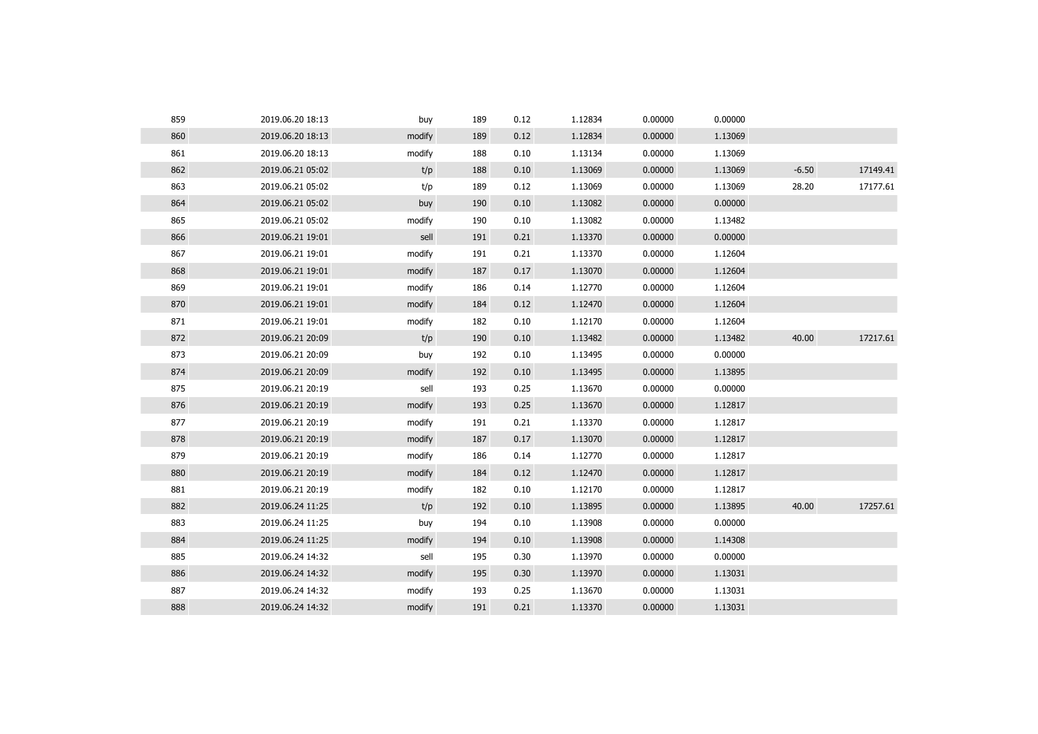| | | | | | | | | | |
|---|---|---|---|---|---|---|---|---|---|
| 859 | 2019.06.20 18:13 | buy | 189 | 0.12 | 1.12834 | 0.00000 | 0.00000 | | |
| 860 | 2019.06.20 18:13 | modify | 189 | 0.12 | 1.12834 | 0.00000 | 1.13069 | | |
| 861 | 2019.06.20 18:13 | modify | 188 | 0.10 | 1.13134 | 0.00000 | 1.13069 | | |
| 862 | 2019.06.21 05:02 | t/p | 188 | 0.10 | 1.13069 | 0.00000 | 1.13069 | -6.50 | 17149.41 |
| 863 | 2019.06.21 05:02 | t/p | 189 | 0.12 | 1.13069 | 0.00000 | 1.13069 | 28.20 | 17177.61 |
| 864 | 2019.06.21 05:02 | buy | 190 | 0.10 | 1.13082 | 0.00000 | 0.00000 | | |
| 865 | 2019.06.21 05:02 | modify | 190 | 0.10 | 1.13082 | 0.00000 | 1.13482 | | |
| 866 | 2019.06.21 19:01 | sell | 191 | 0.21 | 1.13370 | 0.00000 | 0.00000 | | |
| 867 | 2019.06.21 19:01 | modify | 191 | 0.21 | 1.13370 | 0.00000 | 1.12604 | | |
| 868 | 2019.06.21 19:01 | modify | 187 | 0.17 | 1.13070 | 0.00000 | 1.12604 | | |
| 869 | 2019.06.21 19:01 | modify | 186 | 0.14 | 1.12770 | 0.00000 | 1.12604 | | |
| 870 | 2019.06.21 19:01 | modify | 184 | 0.12 | 1.12470 | 0.00000 | 1.12604 | | |
| 871 | 2019.06.21 19:01 | modify | 182 | 0.10 | 1.12170 | 0.00000 | 1.12604 | | |
| 872 | 2019.06.21 20:09 | t/p | 190 | 0.10 | 1.13482 | 0.00000 | 1.13482 | 40.00 | 17217.61 |
| 873 | 2019.06.21 20:09 | buy | 192 | 0.10 | 1.13495 | 0.00000 | 0.00000 | | |
| 874 | 2019.06.21 20:09 | modify | 192 | 0.10 | 1.13495 | 0.00000 | 1.13895 | | |
| 875 | 2019.06.21 20:19 | sell | 193 | 0.25 | 1.13670 | 0.00000 | 0.00000 | | |
| 876 | 2019.06.21 20:19 | modify | 193 | 0.25 | 1.13670 | 0.00000 | 1.12817 | | |
| 877 | 2019.06.21 20:19 | modify | 191 | 0.21 | 1.13370 | 0.00000 | 1.12817 | | |
| 878 | 2019.06.21 20:19 | modify | 187 | 0.17 | 1.13070 | 0.00000 | 1.12817 | | |
| 879 | 2019.06.21 20:19 | modify | 186 | 0.14 | 1.12770 | 0.00000 | 1.12817 | | |
| 880 | 2019.06.21 20:19 | modify | 184 | 0.12 | 1.12470 | 0.00000 | 1.12817 | | |
| 881 | 2019.06.21 20:19 | modify | 182 | 0.10 | 1.12170 | 0.00000 | 1.12817 | | |
| 882 | 2019.06.24 11:25 | t/p | 192 | 0.10 | 1.13895 | 0.00000 | 1.13895 | 40.00 | 17257.61 |
| 883 | 2019.06.24 11:25 | buy | 194 | 0.10 | 1.13908 | 0.00000 | 0.00000 | | |
| 884 | 2019.06.24 11:25 | modify | 194 | 0.10 | 1.13908 | 0.00000 | 1.14308 | | |
| 885 | 2019.06.24 14:32 | sell | 195 | 0.30 | 1.13970 | 0.00000 | 0.00000 | | |
| 886 | 2019.06.24 14:32 | modify | 195 | 0.30 | 1.13970 | 0.00000 | 1.13031 | | |
| 887 | 2019.06.24 14:32 | modify | 193 | 0.25 | 1.13670 | 0.00000 | 1.13031 | | |
| 888 | 2019.06.24 14:32 | modify | 191 | 0.21 | 1.13370 | 0.00000 | 1.13031 | | |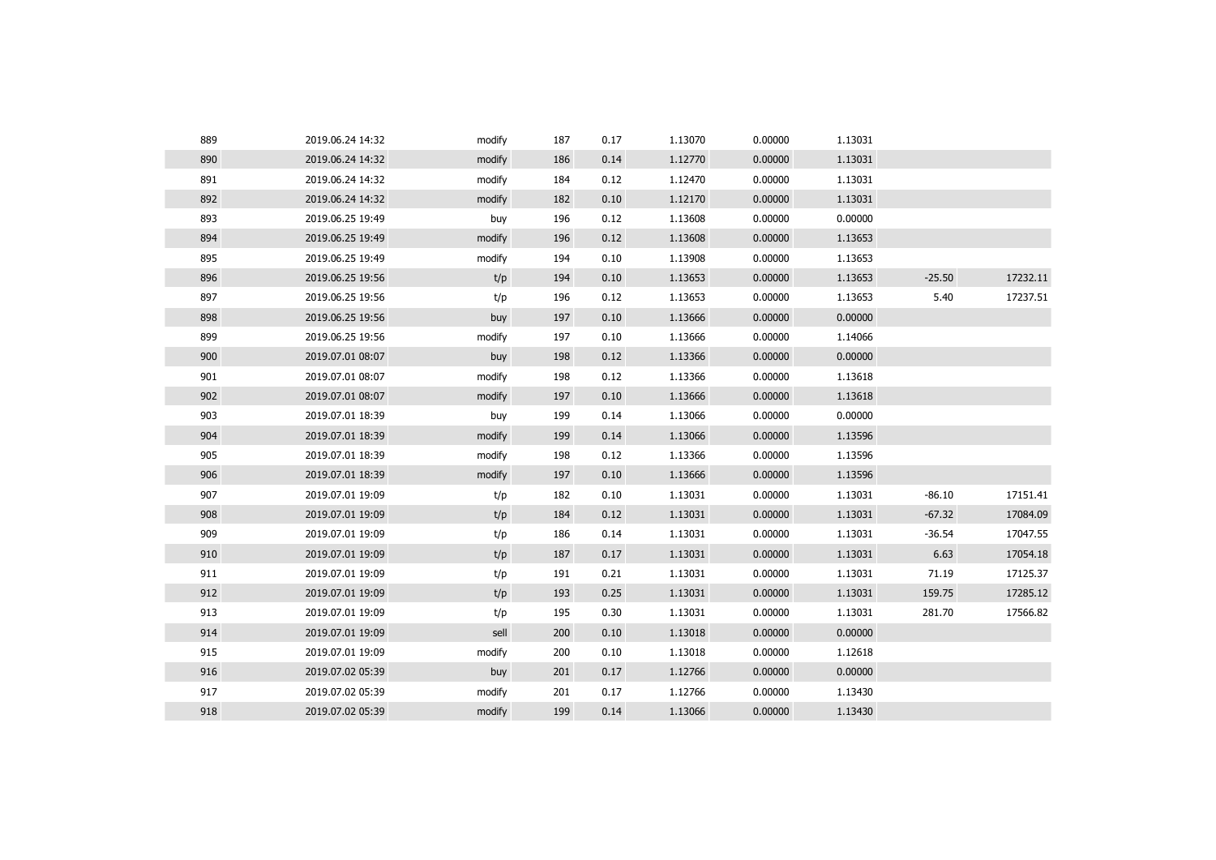| | | | | | | | | | |
|---|---|---|---|---|---|---|---|---|---|
| 889 | 2019.06.24 14:32 | modify | 187 | 0.17 | 1.13070 | 0.00000 | 1.13031 | | |
| 890 | 2019.06.24 14:32 | modify | 186 | 0.14 | 1.12770 | 0.00000 | 1.13031 | | |
| 891 | 2019.06.24 14:32 | modify | 184 | 0.12 | 1.12470 | 0.00000 | 1.13031 | | |
| 892 | 2019.06.24 14:32 | modify | 182 | 0.10 | 1.12170 | 0.00000 | 1.13031 | | |
| 893 | 2019.06.25 19:49 | buy | 196 | 0.12 | 1.13608 | 0.00000 | 0.00000 | | |
| 894 | 2019.06.25 19:49 | modify | 196 | 0.12 | 1.13608 | 0.00000 | 1.13653 | | |
| 895 | 2019.06.25 19:49 | modify | 194 | 0.10 | 1.13908 | 0.00000 | 1.13653 | | |
| 896 | 2019.06.25 19:56 | t/p | 194 | 0.10 | 1.13653 | 0.00000 | 1.13653 | -25.50 | 17232.11 |
| 897 | 2019.06.25 19:56 | t/p | 196 | 0.12 | 1.13653 | 0.00000 | 1.13653 | 5.40 | 17237.51 |
| 898 | 2019.06.25 19:56 | buy | 197 | 0.10 | 1.13666 | 0.00000 | 0.00000 | | |
| 899 | 2019.06.25 19:56 | modify | 197 | 0.10 | 1.13666 | 0.00000 | 1.14066 | | |
| 900 | 2019.07.01 08:07 | buy | 198 | 0.12 | 1.13366 | 0.00000 | 0.00000 | | |
| 901 | 2019.07.01 08:07 | modify | 198 | 0.12 | 1.13366 | 0.00000 | 1.13618 | | |
| 902 | 2019.07.01 08:07 | modify | 197 | 0.10 | 1.13666 | 0.00000 | 1.13618 | | |
| 903 | 2019.07.01 18:39 | buy | 199 | 0.14 | 1.13066 | 0.00000 | 0.00000 | | |
| 904 | 2019.07.01 18:39 | modify | 199 | 0.14 | 1.13066 | 0.00000 | 1.13596 | | |
| 905 | 2019.07.01 18:39 | modify | 198 | 0.12 | 1.13366 | 0.00000 | 1.13596 | | |
| 906 | 2019.07.01 18:39 | modify | 197 | 0.10 | 1.13666 | 0.00000 | 1.13596 | | |
| 907 | 2019.07.01 19:09 | t/p | 182 | 0.10 | 1.13031 | 0.00000 | 1.13031 | -86.10 | 17151.41 |
| 908 | 2019.07.01 19:09 | t/p | 184 | 0.12 | 1.13031 | 0.00000 | 1.13031 | -67.32 | 17084.09 |
| 909 | 2019.07.01 19:09 | t/p | 186 | 0.14 | 1.13031 | 0.00000 | 1.13031 | -36.54 | 17047.55 |
| 910 | 2019.07.01 19:09 | t/p | 187 | 0.17 | 1.13031 | 0.00000 | 1.13031 | 6.63 | 17054.18 |
| 911 | 2019.07.01 19:09 | t/p | 191 | 0.21 | 1.13031 | 0.00000 | 1.13031 | 71.19 | 17125.37 |
| 912 | 2019.07.01 19:09 | t/p | 193 | 0.25 | 1.13031 | 0.00000 | 1.13031 | 159.75 | 17285.12 |
| 913 | 2019.07.01 19:09 | t/p | 195 | 0.30 | 1.13031 | 0.00000 | 1.13031 | 281.70 | 17566.82 |
| 914 | 2019.07.01 19:09 | sell | 200 | 0.10 | 1.13018 | 0.00000 | 0.00000 | | |
| 915 | 2019.07.01 19:09 | modify | 200 | 0.10 | 1.13018 | 0.00000 | 1.12618 | | |
| 916 | 2019.07.02 05:39 | buy | 201 | 0.17 | 1.12766 | 0.00000 | 0.00000 | | |
| 917 | 2019.07.02 05:39 | modify | 201 | 0.17 | 1.12766 | 0.00000 | 1.13430 | | |
| 918 | 2019.07.02 05:39 | modify | 199 | 0.14 | 1.13066 | 0.00000 | 1.13430 | | |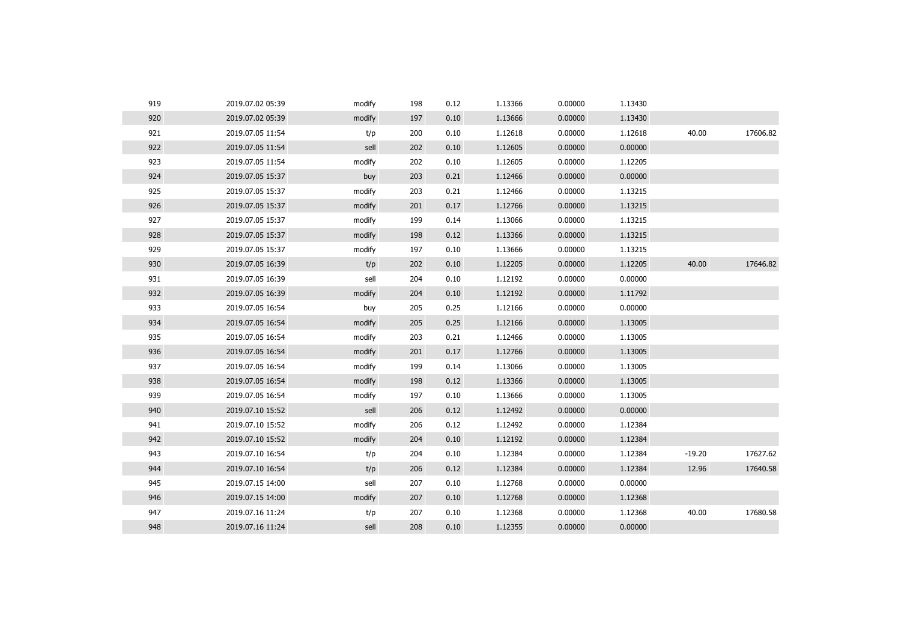| | | | | | | | | | |
|---|---|---|---|---|---|---|---|---|---|
| 919 | 2019.07.02 05:39 | modify | 198 | 0.12 | 1.13366 | 0.00000 | 1.13430 | | |
| 920 | 2019.07.02 05:39 | modify | 197 | 0.10 | 1.13666 | 0.00000 | 1.13430 | | |
| 921 | 2019.07.05 11:54 | t/p | 200 | 0.10 | 1.12618 | 0.00000 | 1.12618 | 40.00 | 17606.82 |
| 922 | 2019.07.05 11:54 | sell | 202 | 0.10 | 1.12605 | 0.00000 | 0.00000 | | |
| 923 | 2019.07.05 11:54 | modify | 202 | 0.10 | 1.12605 | 0.00000 | 1.12205 | | |
| 924 | 2019.07.05 15:37 | buy | 203 | 0.21 | 1.12466 | 0.00000 | 0.00000 | | |
| 925 | 2019.07.05 15:37 | modify | 203 | 0.21 | 1.12466 | 0.00000 | 1.13215 | | |
| 926 | 2019.07.05 15:37 | modify | 201 | 0.17 | 1.12766 | 0.00000 | 1.13215 | | |
| 927 | 2019.07.05 15:37 | modify | 199 | 0.14 | 1.13066 | 0.00000 | 1.13215 | | |
| 928 | 2019.07.05 15:37 | modify | 198 | 0.12 | 1.13366 | 0.00000 | 1.13215 | | |
| 929 | 2019.07.05 15:37 | modify | 197 | 0.10 | 1.13666 | 0.00000 | 1.13215 | | |
| 930 | 2019.07.05 16:39 | t/p | 202 | 0.10 | 1.12205 | 0.00000 | 1.12205 | 40.00 | 17646.82 |
| 931 | 2019.07.05 16:39 | sell | 204 | 0.10 | 1.12192 | 0.00000 | 0.00000 | | |
| 932 | 2019.07.05 16:39 | modify | 204 | 0.10 | 1.12192 | 0.00000 | 1.11792 | | |
| 933 | 2019.07.05 16:54 | buy | 205 | 0.25 | 1.12166 | 0.00000 | 0.00000 | | |
| 934 | 2019.07.05 16:54 | modify | 205 | 0.25 | 1.12166 | 0.00000 | 1.13005 | | |
| 935 | 2019.07.05 16:54 | modify | 203 | 0.21 | 1.12466 | 0.00000 | 1.13005 | | |
| 936 | 2019.07.05 16:54 | modify | 201 | 0.17 | 1.12766 | 0.00000 | 1.13005 | | |
| 937 | 2019.07.05 16:54 | modify | 199 | 0.14 | 1.13066 | 0.00000 | 1.13005 | | |
| 938 | 2019.07.05 16:54 | modify | 198 | 0.12 | 1.13366 | 0.00000 | 1.13005 | | |
| 939 | 2019.07.05 16:54 | modify | 197 | 0.10 | 1.13666 | 0.00000 | 1.13005 | | |
| 940 | 2019.07.10 15:52 | sell | 206 | 0.12 | 1.12492 | 0.00000 | 0.00000 | | |
| 941 | 2019.07.10 15:52 | modify | 206 | 0.12 | 1.12492 | 0.00000 | 1.12384 | | |
| 942 | 2019.07.10 15:52 | modify | 204 | 0.10 | 1.12192 | 0.00000 | 1.12384 | | |
| 943 | 2019.07.10 16:54 | t/p | 204 | 0.10 | 1.12384 | 0.00000 | 1.12384 | -19.20 | 17627.62 |
| 944 | 2019.07.10 16:54 | t/p | 206 | 0.12 | 1.12384 | 0.00000 | 1.12384 | 12.96 | 17640.58 |
| 945 | 2019.07.15 14:00 | sell | 207 | 0.10 | 1.12768 | 0.00000 | 0.00000 | | |
| 946 | 2019.07.15 14:00 | modify | 207 | 0.10 | 1.12768 | 0.00000 | 1.12368 | | |
| 947 | 2019.07.16 11:24 | t/p | 207 | 0.10 | 1.12368 | 0.00000 | 1.12368 | 40.00 | 17680.58 |
| 948 | 2019.07.16 11:24 | sell | 208 | 0.10 | 1.12355 | 0.00000 | 0.00000 | | |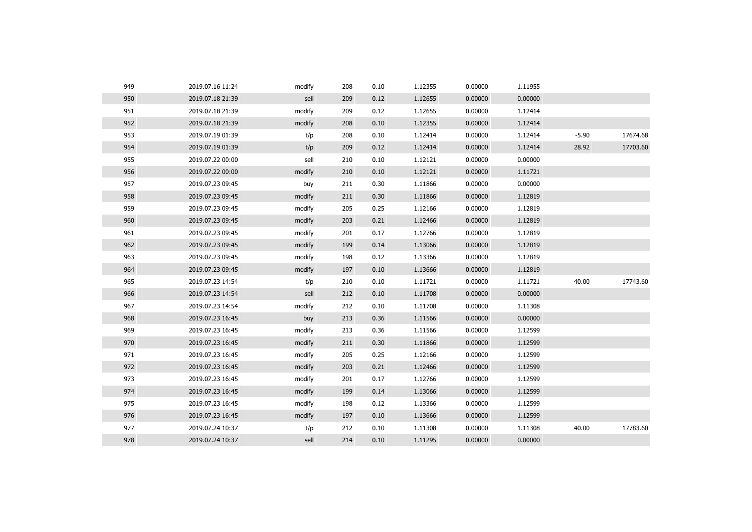| | | | | | | | | | |
|---|---|---|---|---|---|---|---|---|---|
| 949 | 2019.07.16 11:24 | modify | 208 | 0.10 | 1.12355 | 0.00000 | 1.11955 | | |
| 950 | 2019.07.18 21:39 | sell | 209 | 0.12 | 1.12655 | 0.00000 | 0.00000 | | |
| 951 | 2019.07.18 21:39 | modify | 209 | 0.12 | 1.12655 | 0.00000 | 1.12414 | | |
| 952 | 2019.07.18 21:39 | modify | 208 | 0.10 | 1.12355 | 0.00000 | 1.12414 | | |
| 953 | 2019.07.19 01:39 | t/p | 208 | 0.10 | 1.12414 | 0.00000 | 1.12414 | -5.90 | 17674.68 |
| 954 | 2019.07.19 01:39 | t/p | 209 | 0.12 | 1.12414 | 0.00000 | 1.12414 | 28.92 | 17703.60 |
| 955 | 2019.07.22 00:00 | sell | 210 | 0.10 | 1.12121 | 0.00000 | 0.00000 | | |
| 956 | 2019.07.22 00:00 | modify | 210 | 0.10 | 1.12121 | 0.00000 | 1.11721 | | |
| 957 | 2019.07.23 09:45 | buy | 211 | 0.30 | 1.11866 | 0.00000 | 0.00000 | | |
| 958 | 2019.07.23 09:45 | modify | 211 | 0.30 | 1.11866 | 0.00000 | 1.12819 | | |
| 959 | 2019.07.23 09:45 | modify | 205 | 0.25 | 1.12166 | 0.00000 | 1.12819 | | |
| 960 | 2019.07.23 09:45 | modify | 203 | 0.21 | 1.12466 | 0.00000 | 1.12819 | | |
| 961 | 2019.07.23 09:45 | modify | 201 | 0.17 | 1.12766 | 0.00000 | 1.12819 | | |
| 962 | 2019.07.23 09:45 | modify | 199 | 0.14 | 1.13066 | 0.00000 | 1.12819 | | |
| 963 | 2019.07.23 09:45 | modify | 198 | 0.12 | 1.13366 | 0.00000 | 1.12819 | | |
| 964 | 2019.07.23 09:45 | modify | 197 | 0.10 | 1.13666 | 0.00000 | 1.12819 | | |
| 965 | 2019.07.23 14:54 | t/p | 210 | 0.10 | 1.11721 | 0.00000 | 1.11721 | 40.00 | 17743.60 |
| 966 | 2019.07.23 14:54 | sell | 212 | 0.10 | 1.11708 | 0.00000 | 0.00000 | | |
| 967 | 2019.07.23 14:54 | modify | 212 | 0.10 | 1.11708 | 0.00000 | 1.11308 | | |
| 968 | 2019.07.23 16:45 | buy | 213 | 0.36 | 1.11566 | 0.00000 | 0.00000 | | |
| 969 | 2019.07.23 16:45 | modify | 213 | 0.36 | 1.11566 | 0.00000 | 1.12599 | | |
| 970 | 2019.07.23 16:45 | modify | 211 | 0.30 | 1.11866 | 0.00000 | 1.12599 | | |
| 971 | 2019.07.23 16:45 | modify | 205 | 0.25 | 1.12166 | 0.00000 | 1.12599 | | |
| 972 | 2019.07.23 16:45 | modify | 203 | 0.21 | 1.12466 | 0.00000 | 1.12599 | | |
| 973 | 2019.07.23 16:45 | modify | 201 | 0.17 | 1.12766 | 0.00000 | 1.12599 | | |
| 974 | 2019.07.23 16:45 | modify | 199 | 0.14 | 1.13066 | 0.00000 | 1.12599 | | |
| 975 | 2019.07.23 16:45 | modify | 198 | 0.12 | 1.13366 | 0.00000 | 1.12599 | | |
| 976 | 2019.07.23 16:45 | modify | 197 | 0.10 | 1.13666 | 0.00000 | 1.12599 | | |
| 977 | 2019.07.24 10:37 | t/p | 212 | 0.10 | 1.11308 | 0.00000 | 1.11308 | 40.00 | 17783.60 |
| 978 | 2019.07.24 10:37 | sell | 214 | 0.10 | 1.11295 | 0.00000 | 0.00000 | | |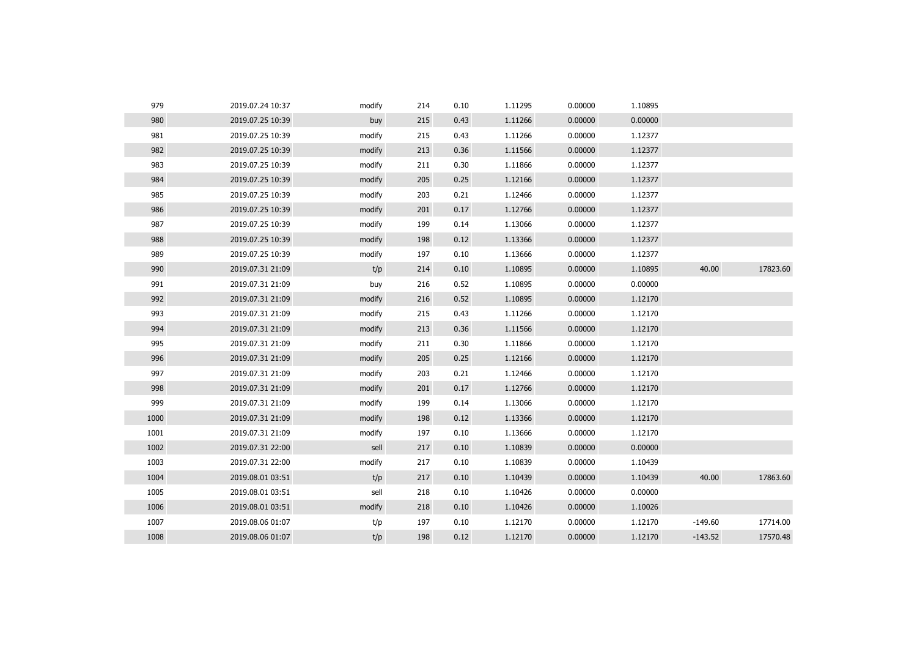| | | | | | | | | | |
|---|---|---|---|---|---|---|---|---|---|
| 979 | 2019.07.24 10:37 | modify | 214 | 0.10 | 1.11295 | 0.00000 | 1.10895 | | |
| 980 | 2019.07.25 10:39 | buy | 215 | 0.43 | 1.11266 | 0.00000 | 0.00000 | | |
| 981 | 2019.07.25 10:39 | modify | 215 | 0.43 | 1.11266 | 0.00000 | 1.12377 | | |
| 982 | 2019.07.25 10:39 | modify | 213 | 0.36 | 1.11566 | 0.00000 | 1.12377 | | |
| 983 | 2019.07.25 10:39 | modify | 211 | 0.30 | 1.11866 | 0.00000 | 1.12377 | | |
| 984 | 2019.07.25 10:39 | modify | 205 | 0.25 | 1.12166 | 0.00000 | 1.12377 | | |
| 985 | 2019.07.25 10:39 | modify | 203 | 0.21 | 1.12466 | 0.00000 | 1.12377 | | |
| 986 | 2019.07.25 10:39 | modify | 201 | 0.17 | 1.12766 | 0.00000 | 1.12377 | | |
| 987 | 2019.07.25 10:39 | modify | 199 | 0.14 | 1.13066 | 0.00000 | 1.12377 | | |
| 988 | 2019.07.25 10:39 | modify | 198 | 0.12 | 1.13366 | 0.00000 | 1.12377 | | |
| 989 | 2019.07.25 10:39 | modify | 197 | 0.10 | 1.13666 | 0.00000 | 1.12377 | | |
| 990 | 2019.07.31 21:09 | t/p | 214 | 0.10 | 1.10895 | 0.00000 | 1.10895 | 40.00 | 17823.60 |
| 991 | 2019.07.31 21:09 | buy | 216 | 0.52 | 1.10895 | 0.00000 | 0.00000 | | |
| 992 | 2019.07.31 21:09 | modify | 216 | 0.52 | 1.10895 | 0.00000 | 1.12170 | | |
| 993 | 2019.07.31 21:09 | modify | 215 | 0.43 | 1.11266 | 0.00000 | 1.12170 | | |
| 994 | 2019.07.31 21:09 | modify | 213 | 0.36 | 1.11566 | 0.00000 | 1.12170 | | |
| 995 | 2019.07.31 21:09 | modify | 211 | 0.30 | 1.11866 | 0.00000 | 1.12170 | | |
| 996 | 2019.07.31 21:09 | modify | 205 | 0.25 | 1.12166 | 0.00000 | 1.12170 | | |
| 997 | 2019.07.31 21:09 | modify | 203 | 0.21 | 1.12466 | 0.00000 | 1.12170 | | |
| 998 | 2019.07.31 21:09 | modify | 201 | 0.17 | 1.12766 | 0.00000 | 1.12170 | | |
| 999 | 2019.07.31 21:09 | modify | 199 | 0.14 | 1.13066 | 0.00000 | 1.12170 | | |
| 1000 | 2019.07.31 21:09 | modify | 198 | 0.12 | 1.13366 | 0.00000 | 1.12170 | | |
| 1001 | 2019.07.31 21:09 | modify | 197 | 0.10 | 1.13666 | 0.00000 | 1.12170 | | |
| 1002 | 2019.07.31 22:00 | sell | 217 | 0.10 | 1.10839 | 0.00000 | 0.00000 | | |
| 1003 | 2019.07.31 22:00 | modify | 217 | 0.10 | 1.10839 | 0.00000 | 1.10439 | | |
| 1004 | 2019.08.01 03:51 | t/p | 217 | 0.10 | 1.10439 | 0.00000 | 1.10439 | 40.00 | 17863.60 |
| 1005 | 2019.08.01 03:51 | sell | 218 | 0.10 | 1.10426 | 0.00000 | 0.00000 | | |
| 1006 | 2019.08.01 03:51 | modify | 218 | 0.10 | 1.10426 | 0.00000 | 1.10026 | | |
| 1007 | 2019.08.06 01:07 | t/p | 197 | 0.10 | 1.12170 | 0.00000 | 1.12170 | -149.60 | 17714.00 |
| 1008 | 2019.08.06 01:07 | t/p | 198 | 0.12 | 1.12170 | 0.00000 | 1.12170 | -143.52 | 17570.48 |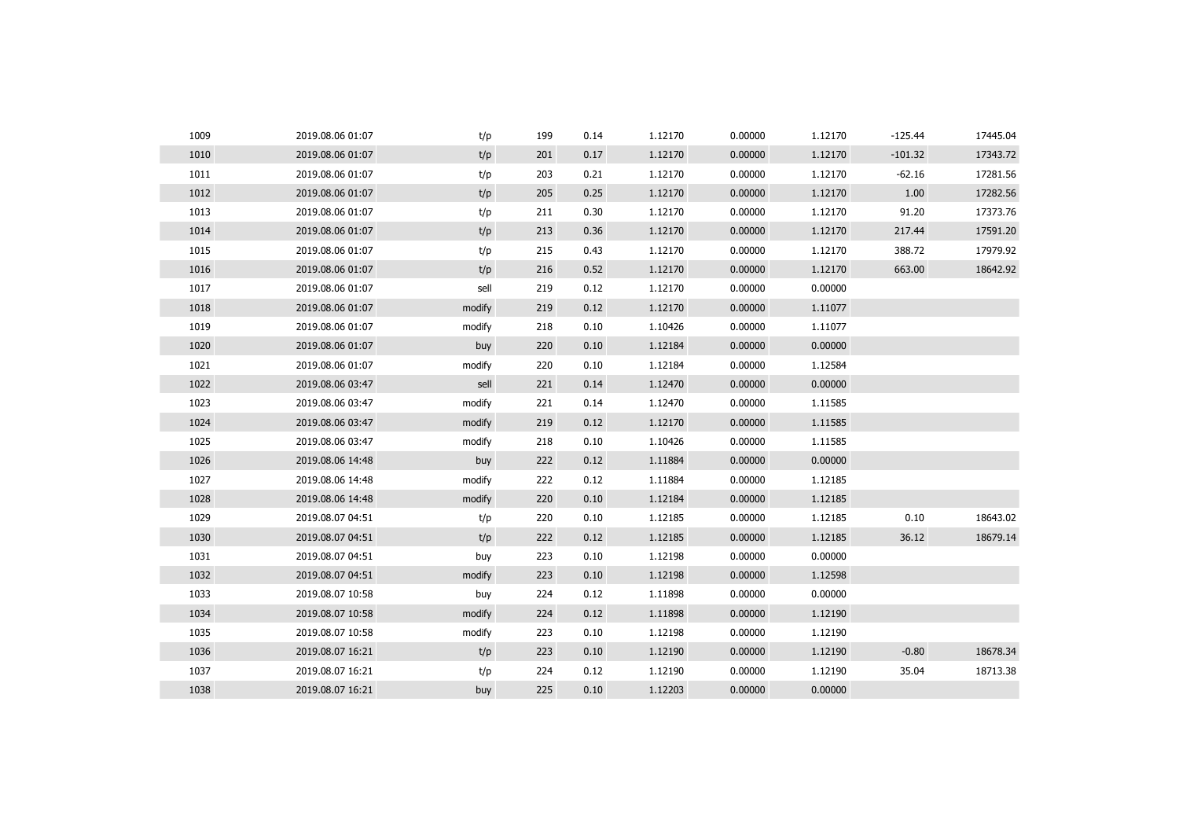| | | | | | | | | | |
|---|---|---|---|---|---|---|---|---|---|
| 1009 | 2019.08.06 01:07 | t/p | 199 | 0.14 | 1.12170 | 0.00000 | 1.12170 | -125.44 | 17445.04 |
| 1010 | 2019.08.06 01:07 | t/p | 201 | 0.17 | 1.12170 | 0.00000 | 1.12170 | -101.32 | 17343.72 |
| 1011 | 2019.08.06 01:07 | t/p | 203 | 0.21 | 1.12170 | 0.00000 | 1.12170 | -62.16 | 17281.56 |
| 1012 | 2019.08.06 01:07 | t/p | 205 | 0.25 | 1.12170 | 0.00000 | 1.12170 | 1.00 | 17282.56 |
| 1013 | 2019.08.06 01:07 | t/p | 211 | 0.30 | 1.12170 | 0.00000 | 1.12170 | 91.20 | 17373.76 |
| 1014 | 2019.08.06 01:07 | t/p | 213 | 0.36 | 1.12170 | 0.00000 | 1.12170 | 217.44 | 17591.20 |
| 1015 | 2019.08.06 01:07 | t/p | 215 | 0.43 | 1.12170 | 0.00000 | 1.12170 | 388.72 | 17979.92 |
| 1016 | 2019.08.06 01:07 | t/p | 216 | 0.52 | 1.12170 | 0.00000 | 1.12170 | 663.00 | 18642.92 |
| 1017 | 2019.08.06 01:07 | sell | 219 | 0.12 | 1.12170 | 0.00000 | 0.00000 | | |
| 1018 | 2019.08.06 01:07 | modify | 219 | 0.12 | 1.12170 | 0.00000 | 1.11077 | | |
| 1019 | 2019.08.06 01:07 | modify | 218 | 0.10 | 1.10426 | 0.00000 | 1.11077 | | |
| 1020 | 2019.08.06 01:07 | buy | 220 | 0.10 | 1.12184 | 0.00000 | 0.00000 | | |
| 1021 | 2019.08.06 01:07 | modify | 220 | 0.10 | 1.12184 | 0.00000 | 1.12584 | | |
| 1022 | 2019.08.06 03:47 | sell | 221 | 0.14 | 1.12470 | 0.00000 | 0.00000 | | |
| 1023 | 2019.08.06 03:47 | modify | 221 | 0.14 | 1.12470 | 0.00000 | 1.11585 | | |
| 1024 | 2019.08.06 03:47 | modify | 219 | 0.12 | 1.12170 | 0.00000 | 1.11585 | | |
| 1025 | 2019.08.06 03:47 | modify | 218 | 0.10 | 1.10426 | 0.00000 | 1.11585 | | |
| 1026 | 2019.08.06 14:48 | buy | 222 | 0.12 | 1.11884 | 0.00000 | 0.00000 | | |
| 1027 | 2019.08.06 14:48 | modify | 222 | 0.12 | 1.11884 | 0.00000 | 1.12185 | | |
| 1028 | 2019.08.06 14:48 | modify | 220 | 0.10 | 1.12184 | 0.00000 | 1.12185 | | |
| 1029 | 2019.08.07 04:51 | t/p | 220 | 0.10 | 1.12185 | 0.00000 | 1.12185 | 0.10 | 18643.02 |
| 1030 | 2019.08.07 04:51 | t/p | 222 | 0.12 | 1.12185 | 0.00000 | 1.12185 | 36.12 | 18679.14 |
| 1031 | 2019.08.07 04:51 | buy | 223 | 0.10 | 1.12198 | 0.00000 | 0.00000 | | |
| 1032 | 2019.08.07 04:51 | modify | 223 | 0.10 | 1.12198 | 0.00000 | 1.12598 | | |
| 1033 | 2019.08.07 10:58 | buy | 224 | 0.12 | 1.11898 | 0.00000 | 0.00000 | | |
| 1034 | 2019.08.07 10:58 | modify | 224 | 0.12 | 1.11898 | 0.00000 | 1.12190 | | |
| 1035 | 2019.08.07 10:58 | modify | 223 | 0.10 | 1.12198 | 0.00000 | 1.12190 | | |
| 1036 | 2019.08.07 16:21 | t/p | 223 | 0.10 | 1.12190 | 0.00000 | 1.12190 | -0.80 | 18678.34 |
| 1037 | 2019.08.07 16:21 | t/p | 224 | 0.12 | 1.12190 | 0.00000 | 1.12190 | 35.04 | 18713.38 |
| 1038 | 2019.08.07 16:21 | buy | 225 | 0.10 | 1.12203 | 0.00000 | 0.00000 | | |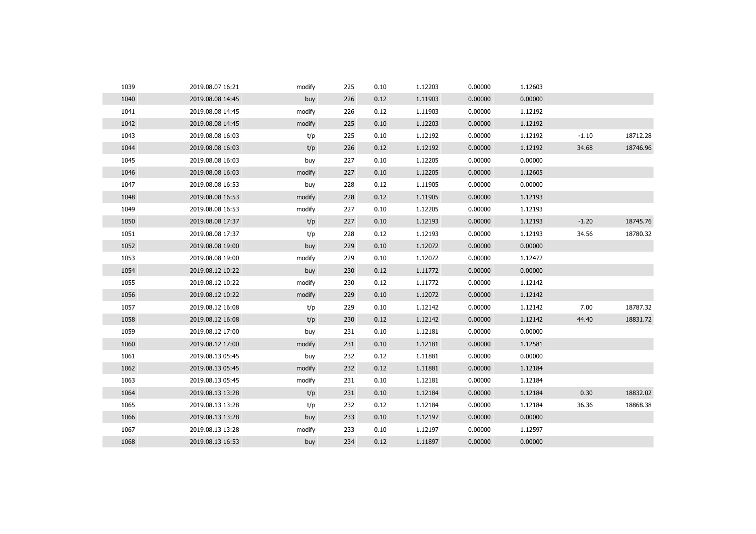| | | | | | | | | | |
|---|---|---|---|---|---|---|---|---|---|
| 1039 | 2019.08.07 16:21 | modify | 225 | 0.10 | 1.12203 | 0.00000 | 1.12603 | | |
| 1040 | 2019.08.08 14:45 | buy | 226 | 0.12 | 1.11903 | 0.00000 | 0.00000 | | |
| 1041 | 2019.08.08 14:45 | modify | 226 | 0.12 | 1.11903 | 0.00000 | 1.12192 | | |
| 1042 | 2019.08.08 14:45 | modify | 225 | 0.10 | 1.12203 | 0.00000 | 1.12192 | | |
| 1043 | 2019.08.08 16:03 | t/p | 225 | 0.10 | 1.12192 | 0.00000 | 1.12192 | -1.10 | 18712.28 |
| 1044 | 2019.08.08 16:03 | t/p | 226 | 0.12 | 1.12192 | 0.00000 | 1.12192 | 34.68 | 18746.96 |
| 1045 | 2019.08.08 16:03 | buy | 227 | 0.10 | 1.12205 | 0.00000 | 0.00000 | | |
| 1046 | 2019.08.08 16:03 | modify | 227 | 0.10 | 1.12205 | 0.00000 | 1.12605 | | |
| 1047 | 2019.08.08 16:53 | buy | 228 | 0.12 | 1.11905 | 0.00000 | 0.00000 | | |
| 1048 | 2019.08.08 16:53 | modify | 228 | 0.12 | 1.11905 | 0.00000 | 1.12193 | | |
| 1049 | 2019.08.08 16:53 | modify | 227 | 0.10 | 1.12205 | 0.00000 | 1.12193 | | |
| 1050 | 2019.08.08 17:37 | t/p | 227 | 0.10 | 1.12193 | 0.00000 | 1.12193 | -1.20 | 18745.76 |
| 1051 | 2019.08.08 17:37 | t/p | 228 | 0.12 | 1.12193 | 0.00000 | 1.12193 | 34.56 | 18780.32 |
| 1052 | 2019.08.08 19:00 | buy | 229 | 0.10 | 1.12072 | 0.00000 | 0.00000 | | |
| 1053 | 2019.08.08 19:00 | modify | 229 | 0.10 | 1.12072 | 0.00000 | 1.12472 | | |
| 1054 | 2019.08.12 10:22 | buy | 230 | 0.12 | 1.11772 | 0.00000 | 0.00000 | | |
| 1055 | 2019.08.12 10:22 | modify | 230 | 0.12 | 1.11772 | 0.00000 | 1.12142 | | |
| 1056 | 2019.08.12 10:22 | modify | 229 | 0.10 | 1.12072 | 0.00000 | 1.12142 | | |
| 1057 | 2019.08.12 16:08 | t/p | 229 | 0.10 | 1.12142 | 0.00000 | 1.12142 | 7.00 | 18787.32 |
| 1058 | 2019.08.12 16:08 | t/p | 230 | 0.12 | 1.12142 | 0.00000 | 1.12142 | 44.40 | 18831.72 |
| 1059 | 2019.08.12 17:00 | buy | 231 | 0.10 | 1.12181 | 0.00000 | 0.00000 | | |
| 1060 | 2019.08.12 17:00 | modify | 231 | 0.10 | 1.12181 | 0.00000 | 1.12581 | | |
| 1061 | 2019.08.13 05:45 | buy | 232 | 0.12 | 1.11881 | 0.00000 | 0.00000 | | |
| 1062 | 2019.08.13 05:45 | modify | 232 | 0.12 | 1.11881 | 0.00000 | 1.12184 | | |
| 1063 | 2019.08.13 05:45 | modify | 231 | 0.10 | 1.12181 | 0.00000 | 1.12184 | | |
| 1064 | 2019.08.13 13:28 | t/p | 231 | 0.10 | 1.12184 | 0.00000 | 1.12184 | 0.30 | 18832.02 |
| 1065 | 2019.08.13 13:28 | t/p | 232 | 0.12 | 1.12184 | 0.00000 | 1.12184 | 36.36 | 18868.38 |
| 1066 | 2019.08.13 13:28 | buy | 233 | 0.10 | 1.12197 | 0.00000 | 0.00000 | | |
| 1067 | 2019.08.13 13:28 | modify | 233 | 0.10 | 1.12197 | 0.00000 | 1.12597 | | |
| 1068 | 2019.08.13 16:53 | buy | 234 | 0.12 | 1.11897 | 0.00000 | 0.00000 | | |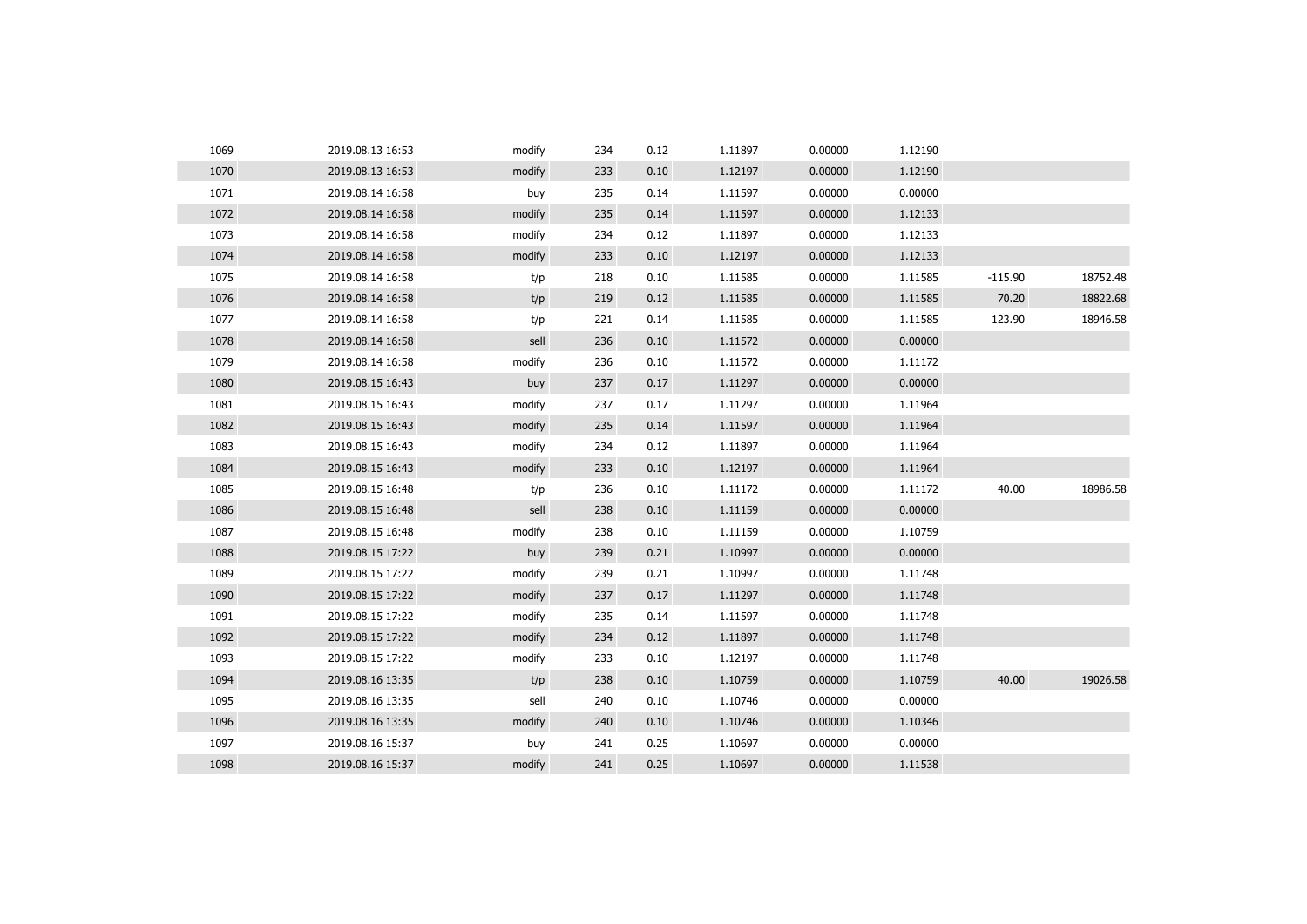| | | | | | | | | | |
|---|---|---|---|---|---|---|---|---|---|
| 1069 | 2019.08.13 16:53 | modify | 234 | 0.12 | 1.11897 | 0.00000 | 1.12190 | | |
| 1070 | 2019.08.13 16:53 | modify | 233 | 0.10 | 1.12197 | 0.00000 | 1.12190 | | |
| 1071 | 2019.08.14 16:58 | buy | 235 | 0.14 | 1.11597 | 0.00000 | 0.00000 | | |
| 1072 | 2019.08.14 16:58 | modify | 235 | 0.14 | 1.11597 | 0.00000 | 1.12133 | | |
| 1073 | 2019.08.14 16:58 | modify | 234 | 0.12 | 1.11897 | 0.00000 | 1.12133 | | |
| 1074 | 2019.08.14 16:58 | modify | 233 | 0.10 | 1.12197 | 0.00000 | 1.12133 | | |
| 1075 | 2019.08.14 16:58 | t/p | 218 | 0.10 | 1.11585 | 0.00000 | 1.11585 | -115.90 | 18752.48 |
| 1076 | 2019.08.14 16:58 | t/p | 219 | 0.12 | 1.11585 | 0.00000 | 1.11585 | 70.20 | 18822.68 |
| 1077 | 2019.08.14 16:58 | t/p | 221 | 0.14 | 1.11585 | 0.00000 | 1.11585 | 123.90 | 18946.58 |
| 1078 | 2019.08.14 16:58 | sell | 236 | 0.10 | 1.11572 | 0.00000 | 0.00000 | | |
| 1079 | 2019.08.14 16:58 | modify | 236 | 0.10 | 1.11572 | 0.00000 | 1.11172 | | |
| 1080 | 2019.08.15 16:43 | buy | 237 | 0.17 | 1.11297 | 0.00000 | 0.00000 | | |
| 1081 | 2019.08.15 16:43 | modify | 237 | 0.17 | 1.11297 | 0.00000 | 1.11964 | | |
| 1082 | 2019.08.15 16:43 | modify | 235 | 0.14 | 1.11597 | 0.00000 | 1.11964 | | |
| 1083 | 2019.08.15 16:43 | modify | 234 | 0.12 | 1.11897 | 0.00000 | 1.11964 | | |
| 1084 | 2019.08.15 16:43 | modify | 233 | 0.10 | 1.12197 | 0.00000 | 1.11964 | | |
| 1085 | 2019.08.15 16:48 | t/p | 236 | 0.10 | 1.11172 | 0.00000 | 1.11172 | 40.00 | 18986.58 |
| 1086 | 2019.08.15 16:48 | sell | 238 | 0.10 | 1.11159 | 0.00000 | 0.00000 | | |
| 1087 | 2019.08.15 16:48 | modify | 238 | 0.10 | 1.11159 | 0.00000 | 1.10759 | | |
| 1088 | 2019.08.15 17:22 | buy | 239 | 0.21 | 1.10997 | 0.00000 | 0.00000 | | |
| 1089 | 2019.08.15 17:22 | modify | 239 | 0.21 | 1.10997 | 0.00000 | 1.11748 | | |
| 1090 | 2019.08.15 17:22 | modify | 237 | 0.17 | 1.11297 | 0.00000 | 1.11748 | | |
| 1091 | 2019.08.15 17:22 | modify | 235 | 0.14 | 1.11597 | 0.00000 | 1.11748 | | |
| 1092 | 2019.08.15 17:22 | modify | 234 | 0.12 | 1.11897 | 0.00000 | 1.11748 | | |
| 1093 | 2019.08.15 17:22 | modify | 233 | 0.10 | 1.12197 | 0.00000 | 1.11748 | | |
| 1094 | 2019.08.16 13:35 | t/p | 238 | 0.10 | 1.10759 | 0.00000 | 1.10759 | 40.00 | 19026.58 |
| 1095 | 2019.08.16 13:35 | sell | 240 | 0.10 | 1.10746 | 0.00000 | 0.00000 | | |
| 1096 | 2019.08.16 13:35 | modify | 240 | 0.10 | 1.10746 | 0.00000 | 1.10346 | | |
| 1097 | 2019.08.16 15:37 | buy | 241 | 0.25 | 1.10697 | 0.00000 | 0.00000 | | |
| 1098 | 2019.08.16 15:37 | modify | 241 | 0.25 | 1.10697 | 0.00000 | 1.11538 | | |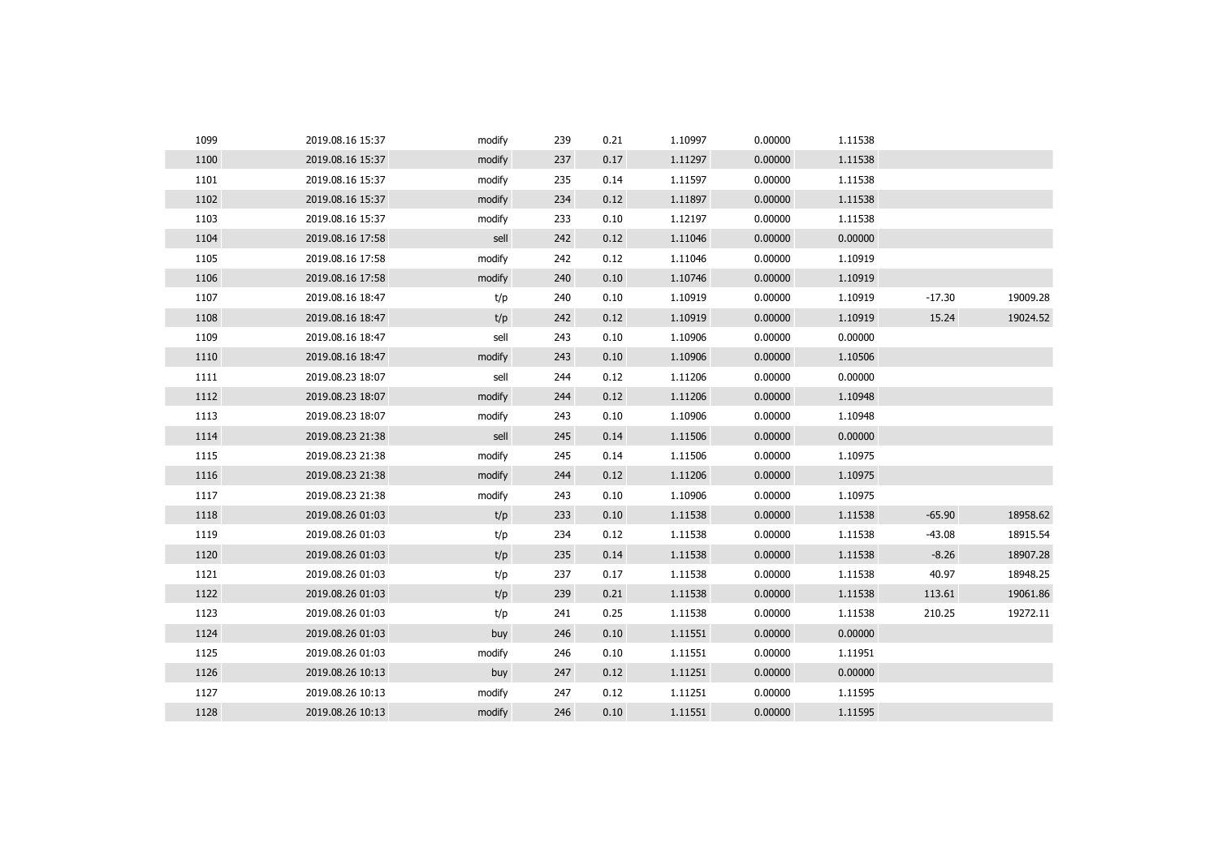| | | | | | | | | | |
|---|---|---|---|---|---|---|---|---|---|
| 1099 | 2019.08.16 15:37 | modify | 239 | 0.21 | 1.10997 | 0.00000 | 1.11538 | | |
| 1100 | 2019.08.16 15:37 | modify | 237 | 0.17 | 1.11297 | 0.00000 | 1.11538 | | |
| 1101 | 2019.08.16 15:37 | modify | 235 | 0.14 | 1.11597 | 0.00000 | 1.11538 | | |
| 1102 | 2019.08.16 15:37 | modify | 234 | 0.12 | 1.11897 | 0.00000 | 1.11538 | | |
| 1103 | 2019.08.16 15:37 | modify | 233 | 0.10 | 1.12197 | 0.00000 | 1.11538 | | |
| 1104 | 2019.08.16 17:58 | sell | 242 | 0.12 | 1.11046 | 0.00000 | 0.00000 | | |
| 1105 | 2019.08.16 17:58 | modify | 242 | 0.12 | 1.11046 | 0.00000 | 1.10919 | | |
| 1106 | 2019.08.16 17:58 | modify | 240 | 0.10 | 1.10746 | 0.00000 | 1.10919 | | |
| 1107 | 2019.08.16 18:47 | t/p | 240 | 0.10 | 1.10919 | 0.00000 | 1.10919 | -17.30 | 19009.28 |
| 1108 | 2019.08.16 18:47 | t/p | 242 | 0.12 | 1.10919 | 0.00000 | 1.10919 | 15.24 | 19024.52 |
| 1109 | 2019.08.16 18:47 | sell | 243 | 0.10 | 1.10906 | 0.00000 | 0.00000 | | |
| 1110 | 2019.08.16 18:47 | modify | 243 | 0.10 | 1.10906 | 0.00000 | 1.10506 | | |
| 1111 | 2019.08.23 18:07 | sell | 244 | 0.12 | 1.11206 | 0.00000 | 0.00000 | | |
| 1112 | 2019.08.23 18:07 | modify | 244 | 0.12 | 1.11206 | 0.00000 | 1.10948 | | |
| 1113 | 2019.08.23 18:07 | modify | 243 | 0.10 | 1.10906 | 0.00000 | 1.10948 | | |
| 1114 | 2019.08.23 21:38 | sell | 245 | 0.14 | 1.11506 | 0.00000 | 0.00000 | | |
| 1115 | 2019.08.23 21:38 | modify | 245 | 0.14 | 1.11506 | 0.00000 | 1.10975 | | |
| 1116 | 2019.08.23 21:38 | modify | 244 | 0.12 | 1.11206 | 0.00000 | 1.10975 | | |
| 1117 | 2019.08.23 21:38 | modify | 243 | 0.10 | 1.10906 | 0.00000 | 1.10975 | | |
| 1118 | 2019.08.26 01:03 | t/p | 233 | 0.10 | 1.11538 | 0.00000 | 1.11538 | -65.90 | 18958.62 |
| 1119 | 2019.08.26 01:03 | t/p | 234 | 0.12 | 1.11538 | 0.00000 | 1.11538 | -43.08 | 18915.54 |
| 1120 | 2019.08.26 01:03 | t/p | 235 | 0.14 | 1.11538 | 0.00000 | 1.11538 | -8.26 | 18907.28 |
| 1121 | 2019.08.26 01:03 | t/p | 237 | 0.17 | 1.11538 | 0.00000 | 1.11538 | 40.97 | 18948.25 |
| 1122 | 2019.08.26 01:03 | t/p | 239 | 0.21 | 1.11538 | 0.00000 | 1.11538 | 113.61 | 19061.86 |
| 1123 | 2019.08.26 01:03 | t/p | 241 | 0.25 | 1.11538 | 0.00000 | 1.11538 | 210.25 | 19272.11 |
| 1124 | 2019.08.26 01:03 | buy | 246 | 0.10 | 1.11551 | 0.00000 | 0.00000 | | |
| 1125 | 2019.08.26 01:03 | modify | 246 | 0.10 | 1.11551 | 0.00000 | 1.11951 | | |
| 1126 | 2019.08.26 10:13 | buy | 247 | 0.12 | 1.11251 | 0.00000 | 0.00000 | | |
| 1127 | 2019.08.26 10:13 | modify | 247 | 0.12 | 1.11251 | 0.00000 | 1.11595 | | |
| 1128 | 2019.08.26 10:13 | modify | 246 | 0.10 | 1.11551 | 0.00000 | 1.11595 | | |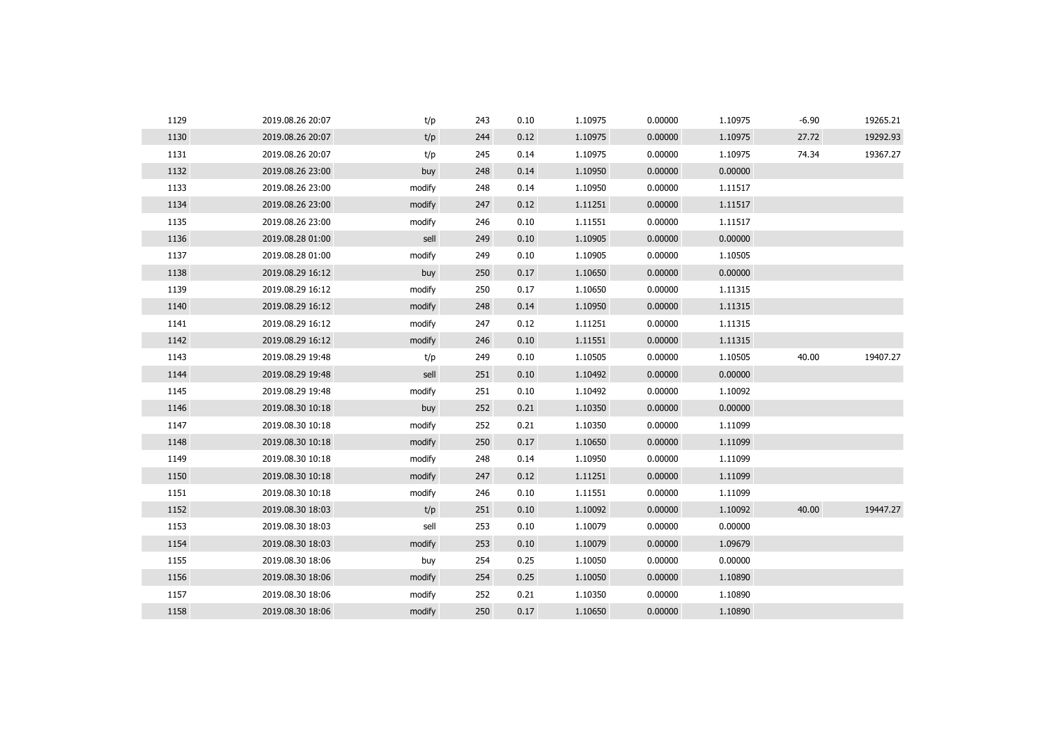| 1129 | 2019.08.26 20:07 | t/p | 243 | 0.10 | 1.10975 | 0.00000 | 1.10975 | -6.90 | 19265.21 |
|---|---|---|---|---|---|---|---|---|---|
| 1130 | 2019.08.26 20:07 | t/p | 244 | 0.12 | 1.10975 | 0.00000 | 1.10975 | 27.72 | 19292.93 |
| 1131 | 2019.08.26 20:07 | t/p | 245 | 0.14 | 1.10975 | 0.00000 | 1.10975 | 74.34 | 19367.27 |
| 1132 | 2019.08.26 23:00 | buy | 248 | 0.14 | 1.10950 | 0.00000 | 0.00000 | | |
| 1133 | 2019.08.26 23:00 | modify | 248 | 0.14 | 1.10950 | 0.00000 | 1.11517 | | |
| 1134 | 2019.08.26 23:00 | modify | 247 | 0.12 | 1.11251 | 0.00000 | 1.11517 | | |
| 1135 | 2019.08.26 23:00 | modify | 246 | 0.10 | 1.11551 | 0.00000 | 1.11517 | | |
| 1136 | 2019.08.28 01:00 | sell | 249 | 0.10 | 1.10905 | 0.00000 | 0.00000 | | |
| 1137 | 2019.08.28 01:00 | modify | 249 | 0.10 | 1.10905 | 0.00000 | 1.10505 | | |
| 1138 | 2019.08.29 16:12 | buy | 250 | 0.17 | 1.10650 | 0.00000 | 0.00000 | | |
| 1139 | 2019.08.29 16:12 | modify | 250 | 0.17 | 1.10650 | 0.00000 | 1.11315 | | |
| 1140 | 2019.08.29 16:12 | modify | 248 | 0.14 | 1.10950 | 0.00000 | 1.11315 | | |
| 1141 | 2019.08.29 16:12 | modify | 247 | 0.12 | 1.11251 | 0.00000 | 1.11315 | | |
| 1142 | 2019.08.29 16:12 | modify | 246 | 0.10 | 1.11551 | 0.00000 | 1.11315 | | |
| 1143 | 2019.08.29 19:48 | t/p | 249 | 0.10 | 1.10505 | 0.00000 | 1.10505 | 40.00 | 19407.27 |
| 1144 | 2019.08.29 19:48 | sell | 251 | 0.10 | 1.10492 | 0.00000 | 0.00000 | | |
| 1145 | 2019.08.29 19:48 | modify | 251 | 0.10 | 1.10492 | 0.00000 | 1.10092 | | |
| 1146 | 2019.08.30 10:18 | buy | 252 | 0.21 | 1.10350 | 0.00000 | 0.00000 | | |
| 1147 | 2019.08.30 10:18 | modify | 252 | 0.21 | 1.10350 | 0.00000 | 1.11099 | | |
| 1148 | 2019.08.30 10:18 | modify | 250 | 0.17 | 1.10650 | 0.00000 | 1.11099 | | |
| 1149 | 2019.08.30 10:18 | modify | 248 | 0.14 | 1.10950 | 0.00000 | 1.11099 | | |
| 1150 | 2019.08.30 10:18 | modify | 247 | 0.12 | 1.11251 | 0.00000 | 1.11099 | | |
| 1151 | 2019.08.30 10:18 | modify | 246 | 0.10 | 1.11551 | 0.00000 | 1.11099 | | |
| 1152 | 2019.08.30 18:03 | t/p | 251 | 0.10 | 1.10092 | 0.00000 | 1.10092 | 40.00 | 19447.27 |
| 1153 | 2019.08.30 18:03 | sell | 253 | 0.10 | 1.10079 | 0.00000 | 0.00000 | | |
| 1154 | 2019.08.30 18:03 | modify | 253 | 0.10 | 1.10079 | 0.00000 | 1.09679 | | |
| 1155 | 2019.08.30 18:06 | buy | 254 | 0.25 | 1.10050 | 0.00000 | 0.00000 | | |
| 1156 | 2019.08.30 18:06 | modify | 254 | 0.25 | 1.10050 | 0.00000 | 1.10890 | | |
| 1157 | 2019.08.30 18:06 | modify | 252 | 0.21 | 1.10350 | 0.00000 | 1.10890 | | |
| 1158 | 2019.08.30 18:06 | modify | 250 | 0.17 | 1.10650 | 0.00000 | 1.10890 | | |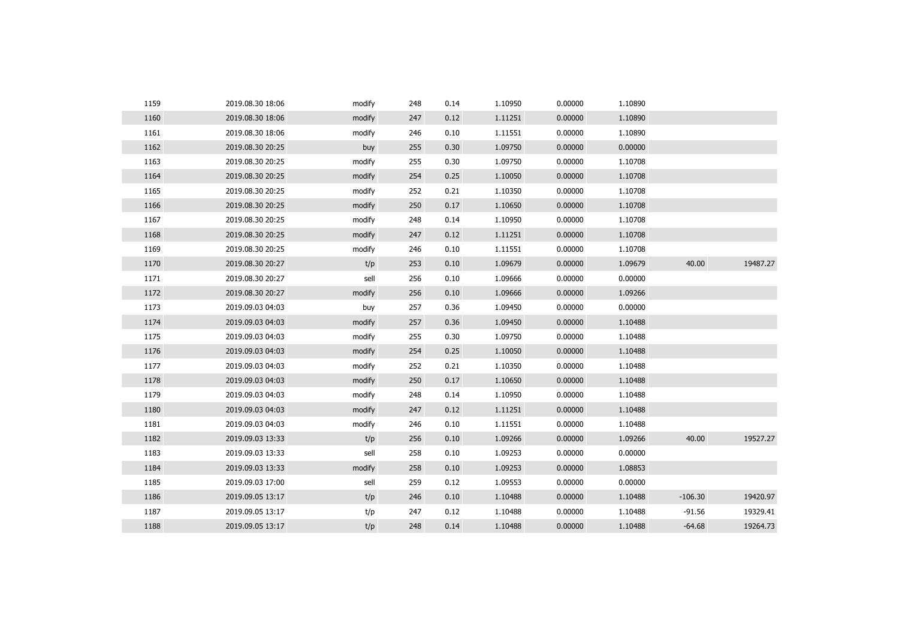| | | | | | | | | | |
|---|---|---|---|---|---|---|---|---|---|
| 1159 | 2019.08.30 18:06 | modify | 248 | 0.14 | 1.10950 | 0.00000 | 1.10890 | | |
| 1160 | 2019.08.30 18:06 | modify | 247 | 0.12 | 1.11251 | 0.00000 | 1.10890 | | |
| 1161 | 2019.08.30 18:06 | modify | 246 | 0.10 | 1.11551 | 0.00000 | 1.10890 | | |
| 1162 | 2019.08.30 20:25 | buy | 255 | 0.30 | 1.09750 | 0.00000 | 0.00000 | | |
| 1163 | 2019.08.30 20:25 | modify | 255 | 0.30 | 1.09750 | 0.00000 | 1.10708 | | |
| 1164 | 2019.08.30 20:25 | modify | 254 | 0.25 | 1.10050 | 0.00000 | 1.10708 | | |
| 1165 | 2019.08.30 20:25 | modify | 252 | 0.21 | 1.10350 | 0.00000 | 1.10708 | | |
| 1166 | 2019.08.30 20:25 | modify | 250 | 0.17 | 1.10650 | 0.00000 | 1.10708 | | |
| 1167 | 2019.08.30 20:25 | modify | 248 | 0.14 | 1.10950 | 0.00000 | 1.10708 | | |
| 1168 | 2019.08.30 20:25 | modify | 247 | 0.12 | 1.11251 | 0.00000 | 1.10708 | | |
| 1169 | 2019.08.30 20:25 | modify | 246 | 0.10 | 1.11551 | 0.00000 | 1.10708 | | |
| 1170 | 2019.08.30 20:27 | t/p | 253 | 0.10 | 1.09679 | 0.00000 | 1.09679 | 40.00 | 19487.27 |
| 1171 | 2019.08.30 20:27 | sell | 256 | 0.10 | 1.09666 | 0.00000 | 0.00000 | | |
| 1172 | 2019.08.30 20:27 | modify | 256 | 0.10 | 1.09666 | 0.00000 | 1.09266 | | |
| 1173 | 2019.09.03 04:03 | buy | 257 | 0.36 | 1.09450 | 0.00000 | 0.00000 | | |
| 1174 | 2019.09.03 04:03 | modify | 257 | 0.36 | 1.09450 | 0.00000 | 1.10488 | | |
| 1175 | 2019.09.03 04:03 | modify | 255 | 0.30 | 1.09750 | 0.00000 | 1.10488 | | |
| 1176 | 2019.09.03 04:03 | modify | 254 | 0.25 | 1.10050 | 0.00000 | 1.10488 | | |
| 1177 | 2019.09.03 04:03 | modify | 252 | 0.21 | 1.10350 | 0.00000 | 1.10488 | | |
| 1178 | 2019.09.03 04:03 | modify | 250 | 0.17 | 1.10650 | 0.00000 | 1.10488 | | |
| 1179 | 2019.09.03 04:03 | modify | 248 | 0.14 | 1.10950 | 0.00000 | 1.10488 | | |
| 1180 | 2019.09.03 04:03 | modify | 247 | 0.12 | 1.11251 | 0.00000 | 1.10488 | | |
| 1181 | 2019.09.03 04:03 | modify | 246 | 0.10 | 1.11551 | 0.00000 | 1.10488 | | |
| 1182 | 2019.09.03 13:33 | t/p | 256 | 0.10 | 1.09266 | 0.00000 | 1.09266 | 40.00 | 19527.27 |
| 1183 | 2019.09.03 13:33 | sell | 258 | 0.10 | 1.09253 | 0.00000 | 0.00000 | | |
| 1184 | 2019.09.03 13:33 | modify | 258 | 0.10 | 1.09253 | 0.00000 | 1.08853 | | |
| 1185 | 2019.09.03 17:00 | sell | 259 | 0.12 | 1.09553 | 0.00000 | 0.00000 | | |
| 1186 | 2019.09.05 13:17 | t/p | 246 | 0.10 | 1.10488 | 0.00000 | 1.10488 | -106.30 | 19420.97 |
| 1187 | 2019.09.05 13:17 | t/p | 247 | 0.12 | 1.10488 | 0.00000 | 1.10488 | -91.56 | 19329.41 |
| 1188 | 2019.09.05 13:17 | t/p | 248 | 0.14 | 1.10488 | 0.00000 | 1.10488 | -64.68 | 19264.73 |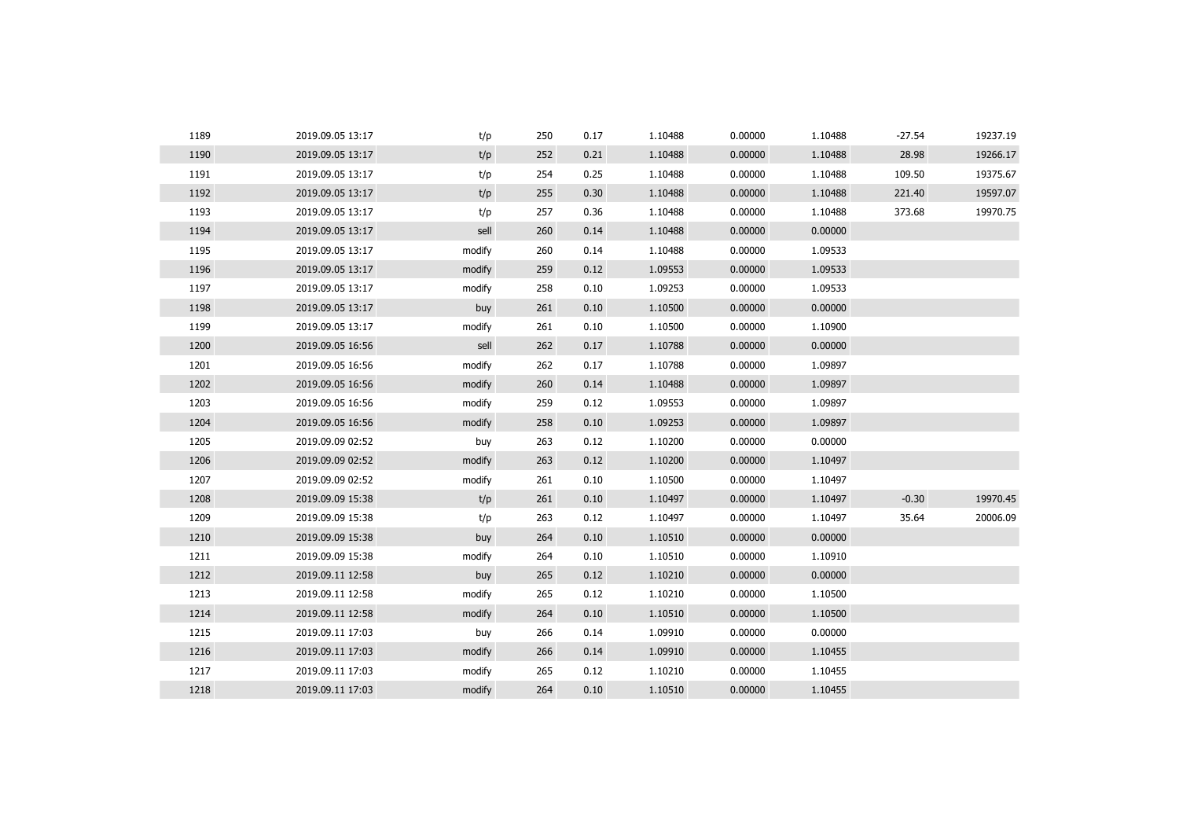| | | | | | | | | | |
|---|---|---|---|---|---|---|---|---|---|
| 1189 | 2019.09.05 13:17 | t/p | 250 | 0.17 | 1.10488 | 0.00000 | 1.10488 | -27.54 | 19237.19 |
| 1190 | 2019.09.05 13:17 | t/p | 252 | 0.21 | 1.10488 | 0.00000 | 1.10488 | 28.98 | 19266.17 |
| 1191 | 2019.09.05 13:17 | t/p | 254 | 0.25 | 1.10488 | 0.00000 | 1.10488 | 109.50 | 19375.67 |
| 1192 | 2019.09.05 13:17 | t/p | 255 | 0.30 | 1.10488 | 0.00000 | 1.10488 | 221.40 | 19597.07 |
| 1193 | 2019.09.05 13:17 | t/p | 257 | 0.36 | 1.10488 | 0.00000 | 1.10488 | 373.68 | 19970.75 |
| 1194 | 2019.09.05 13:17 | sell | 260 | 0.14 | 1.10488 | 0.00000 | 0.00000 | | |
| 1195 | 2019.09.05 13:17 | modify | 260 | 0.14 | 1.10488 | 0.00000 | 1.09533 | | |
| 1196 | 2019.09.05 13:17 | modify | 259 | 0.12 | 1.09553 | 0.00000 | 1.09533 | | |
| 1197 | 2019.09.05 13:17 | modify | 258 | 0.10 | 1.09253 | 0.00000 | 1.09533 | | |
| 1198 | 2019.09.05 13:17 | buy | 261 | 0.10 | 1.10500 | 0.00000 | 0.00000 | | |
| 1199 | 2019.09.05 13:17 | modify | 261 | 0.10 | 1.10500 | 0.00000 | 1.10900 | | |
| 1200 | 2019.09.05 16:56 | sell | 262 | 0.17 | 1.10788 | 0.00000 | 0.00000 | | |
| 1201 | 2019.09.05 16:56 | modify | 262 | 0.17 | 1.10788 | 0.00000 | 1.09897 | | |
| 1202 | 2019.09.05 16:56 | modify | 260 | 0.14 | 1.10488 | 0.00000 | 1.09897 | | |
| 1203 | 2019.09.05 16:56 | modify | 259 | 0.12 | 1.09553 | 0.00000 | 1.09897 | | |
| 1204 | 2019.09.05 16:56 | modify | 258 | 0.10 | 1.09253 | 0.00000 | 1.09897 | | |
| 1205 | 2019.09.09 02:52 | buy | 263 | 0.12 | 1.10200 | 0.00000 | 0.00000 | | |
| 1206 | 2019.09.09 02:52 | modify | 263 | 0.12 | 1.10200 | 0.00000 | 1.10497 | | |
| 1207 | 2019.09.09 02:52 | modify | 261 | 0.10 | 1.10500 | 0.00000 | 1.10497 | | |
| 1208 | 2019.09.09 15:38 | t/p | 261 | 0.10 | 1.10497 | 0.00000 | 1.10497 | -0.30 | 19970.45 |
| 1209 | 2019.09.09 15:38 | t/p | 263 | 0.12 | 1.10497 | 0.00000 | 1.10497 | 35.64 | 20006.09 |
| 1210 | 2019.09.09 15:38 | buy | 264 | 0.10 | 1.10510 | 0.00000 | 0.00000 | | |
| 1211 | 2019.09.09 15:38 | modify | 264 | 0.10 | 1.10510 | 0.00000 | 1.10910 | | |
| 1212 | 2019.09.11 12:58 | buy | 265 | 0.12 | 1.10210 | 0.00000 | 0.00000 | | |
| 1213 | 2019.09.11 12:58 | modify | 265 | 0.12 | 1.10210 | 0.00000 | 1.10500 | | |
| 1214 | 2019.09.11 12:58 | modify | 264 | 0.10 | 1.10510 | 0.00000 | 1.10500 | | |
| 1215 | 2019.09.11 17:03 | buy | 266 | 0.14 | 1.09910 | 0.00000 | 0.00000 | | |
| 1216 | 2019.09.11 17:03 | modify | 266 | 0.14 | 1.09910 | 0.00000 | 1.10455 | | |
| 1217 | 2019.09.11 17:03 | modify | 265 | 0.12 | 1.10210 | 0.00000 | 1.10455 | | |
| 1218 | 2019.09.11 17:03 | modify | 264 | 0.10 | 1.10510 | 0.00000 | 1.10455 | | |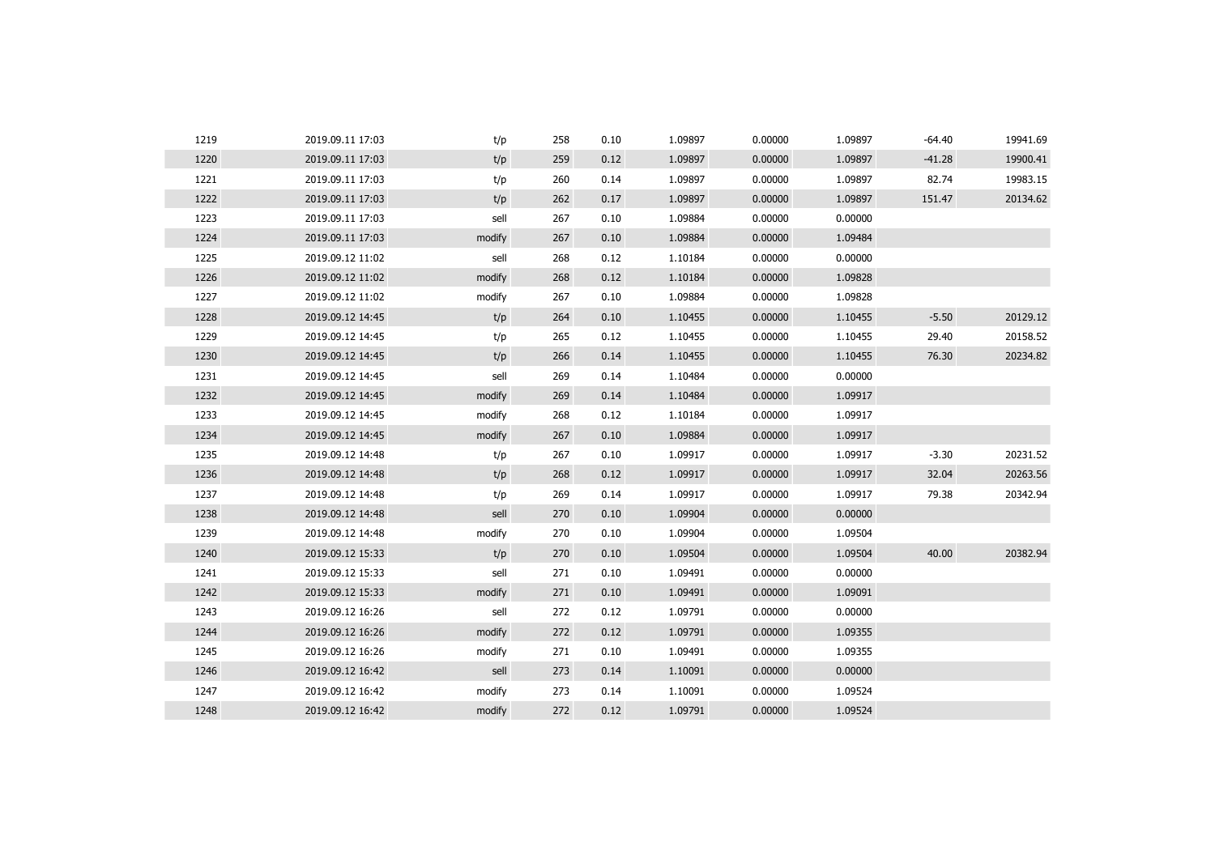| | | | | | | | | | |
|---|---|---|---|---|---|---|---|---|---|
| 1219 | 2019.09.11 17:03 | t/p | 258 | 0.10 | 1.09897 | 0.00000 | 1.09897 | -64.40 | 19941.69 |
| 1220 | 2019.09.11 17:03 | t/p | 259 | 0.12 | 1.09897 | 0.00000 | 1.09897 | -41.28 | 19900.41 |
| 1221 | 2019.09.11 17:03 | t/p | 260 | 0.14 | 1.09897 | 0.00000 | 1.09897 | 82.74 | 19983.15 |
| 1222 | 2019.09.11 17:03 | t/p | 262 | 0.17 | 1.09897 | 0.00000 | 1.09897 | 151.47 | 20134.62 |
| 1223 | 2019.09.11 17:03 | sell | 267 | 0.10 | 1.09884 | 0.00000 | 0.00000 | | |
| 1224 | 2019.09.11 17:03 | modify | 267 | 0.10 | 1.09884 | 0.00000 | 1.09484 | | |
| 1225 | 2019.09.12 11:02 | sell | 268 | 0.12 | 1.10184 | 0.00000 | 0.00000 | | |
| 1226 | 2019.09.12 11:02 | modify | 268 | 0.12 | 1.10184 | 0.00000 | 1.09828 | | |
| 1227 | 2019.09.12 11:02 | modify | 267 | 0.10 | 1.09884 | 0.00000 | 1.09828 | | |
| 1228 | 2019.09.12 14:45 | t/p | 264 | 0.10 | 1.10455 | 0.00000 | 1.10455 | -5.50 | 20129.12 |
| 1229 | 2019.09.12 14:45 | t/p | 265 | 0.12 | 1.10455 | 0.00000 | 1.10455 | 29.40 | 20158.52 |
| 1230 | 2019.09.12 14:45 | t/p | 266 | 0.14 | 1.10455 | 0.00000 | 1.10455 | 76.30 | 20234.82 |
| 1231 | 2019.09.12 14:45 | sell | 269 | 0.14 | 1.10484 | 0.00000 | 0.00000 | | |
| 1232 | 2019.09.12 14:45 | modify | 269 | 0.14 | 1.10484 | 0.00000 | 1.09917 | | |
| 1233 | 2019.09.12 14:45 | modify | 268 | 0.12 | 1.10184 | 0.00000 | 1.09917 | | |
| 1234 | 2019.09.12 14:45 | modify | 267 | 0.10 | 1.09884 | 0.00000 | 1.09917 | | |
| 1235 | 2019.09.12 14:48 | t/p | 267 | 0.10 | 1.09917 | 0.00000 | 1.09917 | -3.30 | 20231.52 |
| 1236 | 2019.09.12 14:48 | t/p | 268 | 0.12 | 1.09917 | 0.00000 | 1.09917 | 32.04 | 20263.56 |
| 1237 | 2019.09.12 14:48 | t/p | 269 | 0.14 | 1.09917 | 0.00000 | 1.09917 | 79.38 | 20342.94 |
| 1238 | 2019.09.12 14:48 | sell | 270 | 0.10 | 1.09904 | 0.00000 | 0.00000 | | |
| 1239 | 2019.09.12 14:48 | modify | 270 | 0.10 | 1.09904 | 0.00000 | 1.09504 | | |
| 1240 | 2019.09.12 15:33 | t/p | 270 | 0.10 | 1.09504 | 0.00000 | 1.09504 | 40.00 | 20382.94 |
| 1241 | 2019.09.12 15:33 | sell | 271 | 0.10 | 1.09491 | 0.00000 | 0.00000 | | |
| 1242 | 2019.09.12 15:33 | modify | 271 | 0.10 | 1.09491 | 0.00000 | 1.09091 | | |
| 1243 | 2019.09.12 16:26 | sell | 272 | 0.12 | 1.09791 | 0.00000 | 0.00000 | | |
| 1244 | 2019.09.12 16:26 | modify | 272 | 0.12 | 1.09791 | 0.00000 | 1.09355 | | |
| 1245 | 2019.09.12 16:26 | modify | 271 | 0.10 | 1.09491 | 0.00000 | 1.09355 | | |
| 1246 | 2019.09.12 16:42 | sell | 273 | 0.14 | 1.10091 | 0.00000 | 0.00000 | | |
| 1247 | 2019.09.12 16:42 | modify | 273 | 0.14 | 1.10091 | 0.00000 | 1.09524 | | |
| 1248 | 2019.09.12 16:42 | modify | 272 | 0.12 | 1.09791 | 0.00000 | 1.09524 | | |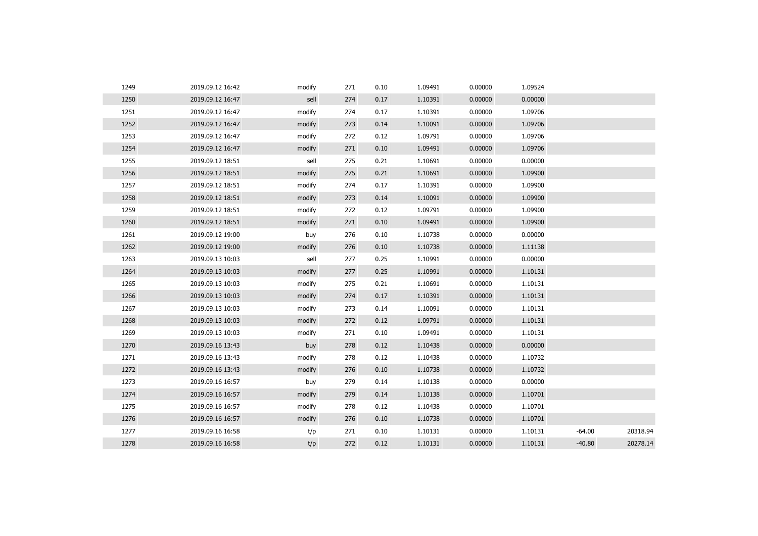| | | | | | | | | | |
|---|---|---|---|---|---|---|---|---|---|
| 1249 | 2019.09.12 16:42 | modify | 271 | 0.10 | 1.09491 | 0.00000 | 1.09524 | | |
| 1250 | 2019.09.12 16:47 | sell | 274 | 0.17 | 1.10391 | 0.00000 | 0.00000 | | |
| 1251 | 2019.09.12 16:47 | modify | 274 | 0.17 | 1.10391 | 0.00000 | 1.09706 | | |
| 1252 | 2019.09.12 16:47 | modify | 273 | 0.14 | 1.10091 | 0.00000 | 1.09706 | | |
| 1253 | 2019.09.12 16:47 | modify | 272 | 0.12 | 1.09791 | 0.00000 | 1.09706 | | |
| 1254 | 2019.09.12 16:47 | modify | 271 | 0.10 | 1.09491 | 0.00000 | 1.09706 | | |
| 1255 | 2019.09.12 18:51 | sell | 275 | 0.21 | 1.10691 | 0.00000 | 0.00000 | | |
| 1256 | 2019.09.12 18:51 | modify | 275 | 0.21 | 1.10691 | 0.00000 | 1.09900 | | |
| 1257 | 2019.09.12 18:51 | modify | 274 | 0.17 | 1.10391 | 0.00000 | 1.09900 | | |
| 1258 | 2019.09.12 18:51 | modify | 273 | 0.14 | 1.10091 | 0.00000 | 1.09900 | | |
| 1259 | 2019.09.12 18:51 | modify | 272 | 0.12 | 1.09791 | 0.00000 | 1.09900 | | |
| 1260 | 2019.09.12 18:51 | modify | 271 | 0.10 | 1.09491 | 0.00000 | 1.09900 | | |
| 1261 | 2019.09.12 19:00 | buy | 276 | 0.10 | 1.10738 | 0.00000 | 0.00000 | | |
| 1262 | 2019.09.12 19:00 | modify | 276 | 0.10 | 1.10738 | 0.00000 | 1.11138 | | |
| 1263 | 2019.09.13 10:03 | sell | 277 | 0.25 | 1.10991 | 0.00000 | 0.00000 | | |
| 1264 | 2019.09.13 10:03 | modify | 277 | 0.25 | 1.10991 | 0.00000 | 1.10131 | | |
| 1265 | 2019.09.13 10:03 | modify | 275 | 0.21 | 1.10691 | 0.00000 | 1.10131 | | |
| 1266 | 2019.09.13 10:03 | modify | 274 | 0.17 | 1.10391 | 0.00000 | 1.10131 | | |
| 1267 | 2019.09.13 10:03 | modify | 273 | 0.14 | 1.10091 | 0.00000 | 1.10131 | | |
| 1268 | 2019.09.13 10:03 | modify | 272 | 0.12 | 1.09791 | 0.00000 | 1.10131 | | |
| 1269 | 2019.09.13 10:03 | modify | 271 | 0.10 | 1.09491 | 0.00000 | 1.10131 | | |
| 1270 | 2019.09.16 13:43 | buy | 278 | 0.12 | 1.10438 | 0.00000 | 0.00000 | | |
| 1271 | 2019.09.16 13:43 | modify | 278 | 0.12 | 1.10438 | 0.00000 | 1.10732 | | |
| 1272 | 2019.09.16 13:43 | modify | 276 | 0.10 | 1.10738 | 0.00000 | 1.10732 | | |
| 1273 | 2019.09.16 16:57 | buy | 279 | 0.14 | 1.10138 | 0.00000 | 0.00000 | | |
| 1274 | 2019.09.16 16:57 | modify | 279 | 0.14 | 1.10138 | 0.00000 | 1.10701 | | |
| 1275 | 2019.09.16 16:57 | modify | 278 | 0.12 | 1.10438 | 0.00000 | 1.10701 | | |
| 1276 | 2019.09.16 16:57 | modify | 276 | 0.10 | 1.10738 | 0.00000 | 1.10701 | | |
| 1277 | 2019.09.16 16:58 | t/p | 271 | 0.10 | 1.10131 | 0.00000 | 1.10131 | -64.00 | 20318.94 |
| 1278 | 2019.09.16 16:58 | t/p | 272 | 0.12 | 1.10131 | 0.00000 | 1.10131 | -40.80 | 20278.14 |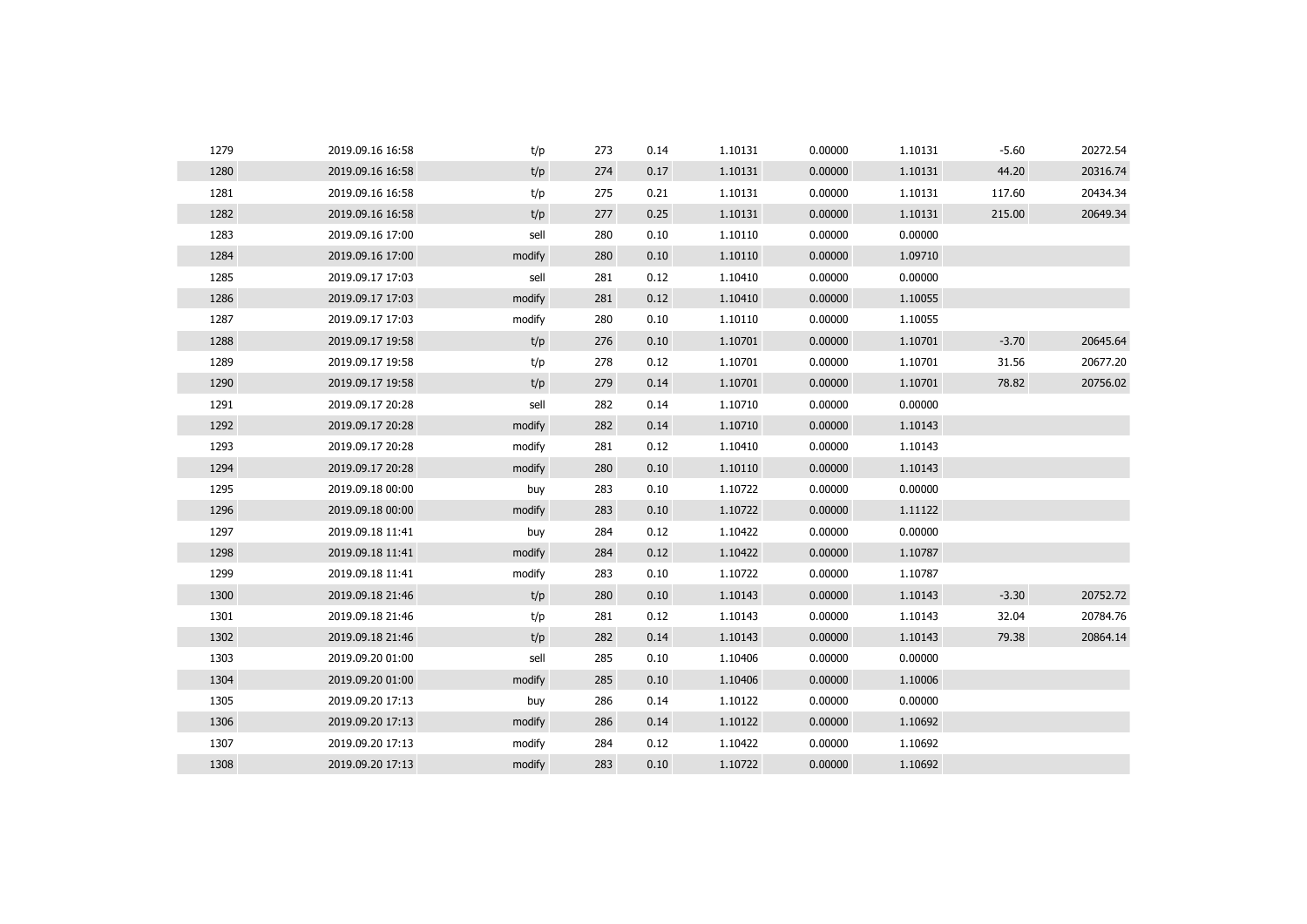| | | | | | | | | | |
|---|---|---|---|---|---|---|---|---|---|
| 1279 | 2019.09.16 16:58 | t/p | 273 | 0.14 | 1.10131 | 0.00000 | 1.10131 | -5.60 | 20272.54 |
| 1280 | 2019.09.16 16:58 | t/p | 274 | 0.17 | 1.10131 | 0.00000 | 1.10131 | 44.20 | 20316.74 |
| 1281 | 2019.09.16 16:58 | t/p | 275 | 0.21 | 1.10131 | 0.00000 | 1.10131 | 117.60 | 20434.34 |
| 1282 | 2019.09.16 16:58 | t/p | 277 | 0.25 | 1.10131 | 0.00000 | 1.10131 | 215.00 | 20649.34 |
| 1283 | 2019.09.16 17:00 | sell | 280 | 0.10 | 1.10110 | 0.00000 | 0.00000 | | |
| 1284 | 2019.09.16 17:00 | modify | 280 | 0.10 | 1.10110 | 0.00000 | 1.09710 | | |
| 1285 | 2019.09.17 17:03 | sell | 281 | 0.12 | 1.10410 | 0.00000 | 0.00000 | | |
| 1286 | 2019.09.17 17:03 | modify | 281 | 0.12 | 1.10410 | 0.00000 | 1.10055 | | |
| 1287 | 2019.09.17 17:03 | modify | 280 | 0.10 | 1.10110 | 0.00000 | 1.10055 | | |
| 1288 | 2019.09.17 19:58 | t/p | 276 | 0.10 | 1.10701 | 0.00000 | 1.10701 | -3.70 | 20645.64 |
| 1289 | 2019.09.17 19:58 | t/p | 278 | 0.12 | 1.10701 | 0.00000 | 1.10701 | 31.56 | 20677.20 |
| 1290 | 2019.09.17 19:58 | t/p | 279 | 0.14 | 1.10701 | 0.00000 | 1.10701 | 78.82 | 20756.02 |
| 1291 | 2019.09.17 20:28 | sell | 282 | 0.14 | 1.10710 | 0.00000 | 0.00000 | | |
| 1292 | 2019.09.17 20:28 | modify | 282 | 0.14 | 1.10710 | 0.00000 | 1.10143 | | |
| 1293 | 2019.09.17 20:28 | modify | 281 | 0.12 | 1.10410 | 0.00000 | 1.10143 | | |
| 1294 | 2019.09.17 20:28 | modify | 280 | 0.10 | 1.10110 | 0.00000 | 1.10143 | | |
| 1295 | 2019.09.18 00:00 | buy | 283 | 0.10 | 1.10722 | 0.00000 | 0.00000 | | |
| 1296 | 2019.09.18 00:00 | modify | 283 | 0.10 | 1.10722 | 0.00000 | 1.11122 | | |
| 1297 | 2019.09.18 11:41 | buy | 284 | 0.12 | 1.10422 | 0.00000 | 0.00000 | | |
| 1298 | 2019.09.18 11:41 | modify | 284 | 0.12 | 1.10422 | 0.00000 | 1.10787 | | |
| 1299 | 2019.09.18 11:41 | modify | 283 | 0.10 | 1.10722 | 0.00000 | 1.10787 | | |
| 1300 | 2019.09.18 21:46 | t/p | 280 | 0.10 | 1.10143 | 0.00000 | 1.10143 | -3.30 | 20752.72 |
| 1301 | 2019.09.18 21:46 | t/p | 281 | 0.12 | 1.10143 | 0.00000 | 1.10143 | 32.04 | 20784.76 |
| 1302 | 2019.09.18 21:46 | t/p | 282 | 0.14 | 1.10143 | 0.00000 | 1.10143 | 79.38 | 20864.14 |
| 1303 | 2019.09.20 01:00 | sell | 285 | 0.10 | 1.10406 | 0.00000 | 0.00000 | | |
| 1304 | 2019.09.20 01:00 | modify | 285 | 0.10 | 1.10406 | 0.00000 | 1.10006 | | |
| 1305 | 2019.09.20 17:13 | buy | 286 | 0.14 | 1.10122 | 0.00000 | 0.00000 | | |
| 1306 | 2019.09.20 17:13 | modify | 286 | 0.14 | 1.10122 | 0.00000 | 1.10692 | | |
| 1307 | 2019.09.20 17:13 | modify | 284 | 0.12 | 1.10422 | 0.00000 | 1.10692 | | |
| 1308 | 2019.09.20 17:13 | modify | 283 | 0.10 | 1.10722 | 0.00000 | 1.10692 | | |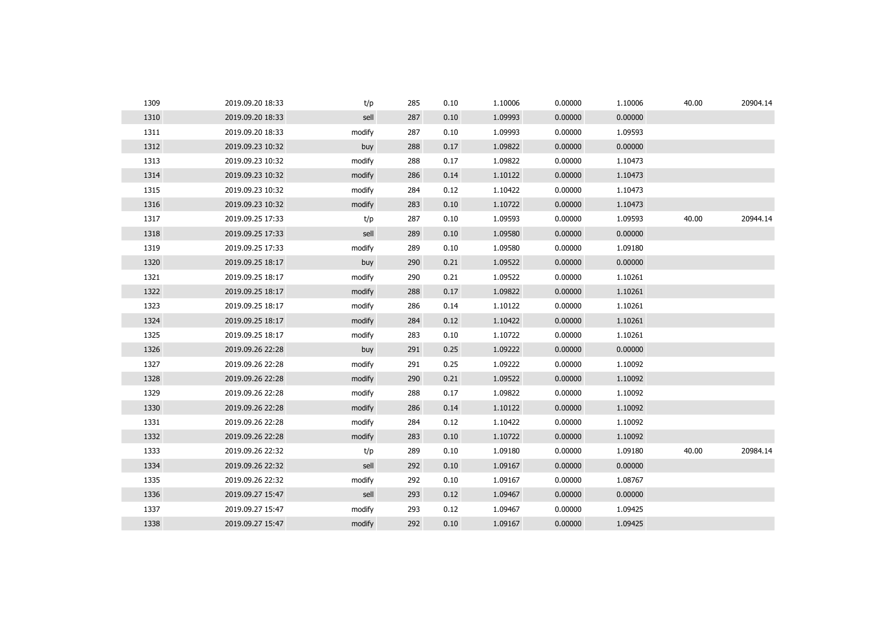| | | | | | | | | | |
|---|---|---|---|---|---|---|---|---|---|
| 1309 | 2019.09.20 18:33 | t/p | 285 | 0.10 | 1.10006 | 0.00000 | 1.10006 | 40.00 | 20904.14 |
| 1310 | 2019.09.20 18:33 | sell | 287 | 0.10 | 1.09993 | 0.00000 | 0.00000 | | |
| 1311 | 2019.09.20 18:33 | modify | 287 | 0.10 | 1.09993 | 0.00000 | 1.09593 | | |
| 1312 | 2019.09.23 10:32 | buy | 288 | 0.17 | 1.09822 | 0.00000 | 0.00000 | | |
| 1313 | 2019.09.23 10:32 | modify | 288 | 0.17 | 1.09822 | 0.00000 | 1.10473 | | |
| 1314 | 2019.09.23 10:32 | modify | 286 | 0.14 | 1.10122 | 0.00000 | 1.10473 | | |
| 1315 | 2019.09.23 10:32 | modify | 284 | 0.12 | 1.10422 | 0.00000 | 1.10473 | | |
| 1316 | 2019.09.23 10:32 | modify | 283 | 0.10 | 1.10722 | 0.00000 | 1.10473 | | |
| 1317 | 2019.09.25 17:33 | t/p | 287 | 0.10 | 1.09593 | 0.00000 | 1.09593 | 40.00 | 20944.14 |
| 1318 | 2019.09.25 17:33 | sell | 289 | 0.10 | 1.09580 | 0.00000 | 0.00000 | | |
| 1319 | 2019.09.25 17:33 | modify | 289 | 0.10 | 1.09580 | 0.00000 | 1.09180 | | |
| 1320 | 2019.09.25 18:17 | buy | 290 | 0.21 | 1.09522 | 0.00000 | 0.00000 | | |
| 1321 | 2019.09.25 18:17 | modify | 290 | 0.21 | 1.09522 | 0.00000 | 1.10261 | | |
| 1322 | 2019.09.25 18:17 | modify | 288 | 0.17 | 1.09822 | 0.00000 | 1.10261 | | |
| 1323 | 2019.09.25 18:17 | modify | 286 | 0.14 | 1.10122 | 0.00000 | 1.10261 | | |
| 1324 | 2019.09.25 18:17 | modify | 284 | 0.12 | 1.10422 | 0.00000 | 1.10261 | | |
| 1325 | 2019.09.25 18:17 | modify | 283 | 0.10 | 1.10722 | 0.00000 | 1.10261 | | |
| 1326 | 2019.09.26 22:28 | buy | 291 | 0.25 | 1.09222 | 0.00000 | 0.00000 | | |
| 1327 | 2019.09.26 22:28 | modify | 291 | 0.25 | 1.09222 | 0.00000 | 1.10092 | | |
| 1328 | 2019.09.26 22:28 | modify | 290 | 0.21 | 1.09522 | 0.00000 | 1.10092 | | |
| 1329 | 2019.09.26 22:28 | modify | 288 | 0.17 | 1.09822 | 0.00000 | 1.10092 | | |
| 1330 | 2019.09.26 22:28 | modify | 286 | 0.14 | 1.10122 | 0.00000 | 1.10092 | | |
| 1331 | 2019.09.26 22:28 | modify | 284 | 0.12 | 1.10422 | 0.00000 | 1.10092 | | |
| 1332 | 2019.09.26 22:28 | modify | 283 | 0.10 | 1.10722 | 0.00000 | 1.10092 | | |
| 1333 | 2019.09.26 22:32 | t/p | 289 | 0.10 | 1.09180 | 0.00000 | 1.09180 | 40.00 | 20984.14 |
| 1334 | 2019.09.26 22:32 | sell | 292 | 0.10 | 1.09167 | 0.00000 | 0.00000 | | |
| 1335 | 2019.09.26 22:32 | modify | 292 | 0.10 | 1.09167 | 0.00000 | 1.08767 | | |
| 1336 | 2019.09.27 15:47 | sell | 293 | 0.12 | 1.09467 | 0.00000 | 0.00000 | | |
| 1337 | 2019.09.27 15:47 | modify | 293 | 0.12 | 1.09467 | 0.00000 | 1.09425 | | |
| 1338 | 2019.09.27 15:47 | modify | 292 | 0.10 | 1.09167 | 0.00000 | 1.09425 | | |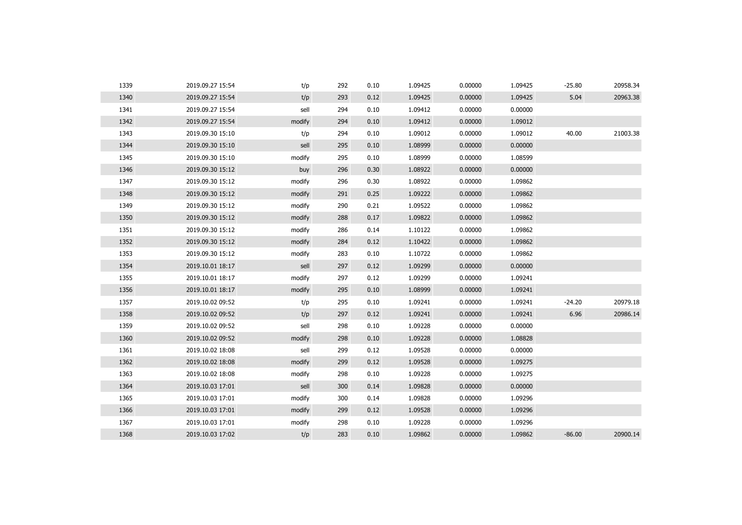| 1339 | 2019.09.27 15:54 | t/p | 292 | 0.10 | 1.09425 | 0.00000 | 1.09425 | -25.80 | 20958.34 |
|---|---|---|---|---|---|---|---|---|---|
| 1340 | 2019.09.27 15:54 | t/p | 293 | 0.12 | 1.09425 | 0.00000 | 1.09425 | 5.04 | 20963.38 |
| 1341 | 2019.09.27 15:54 | sell | 294 | 0.10 | 1.09412 | 0.00000 | 0.00000 | | |
| 1342 | 2019.09.27 15:54 | modify | 294 | 0.10 | 1.09412 | 0.00000 | 1.09012 | | |
| 1343 | 2019.09.30 15:10 | t/p | 294 | 0.10 | 1.09012 | 0.00000 | 1.09012 | 40.00 | 21003.38 |
| 1344 | 2019.09.30 15:10 | sell | 295 | 0.10 | 1.08999 | 0.00000 | 0.00000 | | |
| 1345 | 2019.09.30 15:10 | modify | 295 | 0.10 | 1.08999 | 0.00000 | 1.08599 | | |
| 1346 | 2019.09.30 15:12 | buy | 296 | 0.30 | 1.08922 | 0.00000 | 0.00000 | | |
| 1347 | 2019.09.30 15:12 | modify | 296 | 0.30 | 1.08922 | 0.00000 | 1.09862 | | |
| 1348 | 2019.09.30 15:12 | modify | 291 | 0.25 | 1.09222 | 0.00000 | 1.09862 | | |
| 1349 | 2019.09.30 15:12 | modify | 290 | 0.21 | 1.09522 | 0.00000 | 1.09862 | | |
| 1350 | 2019.09.30 15:12 | modify | 288 | 0.17 | 1.09822 | 0.00000 | 1.09862 | | |
| 1351 | 2019.09.30 15:12 | modify | 286 | 0.14 | 1.10122 | 0.00000 | 1.09862 | | |
| 1352 | 2019.09.30 15:12 | modify | 284 | 0.12 | 1.10422 | 0.00000 | 1.09862 | | |
| 1353 | 2019.09.30 15:12 | modify | 283 | 0.10 | 1.10722 | 0.00000 | 1.09862 | | |
| 1354 | 2019.10.01 18:17 | sell | 297 | 0.12 | 1.09299 | 0.00000 | 0.00000 | | |
| 1355 | 2019.10.01 18:17 | modify | 297 | 0.12 | 1.09299 | 0.00000 | 1.09241 | | |
| 1356 | 2019.10.01 18:17 | modify | 295 | 0.10 | 1.08999 | 0.00000 | 1.09241 | | |
| 1357 | 2019.10.02 09:52 | t/p | 295 | 0.10 | 1.09241 | 0.00000 | 1.09241 | -24.20 | 20979.18 |
| 1358 | 2019.10.02 09:52 | t/p | 297 | 0.12 | 1.09241 | 0.00000 | 1.09241 | 6.96 | 20986.14 |
| 1359 | 2019.10.02 09:52 | sell | 298 | 0.10 | 1.09228 | 0.00000 | 0.00000 | | |
| 1360 | 2019.10.02 09:52 | modify | 298 | 0.10 | 1.09228 | 0.00000 | 1.08828 | | |
| 1361 | 2019.10.02 18:08 | sell | 299 | 0.12 | 1.09528 | 0.00000 | 0.00000 | | |
| 1362 | 2019.10.02 18:08 | modify | 299 | 0.12 | 1.09528 | 0.00000 | 1.09275 | | |
| 1363 | 2019.10.02 18:08 | modify | 298 | 0.10 | 1.09228 | 0.00000 | 1.09275 | | |
| 1364 | 2019.10.03 17:01 | sell | 300 | 0.14 | 1.09828 | 0.00000 | 0.00000 | | |
| 1365 | 2019.10.03 17:01 | modify | 300 | 0.14 | 1.09828 | 0.00000 | 1.09296 | | |
| 1366 | 2019.10.03 17:01 | modify | 299 | 0.12 | 1.09528 | 0.00000 | 1.09296 | | |
| 1367 | 2019.10.03 17:01 | modify | 298 | 0.10 | 1.09228 | 0.00000 | 1.09296 | | |
| 1368 | 2019.10.03 17:02 | t/p | 283 | 0.10 | 1.09862 | 0.00000 | 1.09862 | -86.00 | 20900.14 |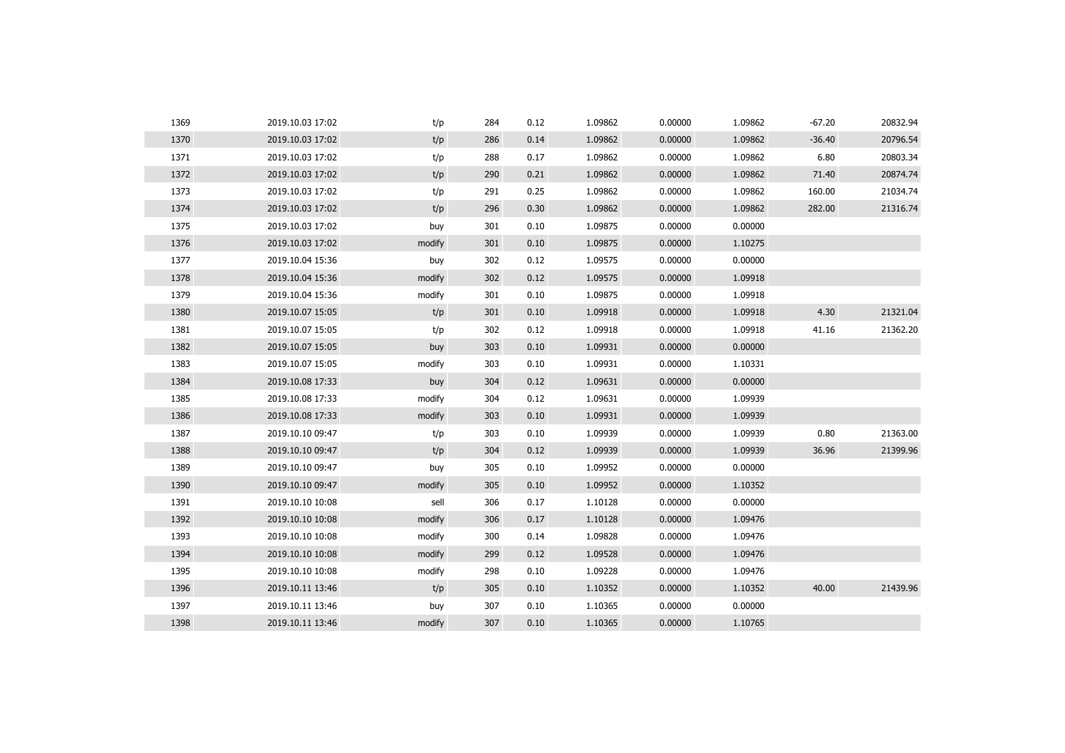| | | | | | | | | | |
|---|---|---|---|---|---|---|---|---|---|
| 1369 | 2019.10.03 17:02 | t/p | 284 | 0.12 | 1.09862 | 0.00000 | 1.09862 | -67.20 | 20832.94 |
| 1370 | 2019.10.03 17:02 | t/p | 286 | 0.14 | 1.09862 | 0.00000 | 1.09862 | -36.40 | 20796.54 |
| 1371 | 2019.10.03 17:02 | t/p | 288 | 0.17 | 1.09862 | 0.00000 | 1.09862 | 6.80 | 20803.34 |
| 1372 | 2019.10.03 17:02 | t/p | 290 | 0.21 | 1.09862 | 0.00000 | 1.09862 | 71.40 | 20874.74 |
| 1373 | 2019.10.03 17:02 | t/p | 291 | 0.25 | 1.09862 | 0.00000 | 1.09862 | 160.00 | 21034.74 |
| 1374 | 2019.10.03 17:02 | t/p | 296 | 0.30 | 1.09862 | 0.00000 | 1.09862 | 282.00 | 21316.74 |
| 1375 | 2019.10.03 17:02 | buy | 301 | 0.10 | 1.09875 | 0.00000 | 0.00000 | | |
| 1376 | 2019.10.03 17:02 | modify | 301 | 0.10 | 1.09875 | 0.00000 | 1.10275 | | |
| 1377 | 2019.10.04 15:36 | buy | 302 | 0.12 | 1.09575 | 0.00000 | 0.00000 | | |
| 1378 | 2019.10.04 15:36 | modify | 302 | 0.12 | 1.09575 | 0.00000 | 1.09918 | | |
| 1379 | 2019.10.04 15:36 | modify | 301 | 0.10 | 1.09875 | 0.00000 | 1.09918 | | |
| 1380 | 2019.10.07 15:05 | t/p | 301 | 0.10 | 1.09918 | 0.00000 | 1.09918 | 4.30 | 21321.04 |
| 1381 | 2019.10.07 15:05 | t/p | 302 | 0.12 | 1.09918 | 0.00000 | 1.09918 | 41.16 | 21362.20 |
| 1382 | 2019.10.07 15:05 | buy | 303 | 0.10 | 1.09931 | 0.00000 | 0.00000 | | |
| 1383 | 2019.10.07 15:05 | modify | 303 | 0.10 | 1.09931 | 0.00000 | 1.10331 | | |
| 1384 | 2019.10.08 17:33 | buy | 304 | 0.12 | 1.09631 | 0.00000 | 0.00000 | | |
| 1385 | 2019.10.08 17:33 | modify | 304 | 0.12 | 1.09631 | 0.00000 | 1.09939 | | |
| 1386 | 2019.10.08 17:33 | modify | 303 | 0.10 | 1.09931 | 0.00000 | 1.09939 | | |
| 1387 | 2019.10.10 09:47 | t/p | 303 | 0.10 | 1.09939 | 0.00000 | 1.09939 | 0.80 | 21363.00 |
| 1388 | 2019.10.10 09:47 | t/p | 304 | 0.12 | 1.09939 | 0.00000 | 1.09939 | 36.96 | 21399.96 |
| 1389 | 2019.10.10 09:47 | buy | 305 | 0.10 | 1.09952 | 0.00000 | 0.00000 | | |
| 1390 | 2019.10.10 09:47 | modify | 305 | 0.10 | 1.09952 | 0.00000 | 1.10352 | | |
| 1391 | 2019.10.10 10:08 | sell | 306 | 0.17 | 1.10128 | 0.00000 | 0.00000 | | |
| 1392 | 2019.10.10 10:08 | modify | 306 | 0.17 | 1.10128 | 0.00000 | 1.09476 | | |
| 1393 | 2019.10.10 10:08 | modify | 300 | 0.14 | 1.09828 | 0.00000 | 1.09476 | | |
| 1394 | 2019.10.10 10:08 | modify | 299 | 0.12 | 1.09528 | 0.00000 | 1.09476 | | |
| 1395 | 2019.10.10 10:08 | modify | 298 | 0.10 | 1.09228 | 0.00000 | 1.09476 | | |
| 1396 | 2019.10.11 13:46 | t/p | 305 | 0.10 | 1.10352 | 0.00000 | 1.10352 | 40.00 | 21439.96 |
| 1397 | 2019.10.11 13:46 | buy | 307 | 0.10 | 1.10365 | 0.00000 | 0.00000 | | |
| 1398 | 2019.10.11 13:46 | modify | 307 | 0.10 | 1.10365 | 0.00000 | 1.10765 | | |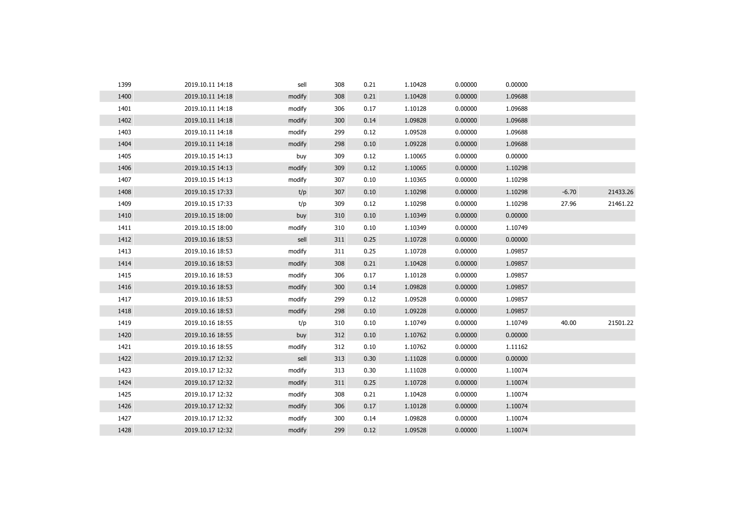| | | | | | | | | | |
|---|---|---|---|---|---|---|---|---|---|
| 1399 | 2019.10.11 14:18 | sell | 308 | 0.21 | 1.10428 | 0.00000 | 0.00000 | | |
| 1400 | 2019.10.11 14:18 | modify | 308 | 0.21 | 1.10428 | 0.00000 | 1.09688 | | |
| 1401 | 2019.10.11 14:18 | modify | 306 | 0.17 | 1.10128 | 0.00000 | 1.09688 | | |
| 1402 | 2019.10.11 14:18 | modify | 300 | 0.14 | 1.09828 | 0.00000 | 1.09688 | | |
| 1403 | 2019.10.11 14:18 | modify | 299 | 0.12 | 1.09528 | 0.00000 | 1.09688 | | |
| 1404 | 2019.10.11 14:18 | modify | 298 | 0.10 | 1.09228 | 0.00000 | 1.09688 | | |
| 1405 | 2019.10.15 14:13 | buy | 309 | 0.12 | 1.10065 | 0.00000 | 0.00000 | | |
| 1406 | 2019.10.15 14:13 | modify | 309 | 0.12 | 1.10065 | 0.00000 | 1.10298 | | |
| 1407 | 2019.10.15 14:13 | modify | 307 | 0.10 | 1.10365 | 0.00000 | 1.10298 | | |
| 1408 | 2019.10.15 17:33 | t/p | 307 | 0.10 | 1.10298 | 0.00000 | 1.10298 | -6.70 | 21433.26 |
| 1409 | 2019.10.15 17:33 | t/p | 309 | 0.12 | 1.10298 | 0.00000 | 1.10298 | 27.96 | 21461.22 |
| 1410 | 2019.10.15 18:00 | buy | 310 | 0.10 | 1.10349 | 0.00000 | 0.00000 | | |
| 1411 | 2019.10.15 18:00 | modify | 310 | 0.10 | 1.10349 | 0.00000 | 1.10749 | | |
| 1412 | 2019.10.16 18:53 | sell | 311 | 0.25 | 1.10728 | 0.00000 | 0.00000 | | |
| 1413 | 2019.10.16 18:53 | modify | 311 | 0.25 | 1.10728 | 0.00000 | 1.09857 | | |
| 1414 | 2019.10.16 18:53 | modify | 308 | 0.21 | 1.10428 | 0.00000 | 1.09857 | | |
| 1415 | 2019.10.16 18:53 | modify | 306 | 0.17 | 1.10128 | 0.00000 | 1.09857 | | |
| 1416 | 2019.10.16 18:53 | modify | 300 | 0.14 | 1.09828 | 0.00000 | 1.09857 | | |
| 1417 | 2019.10.16 18:53 | modify | 299 | 0.12 | 1.09528 | 0.00000 | 1.09857 | | |
| 1418 | 2019.10.16 18:53 | modify | 298 | 0.10 | 1.09228 | 0.00000 | 1.09857 | | |
| 1419 | 2019.10.16 18:55 | t/p | 310 | 0.10 | 1.10749 | 0.00000 | 1.10749 | 40.00 | 21501.22 |
| 1420 | 2019.10.16 18:55 | buy | 312 | 0.10 | 1.10762 | 0.00000 | 0.00000 | | |
| 1421 | 2019.10.16 18:55 | modify | 312 | 0.10 | 1.10762 | 0.00000 | 1.11162 | | |
| 1422 | 2019.10.17 12:32 | sell | 313 | 0.30 | 1.11028 | 0.00000 | 0.00000 | | |
| 1423 | 2019.10.17 12:32 | modify | 313 | 0.30 | 1.11028 | 0.00000 | 1.10074 | | |
| 1424 | 2019.10.17 12:32 | modify | 311 | 0.25 | 1.10728 | 0.00000 | 1.10074 | | |
| 1425 | 2019.10.17 12:32 | modify | 308 | 0.21 | 1.10428 | 0.00000 | 1.10074 | | |
| 1426 | 2019.10.17 12:32 | modify | 306 | 0.17 | 1.10128 | 0.00000 | 1.10074 | | |
| 1427 | 2019.10.17 12:32 | modify | 300 | 0.14 | 1.09828 | 0.00000 | 1.10074 | | |
| 1428 | 2019.10.17 12:32 | modify | 299 | 0.12 | 1.09528 | 0.00000 | 1.10074 | | |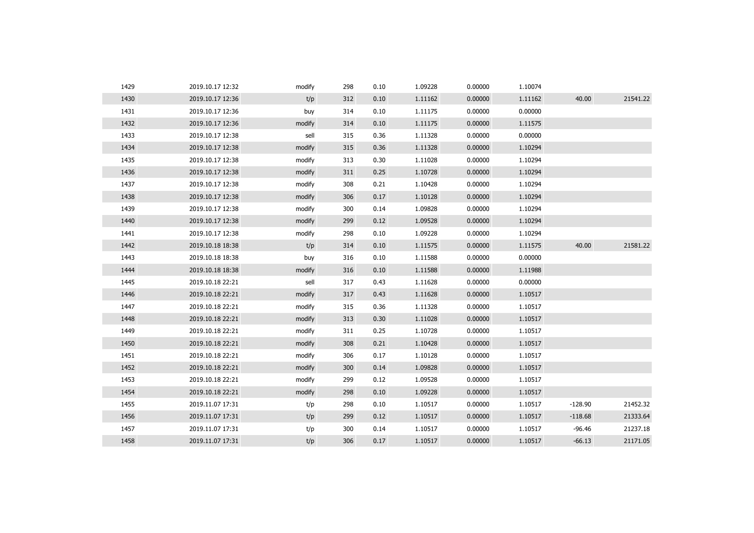| | | | | | | | | | |
|---|---|---|---|---|---|---|---|---|---|
| 1429 | 2019.10.17 12:32 | modify | 298 | 0.10 | 1.09228 | 0.00000 | 1.10074 | | |
| 1430 | 2019.10.17 12:36 | t/p | 312 | 0.10 | 1.11162 | 0.00000 | 1.11162 | 40.00 | 21541.22 |
| 1431 | 2019.10.17 12:36 | buy | 314 | 0.10 | 1.11175 | 0.00000 | 0.00000 | | |
| 1432 | 2019.10.17 12:36 | modify | 314 | 0.10 | 1.11175 | 0.00000 | 1.11575 | | |
| 1433 | 2019.10.17 12:38 | sell | 315 | 0.36 | 1.11328 | 0.00000 | 0.00000 | | |
| 1434 | 2019.10.17 12:38 | modify | 315 | 0.36 | 1.11328 | 0.00000 | 1.10294 | | |
| 1435 | 2019.10.17 12:38 | modify | 313 | 0.30 | 1.11028 | 0.00000 | 1.10294 | | |
| 1436 | 2019.10.17 12:38 | modify | 311 | 0.25 | 1.10728 | 0.00000 | 1.10294 | | |
| 1437 | 2019.10.17 12:38 | modify | 308 | 0.21 | 1.10428 | 0.00000 | 1.10294 | | |
| 1438 | 2019.10.17 12:38 | modify | 306 | 0.17 | 1.10128 | 0.00000 | 1.10294 | | |
| 1439 | 2019.10.17 12:38 | modify | 300 | 0.14 | 1.09828 | 0.00000 | 1.10294 | | |
| 1440 | 2019.10.17 12:38 | modify | 299 | 0.12 | 1.09528 | 0.00000 | 1.10294 | | |
| 1441 | 2019.10.17 12:38 | modify | 298 | 0.10 | 1.09228 | 0.00000 | 1.10294 | | |
| 1442 | 2019.10.18 18:38 | t/p | 314 | 0.10 | 1.11575 | 0.00000 | 1.11575 | 40.00 | 21581.22 |
| 1443 | 2019.10.18 18:38 | buy | 316 | 0.10 | 1.11588 | 0.00000 | 0.00000 | | |
| 1444 | 2019.10.18 18:38 | modify | 316 | 0.10 | 1.11588 | 0.00000 | 1.11988 | | |
| 1445 | 2019.10.18 22:21 | sell | 317 | 0.43 | 1.11628 | 0.00000 | 0.00000 | | |
| 1446 | 2019.10.18 22:21 | modify | 317 | 0.43 | 1.11628 | 0.00000 | 1.10517 | | |
| 1447 | 2019.10.18 22:21 | modify | 315 | 0.36 | 1.11328 | 0.00000 | 1.10517 | | |
| 1448 | 2019.10.18 22:21 | modify | 313 | 0.30 | 1.11028 | 0.00000 | 1.10517 | | |
| 1449 | 2019.10.18 22:21 | modify | 311 | 0.25 | 1.10728 | 0.00000 | 1.10517 | | |
| 1450 | 2019.10.18 22:21 | modify | 308 | 0.21 | 1.10428 | 0.00000 | 1.10517 | | |
| 1451 | 2019.10.18 22:21 | modify | 306 | 0.17 | 1.10128 | 0.00000 | 1.10517 | | |
| 1452 | 2019.10.18 22:21 | modify | 300 | 0.14 | 1.09828 | 0.00000 | 1.10517 | | |
| 1453 | 2019.10.18 22:21 | modify | 299 | 0.12 | 1.09528 | 0.00000 | 1.10517 | | |
| 1454 | 2019.10.18 22:21 | modify | 298 | 0.10 | 1.09228 | 0.00000 | 1.10517 | | |
| 1455 | 2019.11.07 17:31 | t/p | 298 | 0.10 | 1.10517 | 0.00000 | 1.10517 | -128.90 | 21452.32 |
| 1456 | 2019.11.07 17:31 | t/p | 299 | 0.12 | 1.10517 | 0.00000 | 1.10517 | -118.68 | 21333.64 |
| 1457 | 2019.11.07 17:31 | t/p | 300 | 0.14 | 1.10517 | 0.00000 | 1.10517 | -96.46 | 21237.18 |
| 1458 | 2019.11.07 17:31 | t/p | 306 | 0.17 | 1.10517 | 0.00000 | 1.10517 | -66.13 | 21171.05 |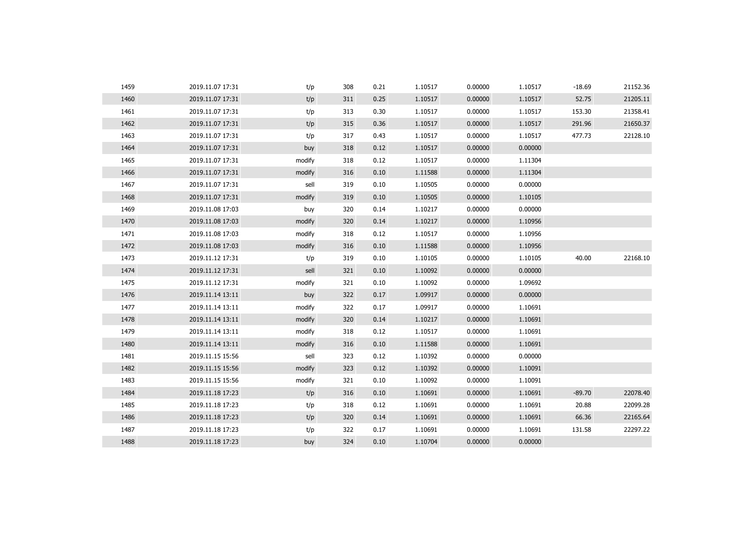| | | | | | | | | | |
|---|---|---|---|---|---|---|---|---|---|
| 1459 | 2019.11.07 17:31 | t/p | 308 | 0.21 | 1.10517 | 0.00000 | 1.10517 | -18.69 | 21152.36 |
| 1460 | 2019.11.07 17:31 | t/p | 311 | 0.25 | 1.10517 | 0.00000 | 1.10517 | 52.75 | 21205.11 |
| 1461 | 2019.11.07 17:31 | t/p | 313 | 0.30 | 1.10517 | 0.00000 | 1.10517 | 153.30 | 21358.41 |
| 1462 | 2019.11.07 17:31 | t/p | 315 | 0.36 | 1.10517 | 0.00000 | 1.10517 | 291.96 | 21650.37 |
| 1463 | 2019.11.07 17:31 | t/p | 317 | 0.43 | 1.10517 | 0.00000 | 1.10517 | 477.73 | 22128.10 |
| 1464 | 2019.11.07 17:31 | buy | 318 | 0.12 | 1.10517 | 0.00000 | 0.00000 | | |
| 1465 | 2019.11.07 17:31 | modify | 318 | 0.12 | 1.10517 | 0.00000 | 1.11304 | | |
| 1466 | 2019.11.07 17:31 | modify | 316 | 0.10 | 1.11588 | 0.00000 | 1.11304 | | |
| 1467 | 2019.11.07 17:31 | sell | 319 | 0.10 | 1.10505 | 0.00000 | 0.00000 | | |
| 1468 | 2019.11.07 17:31 | modify | 319 | 0.10 | 1.10505 | 0.00000 | 1.10105 | | |
| 1469 | 2019.11.08 17:03 | buy | 320 | 0.14 | 1.10217 | 0.00000 | 0.00000 | | |
| 1470 | 2019.11.08 17:03 | modify | 320 | 0.14 | 1.10217 | 0.00000 | 1.10956 | | |
| 1471 | 2019.11.08 17:03 | modify | 318 | 0.12 | 1.10517 | 0.00000 | 1.10956 | | |
| 1472 | 2019.11.08 17:03 | modify | 316 | 0.10 | 1.11588 | 0.00000 | 1.10956 | | |
| 1473 | 2019.11.12 17:31 | t/p | 319 | 0.10 | 1.10105 | 0.00000 | 1.10105 | 40.00 | 22168.10 |
| 1474 | 2019.11.12 17:31 | sell | 321 | 0.10 | 1.10092 | 0.00000 | 0.00000 | | |
| 1475 | 2019.11.12 17:31 | modify | 321 | 0.10 | 1.10092 | 0.00000 | 1.09692 | | |
| 1476 | 2019.11.14 13:11 | buy | 322 | 0.17 | 1.09917 | 0.00000 | 0.00000 | | |
| 1477 | 2019.11.14 13:11 | modify | 322 | 0.17 | 1.09917 | 0.00000 | 1.10691 | | |
| 1478 | 2019.11.14 13:11 | modify | 320 | 0.14 | 1.10217 | 0.00000 | 1.10691 | | |
| 1479 | 2019.11.14 13:11 | modify | 318 | 0.12 | 1.10517 | 0.00000 | 1.10691 | | |
| 1480 | 2019.11.14 13:11 | modify | 316 | 0.10 | 1.11588 | 0.00000 | 1.10691 | | |
| 1481 | 2019.11.15 15:56 | sell | 323 | 0.12 | 1.10392 | 0.00000 | 0.00000 | | |
| 1482 | 2019.11.15 15:56 | modify | 323 | 0.12 | 1.10392 | 0.00000 | 1.10091 | | |
| 1483 | 2019.11.15 15:56 | modify | 321 | 0.10 | 1.10092 | 0.00000 | 1.10091 | | |
| 1484 | 2019.11.18 17:23 | t/p | 316 | 0.10 | 1.10691 | 0.00000 | 1.10691 | -89.70 | 22078.40 |
| 1485 | 2019.11.18 17:23 | t/p | 318 | 0.12 | 1.10691 | 0.00000 | 1.10691 | 20.88 | 22099.28 |
| 1486 | 2019.11.18 17:23 | t/p | 320 | 0.14 | 1.10691 | 0.00000 | 1.10691 | 66.36 | 22165.64 |
| 1487 | 2019.11.18 17:23 | t/p | 322 | 0.17 | 1.10691 | 0.00000 | 1.10691 | 131.58 | 22297.22 |
| 1488 | 2019.11.18 17:23 | buy | 324 | 0.10 | 1.10704 | 0.00000 | 0.00000 | | |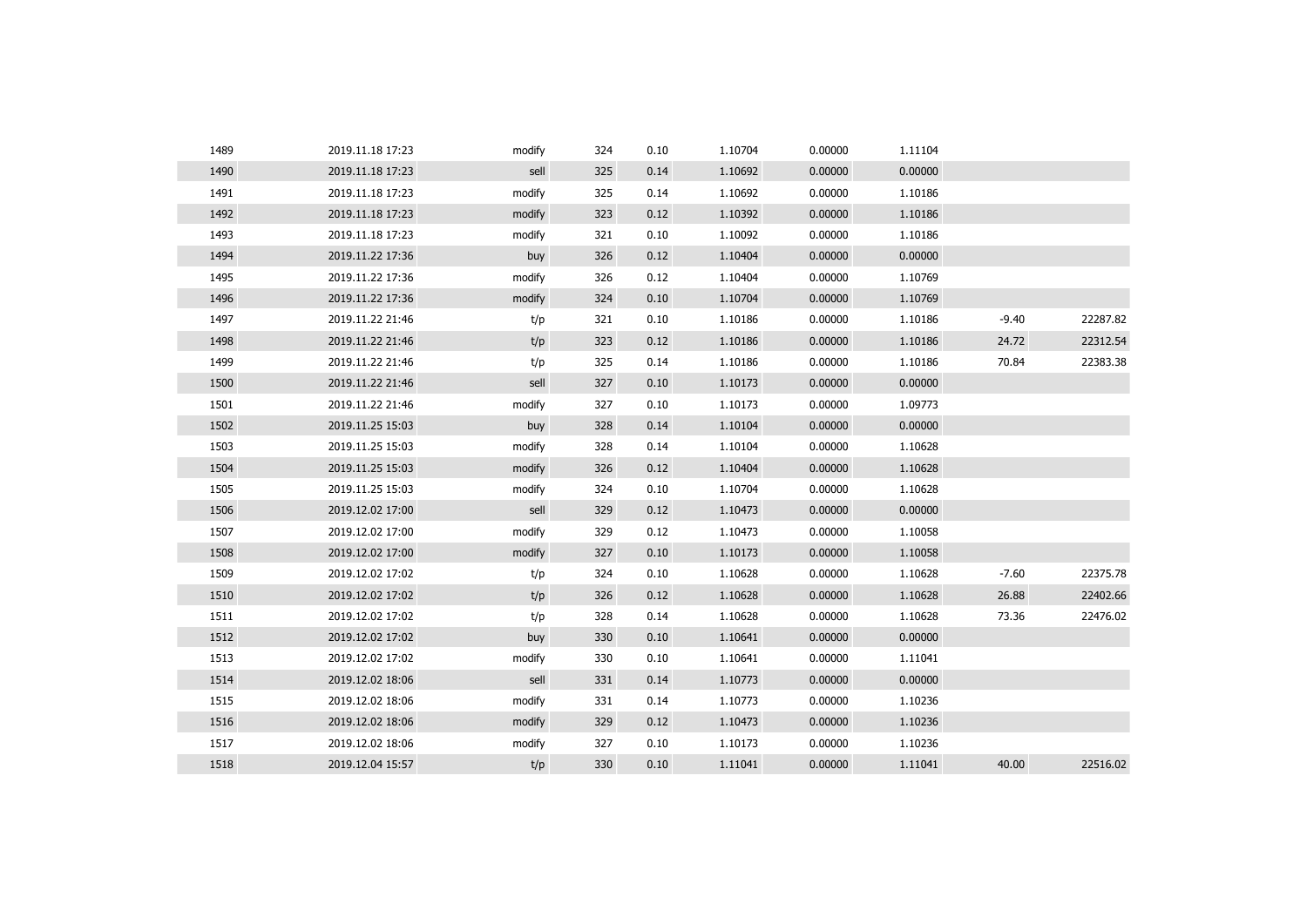| | | | | | | | | | |
|---|---|---|---|---|---|---|---|---|---|
| 1489 | 2019.11.18 17:23 | modify | 324 | 0.10 | 1.10704 | 0.00000 | 1.11104 | | |
| 1490 | 2019.11.18 17:23 | sell | 325 | 0.14 | 1.10692 | 0.00000 | 0.00000 | | |
| 1491 | 2019.11.18 17:23 | modify | 325 | 0.14 | 1.10692 | 0.00000 | 1.10186 | | |
| 1492 | 2019.11.18 17:23 | modify | 323 | 0.12 | 1.10392 | 0.00000 | 1.10186 | | |
| 1493 | 2019.11.18 17:23 | modify | 321 | 0.10 | 1.10092 | 0.00000 | 1.10186 | | |
| 1494 | 2019.11.22 17:36 | buy | 326 | 0.12 | 1.10404 | 0.00000 | 0.00000 | | |
| 1495 | 2019.11.22 17:36 | modify | 326 | 0.12 | 1.10404 | 0.00000 | 1.10769 | | |
| 1496 | 2019.11.22 17:36 | modify | 324 | 0.10 | 1.10704 | 0.00000 | 1.10769 | | |
| 1497 | 2019.11.22 21:46 | t/p | 321 | 0.10 | 1.10186 | 0.00000 | 1.10186 | -9.40 | 22287.82 |
| 1498 | 2019.11.22 21:46 | t/p | 323 | 0.12 | 1.10186 | 0.00000 | 1.10186 | 24.72 | 22312.54 |
| 1499 | 2019.11.22 21:46 | t/p | 325 | 0.14 | 1.10186 | 0.00000 | 1.10186 | 70.84 | 22383.38 |
| 1500 | 2019.11.22 21:46 | sell | 327 | 0.10 | 1.10173 | 0.00000 | 0.00000 | | |
| 1501 | 2019.11.22 21:46 | modify | 327 | 0.10 | 1.10173 | 0.00000 | 1.09773 | | |
| 1502 | 2019.11.25 15:03 | buy | 328 | 0.14 | 1.10104 | 0.00000 | 0.00000 | | |
| 1503 | 2019.11.25 15:03 | modify | 328 | 0.14 | 1.10104 | 0.00000 | 1.10628 | | |
| 1504 | 2019.11.25 15:03 | modify | 326 | 0.12 | 1.10404 | 0.00000 | 1.10628 | | |
| 1505 | 2019.11.25 15:03 | modify | 324 | 0.10 | 1.10704 | 0.00000 | 1.10628 | | |
| 1506 | 2019.12.02 17:00 | sell | 329 | 0.12 | 1.10473 | 0.00000 | 0.00000 | | |
| 1507 | 2019.12.02 17:00 | modify | 329 | 0.12 | 1.10473 | 0.00000 | 1.10058 | | |
| 1508 | 2019.12.02 17:00 | modify | 327 | 0.10 | 1.10173 | 0.00000 | 1.10058 | | |
| 1509 | 2019.12.02 17:02 | t/p | 324 | 0.10 | 1.10628 | 0.00000 | 1.10628 | -7.60 | 22375.78 |
| 1510 | 2019.12.02 17:02 | t/p | 326 | 0.12 | 1.10628 | 0.00000 | 1.10628 | 26.88 | 22402.66 |
| 1511 | 2019.12.02 17:02 | t/p | 328 | 0.14 | 1.10628 | 0.00000 | 1.10628 | 73.36 | 22476.02 |
| 1512 | 2019.12.02 17:02 | buy | 330 | 0.10 | 1.10641 | 0.00000 | 0.00000 | | |
| 1513 | 2019.12.02 17:02 | modify | 330 | 0.10 | 1.10641 | 0.00000 | 1.11041 | | |
| 1514 | 2019.12.02 18:06 | sell | 331 | 0.14 | 1.10773 | 0.00000 | 0.00000 | | |
| 1515 | 2019.12.02 18:06 | modify | 331 | 0.14 | 1.10773 | 0.00000 | 1.10236 | | |
| 1516 | 2019.12.02 18:06 | modify | 329 | 0.12 | 1.10473 | 0.00000 | 1.10236 | | |
| 1517 | 2019.12.02 18:06 | modify | 327 | 0.10 | 1.10173 | 0.00000 | 1.10236 | | |
| 1518 | 2019.12.04 15:57 | t/p | 330 | 0.10 | 1.11041 | 0.00000 | 1.11041 | 40.00 | 22516.02 |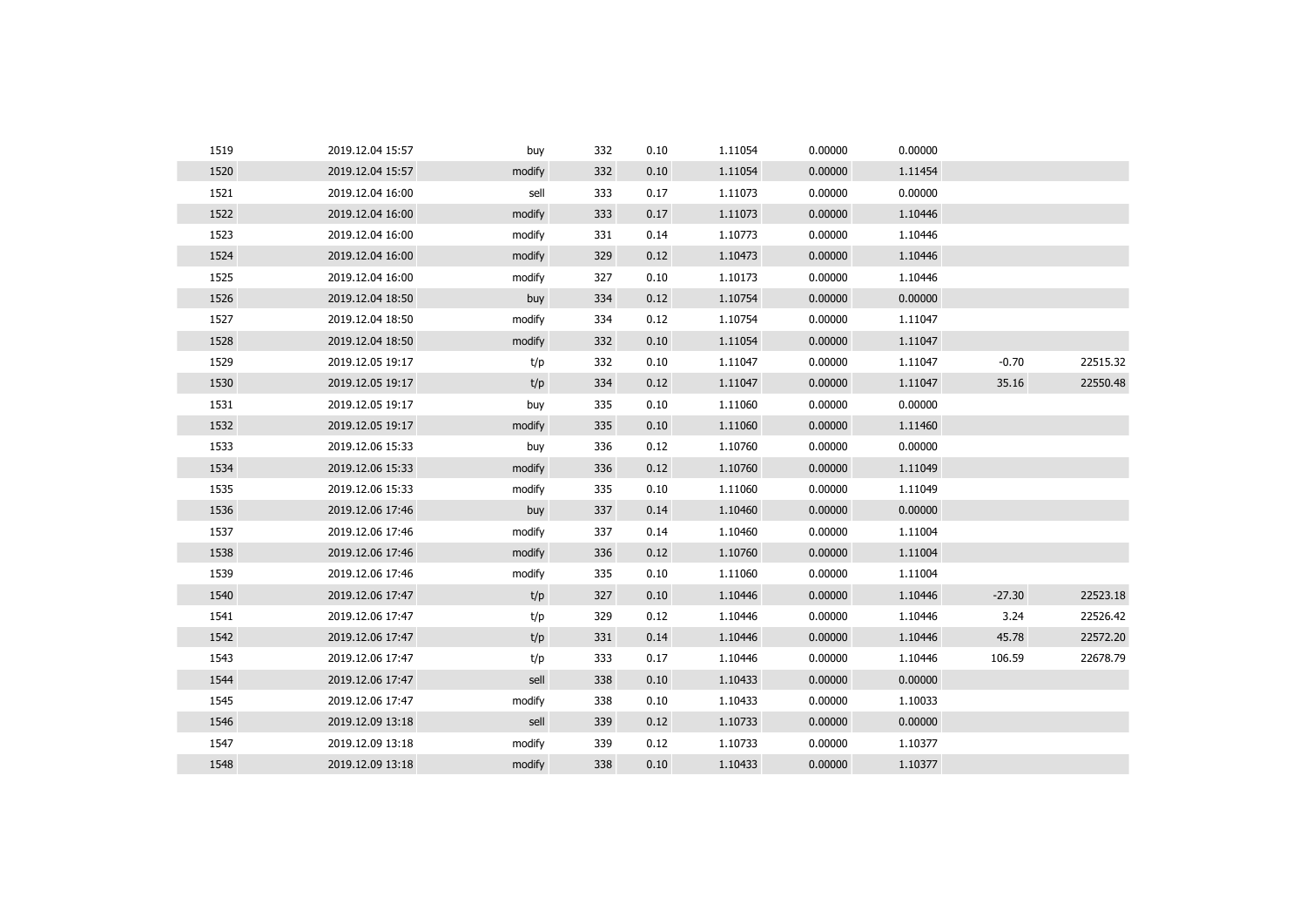| | | | | | | | | | |
|---|---|---|---|---|---|---|---|---|---|
| 1519 | 2019.12.04 15:57 | buy | 332 | 0.10 | 1.11054 | 0.00000 | 0.00000 | | |
| 1520 | 2019.12.04 15:57 | modify | 332 | 0.10 | 1.11054 | 0.00000 | 1.11454 | | |
| 1521 | 2019.12.04 16:00 | sell | 333 | 0.17 | 1.11073 | 0.00000 | 0.00000 | | |
| 1522 | 2019.12.04 16:00 | modify | 333 | 0.17 | 1.11073 | 0.00000 | 1.10446 | | |
| 1523 | 2019.12.04 16:00 | modify | 331 | 0.14 | 1.10773 | 0.00000 | 1.10446 | | |
| 1524 | 2019.12.04 16:00 | modify | 329 | 0.12 | 1.10473 | 0.00000 | 1.10446 | | |
| 1525 | 2019.12.04 16:00 | modify | 327 | 0.10 | 1.10173 | 0.00000 | 1.10446 | | |
| 1526 | 2019.12.04 18:50 | buy | 334 | 0.12 | 1.10754 | 0.00000 | 0.00000 | | |
| 1527 | 2019.12.04 18:50 | modify | 334 | 0.12 | 1.10754 | 0.00000 | 1.11047 | | |
| 1528 | 2019.12.04 18:50 | modify | 332 | 0.10 | 1.11054 | 0.00000 | 1.11047 | | |
| 1529 | 2019.12.05 19:17 | t/p | 332 | 0.10 | 1.11047 | 0.00000 | 1.11047 | -0.70 | 22515.32 |
| 1530 | 2019.12.05 19:17 | t/p | 334 | 0.12 | 1.11047 | 0.00000 | 1.11047 | 35.16 | 22550.48 |
| 1531 | 2019.12.05 19:17 | buy | 335 | 0.10 | 1.11060 | 0.00000 | 0.00000 | | |
| 1532 | 2019.12.05 19:17 | modify | 335 | 0.10 | 1.11060 | 0.00000 | 1.11460 | | |
| 1533 | 2019.12.06 15:33 | buy | 336 | 0.12 | 1.10760 | 0.00000 | 0.00000 | | |
| 1534 | 2019.12.06 15:33 | modify | 336 | 0.12 | 1.10760 | 0.00000 | 1.11049 | | |
| 1535 | 2019.12.06 15:33 | modify | 335 | 0.10 | 1.11060 | 0.00000 | 1.11049 | | |
| 1536 | 2019.12.06 17:46 | buy | 337 | 0.14 | 1.10460 | 0.00000 | 0.00000 | | |
| 1537 | 2019.12.06 17:46 | modify | 337 | 0.14 | 1.10460 | 0.00000 | 1.11004 | | |
| 1538 | 2019.12.06 17:46 | modify | 336 | 0.12 | 1.10760 | 0.00000 | 1.11004 | | |
| 1539 | 2019.12.06 17:46 | modify | 335 | 0.10 | 1.11060 | 0.00000 | 1.11004 | | |
| 1540 | 2019.12.06 17:47 | t/p | 327 | 0.10 | 1.10446 | 0.00000 | 1.10446 | -27.30 | 22523.18 |
| 1541 | 2019.12.06 17:47 | t/p | 329 | 0.12 | 1.10446 | 0.00000 | 1.10446 | 3.24 | 22526.42 |
| 1542 | 2019.12.06 17:47 | t/p | 331 | 0.14 | 1.10446 | 0.00000 | 1.10446 | 45.78 | 22572.20 |
| 1543 | 2019.12.06 17:47 | t/p | 333 | 0.17 | 1.10446 | 0.00000 | 1.10446 | 106.59 | 22678.79 |
| 1544 | 2019.12.06 17:47 | sell | 338 | 0.10 | 1.10433 | 0.00000 | 0.00000 | | |
| 1545 | 2019.12.06 17:47 | modify | 338 | 0.10 | 1.10433 | 0.00000 | 1.10033 | | |
| 1546 | 2019.12.09 13:18 | sell | 339 | 0.12 | 1.10733 | 0.00000 | 0.00000 | | |
| 1547 | 2019.12.09 13:18 | modify | 339 | 0.12 | 1.10733 | 0.00000 | 1.10377 | | |
| 1548 | 2019.12.09 13:18 | modify | 338 | 0.10 | 1.10433 | 0.00000 | 1.10377 | | |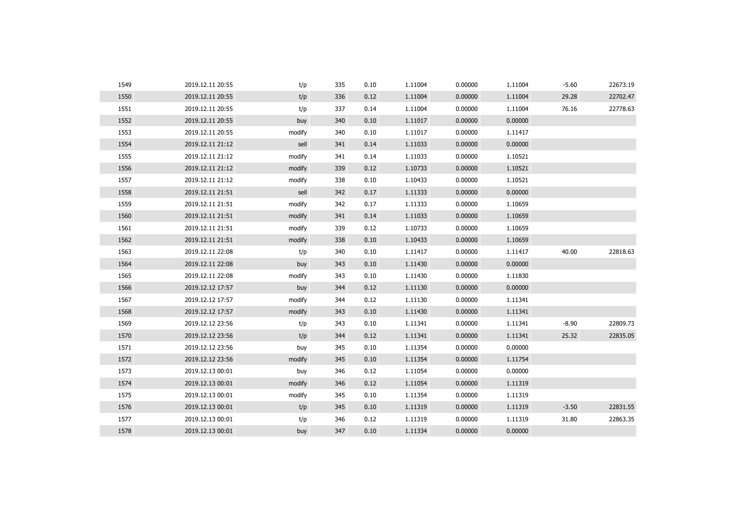| | | | | | | | | | |
|---|---|---|---|---|---|---|---|---|---|
| 1549 | 2019.12.11 20:55 | t/p | 335 | 0.10 | 1.11004 | 0.00000 | 1.11004 | -5.60 | 22673.19 |
| 1550 | 2019.12.11 20:55 | t/p | 336 | 0.12 | 1.11004 | 0.00000 | 1.11004 | 29.28 | 22702.47 |
| 1551 | 2019.12.11 20:55 | t/p | 337 | 0.14 | 1.11004 | 0.00000 | 1.11004 | 76.16 | 22778.63 |
| 1552 | 2019.12.11 20:55 | buy | 340 | 0.10 | 1.11017 | 0.00000 | 0.00000 | | |
| 1553 | 2019.12.11 20:55 | modify | 340 | 0.10 | 1.11017 | 0.00000 | 1.11417 | | |
| 1554 | 2019.12.11 21:12 | sell | 341 | 0.14 | 1.11033 | 0.00000 | 0.00000 | | |
| 1555 | 2019.12.11 21:12 | modify | 341 | 0.14 | 1.11033 | 0.00000 | 1.10521 | | |
| 1556 | 2019.12.11 21:12 | modify | 339 | 0.12 | 1.10733 | 0.00000 | 1.10521 | | |
| 1557 | 2019.12.11 21:12 | modify | 338 | 0.10 | 1.10433 | 0.00000 | 1.10521 | | |
| 1558 | 2019.12.11 21:51 | sell | 342 | 0.17 | 1.11333 | 0.00000 | 0.00000 | | |
| 1559 | 2019.12.11 21:51 | modify | 342 | 0.17 | 1.11333 | 0.00000 | 1.10659 | | |
| 1560 | 2019.12.11 21:51 | modify | 341 | 0.14 | 1.11033 | 0.00000 | 1.10659 | | |
| 1561 | 2019.12.11 21:51 | modify | 339 | 0.12 | 1.10733 | 0.00000 | 1.10659 | | |
| 1562 | 2019.12.11 21:51 | modify | 338 | 0.10 | 1.10433 | 0.00000 | 1.10659 | | |
| 1563 | 2019.12.11 22:08 | t/p | 340 | 0.10 | 1.11417 | 0.00000 | 1.11417 | 40.00 | 22818.63 |
| 1564 | 2019.12.11 22:08 | buy | 343 | 0.10 | 1.11430 | 0.00000 | 0.00000 | | |
| 1565 | 2019.12.11 22:08 | modify | 343 | 0.10 | 1.11430 | 0.00000 | 1.11830 | | |
| 1566 | 2019.12.12 17:57 | buy | 344 | 0.12 | 1.11130 | 0.00000 | 0.00000 | | |
| 1567 | 2019.12.12 17:57 | modify | 344 | 0.12 | 1.11130 | 0.00000 | 1.11341 | | |
| 1568 | 2019.12.12 17:57 | modify | 343 | 0.10 | 1.11430 | 0.00000 | 1.11341 | | |
| 1569 | 2019.12.12 23:56 | t/p | 343 | 0.10 | 1.11341 | 0.00000 | 1.11341 | -8.90 | 22809.73 |
| 1570 | 2019.12.12 23:56 | t/p | 344 | 0.12 | 1.11341 | 0.00000 | 1.11341 | 25.32 | 22835.05 |
| 1571 | 2019.12.12 23:56 | buy | 345 | 0.10 | 1.11354 | 0.00000 | 0.00000 | | |
| 1572 | 2019.12.12 23:56 | modify | 345 | 0.10 | 1.11354 | 0.00000 | 1.11754 | | |
| 1573 | 2019.12.13 00:01 | buy | 346 | 0.12 | 1.11054 | 0.00000 | 0.00000 | | |
| 1574 | 2019.12.13 00:01 | modify | 346 | 0.12 | 1.11054 | 0.00000 | 1.11319 | | |
| 1575 | 2019.12.13 00:01 | modify | 345 | 0.10 | 1.11354 | 0.00000 | 1.11319 | | |
| 1576 | 2019.12.13 00:01 | t/p | 345 | 0.10 | 1.11319 | 0.00000 | 1.11319 | -3.50 | 22831.55 |
| 1577 | 2019.12.13 00:01 | t/p | 346 | 0.12 | 1.11319 | 0.00000 | 1.11319 | 31.80 | 22863.35 |
| 1578 | 2019.12.13 00:01 | buy | 347 | 0.10 | 1.11334 | 0.00000 | 0.00000 | | |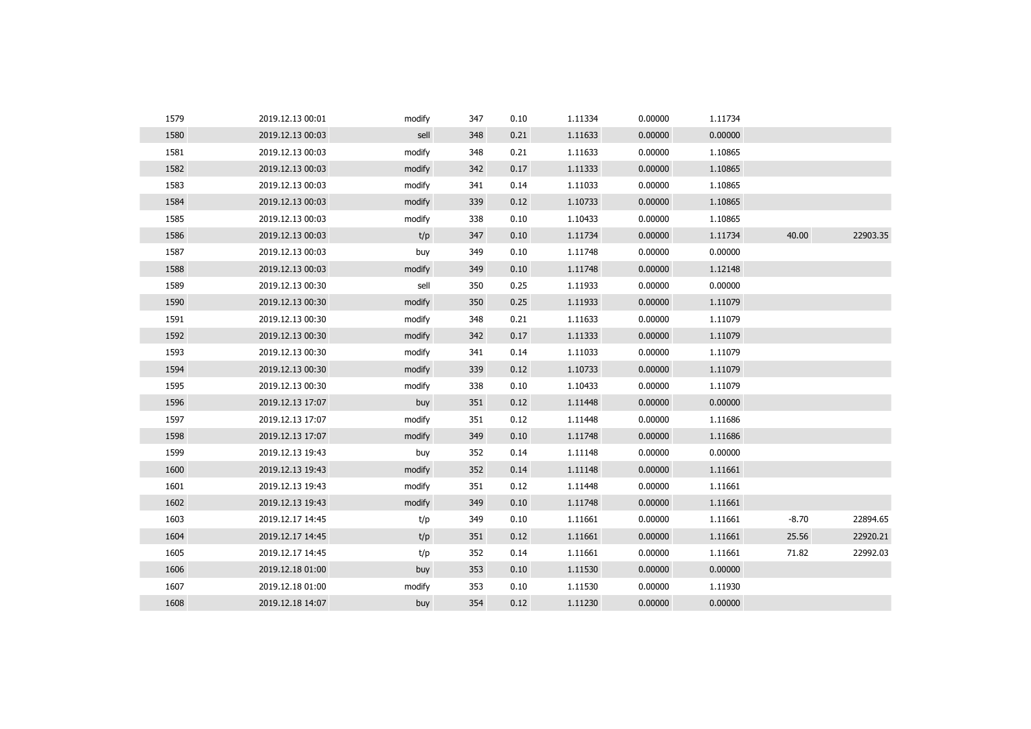| | | | | | | | | | |
|---|---|---|---|---|---|---|---|---|---|
| 1579 | 2019.12.13 00:01 | modify | 347 | 0.10 | 1.11334 | 0.00000 | 1.11734 | | |
| 1580 | 2019.12.13 00:03 | sell | 348 | 0.21 | 1.11633 | 0.00000 | 0.00000 | | |
| 1581 | 2019.12.13 00:03 | modify | 348 | 0.21 | 1.11633 | 0.00000 | 1.10865 | | |
| 1582 | 2019.12.13 00:03 | modify | 342 | 0.17 | 1.11333 | 0.00000 | 1.10865 | | |
| 1583 | 2019.12.13 00:03 | modify | 341 | 0.14 | 1.11033 | 0.00000 | 1.10865 | | |
| 1584 | 2019.12.13 00:03 | modify | 339 | 0.12 | 1.10733 | 0.00000 | 1.10865 | | |
| 1585 | 2019.12.13 00:03 | modify | 338 | 0.10 | 1.10433 | 0.00000 | 1.10865 | | |
| 1586 | 2019.12.13 00:03 | t/p | 347 | 0.10 | 1.11734 | 0.00000 | 1.11734 | 40.00 | 22903.35 |
| 1587 | 2019.12.13 00:03 | buy | 349 | 0.10 | 1.11748 | 0.00000 | 0.00000 | | |
| 1588 | 2019.12.13 00:03 | modify | 349 | 0.10 | 1.11748 | 0.00000 | 1.12148 | | |
| 1589 | 2019.12.13 00:30 | sell | 350 | 0.25 | 1.11933 | 0.00000 | 0.00000 | | |
| 1590 | 2019.12.13 00:30 | modify | 350 | 0.25 | 1.11933 | 0.00000 | 1.11079 | | |
| 1591 | 2019.12.13 00:30 | modify | 348 | 0.21 | 1.11633 | 0.00000 | 1.11079 | | |
| 1592 | 2019.12.13 00:30 | modify | 342 | 0.17 | 1.11333 | 0.00000 | 1.11079 | | |
| 1593 | 2019.12.13 00:30 | modify | 341 | 0.14 | 1.11033 | 0.00000 | 1.11079 | | |
| 1594 | 2019.12.13 00:30 | modify | 339 | 0.12 | 1.10733 | 0.00000 | 1.11079 | | |
| 1595 | 2019.12.13 00:30 | modify | 338 | 0.10 | 1.10433 | 0.00000 | 1.11079 | | |
| 1596 | 2019.12.13 17:07 | buy | 351 | 0.12 | 1.11448 | 0.00000 | 0.00000 | | |
| 1597 | 2019.12.13 17:07 | modify | 351 | 0.12 | 1.11448 | 0.00000 | 1.11686 | | |
| 1598 | 2019.12.13 17:07 | modify | 349 | 0.10 | 1.11748 | 0.00000 | 1.11686 | | |
| 1599 | 2019.12.13 19:43 | buy | 352 | 0.14 | 1.11148 | 0.00000 | 0.00000 | | |
| 1600 | 2019.12.13 19:43 | modify | 352 | 0.14 | 1.11148 | 0.00000 | 1.11661 | | |
| 1601 | 2019.12.13 19:43 | modify | 351 | 0.12 | 1.11448 | 0.00000 | 1.11661 | | |
| 1602 | 2019.12.13 19:43 | modify | 349 | 0.10 | 1.11748 | 0.00000 | 1.11661 | | |
| 1603 | 2019.12.17 14:45 | t/p | 349 | 0.10 | 1.11661 | 0.00000 | 1.11661 | -8.70 | 22894.65 |
| 1604 | 2019.12.17 14:45 | t/p | 351 | 0.12 | 1.11661 | 0.00000 | 1.11661 | 25.56 | 22920.21 |
| 1605 | 2019.12.17 14:45 | t/p | 352 | 0.14 | 1.11661 | 0.00000 | 1.11661 | 71.82 | 22992.03 |
| 1606 | 2019.12.18 01:00 | buy | 353 | 0.10 | 1.11530 | 0.00000 | 0.00000 | | |
| 1607 | 2019.12.18 01:00 | modify | 353 | 0.10 | 1.11530 | 0.00000 | 1.11930 | | |
| 1608 | 2019.12.18 14:07 | buy | 354 | 0.12 | 1.11230 | 0.00000 | 0.00000 | | |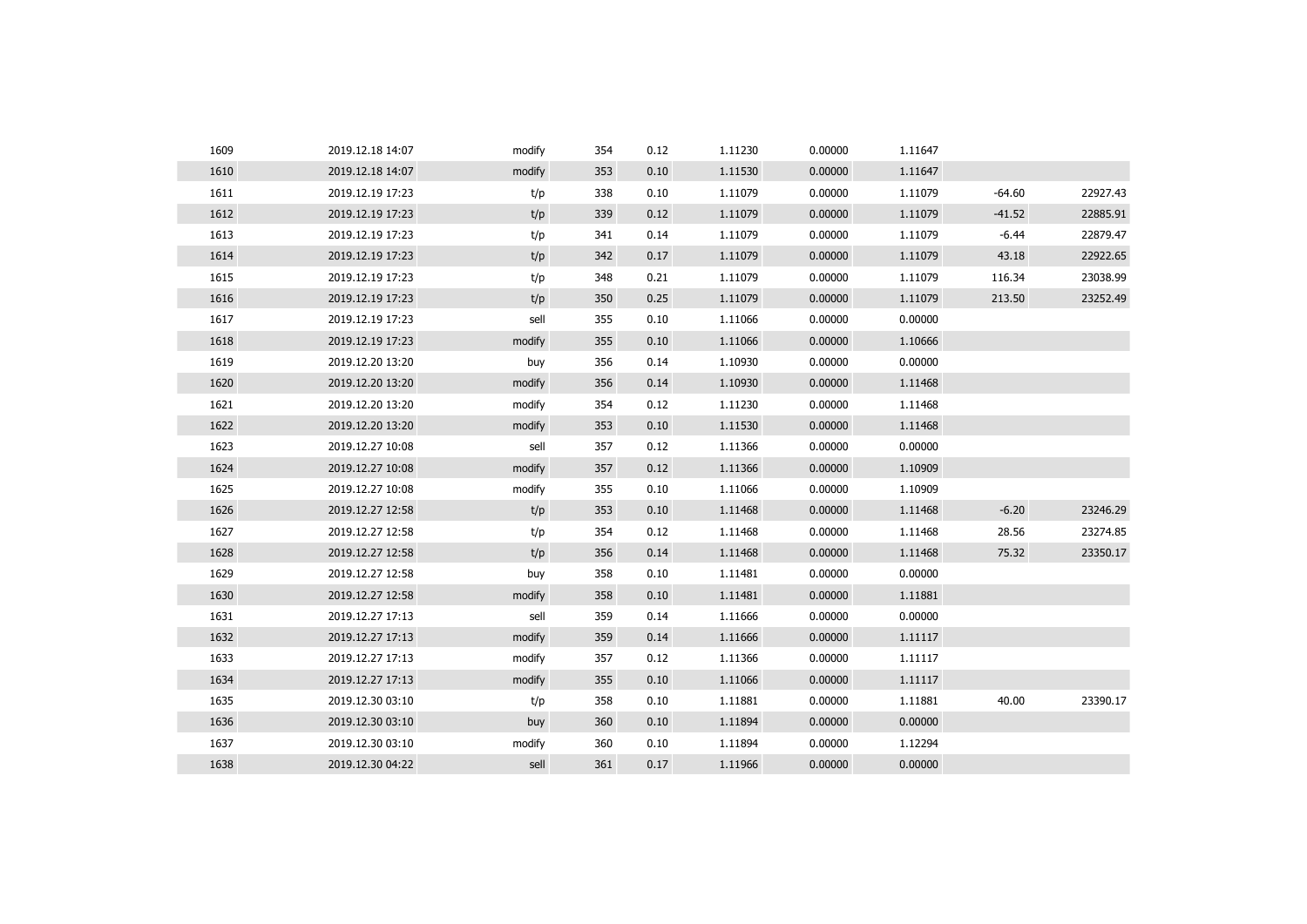| | | | | | | | | | |
|---|---|---|---|---|---|---|---|---|---|
| 1609 | 2019.12.18 14:07 | modify | 354 | 0.12 | 1.11230 | 0.00000 | 1.11647 | | |
| 1610 | 2019.12.18 14:07 | modify | 353 | 0.10 | 1.11530 | 0.00000 | 1.11647 | | |
| 1611 | 2019.12.19 17:23 | t/p | 338 | 0.10 | 1.11079 | 0.00000 | 1.11079 | -64.60 | 22927.43 |
| 1612 | 2019.12.19 17:23 | t/p | 339 | 0.12 | 1.11079 | 0.00000 | 1.11079 | -41.52 | 22885.91 |
| 1613 | 2019.12.19 17:23 | t/p | 341 | 0.14 | 1.11079 | 0.00000 | 1.11079 | -6.44 | 22879.47 |
| 1614 | 2019.12.19 17:23 | t/p | 342 | 0.17 | 1.11079 | 0.00000 | 1.11079 | 43.18 | 22922.65 |
| 1615 | 2019.12.19 17:23 | t/p | 348 | 0.21 | 1.11079 | 0.00000 | 1.11079 | 116.34 | 23038.99 |
| 1616 | 2019.12.19 17:23 | t/p | 350 | 0.25 | 1.11079 | 0.00000 | 1.11079 | 213.50 | 23252.49 |
| 1617 | 2019.12.19 17:23 | sell | 355 | 0.10 | 1.11066 | 0.00000 | 0.00000 | | |
| 1618 | 2019.12.19 17:23 | modify | 355 | 0.10 | 1.11066 | 0.00000 | 1.10666 | | |
| 1619 | 2019.12.20 13:20 | buy | 356 | 0.14 | 1.10930 | 0.00000 | 0.00000 | | |
| 1620 | 2019.12.20 13:20 | modify | 356 | 0.14 | 1.10930 | 0.00000 | 1.11468 | | |
| 1621 | 2019.12.20 13:20 | modify | 354 | 0.12 | 1.11230 | 0.00000 | 1.11468 | | |
| 1622 | 2019.12.20 13:20 | modify | 353 | 0.10 | 1.11530 | 0.00000 | 1.11468 | | |
| 1623 | 2019.12.27 10:08 | sell | 357 | 0.12 | 1.11366 | 0.00000 | 0.00000 | | |
| 1624 | 2019.12.27 10:08 | modify | 357 | 0.12 | 1.11366 | 0.00000 | 1.10909 | | |
| 1625 | 2019.12.27 10:08 | modify | 355 | 0.10 | 1.11066 | 0.00000 | 1.10909 | | |
| 1626 | 2019.12.27 12:58 | t/p | 353 | 0.10 | 1.11468 | 0.00000 | 1.11468 | -6.20 | 23246.29 |
| 1627 | 2019.12.27 12:58 | t/p | 354 | 0.12 | 1.11468 | 0.00000 | 1.11468 | 28.56 | 23274.85 |
| 1628 | 2019.12.27 12:58 | t/p | 356 | 0.14 | 1.11468 | 0.00000 | 1.11468 | 75.32 | 23350.17 |
| 1629 | 2019.12.27 12:58 | buy | 358 | 0.10 | 1.11481 | 0.00000 | 0.00000 | | |
| 1630 | 2019.12.27 12:58 | modify | 358 | 0.10 | 1.11481 | 0.00000 | 1.11881 | | |
| 1631 | 2019.12.27 17:13 | sell | 359 | 0.14 | 1.11666 | 0.00000 | 0.00000 | | |
| 1632 | 2019.12.27 17:13 | modify | 359 | 0.14 | 1.11666 | 0.00000 | 1.11117 | | |
| 1633 | 2019.12.27 17:13 | modify | 357 | 0.12 | 1.11366 | 0.00000 | 1.11117 | | |
| 1634 | 2019.12.27 17:13 | modify | 355 | 0.10 | 1.11066 | 0.00000 | 1.11117 | | |
| 1635 | 2019.12.30 03:10 | t/p | 358 | 0.10 | 1.11881 | 0.00000 | 1.11881 | 40.00 | 23390.17 |
| 1636 | 2019.12.30 03:10 | buy | 360 | 0.10 | 1.11894 | 0.00000 | 0.00000 | | |
| 1637 | 2019.12.30 03:10 | modify | 360 | 0.10 | 1.11894 | 0.00000 | 1.12294 | | |
| 1638 | 2019.12.30 04:22 | sell | 361 | 0.17 | 1.11966 | 0.00000 | 0.00000 | | |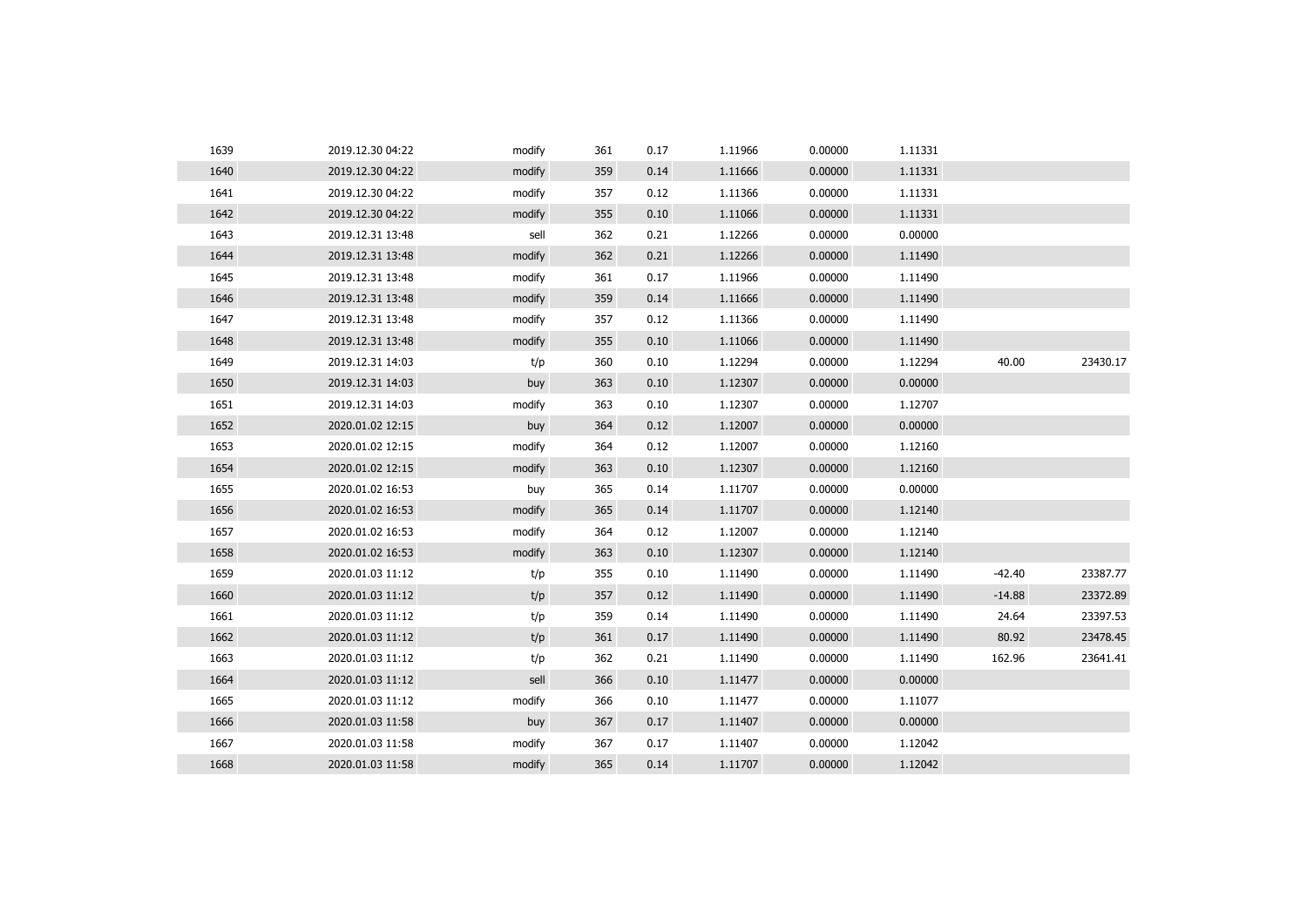| | | | | | | | | | |
|---|---|---|---|---|---|---|---|---|---|
| 1639 | 2019.12.30 04:22 | modify | 361 | 0.17 | 1.11966 | 0.00000 | 1.11331 | | |
| 1640 | 2019.12.30 04:22 | modify | 359 | 0.14 | 1.11666 | 0.00000 | 1.11331 | | |
| 1641 | 2019.12.30 04:22 | modify | 357 | 0.12 | 1.11366 | 0.00000 | 1.11331 | | |
| 1642 | 2019.12.30 04:22 | modify | 355 | 0.10 | 1.11066 | 0.00000 | 1.11331 | | |
| 1643 | 2019.12.31 13:48 | sell | 362 | 0.21 | 1.12266 | 0.00000 | 0.00000 | | |
| 1644 | 2019.12.31 13:48 | modify | 362 | 0.21 | 1.12266 | 0.00000 | 1.11490 | | |
| 1645 | 2019.12.31 13:48 | modify | 361 | 0.17 | 1.11966 | 0.00000 | 1.11490 | | |
| 1646 | 2019.12.31 13:48 | modify | 359 | 0.14 | 1.11666 | 0.00000 | 1.11490 | | |
| 1647 | 2019.12.31 13:48 | modify | 357 | 0.12 | 1.11366 | 0.00000 | 1.11490 | | |
| 1648 | 2019.12.31 13:48 | modify | 355 | 0.10 | 1.11066 | 0.00000 | 1.11490 | | |
| 1649 | 2019.12.31 14:03 | t/p | 360 | 0.10 | 1.12294 | 0.00000 | 1.12294 | 40.00 | 23430.17 |
| 1650 | 2019.12.31 14:03 | buy | 363 | 0.10 | 1.12307 | 0.00000 | 0.00000 | | |
| 1651 | 2019.12.31 14:03 | modify | 363 | 0.10 | 1.12307 | 0.00000 | 1.12707 | | |
| 1652 | 2020.01.02 12:15 | buy | 364 | 0.12 | 1.12007 | 0.00000 | 0.00000 | | |
| 1653 | 2020.01.02 12:15 | modify | 364 | 0.12 | 1.12007 | 0.00000 | 1.12160 | | |
| 1654 | 2020.01.02 12:15 | modify | 363 | 0.10 | 1.12307 | 0.00000 | 1.12160 | | |
| 1655 | 2020.01.02 16:53 | buy | 365 | 0.14 | 1.11707 | 0.00000 | 0.00000 | | |
| 1656 | 2020.01.02 16:53 | modify | 365 | 0.14 | 1.11707 | 0.00000 | 1.12140 | | |
| 1657 | 2020.01.02 16:53 | modify | 364 | 0.12 | 1.12007 | 0.00000 | 1.12140 | | |
| 1658 | 2020.01.02 16:53 | modify | 363 | 0.10 | 1.12307 | 0.00000 | 1.12140 | | |
| 1659 | 2020.01.03 11:12 | t/p | 355 | 0.10 | 1.11490 | 0.00000 | 1.11490 | -42.40 | 23387.77 |
| 1660 | 2020.01.03 11:12 | t/p | 357 | 0.12 | 1.11490 | 0.00000 | 1.11490 | -14.88 | 23372.89 |
| 1661 | 2020.01.03 11:12 | t/p | 359 | 0.14 | 1.11490 | 0.00000 | 1.11490 | 24.64 | 23397.53 |
| 1662 | 2020.01.03 11:12 | t/p | 361 | 0.17 | 1.11490 | 0.00000 | 1.11490 | 80.92 | 23478.45 |
| 1663 | 2020.01.03 11:12 | t/p | 362 | 0.21 | 1.11490 | 0.00000 | 1.11490 | 162.96 | 23641.41 |
| 1664 | 2020.01.03 11:12 | sell | 366 | 0.10 | 1.11477 | 0.00000 | 0.00000 | | |
| 1665 | 2020.01.03 11:12 | modify | 366 | 0.10 | 1.11477 | 0.00000 | 1.11077 | | |
| 1666 | 2020.01.03 11:58 | buy | 367 | 0.17 | 1.11407 | 0.00000 | 0.00000 | | |
| 1667 | 2020.01.03 11:58 | modify | 367 | 0.17 | 1.11407 | 0.00000 | 1.12042 | | |
| 1668 | 2020.01.03 11:58 | modify | 365 | 0.14 | 1.11707 | 0.00000 | 1.12042 | | |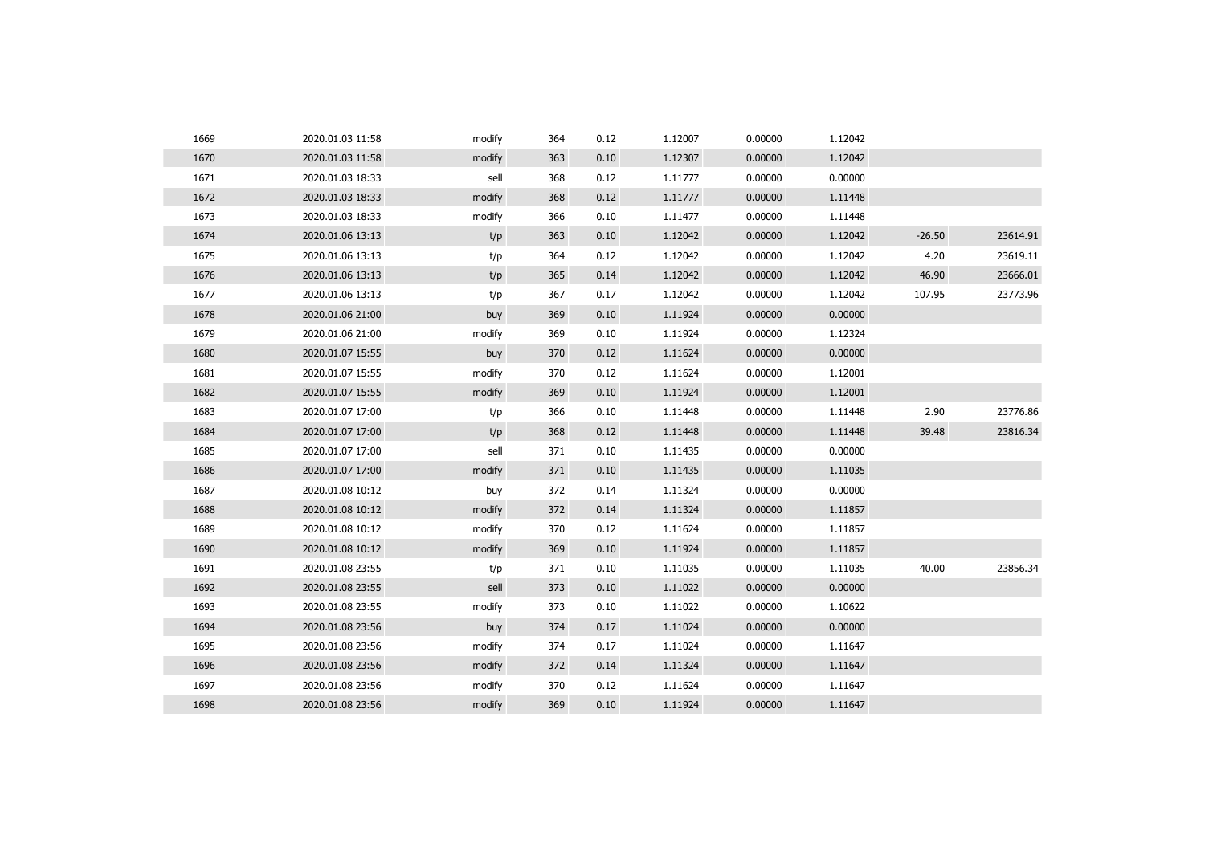| | | | | | | | | | |
|---|---|---|---|---|---|---|---|---|---|
| 1669 | 2020.01.03 11:58 | modify | 364 | 0.12 | 1.12007 | 0.00000 | 1.12042 | | |
| 1670 | 2020.01.03 11:58 | modify | 363 | 0.10 | 1.12307 | 0.00000 | 1.12042 | | |
| 1671 | 2020.01.03 18:33 | sell | 368 | 0.12 | 1.11777 | 0.00000 | 0.00000 | | |
| 1672 | 2020.01.03 18:33 | modify | 368 | 0.12 | 1.11777 | 0.00000 | 1.11448 | | |
| 1673 | 2020.01.03 18:33 | modify | 366 | 0.10 | 1.11477 | 0.00000 | 1.11448 | | |
| 1674 | 2020.01.06 13:13 | t/p | 363 | 0.10 | 1.12042 | 0.00000 | 1.12042 | -26.50 | 23614.91 |
| 1675 | 2020.01.06 13:13 | t/p | 364 | 0.12 | 1.12042 | 0.00000 | 1.12042 | 4.20 | 23619.11 |
| 1676 | 2020.01.06 13:13 | t/p | 365 | 0.14 | 1.12042 | 0.00000 | 1.12042 | 46.90 | 23666.01 |
| 1677 | 2020.01.06 13:13 | t/p | 367 | 0.17 | 1.12042 | 0.00000 | 1.12042 | 107.95 | 23773.96 |
| 1678 | 2020.01.06 21:00 | buy | 369 | 0.10 | 1.11924 | 0.00000 | 0.00000 | | |
| 1679 | 2020.01.06 21:00 | modify | 369 | 0.10 | 1.11924 | 0.00000 | 1.12324 | | |
| 1680 | 2020.01.07 15:55 | buy | 370 | 0.12 | 1.11624 | 0.00000 | 0.00000 | | |
| 1681 | 2020.01.07 15:55 | modify | 370 | 0.12 | 1.11624 | 0.00000 | 1.12001 | | |
| 1682 | 2020.01.07 15:55 | modify | 369 | 0.10 | 1.11924 | 0.00000 | 1.12001 | | |
| 1683 | 2020.01.07 17:00 | t/p | 366 | 0.10 | 1.11448 | 0.00000 | 1.11448 | 2.90 | 23776.86 |
| 1684 | 2020.01.07 17:00 | t/p | 368 | 0.12 | 1.11448 | 0.00000 | 1.11448 | 39.48 | 23816.34 |
| 1685 | 2020.01.07 17:00 | sell | 371 | 0.10 | 1.11435 | 0.00000 | 0.00000 | | |
| 1686 | 2020.01.07 17:00 | modify | 371 | 0.10 | 1.11435 | 0.00000 | 1.11035 | | |
| 1687 | 2020.01.08 10:12 | buy | 372 | 0.14 | 1.11324 | 0.00000 | 0.00000 | | |
| 1688 | 2020.01.08 10:12 | modify | 372 | 0.14 | 1.11324 | 0.00000 | 1.11857 | | |
| 1689 | 2020.01.08 10:12 | modify | 370 | 0.12 | 1.11624 | 0.00000 | 1.11857 | | |
| 1690 | 2020.01.08 10:12 | modify | 369 | 0.10 | 1.11924 | 0.00000 | 1.11857 | | |
| 1691 | 2020.01.08 23:55 | t/p | 371 | 0.10 | 1.11035 | 0.00000 | 1.11035 | 40.00 | 23856.34 |
| 1692 | 2020.01.08 23:55 | sell | 373 | 0.10 | 1.11022 | 0.00000 | 0.00000 | | |
| 1693 | 2020.01.08 23:55 | modify | 373 | 0.10 | 1.11022 | 0.00000 | 1.10622 | | |
| 1694 | 2020.01.08 23:56 | buy | 374 | 0.17 | 1.11024 | 0.00000 | 0.00000 | | |
| 1695 | 2020.01.08 23:56 | modify | 374 | 0.17 | 1.11024 | 0.00000 | 1.11647 | | |
| 1696 | 2020.01.08 23:56 | modify | 372 | 0.14 | 1.11324 | 0.00000 | 1.11647 | | |
| 1697 | 2020.01.08 23:56 | modify | 370 | 0.12 | 1.11624 | 0.00000 | 1.11647 | | |
| 1698 | 2020.01.08 23:56 | modify | 369 | 0.10 | 1.11924 | 0.00000 | 1.11647 | | |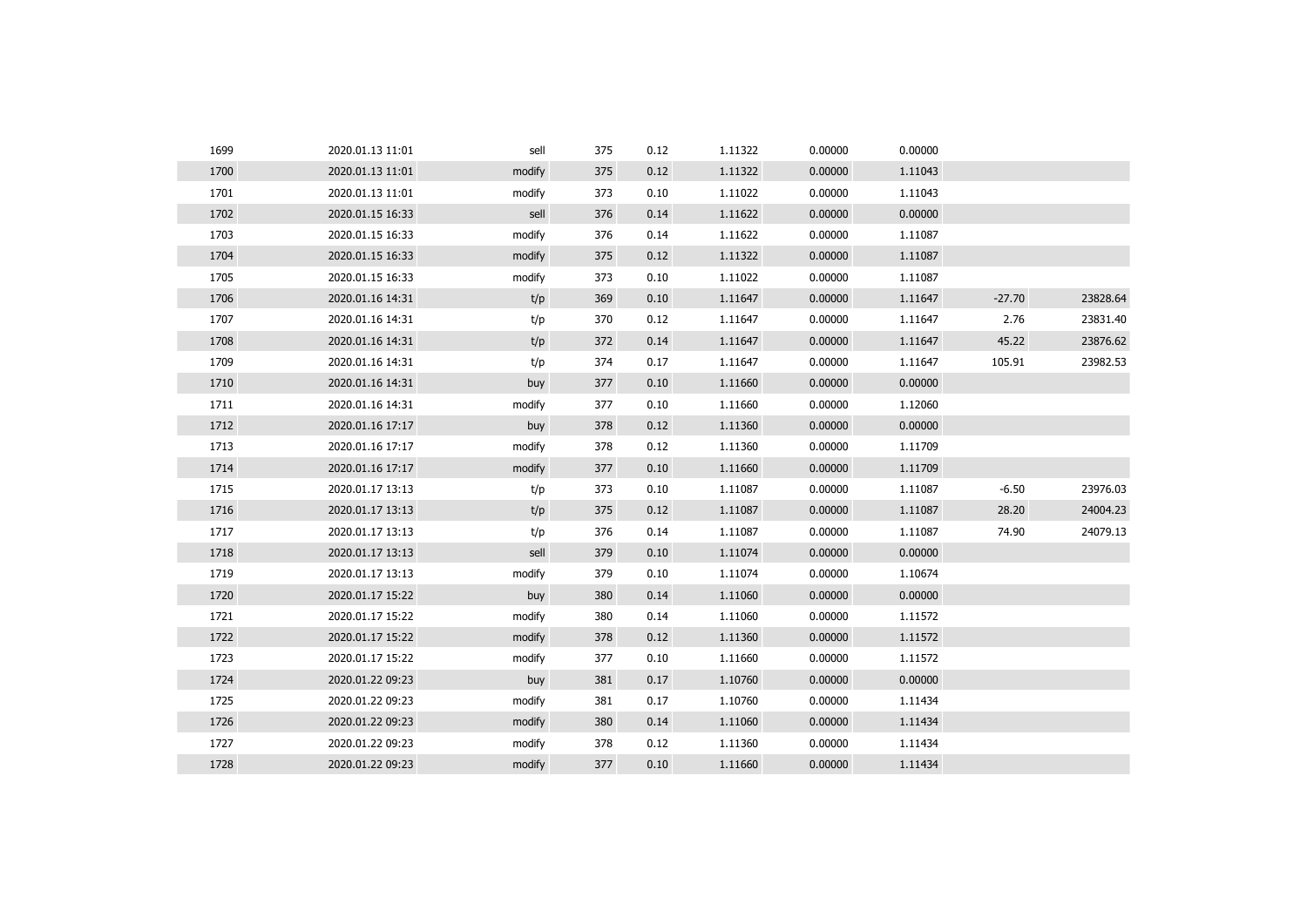| | | | | | | | | | |
|---|---|---|---|---|---|---|---|---|---|
| 1699 | 2020.01.13 11:01 | sell | 375 | 0.12 | 1.11322 | 0.00000 | 0.00000 | | |
| 1700 | 2020.01.13 11:01 | modify | 375 | 0.12 | 1.11322 | 0.00000 | 1.11043 | | |
| 1701 | 2020.01.13 11:01 | modify | 373 | 0.10 | 1.11022 | 0.00000 | 1.11043 | | |
| 1702 | 2020.01.15 16:33 | sell | 376 | 0.14 | 1.11622 | 0.00000 | 0.00000 | | |
| 1703 | 2020.01.15 16:33 | modify | 376 | 0.14 | 1.11622 | 0.00000 | 1.11087 | | |
| 1704 | 2020.01.15 16:33 | modify | 375 | 0.12 | 1.11322 | 0.00000 | 1.11087 | | |
| 1705 | 2020.01.15 16:33 | modify | 373 | 0.10 | 1.11022 | 0.00000 | 1.11087 | | |
| 1706 | 2020.01.16 14:31 | t/p | 369 | 0.10 | 1.11647 | 0.00000 | 1.11647 | -27.70 | 23828.64 |
| 1707 | 2020.01.16 14:31 | t/p | 370 | 0.12 | 1.11647 | 0.00000 | 1.11647 | 2.76 | 23831.40 |
| 1708 | 2020.01.16 14:31 | t/p | 372 | 0.14 | 1.11647 | 0.00000 | 1.11647 | 45.22 | 23876.62 |
| 1709 | 2020.01.16 14:31 | t/p | 374 | 0.17 | 1.11647 | 0.00000 | 1.11647 | 105.91 | 23982.53 |
| 1710 | 2020.01.16 14:31 | buy | 377 | 0.10 | 1.11660 | 0.00000 | 0.00000 | | |
| 1711 | 2020.01.16 14:31 | modify | 377 | 0.10 | 1.11660 | 0.00000 | 1.12060 | | |
| 1712 | 2020.01.16 17:17 | buy | 378 | 0.12 | 1.11360 | 0.00000 | 0.00000 | | |
| 1713 | 2020.01.16 17:17 | modify | 378 | 0.12 | 1.11360 | 0.00000 | 1.11709 | | |
| 1714 | 2020.01.16 17:17 | modify | 377 | 0.10 | 1.11660 | 0.00000 | 1.11709 | | |
| 1715 | 2020.01.17 13:13 | t/p | 373 | 0.10 | 1.11087 | 0.00000 | 1.11087 | -6.50 | 23976.03 |
| 1716 | 2020.01.17 13:13 | t/p | 375 | 0.12 | 1.11087 | 0.00000 | 1.11087 | 28.20 | 24004.23 |
| 1717 | 2020.01.17 13:13 | t/p | 376 | 0.14 | 1.11087 | 0.00000 | 1.11087 | 74.90 | 24079.13 |
| 1718 | 2020.01.17 13:13 | sell | 379 | 0.10 | 1.11074 | 0.00000 | 0.00000 | | |
| 1719 | 2020.01.17 13:13 | modify | 379 | 0.10 | 1.11074 | 0.00000 | 1.10674 | | |
| 1720 | 2020.01.17 15:22 | buy | 380 | 0.14 | 1.11060 | 0.00000 | 0.00000 | | |
| 1721 | 2020.01.17 15:22 | modify | 380 | 0.14 | 1.11060 | 0.00000 | 1.11572 | | |
| 1722 | 2020.01.17 15:22 | modify | 378 | 0.12 | 1.11360 | 0.00000 | 1.11572 | | |
| 1723 | 2020.01.17 15:22 | modify | 377 | 0.10 | 1.11660 | 0.00000 | 1.11572 | | |
| 1724 | 2020.01.22 09:23 | buy | 381 | 0.17 | 1.10760 | 0.00000 | 0.00000 | | |
| 1725 | 2020.01.22 09:23 | modify | 381 | 0.17 | 1.10760 | 0.00000 | 1.11434 | | |
| 1726 | 2020.01.22 09:23 | modify | 380 | 0.14 | 1.11060 | 0.00000 | 1.11434 | | |
| 1727 | 2020.01.22 09:23 | modify | 378 | 0.12 | 1.11360 | 0.00000 | 1.11434 | | |
| 1728 | 2020.01.22 09:23 | modify | 377 | 0.10 | 1.11660 | 0.00000 | 1.11434 | | |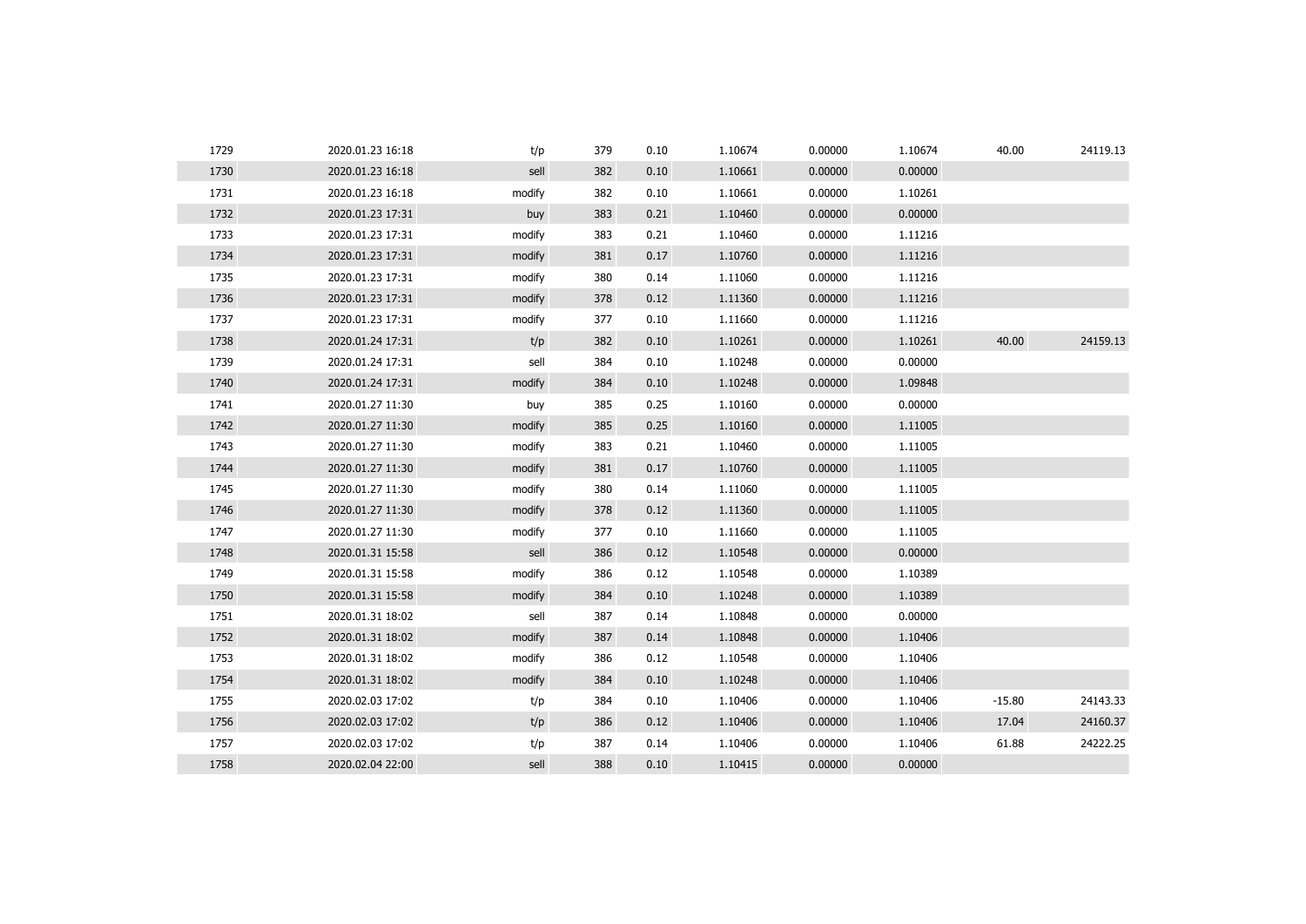| | | | | | | | | | |
|---|---|---|---|---|---|---|---|---|---|
| 1729 | 2020.01.23 16:18 | t/p | 379 | 0.10 | 1.10674 | 0.00000 | 1.10674 | 40.00 | 24119.13 |
| 1730 | 2020.01.23 16:18 | sell | 382 | 0.10 | 1.10661 | 0.00000 | 0.00000 | | |
| 1731 | 2020.01.23 16:18 | modify | 382 | 0.10 | 1.10661 | 0.00000 | 1.10261 | | |
| 1732 | 2020.01.23 17:31 | buy | 383 | 0.21 | 1.10460 | 0.00000 | 0.00000 | | |
| 1733 | 2020.01.23 17:31 | modify | 383 | 0.21 | 1.10460 | 0.00000 | 1.11216 | | |
| 1734 | 2020.01.23 17:31 | modify | 381 | 0.17 | 1.10760 | 0.00000 | 1.11216 | | |
| 1735 | 2020.01.23 17:31 | modify | 380 | 0.14 | 1.11060 | 0.00000 | 1.11216 | | |
| 1736 | 2020.01.23 17:31 | modify | 378 | 0.12 | 1.11360 | 0.00000 | 1.11216 | | |
| 1737 | 2020.01.23 17:31 | modify | 377 | 0.10 | 1.11660 | 0.00000 | 1.11216 | | |
| 1738 | 2020.01.24 17:31 | t/p | 382 | 0.10 | 1.10261 | 0.00000 | 1.10261 | 40.00 | 24159.13 |
| 1739 | 2020.01.24 17:31 | sell | 384 | 0.10 | 1.10248 | 0.00000 | 0.00000 | | |
| 1740 | 2020.01.24 17:31 | modify | 384 | 0.10 | 1.10248 | 0.00000 | 1.09848 | | |
| 1741 | 2020.01.27 11:30 | buy | 385 | 0.25 | 1.10160 | 0.00000 | 0.00000 | | |
| 1742 | 2020.01.27 11:30 | modify | 385 | 0.25 | 1.10160 | 0.00000 | 1.11005 | | |
| 1743 | 2020.01.27 11:30 | modify | 383 | 0.21 | 1.10460 | 0.00000 | 1.11005 | | |
| 1744 | 2020.01.27 11:30 | modify | 381 | 0.17 | 1.10760 | 0.00000 | 1.11005 | | |
| 1745 | 2020.01.27 11:30 | modify | 380 | 0.14 | 1.11060 | 0.00000 | 1.11005 | | |
| 1746 | 2020.01.27 11:30 | modify | 378 | 0.12 | 1.11360 | 0.00000 | 1.11005 | | |
| 1747 | 2020.01.27 11:30 | modify | 377 | 0.10 | 1.11660 | 0.00000 | 1.11005 | | |
| 1748 | 2020.01.31 15:58 | sell | 386 | 0.12 | 1.10548 | 0.00000 | 0.00000 | | |
| 1749 | 2020.01.31 15:58 | modify | 386 | 0.12 | 1.10548 | 0.00000 | 1.10389 | | |
| 1750 | 2020.01.31 15:58 | modify | 384 | 0.10 | 1.10248 | 0.00000 | 1.10389 | | |
| 1751 | 2020.01.31 18:02 | sell | 387 | 0.14 | 1.10848 | 0.00000 | 0.00000 | | |
| 1752 | 2020.01.31 18:02 | modify | 387 | 0.14 | 1.10848 | 0.00000 | 1.10406 | | |
| 1753 | 2020.01.31 18:02 | modify | 386 | 0.12 | 1.10548 | 0.00000 | 1.10406 | | |
| 1754 | 2020.01.31 18:02 | modify | 384 | 0.10 | 1.10248 | 0.00000 | 1.10406 | | |
| 1755 | 2020.02.03 17:02 | t/p | 384 | 0.10 | 1.10406 | 0.00000 | 1.10406 | -15.80 | 24143.33 |
| 1756 | 2020.02.03 17:02 | t/p | 386 | 0.12 | 1.10406 | 0.00000 | 1.10406 | 17.04 | 24160.37 |
| 1757 | 2020.02.03 17:02 | t/p | 387 | 0.14 | 1.10406 | 0.00000 | 1.10406 | 61.88 | 24222.25 |
| 1758 | 2020.02.04 22:00 | sell | 388 | 0.10 | 1.10415 | 0.00000 | 0.00000 | | |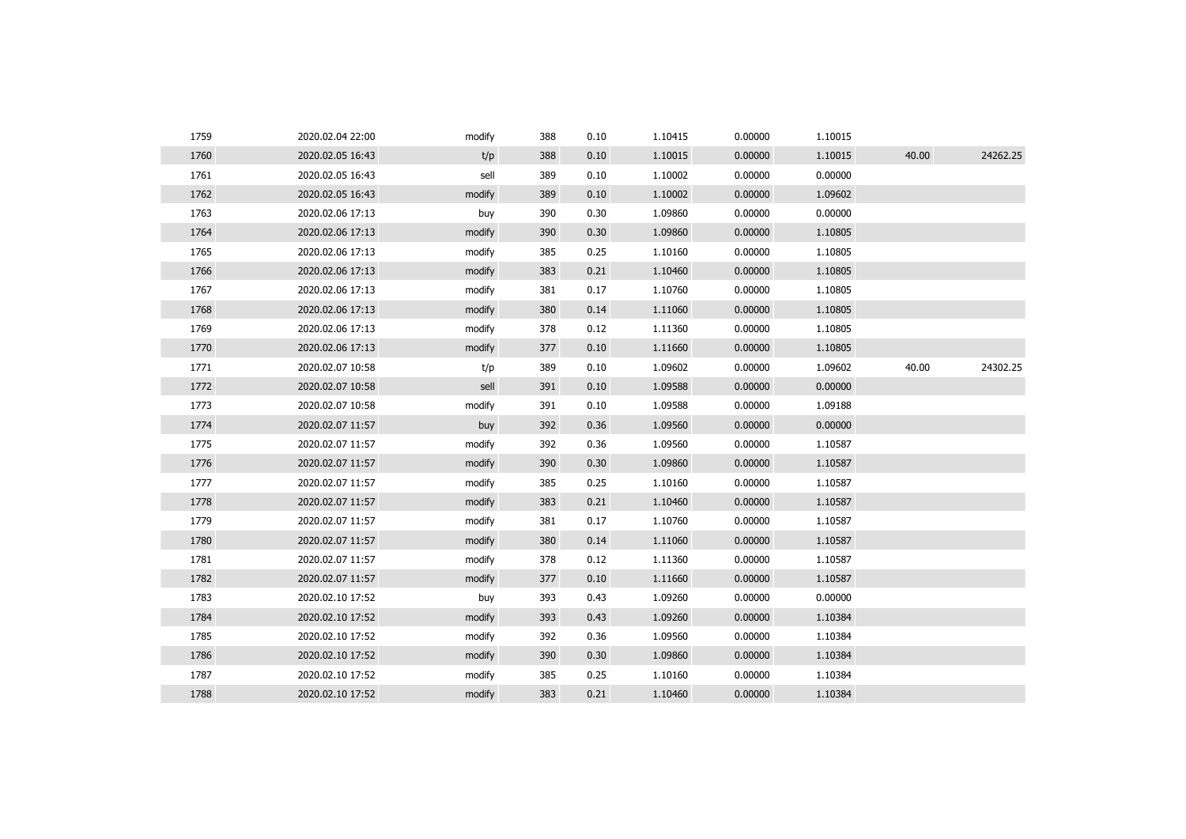| | | | | | | | | | |
|---|---|---|---|---|---|---|---|---|---|
| 1759 | 2020.02.04 22:00 | modify | 388 | 0.10 | 1.10415 | 0.00000 | 1.10015 | | |
| 1760 | 2020.02.05 16:43 | t/p | 388 | 0.10 | 1.10015 | 0.00000 | 1.10015 | 40.00 | 24262.25 |
| 1761 | 2020.02.05 16:43 | sell | 389 | 0.10 | 1.10002 | 0.00000 | 0.00000 | | |
| 1762 | 2020.02.05 16:43 | modify | 389 | 0.10 | 1.10002 | 0.00000 | 1.09602 | | |
| 1763 | 2020.02.06 17:13 | buy | 390 | 0.30 | 1.09860 | 0.00000 | 0.00000 | | |
| 1764 | 2020.02.06 17:13 | modify | 390 | 0.30 | 1.09860 | 0.00000 | 1.10805 | | |
| 1765 | 2020.02.06 17:13 | modify | 385 | 0.25 | 1.10160 | 0.00000 | 1.10805 | | |
| 1766 | 2020.02.06 17:13 | modify | 383 | 0.21 | 1.10460 | 0.00000 | 1.10805 | | |
| 1767 | 2020.02.06 17:13 | modify | 381 | 0.17 | 1.10760 | 0.00000 | 1.10805 | | |
| 1768 | 2020.02.06 17:13 | modify | 380 | 0.14 | 1.11060 | 0.00000 | 1.10805 | | |
| 1769 | 2020.02.06 17:13 | modify | 378 | 0.12 | 1.11360 | 0.00000 | 1.10805 | | |
| 1770 | 2020.02.06 17:13 | modify | 377 | 0.10 | 1.11660 | 0.00000 | 1.10805 | | |
| 1771 | 2020.02.07 10:58 | t/p | 389 | 0.10 | 1.09602 | 0.00000 | 1.09602 | 40.00 | 24302.25 |
| 1772 | 2020.02.07 10:58 | sell | 391 | 0.10 | 1.09588 | 0.00000 | 0.00000 | | |
| 1773 | 2020.02.07 10:58 | modify | 391 | 0.10 | 1.09588 | 0.00000 | 1.09188 | | |
| 1774 | 2020.02.07 11:57 | buy | 392 | 0.36 | 1.09560 | 0.00000 | 0.00000 | | |
| 1775 | 2020.02.07 11:57 | modify | 392 | 0.36 | 1.09560 | 0.00000 | 1.10587 | | |
| 1776 | 2020.02.07 11:57 | modify | 390 | 0.30 | 1.09860 | 0.00000 | 1.10587 | | |
| 1777 | 2020.02.07 11:57 | modify | 385 | 0.25 | 1.10160 | 0.00000 | 1.10587 | | |
| 1778 | 2020.02.07 11:57 | modify | 383 | 0.21 | 1.10460 | 0.00000 | 1.10587 | | |
| 1779 | 2020.02.07 11:57 | modify | 381 | 0.17 | 1.10760 | 0.00000 | 1.10587 | | |
| 1780 | 2020.02.07 11:57 | modify | 380 | 0.14 | 1.11060 | 0.00000 | 1.10587 | | |
| 1781 | 2020.02.07 11:57 | modify | 378 | 0.12 | 1.11360 | 0.00000 | 1.10587 | | |
| 1782 | 2020.02.07 11:57 | modify | 377 | 0.10 | 1.11660 | 0.00000 | 1.10587 | | |
| 1783 | 2020.02.10 17:52 | buy | 393 | 0.43 | 1.09260 | 0.00000 | 0.00000 | | |
| 1784 | 2020.02.10 17:52 | modify | 393 | 0.43 | 1.09260 | 0.00000 | 1.10384 | | |
| 1785 | 2020.02.10 17:52 | modify | 392 | 0.36 | 1.09560 | 0.00000 | 1.10384 | | |
| 1786 | 2020.02.10 17:52 | modify | 390 | 0.30 | 1.09860 | 0.00000 | 1.10384 | | |
| 1787 | 2020.02.10 17:52 | modify | 385 | 0.25 | 1.10160 | 0.00000 | 1.10384 | | |
| 1788 | 2020.02.10 17:52 | modify | 383 | 0.21 | 1.10460 | 0.00000 | 1.10384 | | |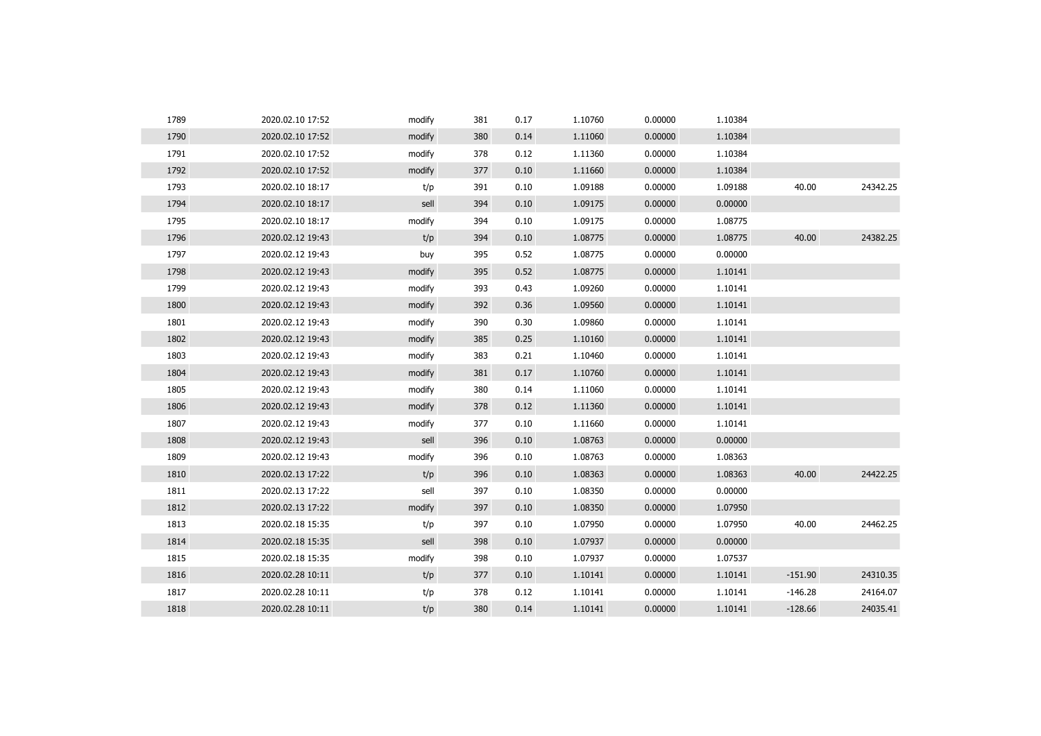| | | | | | | | | | |
|---|---|---|---|---|---|---|---|---|---|
| 1789 | 2020.02.10 17:52 | modify | 381 | 0.17 | 1.10760 | 0.00000 | 1.10384 | | |
| 1790 | 2020.02.10 17:52 | modify | 380 | 0.14 | 1.11060 | 0.00000 | 1.10384 | | |
| 1791 | 2020.02.10 17:52 | modify | 378 | 0.12 | 1.11360 | 0.00000 | 1.10384 | | |
| 1792 | 2020.02.10 17:52 | modify | 377 | 0.10 | 1.11660 | 0.00000 | 1.10384 | | |
| 1793 | 2020.02.10 18:17 | t/p | 391 | 0.10 | 1.09188 | 0.00000 | 1.09188 | 40.00 | 24342.25 |
| 1794 | 2020.02.10 18:17 | sell | 394 | 0.10 | 1.09175 | 0.00000 | 0.00000 | | |
| 1795 | 2020.02.10 18:17 | modify | 394 | 0.10 | 1.09175 | 0.00000 | 1.08775 | | |
| 1796 | 2020.02.12 19:43 | t/p | 394 | 0.10 | 1.08775 | 0.00000 | 1.08775 | 40.00 | 24382.25 |
| 1797 | 2020.02.12 19:43 | buy | 395 | 0.52 | 1.08775 | 0.00000 | 0.00000 | | |
| 1798 | 2020.02.12 19:43 | modify | 395 | 0.52 | 1.08775 | 0.00000 | 1.10141 | | |
| 1799 | 2020.02.12 19:43 | modify | 393 | 0.43 | 1.09260 | 0.00000 | 1.10141 | | |
| 1800 | 2020.02.12 19:43 | modify | 392 | 0.36 | 1.09560 | 0.00000 | 1.10141 | | |
| 1801 | 2020.02.12 19:43 | modify | 390 | 0.30 | 1.09860 | 0.00000 | 1.10141 | | |
| 1802 | 2020.02.12 19:43 | modify | 385 | 0.25 | 1.10160 | 0.00000 | 1.10141 | | |
| 1803 | 2020.02.12 19:43 | modify | 383 | 0.21 | 1.10460 | 0.00000 | 1.10141 | | |
| 1804 | 2020.02.12 19:43 | modify | 381 | 0.17 | 1.10760 | 0.00000 | 1.10141 | | |
| 1805 | 2020.02.12 19:43 | modify | 380 | 0.14 | 1.11060 | 0.00000 | 1.10141 | | |
| 1806 | 2020.02.12 19:43 | modify | 378 | 0.12 | 1.11360 | 0.00000 | 1.10141 | | |
| 1807 | 2020.02.12 19:43 | modify | 377 | 0.10 | 1.11660 | 0.00000 | 1.10141 | | |
| 1808 | 2020.02.12 19:43 | sell | 396 | 0.10 | 1.08763 | 0.00000 | 0.00000 | | |
| 1809 | 2020.02.12 19:43 | modify | 396 | 0.10 | 1.08763 | 0.00000 | 1.08363 | | |
| 1810 | 2020.02.13 17:22 | t/p | 396 | 0.10 | 1.08363 | 0.00000 | 1.08363 | 40.00 | 24422.25 |
| 1811 | 2020.02.13 17:22 | sell | 397 | 0.10 | 1.08350 | 0.00000 | 0.00000 | | |
| 1812 | 2020.02.13 17:22 | modify | 397 | 0.10 | 1.08350 | 0.00000 | 1.07950 | | |
| 1813 | 2020.02.18 15:35 | t/p | 397 | 0.10 | 1.07950 | 0.00000 | 1.07950 | 40.00 | 24462.25 |
| 1814 | 2020.02.18 15:35 | sell | 398 | 0.10 | 1.07937 | 0.00000 | 0.00000 | | |
| 1815 | 2020.02.18 15:35 | modify | 398 | 0.10 | 1.07937 | 0.00000 | 1.07537 | | |
| 1816 | 2020.02.28 10:11 | t/p | 377 | 0.10 | 1.10141 | 0.00000 | 1.10141 | -151.90 | 24310.35 |
| 1817 | 2020.02.28 10:11 | t/p | 378 | 0.12 | 1.10141 | 0.00000 | 1.10141 | -146.28 | 24164.07 |
| 1818 | 2020.02.28 10:11 | t/p | 380 | 0.14 | 1.10141 | 0.00000 | 1.10141 | -128.66 | 24035.41 |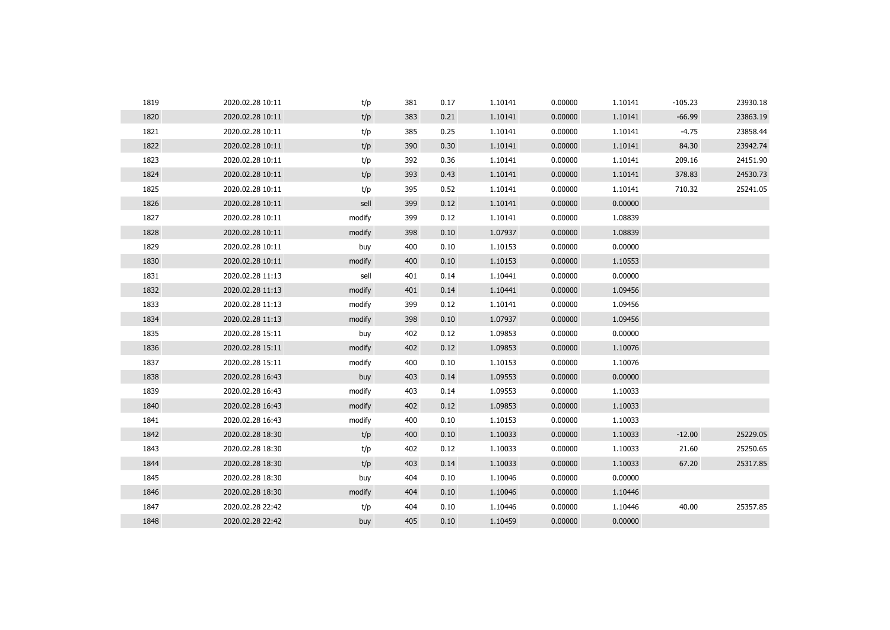| | | | | | | | | | |
|---|---|---|---|---|---|---|---|---|---|
| 1819 | 2020.02.28 10:11 | t/p | 381 | 0.17 | 1.10141 | 0.00000 | 1.10141 | -105.23 | 23930.18 |
| 1820 | 2020.02.28 10:11 | t/p | 383 | 0.21 | 1.10141 | 0.00000 | 1.10141 | -66.99 | 23863.19 |
| 1821 | 2020.02.28 10:11 | t/p | 385 | 0.25 | 1.10141 | 0.00000 | 1.10141 | -4.75 | 23858.44 |
| 1822 | 2020.02.28 10:11 | t/p | 390 | 0.30 | 1.10141 | 0.00000 | 1.10141 | 84.30 | 23942.74 |
| 1823 | 2020.02.28 10:11 | t/p | 392 | 0.36 | 1.10141 | 0.00000 | 1.10141 | 209.16 | 24151.90 |
| 1824 | 2020.02.28 10:11 | t/p | 393 | 0.43 | 1.10141 | 0.00000 | 1.10141 | 378.83 | 24530.73 |
| 1825 | 2020.02.28 10:11 | t/p | 395 | 0.52 | 1.10141 | 0.00000 | 1.10141 | 710.32 | 25241.05 |
| 1826 | 2020.02.28 10:11 | sell | 399 | 0.12 | 1.10141 | 0.00000 | 0.00000 | | |
| 1827 | 2020.02.28 10:11 | modify | 399 | 0.12 | 1.10141 | 0.00000 | 1.08839 | | |
| 1828 | 2020.02.28 10:11 | modify | 398 | 0.10 | 1.07937 | 0.00000 | 1.08839 | | |
| 1829 | 2020.02.28 10:11 | buy | 400 | 0.10 | 1.10153 | 0.00000 | 0.00000 | | |
| 1830 | 2020.02.28 10:11 | modify | 400 | 0.10 | 1.10153 | 0.00000 | 1.10553 | | |
| 1831 | 2020.02.28 11:13 | sell | 401 | 0.14 | 1.10441 | 0.00000 | 0.00000 | | |
| 1832 | 2020.02.28 11:13 | modify | 401 | 0.14 | 1.10441 | 0.00000 | 1.09456 | | |
| 1833 | 2020.02.28 11:13 | modify | 399 | 0.12 | 1.10141 | 0.00000 | 1.09456 | | |
| 1834 | 2020.02.28 11:13 | modify | 398 | 0.10 | 1.07937 | 0.00000 | 1.09456 | | |
| 1835 | 2020.02.28 15:11 | buy | 402 | 0.12 | 1.09853 | 0.00000 | 0.00000 | | |
| 1836 | 2020.02.28 15:11 | modify | 402 | 0.12 | 1.09853 | 0.00000 | 1.10076 | | |
| 1837 | 2020.02.28 15:11 | modify | 400 | 0.10 | 1.10153 | 0.00000 | 1.10076 | | |
| 1838 | 2020.02.28 16:43 | buy | 403 | 0.14 | 1.09553 | 0.00000 | 0.00000 | | |
| 1839 | 2020.02.28 16:43 | modify | 403 | 0.14 | 1.09553 | 0.00000 | 1.10033 | | |
| 1840 | 2020.02.28 16:43 | modify | 402 | 0.12 | 1.09853 | 0.00000 | 1.10033 | | |
| 1841 | 2020.02.28 16:43 | modify | 400 | 0.10 | 1.10153 | 0.00000 | 1.10033 | | |
| 1842 | 2020.02.28 18:30 | t/p | 400 | 0.10 | 1.10033 | 0.00000 | 1.10033 | -12.00 | 25229.05 |
| 1843 | 2020.02.28 18:30 | t/p | 402 | 0.12 | 1.10033 | 0.00000 | 1.10033 | 21.60 | 25250.65 |
| 1844 | 2020.02.28 18:30 | t/p | 403 | 0.14 | 1.10033 | 0.00000 | 1.10033 | 67.20 | 25317.85 |
| 1845 | 2020.02.28 18:30 | buy | 404 | 0.10 | 1.10046 | 0.00000 | 0.00000 | | |
| 1846 | 2020.02.28 18:30 | modify | 404 | 0.10 | 1.10046 | 0.00000 | 1.10446 | | |
| 1847 | 2020.02.28 22:42 | t/p | 404 | 0.10 | 1.10446 | 0.00000 | 1.10446 | 40.00 | 25357.85 |
| 1848 | 2020.02.28 22:42 | buy | 405 | 0.10 | 1.10459 | 0.00000 | 0.00000 | | |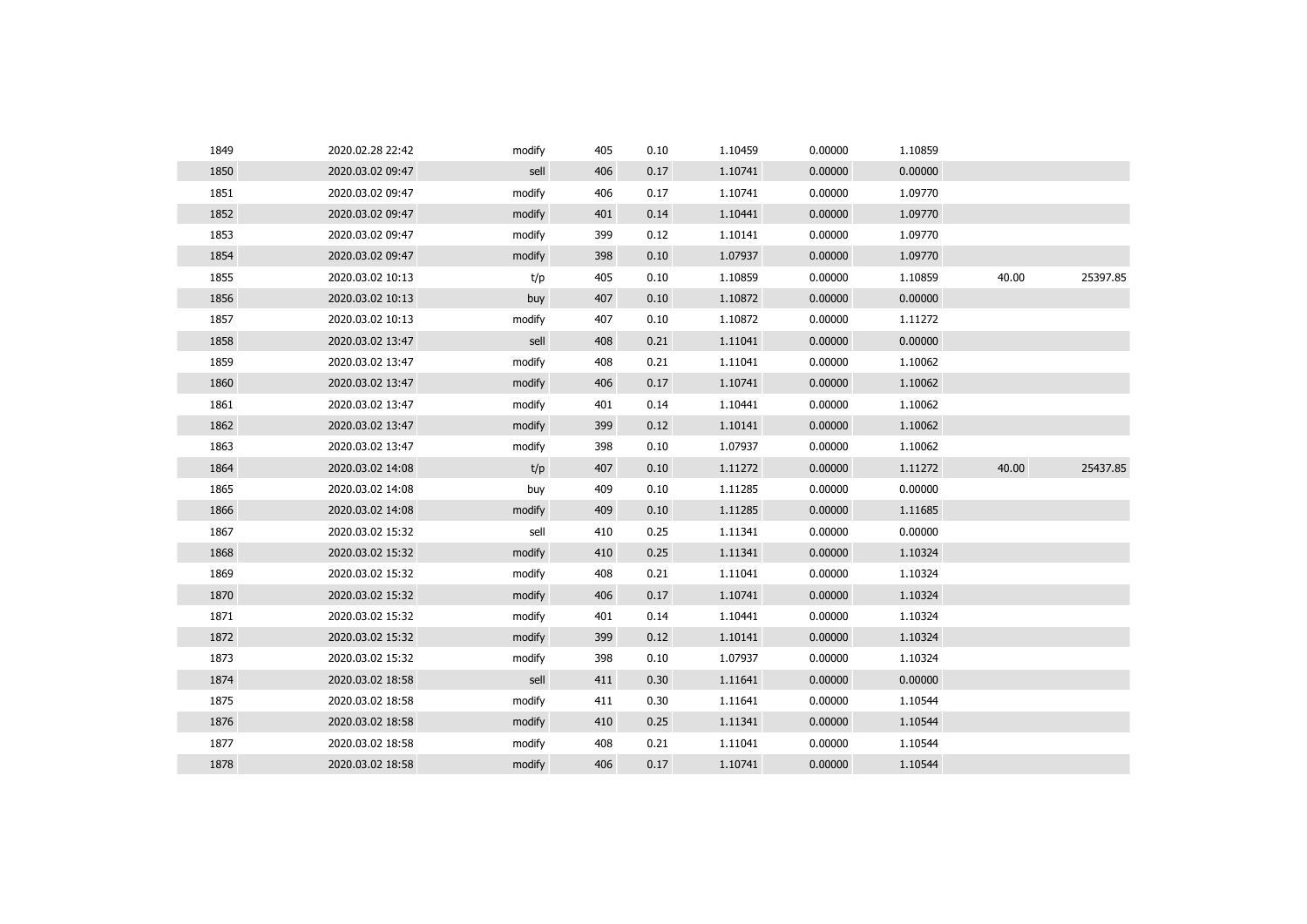| | | | | | | | | | |
|---|---|---|---|---|---|---|---|---|---|
| 1849 | 2020.02.28 22:42 | modify | 405 | 0.10 | 1.10459 | 0.00000 | 1.10859 | | |
| 1850 | 2020.03.02 09:47 | sell | 406 | 0.17 | 1.10741 | 0.00000 | 0.00000 | | |
| 1851 | 2020.03.02 09:47 | modify | 406 | 0.17 | 1.10741 | 0.00000 | 1.09770 | | |
| 1852 | 2020.03.02 09:47 | modify | 401 | 0.14 | 1.10441 | 0.00000 | 1.09770 | | |
| 1853 | 2020.03.02 09:47 | modify | 399 | 0.12 | 1.10141 | 0.00000 | 1.09770 | | |
| 1854 | 2020.03.02 09:47 | modify | 398 | 0.10 | 1.07937 | 0.00000 | 1.09770 | | |
| 1855 | 2020.03.02 10:13 | t/p | 405 | 0.10 | 1.10859 | 0.00000 | 1.10859 | 40.00 | 25397.85 |
| 1856 | 2020.03.02 10:13 | buy | 407 | 0.10 | 1.10872 | 0.00000 | 0.00000 | | |
| 1857 | 2020.03.02 10:13 | modify | 407 | 0.10 | 1.10872 | 0.00000 | 1.11272 | | |
| 1858 | 2020.03.02 13:47 | sell | 408 | 0.21 | 1.11041 | 0.00000 | 0.00000 | | |
| 1859 | 2020.03.02 13:47 | modify | 408 | 0.21 | 1.11041 | 0.00000 | 1.10062 | | |
| 1860 | 2020.03.02 13:47 | modify | 406 | 0.17 | 1.10741 | 0.00000 | 1.10062 | | |
| 1861 | 2020.03.02 13:47 | modify | 401 | 0.14 | 1.10441 | 0.00000 | 1.10062 | | |
| 1862 | 2020.03.02 13:47 | modify | 399 | 0.12 | 1.10141 | 0.00000 | 1.10062 | | |
| 1863 | 2020.03.02 13:47 | modify | 398 | 0.10 | 1.07937 | 0.00000 | 1.10062 | | |
| 1864 | 2020.03.02 14:08 | t/p | 407 | 0.10 | 1.11272 | 0.00000 | 1.11272 | 40.00 | 25437.85 |
| 1865 | 2020.03.02 14:08 | buy | 409 | 0.10 | 1.11285 | 0.00000 | 0.00000 | | |
| 1866 | 2020.03.02 14:08 | modify | 409 | 0.10 | 1.11285 | 0.00000 | 1.11685 | | |
| 1867 | 2020.03.02 15:32 | sell | 410 | 0.25 | 1.11341 | 0.00000 | 0.00000 | | |
| 1868 | 2020.03.02 15:32 | modify | 410 | 0.25 | 1.11341 | 0.00000 | 1.10324 | | |
| 1869 | 2020.03.02 15:32 | modify | 408 | 0.21 | 1.11041 | 0.00000 | 1.10324 | | |
| 1870 | 2020.03.02 15:32 | modify | 406 | 0.17 | 1.10741 | 0.00000 | 1.10324 | | |
| 1871 | 2020.03.02 15:32 | modify | 401 | 0.14 | 1.10441 | 0.00000 | 1.10324 | | |
| 1872 | 2020.03.02 15:32 | modify | 399 | 0.12 | 1.10141 | 0.00000 | 1.10324 | | |
| 1873 | 2020.03.02 15:32 | modify | 398 | 0.10 | 1.07937 | 0.00000 | 1.10324 | | |
| 1874 | 2020.03.02 18:58 | sell | 411 | 0.30 | 1.11641 | 0.00000 | 0.00000 | | |
| 1875 | 2020.03.02 18:58 | modify | 411 | 0.30 | 1.11641 | 0.00000 | 1.10544 | | |
| 1876 | 2020.03.02 18:58 | modify | 410 | 0.25 | 1.11341 | 0.00000 | 1.10544 | | |
| 1877 | 2020.03.02 18:58 | modify | 408 | 0.21 | 1.11041 | 0.00000 | 1.10544 | | |
| 1878 | 2020.03.02 18:58 | modify | 406 | 0.17 | 1.10741 | 0.00000 | 1.10544 | | |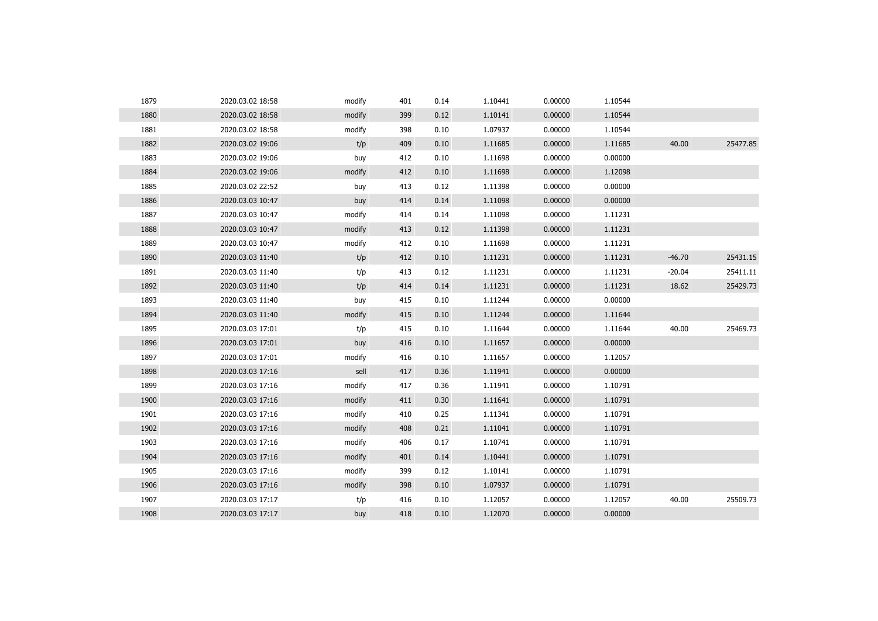| | | | | | | | | | |
|---|---|---|---|---|---|---|---|---|---|
| 1879 | 2020.03.02 18:58 | modify | 401 | 0.14 | 1.10441 | 0.00000 | 1.10544 | | |
| 1880 | 2020.03.02 18:58 | modify | 399 | 0.12 | 1.10141 | 0.00000 | 1.10544 | | |
| 1881 | 2020.03.02 18:58 | modify | 398 | 0.10 | 1.07937 | 0.00000 | 1.10544 | | |
| 1882 | 2020.03.02 19:06 | t/p | 409 | 0.10 | 1.11685 | 0.00000 | 1.11685 | 40.00 | 25477.85 |
| 1883 | 2020.03.02 19:06 | buy | 412 | 0.10 | 1.11698 | 0.00000 | 0.00000 | | |
| 1884 | 2020.03.02 19:06 | modify | 412 | 0.10 | 1.11698 | 0.00000 | 1.12098 | | |
| 1885 | 2020.03.02 22:52 | buy | 413 | 0.12 | 1.11398 | 0.00000 | 0.00000 | | |
| 1886 | 2020.03.03 10:47 | buy | 414 | 0.14 | 1.11098 | 0.00000 | 0.00000 | | |
| 1887 | 2020.03.03 10:47 | modify | 414 | 0.14 | 1.11098 | 0.00000 | 1.11231 | | |
| 1888 | 2020.03.03 10:47 | modify | 413 | 0.12 | 1.11398 | 0.00000 | 1.11231 | | |
| 1889 | 2020.03.03 10:47 | modify | 412 | 0.10 | 1.11698 | 0.00000 | 1.11231 | | |
| 1890 | 2020.03.03 11:40 | t/p | 412 | 0.10 | 1.11231 | 0.00000 | 1.11231 | -46.70 | 25431.15 |
| 1891 | 2020.03.03 11:40 | t/p | 413 | 0.12 | 1.11231 | 0.00000 | 1.11231 | -20.04 | 25411.11 |
| 1892 | 2020.03.03 11:40 | t/p | 414 | 0.14 | 1.11231 | 0.00000 | 1.11231 | 18.62 | 25429.73 |
| 1893 | 2020.03.03 11:40 | buy | 415 | 0.10 | 1.11244 | 0.00000 | 0.00000 | | |
| 1894 | 2020.03.03 11:40 | modify | 415 | 0.10 | 1.11244 | 0.00000 | 1.11644 | | |
| 1895 | 2020.03.03 17:01 | t/p | 415 | 0.10 | 1.11644 | 0.00000 | 1.11644 | 40.00 | 25469.73 |
| 1896 | 2020.03.03 17:01 | buy | 416 | 0.10 | 1.11657 | 0.00000 | 0.00000 | | |
| 1897 | 2020.03.03 17:01 | modify | 416 | 0.10 | 1.11657 | 0.00000 | 1.12057 | | |
| 1898 | 2020.03.03 17:16 | sell | 417 | 0.36 | 1.11941 | 0.00000 | 0.00000 | | |
| 1899 | 2020.03.03 17:16 | modify | 417 | 0.36 | 1.11941 | 0.00000 | 1.10791 | | |
| 1900 | 2020.03.03 17:16 | modify | 411 | 0.30 | 1.11641 | 0.00000 | 1.10791 | | |
| 1901 | 2020.03.03 17:16 | modify | 410 | 0.25 | 1.11341 | 0.00000 | 1.10791 | | |
| 1902 | 2020.03.03 17:16 | modify | 408 | 0.21 | 1.11041 | 0.00000 | 1.10791 | | |
| 1903 | 2020.03.03 17:16 | modify | 406 | 0.17 | 1.10741 | 0.00000 | 1.10791 | | |
| 1904 | 2020.03.03 17:16 | modify | 401 | 0.14 | 1.10441 | 0.00000 | 1.10791 | | |
| 1905 | 2020.03.03 17:16 | modify | 399 | 0.12 | 1.10141 | 0.00000 | 1.10791 | | |
| 1906 | 2020.03.03 17:16 | modify | 398 | 0.10 | 1.07937 | 0.00000 | 1.10791 | | |
| 1907 | 2020.03.03 17:17 | t/p | 416 | 0.10 | 1.12057 | 0.00000 | 1.12057 | 40.00 | 25509.73 |
| 1908 | 2020.03.03 17:17 | buy | 418 | 0.10 | 1.12070 | 0.00000 | 0.00000 | | |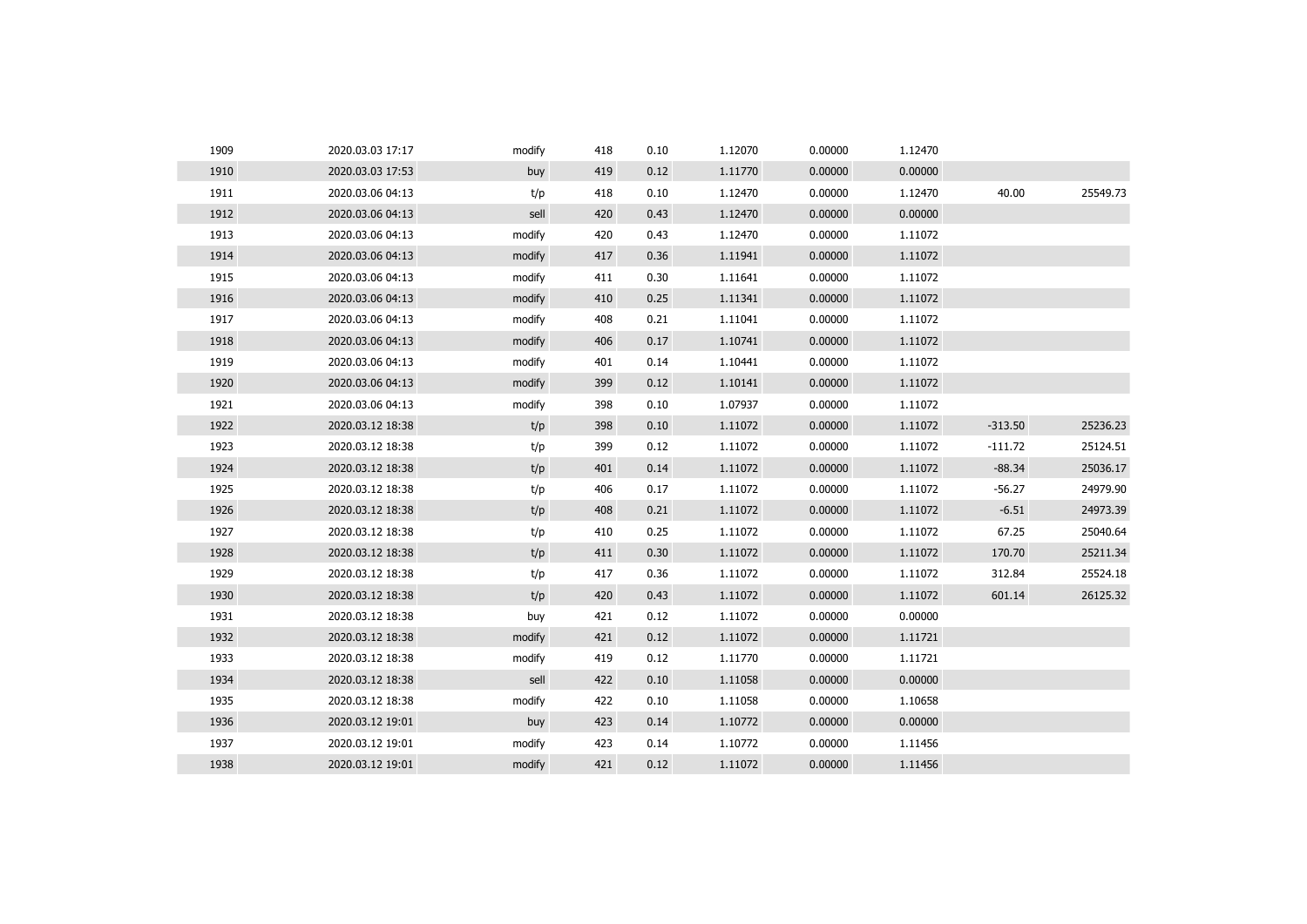| | | | | | | | | | |
|---|---|---|---|---|---|---|---|---|---|
| 1909 | 2020.03.03 17:17 | modify | 418 | 0.10 | 1.12070 | 0.00000 | 1.12470 | | |
| 1910 | 2020.03.03 17:53 | buy | 419 | 0.12 | 1.11770 | 0.00000 | 0.00000 | | |
| 1911 | 2020.03.06 04:13 | t/p | 418 | 0.10 | 1.12470 | 0.00000 | 1.12470 | 40.00 | 25549.73 |
| 1912 | 2020.03.06 04:13 | sell | 420 | 0.43 | 1.12470 | 0.00000 | 0.00000 | | |
| 1913 | 2020.03.06 04:13 | modify | 420 | 0.43 | 1.12470 | 0.00000 | 1.11072 | | |
| 1914 | 2020.03.06 04:13 | modify | 417 | 0.36 | 1.11941 | 0.00000 | 1.11072 | | |
| 1915 | 2020.03.06 04:13 | modify | 411 | 0.30 | 1.11641 | 0.00000 | 1.11072 | | |
| 1916 | 2020.03.06 04:13 | modify | 410 | 0.25 | 1.11341 | 0.00000 | 1.11072 | | |
| 1917 | 2020.03.06 04:13 | modify | 408 | 0.21 | 1.11041 | 0.00000 | 1.11072 | | |
| 1918 | 2020.03.06 04:13 | modify | 406 | 0.17 | 1.10741 | 0.00000 | 1.11072 | | |
| 1919 | 2020.03.06 04:13 | modify | 401 | 0.14 | 1.10441 | 0.00000 | 1.11072 | | |
| 1920 | 2020.03.06 04:13 | modify | 399 | 0.12 | 1.10141 | 0.00000 | 1.11072 | | |
| 1921 | 2020.03.06 04:13 | modify | 398 | 0.10 | 1.07937 | 0.00000 | 1.11072 | | |
| 1922 | 2020.03.12 18:38 | t/p | 398 | 0.10 | 1.11072 | 0.00000 | 1.11072 | -313.50 | 25236.23 |
| 1923 | 2020.03.12 18:38 | t/p | 399 | 0.12 | 1.11072 | 0.00000 | 1.11072 | -111.72 | 25124.51 |
| 1924 | 2020.03.12 18:38 | t/p | 401 | 0.14 | 1.11072 | 0.00000 | 1.11072 | -88.34 | 25036.17 |
| 1925 | 2020.03.12 18:38 | t/p | 406 | 0.17 | 1.11072 | 0.00000 | 1.11072 | -56.27 | 24979.90 |
| 1926 | 2020.03.12 18:38 | t/p | 408 | 0.21 | 1.11072 | 0.00000 | 1.11072 | -6.51 | 24973.39 |
| 1927 | 2020.03.12 18:38 | t/p | 410 | 0.25 | 1.11072 | 0.00000 | 1.11072 | 67.25 | 25040.64 |
| 1928 | 2020.03.12 18:38 | t/p | 411 | 0.30 | 1.11072 | 0.00000 | 1.11072 | 170.70 | 25211.34 |
| 1929 | 2020.03.12 18:38 | t/p | 417 | 0.36 | 1.11072 | 0.00000 | 1.11072 | 312.84 | 25524.18 |
| 1930 | 2020.03.12 18:38 | t/p | 420 | 0.43 | 1.11072 | 0.00000 | 1.11072 | 601.14 | 26125.32 |
| 1931 | 2020.03.12 18:38 | buy | 421 | 0.12 | 1.11072 | 0.00000 | 0.00000 | | |
| 1932 | 2020.03.12 18:38 | modify | 421 | 0.12 | 1.11072 | 0.00000 | 1.11721 | | |
| 1933 | 2020.03.12 18:38 | modify | 419 | 0.12 | 1.11770 | 0.00000 | 1.11721 | | |
| 1934 | 2020.03.12 18:38 | sell | 422 | 0.10 | 1.11058 | 0.00000 | 0.00000 | | |
| 1935 | 2020.03.12 18:38 | modify | 422 | 0.10 | 1.11058 | 0.00000 | 1.10658 | | |
| 1936 | 2020.03.12 19:01 | buy | 423 | 0.14 | 1.10772 | 0.00000 | 0.00000 | | |
| 1937 | 2020.03.12 19:01 | modify | 423 | 0.14 | 1.10772 | 0.00000 | 1.11456 | | |
| 1938 | 2020.03.12 19:01 | modify | 421 | 0.12 | 1.11072 | 0.00000 | 1.11456 | | |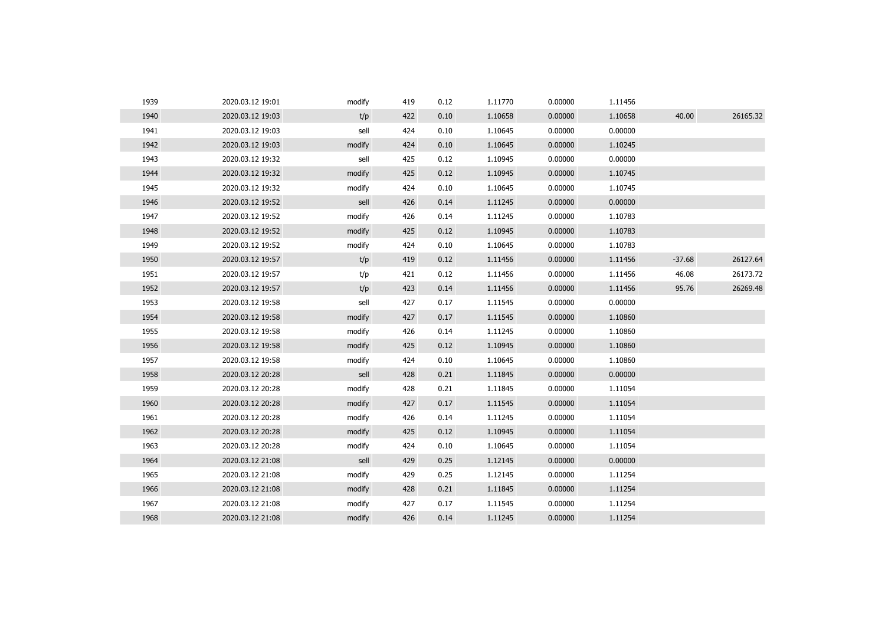| | | | | | | | | | |
|---|---|---|---|---|---|---|---|---|---|
| 1939 | 2020.03.12 19:01 | modify | 419 | 0.12 | 1.11770 | 0.00000 | 1.11456 | | |
| 1940 | 2020.03.12 19:03 | t/p | 422 | 0.10 | 1.10658 | 0.00000 | 1.10658 | 40.00 | 26165.32 |
| 1941 | 2020.03.12 19:03 | sell | 424 | 0.10 | 1.10645 | 0.00000 | 0.00000 | | |
| 1942 | 2020.03.12 19:03 | modify | 424 | 0.10 | 1.10645 | 0.00000 | 1.10245 | | |
| 1943 | 2020.03.12 19:32 | sell | 425 | 0.12 | 1.10945 | 0.00000 | 0.00000 | | |
| 1944 | 2020.03.12 19:32 | modify | 425 | 0.12 | 1.10945 | 0.00000 | 1.10745 | | |
| 1945 | 2020.03.12 19:32 | modify | 424 | 0.10 | 1.10645 | 0.00000 | 1.10745 | | |
| 1946 | 2020.03.12 19:52 | sell | 426 | 0.14 | 1.11245 | 0.00000 | 0.00000 | | |
| 1947 | 2020.03.12 19:52 | modify | 426 | 0.14 | 1.11245 | 0.00000 | 1.10783 | | |
| 1948 | 2020.03.12 19:52 | modify | 425 | 0.12 | 1.10945 | 0.00000 | 1.10783 | | |
| 1949 | 2020.03.12 19:52 | modify | 424 | 0.10 | 1.10645 | 0.00000 | 1.10783 | | |
| 1950 | 2020.03.12 19:57 | t/p | 419 | 0.12 | 1.11456 | 0.00000 | 1.11456 | -37.68 | 26127.64 |
| 1951 | 2020.03.12 19:57 | t/p | 421 | 0.12 | 1.11456 | 0.00000 | 1.11456 | 46.08 | 26173.72 |
| 1952 | 2020.03.12 19:57 | t/p | 423 | 0.14 | 1.11456 | 0.00000 | 1.11456 | 95.76 | 26269.48 |
| 1953 | 2020.03.12 19:58 | sell | 427 | 0.17 | 1.11545 | 0.00000 | 0.00000 | | |
| 1954 | 2020.03.12 19:58 | modify | 427 | 0.17 | 1.11545 | 0.00000 | 1.10860 | | |
| 1955 | 2020.03.12 19:58 | modify | 426 | 0.14 | 1.11245 | 0.00000 | 1.10860 | | |
| 1956 | 2020.03.12 19:58 | modify | 425 | 0.12 | 1.10945 | 0.00000 | 1.10860 | | |
| 1957 | 2020.03.12 19:58 | modify | 424 | 0.10 | 1.10645 | 0.00000 | 1.10860 | | |
| 1958 | 2020.03.12 20:28 | sell | 428 | 0.21 | 1.11845 | 0.00000 | 0.00000 | | |
| 1959 | 2020.03.12 20:28 | modify | 428 | 0.21 | 1.11845 | 0.00000 | 1.11054 | | |
| 1960 | 2020.03.12 20:28 | modify | 427 | 0.17 | 1.11545 | 0.00000 | 1.11054 | | |
| 1961 | 2020.03.12 20:28 | modify | 426 | 0.14 | 1.11245 | 0.00000 | 1.11054 | | |
| 1962 | 2020.03.12 20:28 | modify | 425 | 0.12 | 1.10945 | 0.00000 | 1.11054 | | |
| 1963 | 2020.03.12 20:28 | modify | 424 | 0.10 | 1.10645 | 0.00000 | 1.11054 | | |
| 1964 | 2020.03.12 21:08 | sell | 429 | 0.25 | 1.12145 | 0.00000 | 0.00000 | | |
| 1965 | 2020.03.12 21:08 | modify | 429 | 0.25 | 1.12145 | 0.00000 | 1.11254 | | |
| 1966 | 2020.03.12 21:08 | modify | 428 | 0.21 | 1.11845 | 0.00000 | 1.11254 | | |
| 1967 | 2020.03.12 21:08 | modify | 427 | 0.17 | 1.11545 | 0.00000 | 1.11254 | | |
| 1968 | 2020.03.12 21:08 | modify | 426 | 0.14 | 1.11245 | 0.00000 | 1.11254 | | |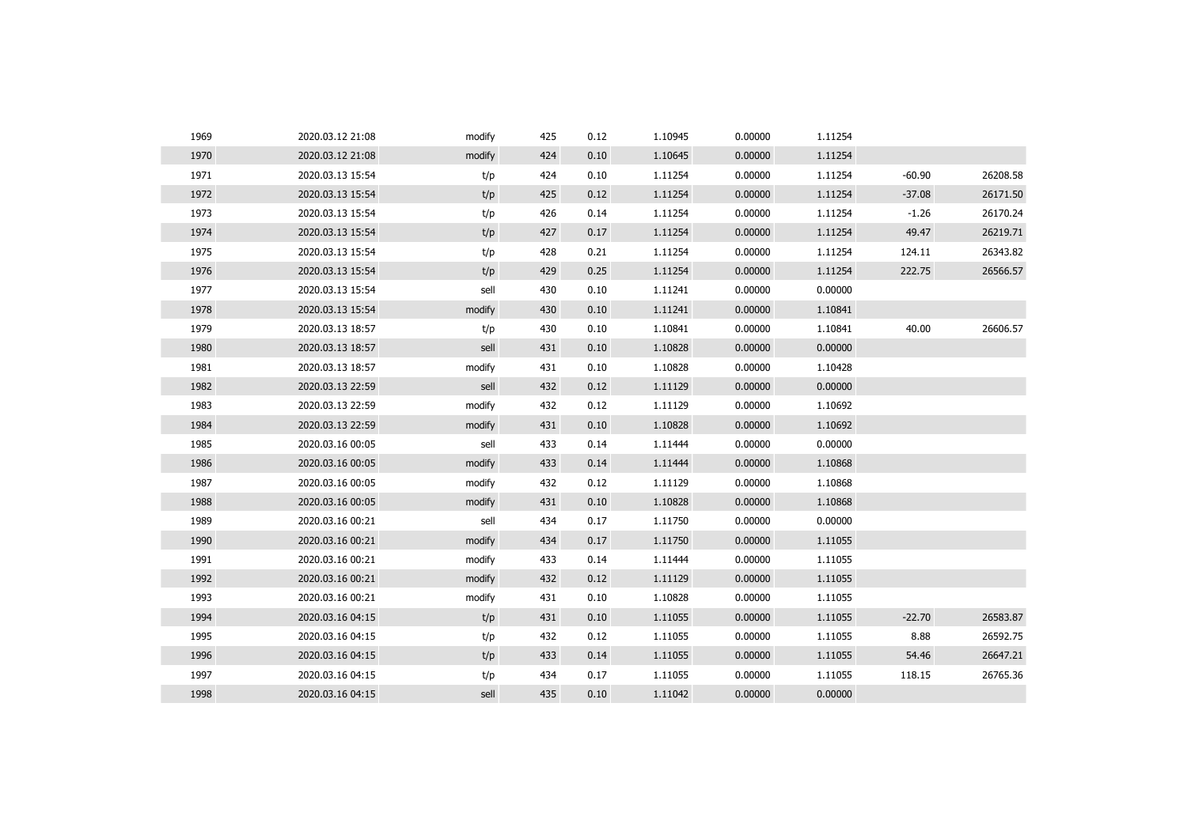| | | | | | | | | | |
|---|---|---|---|---|---|---|---|---|---|
| 1969 | 2020.03.12 21:08 | modify | 425 | 0.12 | 1.10945 | 0.00000 | 1.11254 | | |
| 1970 | 2020.03.12 21:08 | modify | 424 | 0.10 | 1.10645 | 0.00000 | 1.11254 | | |
| 1971 | 2020.03.13 15:54 | t/p | 424 | 0.10 | 1.11254 | 0.00000 | 1.11254 | -60.90 | 26208.58 |
| 1972 | 2020.03.13 15:54 | t/p | 425 | 0.12 | 1.11254 | 0.00000 | 1.11254 | -37.08 | 26171.50 |
| 1973 | 2020.03.13 15:54 | t/p | 426 | 0.14 | 1.11254 | 0.00000 | 1.11254 | -1.26 | 26170.24 |
| 1974 | 2020.03.13 15:54 | t/p | 427 | 0.17 | 1.11254 | 0.00000 | 1.11254 | 49.47 | 26219.71 |
| 1975 | 2020.03.13 15:54 | t/p | 428 | 0.21 | 1.11254 | 0.00000 | 1.11254 | 124.11 | 26343.82 |
| 1976 | 2020.03.13 15:54 | t/p | 429 | 0.25 | 1.11254 | 0.00000 | 1.11254 | 222.75 | 26566.57 |
| 1977 | 2020.03.13 15:54 | sell | 430 | 0.10 | 1.11241 | 0.00000 | 0.00000 | | |
| 1978 | 2020.03.13 15:54 | modify | 430 | 0.10 | 1.11241 | 0.00000 | 1.10841 | | |
| 1979 | 2020.03.13 18:57 | t/p | 430 | 0.10 | 1.10841 | 0.00000 | 1.10841 | 40.00 | 26606.57 |
| 1980 | 2020.03.13 18:57 | sell | 431 | 0.10 | 1.10828 | 0.00000 | 0.00000 | | |
| 1981 | 2020.03.13 18:57 | modify | 431 | 0.10 | 1.10828 | 0.00000 | 1.10428 | | |
| 1982 | 2020.03.13 22:59 | sell | 432 | 0.12 | 1.11129 | 0.00000 | 0.00000 | | |
| 1983 | 2020.03.13 22:59 | modify | 432 | 0.12 | 1.11129 | 0.00000 | 1.10692 | | |
| 1984 | 2020.03.13 22:59 | modify | 431 | 0.10 | 1.10828 | 0.00000 | 1.10692 | | |
| 1985 | 2020.03.16 00:05 | sell | 433 | 0.14 | 1.11444 | 0.00000 | 0.00000 | | |
| 1986 | 2020.03.16 00:05 | modify | 433 | 0.14 | 1.11444 | 0.00000 | 1.10868 | | |
| 1987 | 2020.03.16 00:05 | modify | 432 | 0.12 | 1.11129 | 0.00000 | 1.10868 | | |
| 1988 | 2020.03.16 00:05 | modify | 431 | 0.10 | 1.10828 | 0.00000 | 1.10868 | | |
| 1989 | 2020.03.16 00:21 | sell | 434 | 0.17 | 1.11750 | 0.00000 | 0.00000 | | |
| 1990 | 2020.03.16 00:21 | modify | 434 | 0.17 | 1.11750 | 0.00000 | 1.11055 | | |
| 1991 | 2020.03.16 00:21 | modify | 433 | 0.14 | 1.11444 | 0.00000 | 1.11055 | | |
| 1992 | 2020.03.16 00:21 | modify | 432 | 0.12 | 1.11129 | 0.00000 | 1.11055 | | |
| 1993 | 2020.03.16 00:21 | modify | 431 | 0.10 | 1.10828 | 0.00000 | 1.11055 | | |
| 1994 | 2020.03.16 04:15 | t/p | 431 | 0.10 | 1.11055 | 0.00000 | 1.11055 | -22.70 | 26583.87 |
| 1995 | 2020.03.16 04:15 | t/p | 432 | 0.12 | 1.11055 | 0.00000 | 1.11055 | 8.88 | 26592.75 |
| 1996 | 2020.03.16 04:15 | t/p | 433 | 0.14 | 1.11055 | 0.00000 | 1.11055 | 54.46 | 26647.21 |
| 1997 | 2020.03.16 04:15 | t/p | 434 | 0.17 | 1.11055 | 0.00000 | 1.11055 | 118.15 | 26765.36 |
| 1998 | 2020.03.16 04:15 | sell | 435 | 0.10 | 1.11042 | 0.00000 | 0.00000 | | |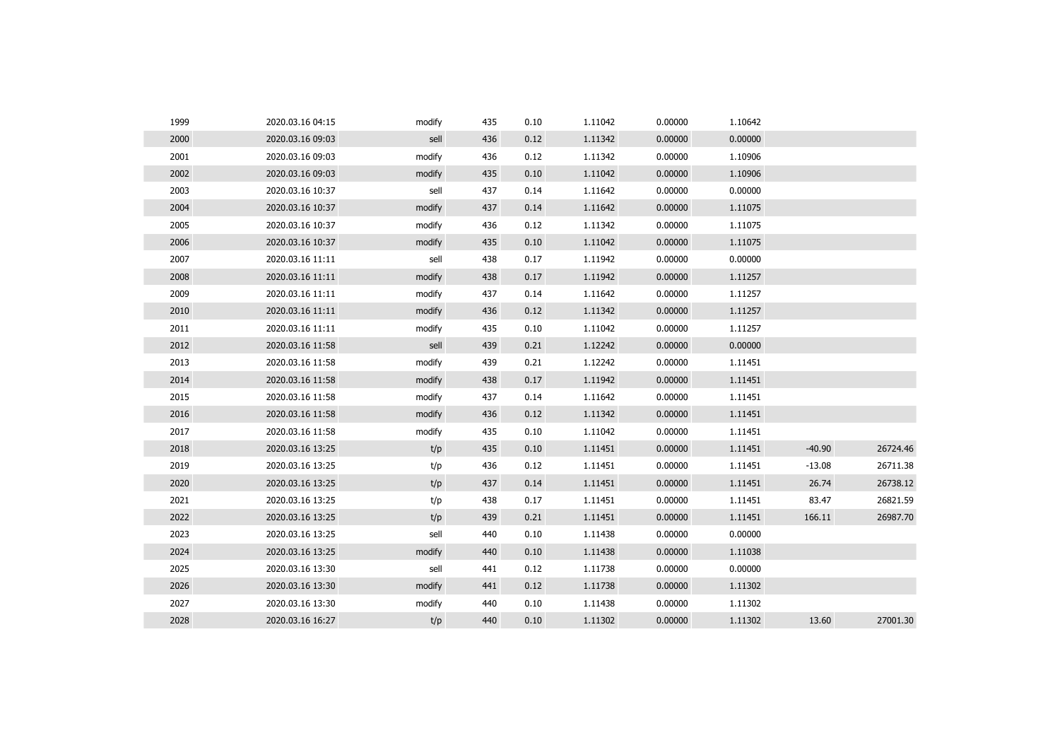| | | | | | | | | | |
|---|---|---|---|---|---|---|---|---|---|
| 1999 | 2020.03.16 04:15 | modify | 435 | 0.10 | 1.11042 | 0.00000 | 1.10642 | | |
| 2000 | 2020.03.16 09:03 | sell | 436 | 0.12 | 1.11342 | 0.00000 | 0.00000 | | |
| 2001 | 2020.03.16 09:03 | modify | 436 | 0.12 | 1.11342 | 0.00000 | 1.10906 | | |
| 2002 | 2020.03.16 09:03 | modify | 435 | 0.10 | 1.11042 | 0.00000 | 1.10906 | | |
| 2003 | 2020.03.16 10:37 | sell | 437 | 0.14 | 1.11642 | 0.00000 | 0.00000 | | |
| 2004 | 2020.03.16 10:37 | modify | 437 | 0.14 | 1.11642 | 0.00000 | 1.11075 | | |
| 2005 | 2020.03.16 10:37 | modify | 436 | 0.12 | 1.11342 | 0.00000 | 1.11075 | | |
| 2006 | 2020.03.16 10:37 | modify | 435 | 0.10 | 1.11042 | 0.00000 | 1.11075 | | |
| 2007 | 2020.03.16 11:11 | sell | 438 | 0.17 | 1.11942 | 0.00000 | 0.00000 | | |
| 2008 | 2020.03.16 11:11 | modify | 438 | 0.17 | 1.11942 | 0.00000 | 1.11257 | | |
| 2009 | 2020.03.16 11:11 | modify | 437 | 0.14 | 1.11642 | 0.00000 | 1.11257 | | |
| 2010 | 2020.03.16 11:11 | modify | 436 | 0.12 | 1.11342 | 0.00000 | 1.11257 | | |
| 2011 | 2020.03.16 11:11 | modify | 435 | 0.10 | 1.11042 | 0.00000 | 1.11257 | | |
| 2012 | 2020.03.16 11:58 | sell | 439 | 0.21 | 1.12242 | 0.00000 | 0.00000 | | |
| 2013 | 2020.03.16 11:58 | modify | 439 | 0.21 | 1.12242 | 0.00000 | 1.11451 | | |
| 2014 | 2020.03.16 11:58 | modify | 438 | 0.17 | 1.11942 | 0.00000 | 1.11451 | | |
| 2015 | 2020.03.16 11:58 | modify | 437 | 0.14 | 1.11642 | 0.00000 | 1.11451 | | |
| 2016 | 2020.03.16 11:58 | modify | 436 | 0.12 | 1.11342 | 0.00000 | 1.11451 | | |
| 2017 | 2020.03.16 11:58 | modify | 435 | 0.10 | 1.11042 | 0.00000 | 1.11451 | | |
| 2018 | 2020.03.16 13:25 | t/p | 435 | 0.10 | 1.11451 | 0.00000 | 1.11451 | -40.90 | 26724.46 |
| 2019 | 2020.03.16 13:25 | t/p | 436 | 0.12 | 1.11451 | 0.00000 | 1.11451 | -13.08 | 26711.38 |
| 2020 | 2020.03.16 13:25 | t/p | 437 | 0.14 | 1.11451 | 0.00000 | 1.11451 | 26.74 | 26738.12 |
| 2021 | 2020.03.16 13:25 | t/p | 438 | 0.17 | 1.11451 | 0.00000 | 1.11451 | 83.47 | 26821.59 |
| 2022 | 2020.03.16 13:25 | t/p | 439 | 0.21 | 1.11451 | 0.00000 | 1.11451 | 166.11 | 26987.70 |
| 2023 | 2020.03.16 13:25 | sell | 440 | 0.10 | 1.11438 | 0.00000 | 0.00000 | | |
| 2024 | 2020.03.16 13:25 | modify | 440 | 0.10 | 1.11438 | 0.00000 | 1.11038 | | |
| 2025 | 2020.03.16 13:30 | sell | 441 | 0.12 | 1.11738 | 0.00000 | 0.00000 | | |
| 2026 | 2020.03.16 13:30 | modify | 441 | 0.12 | 1.11738 | 0.00000 | 1.11302 | | |
| 2027 | 2020.03.16 13:30 | modify | 440 | 0.10 | 1.11438 | 0.00000 | 1.11302 | | |
| 2028 | 2020.03.16 16:27 | t/p | 440 | 0.10 | 1.11302 | 0.00000 | 1.11302 | 13.60 | 27001.30 |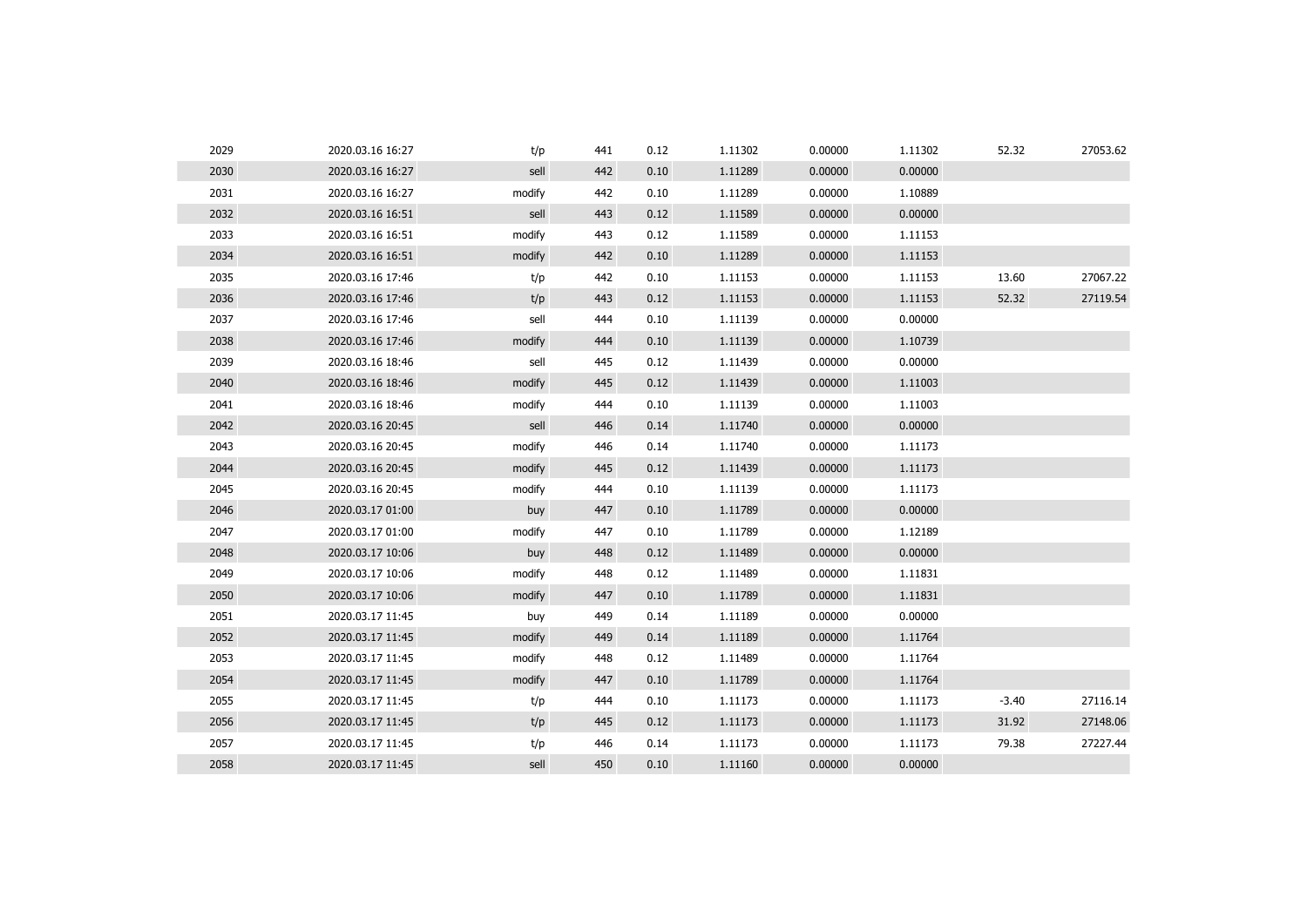| | | | | | | | | | |
|---|---|---|---|---|---|---|---|---|---|
| 2029 | 2020.03.16 16:27 | t/p | 441 | 0.12 | 1.11302 | 0.00000 | 1.11302 | 52.32 | 27053.62 |
| 2030 | 2020.03.16 16:27 | sell | 442 | 0.10 | 1.11289 | 0.00000 | 0.00000 | | |
| 2031 | 2020.03.16 16:27 | modify | 442 | 0.10 | 1.11289 | 0.00000 | 1.10889 | | |
| 2032 | 2020.03.16 16:51 | sell | 443 | 0.12 | 1.11589 | 0.00000 | 0.00000 | | |
| 2033 | 2020.03.16 16:51 | modify | 443 | 0.12 | 1.11589 | 0.00000 | 1.11153 | | |
| 2034 | 2020.03.16 16:51 | modify | 442 | 0.10 | 1.11289 | 0.00000 | 1.11153 | | |
| 2035 | 2020.03.16 17:46 | t/p | 442 | 0.10 | 1.11153 | 0.00000 | 1.11153 | 13.60 | 27067.22 |
| 2036 | 2020.03.16 17:46 | t/p | 443 | 0.12 | 1.11153 | 0.00000 | 1.11153 | 52.32 | 27119.54 |
| 2037 | 2020.03.16 17:46 | sell | 444 | 0.10 | 1.11139 | 0.00000 | 0.00000 | | |
| 2038 | 2020.03.16 17:46 | modify | 444 | 0.10 | 1.11139 | 0.00000 | 1.10739 | | |
| 2039 | 2020.03.16 18:46 | sell | 445 | 0.12 | 1.11439 | 0.00000 | 0.00000 | | |
| 2040 | 2020.03.16 18:46 | modify | 445 | 0.12 | 1.11439 | 0.00000 | 1.11003 | | |
| 2041 | 2020.03.16 18:46 | modify | 444 | 0.10 | 1.11139 | 0.00000 | 1.11003 | | |
| 2042 | 2020.03.16 20:45 | sell | 446 | 0.14 | 1.11740 | 0.00000 | 0.00000 | | |
| 2043 | 2020.03.16 20:45 | modify | 446 | 0.14 | 1.11740 | 0.00000 | 1.11173 | | |
| 2044 | 2020.03.16 20:45 | modify | 445 | 0.12 | 1.11439 | 0.00000 | 1.11173 | | |
| 2045 | 2020.03.16 20:45 | modify | 444 | 0.10 | 1.11139 | 0.00000 | 1.11173 | | |
| 2046 | 2020.03.17 01:00 | buy | 447 | 0.10 | 1.11789 | 0.00000 | 0.00000 | | |
| 2047 | 2020.03.17 01:00 | modify | 447 | 0.10 | 1.11789 | 0.00000 | 1.12189 | | |
| 2048 | 2020.03.17 10:06 | buy | 448 | 0.12 | 1.11489 | 0.00000 | 0.00000 | | |
| 2049 | 2020.03.17 10:06 | modify | 448 | 0.12 | 1.11489 | 0.00000 | 1.11831 | | |
| 2050 | 2020.03.17 10:06 | modify | 447 | 0.10 | 1.11789 | 0.00000 | 1.11831 | | |
| 2051 | 2020.03.17 11:45 | buy | 449 | 0.14 | 1.11189 | 0.00000 | 0.00000 | | |
| 2052 | 2020.03.17 11:45 | modify | 449 | 0.14 | 1.11189 | 0.00000 | 1.11764 | | |
| 2053 | 2020.03.17 11:45 | modify | 448 | 0.12 | 1.11489 | 0.00000 | 1.11764 | | |
| 2054 | 2020.03.17 11:45 | modify | 447 | 0.10 | 1.11789 | 0.00000 | 1.11764 | | |
| 2055 | 2020.03.17 11:45 | t/p | 444 | 0.10 | 1.11173 | 0.00000 | 1.11173 | -3.40 | 27116.14 |
| 2056 | 2020.03.17 11:45 | t/p | 445 | 0.12 | 1.11173 | 0.00000 | 1.11173 | 31.92 | 27148.06 |
| 2057 | 2020.03.17 11:45 | t/p | 446 | 0.14 | 1.11173 | 0.00000 | 1.11173 | 79.38 | 27227.44 |
| 2058 | 2020.03.17 11:45 | sell | 450 | 0.10 | 1.11160 | 0.00000 | 0.00000 | | |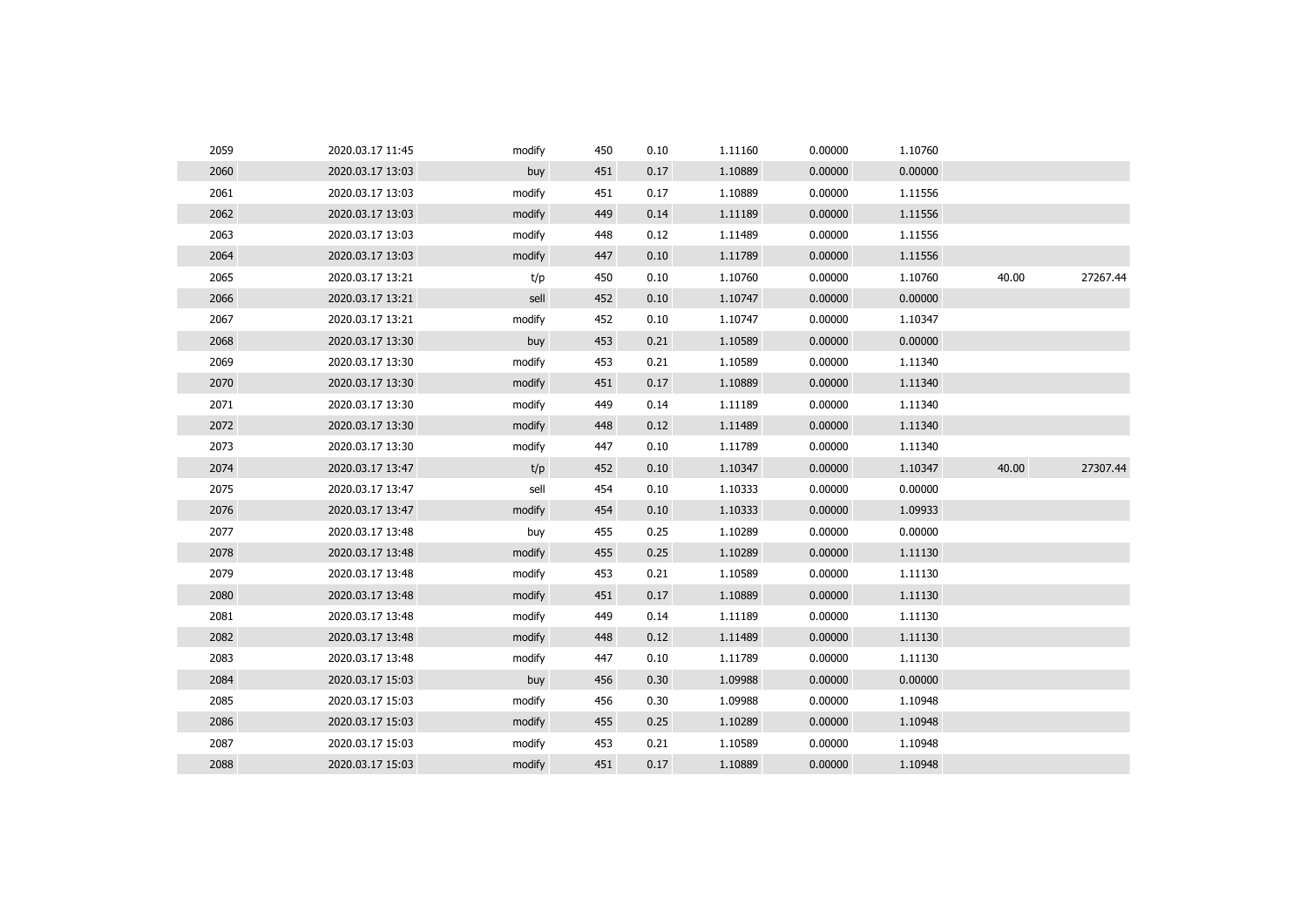| | | | | | | | | | |
|---|---|---|---|---|---|---|---|---|---|
| 2059 | 2020.03.17 11:45 | modify | 450 | 0.10 | 1.11160 | 0.00000 | 1.10760 | | |
| 2060 | 2020.03.17 13:03 | buy | 451 | 0.17 | 1.10889 | 0.00000 | 0.00000 | | |
| 2061 | 2020.03.17 13:03 | modify | 451 | 0.17 | 1.10889 | 0.00000 | 1.11556 | | |
| 2062 | 2020.03.17 13:03 | modify | 449 | 0.14 | 1.11189 | 0.00000 | 1.11556 | | |
| 2063 | 2020.03.17 13:03 | modify | 448 | 0.12 | 1.11489 | 0.00000 | 1.11556 | | |
| 2064 | 2020.03.17 13:03 | modify | 447 | 0.10 | 1.11789 | 0.00000 | 1.11556 | | |
| 2065 | 2020.03.17 13:21 | t/p | 450 | 0.10 | 1.10760 | 0.00000 | 1.10760 | 40.00 | 27267.44 |
| 2066 | 2020.03.17 13:21 | sell | 452 | 0.10 | 1.10747 | 0.00000 | 0.00000 | | |
| 2067 | 2020.03.17 13:21 | modify | 452 | 0.10 | 1.10747 | 0.00000 | 1.10347 | | |
| 2068 | 2020.03.17 13:30 | buy | 453 | 0.21 | 1.10589 | 0.00000 | 0.00000 | | |
| 2069 | 2020.03.17 13:30 | modify | 453 | 0.21 | 1.10589 | 0.00000 | 1.11340 | | |
| 2070 | 2020.03.17 13:30 | modify | 451 | 0.17 | 1.10889 | 0.00000 | 1.11340 | | |
| 2071 | 2020.03.17 13:30 | modify | 449 | 0.14 | 1.11189 | 0.00000 | 1.11340 | | |
| 2072 | 2020.03.17 13:30 | modify | 448 | 0.12 | 1.11489 | 0.00000 | 1.11340 | | |
| 2073 | 2020.03.17 13:30 | modify | 447 | 0.10 | 1.11789 | 0.00000 | 1.11340 | | |
| 2074 | 2020.03.17 13:47 | t/p | 452 | 0.10 | 1.10347 | 0.00000 | 1.10347 | 40.00 | 27307.44 |
| 2075 | 2020.03.17 13:47 | sell | 454 | 0.10 | 1.10333 | 0.00000 | 0.00000 | | |
| 2076 | 2020.03.17 13:47 | modify | 454 | 0.10 | 1.10333 | 0.00000 | 1.09933 | | |
| 2077 | 2020.03.17 13:48 | buy | 455 | 0.25 | 1.10289 | 0.00000 | 0.00000 | | |
| 2078 | 2020.03.17 13:48 | modify | 455 | 0.25 | 1.10289 | 0.00000 | 1.11130 | | |
| 2079 | 2020.03.17 13:48 | modify | 453 | 0.21 | 1.10589 | 0.00000 | 1.11130 | | |
| 2080 | 2020.03.17 13:48 | modify | 451 | 0.17 | 1.10889 | 0.00000 | 1.11130 | | |
| 2081 | 2020.03.17 13:48 | modify | 449 | 0.14 | 1.11189 | 0.00000 | 1.11130 | | |
| 2082 | 2020.03.17 13:48 | modify | 448 | 0.12 | 1.11489 | 0.00000 | 1.11130 | | |
| 2083 | 2020.03.17 13:48 | modify | 447 | 0.10 | 1.11789 | 0.00000 | 1.11130 | | |
| 2084 | 2020.03.17 15:03 | buy | 456 | 0.30 | 1.09988 | 0.00000 | 0.00000 | | |
| 2085 | 2020.03.17 15:03 | modify | 456 | 0.30 | 1.09988 | 0.00000 | 1.10948 | | |
| 2086 | 2020.03.17 15:03 | modify | 455 | 0.25 | 1.10289 | 0.00000 | 1.10948 | | |
| 2087 | 2020.03.17 15:03 | modify | 453 | 0.21 | 1.10589 | 0.00000 | 1.10948 | | |
| 2088 | 2020.03.17 15:03 | modify | 451 | 0.17 | 1.10889 | 0.00000 | 1.10948 | | |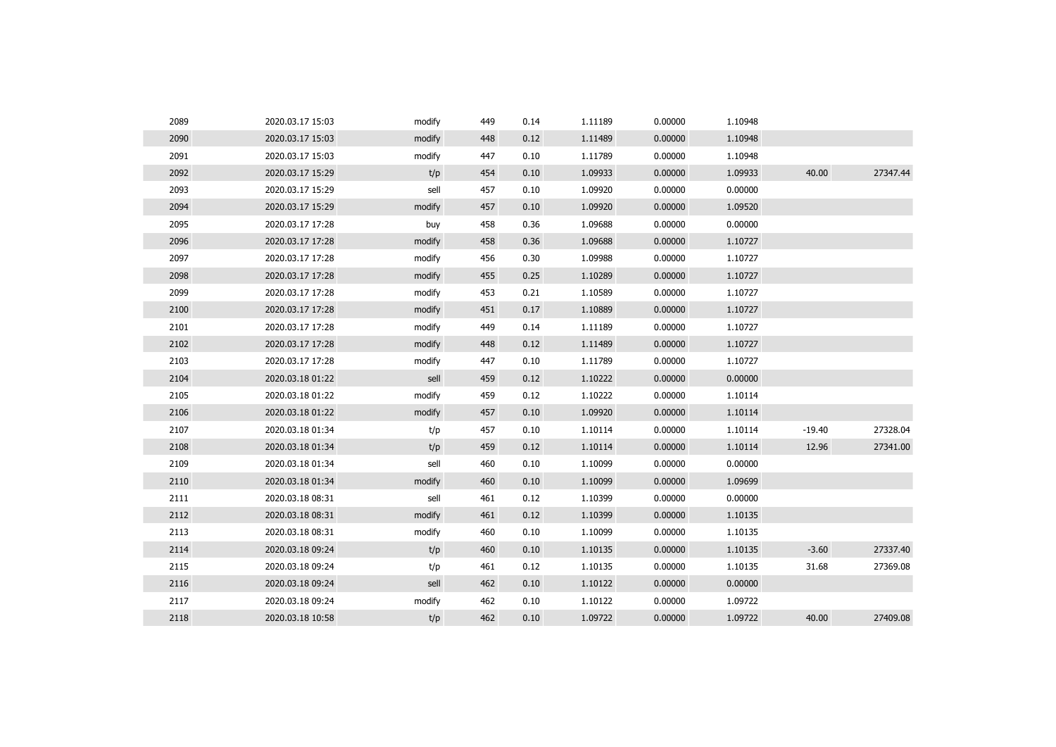| | | | | | | | | | |
|---|---|---|---|---|---|---|---|---|---|
| 2089 | 2020.03.17 15:03 | modify | 449 | 0.14 | 1.11189 | 0.00000 | 1.10948 | | |
| 2090 | 2020.03.17 15:03 | modify | 448 | 0.12 | 1.11489 | 0.00000 | 1.10948 | | |
| 2091 | 2020.03.17 15:03 | modify | 447 | 0.10 | 1.11789 | 0.00000 | 1.10948 | | |
| 2092 | 2020.03.17 15:29 | t/p | 454 | 0.10 | 1.09933 | 0.00000 | 1.09933 | 40.00 | 27347.44 |
| 2093 | 2020.03.17 15:29 | sell | 457 | 0.10 | 1.09920 | 0.00000 | 0.00000 | | |
| 2094 | 2020.03.17 15:29 | modify | 457 | 0.10 | 1.09920 | 0.00000 | 1.09520 | | |
| 2095 | 2020.03.17 17:28 | buy | 458 | 0.36 | 1.09688 | 0.00000 | 0.00000 | | |
| 2096 | 2020.03.17 17:28 | modify | 458 | 0.36 | 1.09688 | 0.00000 | 1.10727 | | |
| 2097 | 2020.03.17 17:28 | modify | 456 | 0.30 | 1.09988 | 0.00000 | 1.10727 | | |
| 2098 | 2020.03.17 17:28 | modify | 455 | 0.25 | 1.10289 | 0.00000 | 1.10727 | | |
| 2099 | 2020.03.17 17:28 | modify | 453 | 0.21 | 1.10589 | 0.00000 | 1.10727 | | |
| 2100 | 2020.03.17 17:28 | modify | 451 | 0.17 | 1.10889 | 0.00000 | 1.10727 | | |
| 2101 | 2020.03.17 17:28 | modify | 449 | 0.14 | 1.11189 | 0.00000 | 1.10727 | | |
| 2102 | 2020.03.17 17:28 | modify | 448 | 0.12 | 1.11489 | 0.00000 | 1.10727 | | |
| 2103 | 2020.03.17 17:28 | modify | 447 | 0.10 | 1.11789 | 0.00000 | 1.10727 | | |
| 2104 | 2020.03.18 01:22 | sell | 459 | 0.12 | 1.10222 | 0.00000 | 0.00000 | | |
| 2105 | 2020.03.18 01:22 | modify | 459 | 0.12 | 1.10222 | 0.00000 | 1.10114 | | |
| 2106 | 2020.03.18 01:22 | modify | 457 | 0.10 | 1.09920 | 0.00000 | 1.10114 | | |
| 2107 | 2020.03.18 01:34 | t/p | 457 | 0.10 | 1.10114 | 0.00000 | 1.10114 | -19.40 | 27328.04 |
| 2108 | 2020.03.18 01:34 | t/p | 459 | 0.12 | 1.10114 | 0.00000 | 1.10114 | 12.96 | 27341.00 |
| 2109 | 2020.03.18 01:34 | sell | 460 | 0.10 | 1.10099 | 0.00000 | 0.00000 | | |
| 2110 | 2020.03.18 01:34 | modify | 460 | 0.10 | 1.10099 | 0.00000 | 1.09699 | | |
| 2111 | 2020.03.18 08:31 | sell | 461 | 0.12 | 1.10399 | 0.00000 | 0.00000 | | |
| 2112 | 2020.03.18 08:31 | modify | 461 | 0.12 | 1.10399 | 0.00000 | 1.10135 | | |
| 2113 | 2020.03.18 08:31 | modify | 460 | 0.10 | 1.10099 | 0.00000 | 1.10135 | | |
| 2114 | 2020.03.18 09:24 | t/p | 460 | 0.10 | 1.10135 | 0.00000 | 1.10135 | -3.60 | 27337.40 |
| 2115 | 2020.03.18 09:24 | t/p | 461 | 0.12 | 1.10135 | 0.00000 | 1.10135 | 31.68 | 27369.08 |
| 2116 | 2020.03.18 09:24 | sell | 462 | 0.10 | 1.10122 | 0.00000 | 0.00000 | | |
| 2117 | 2020.03.18 09:24 | modify | 462 | 0.10 | 1.10122 | 0.00000 | 1.09722 | | |
| 2118 | 2020.03.18 10:58 | t/p | 462 | 0.10 | 1.09722 | 0.00000 | 1.09722 | 40.00 | 27409.08 |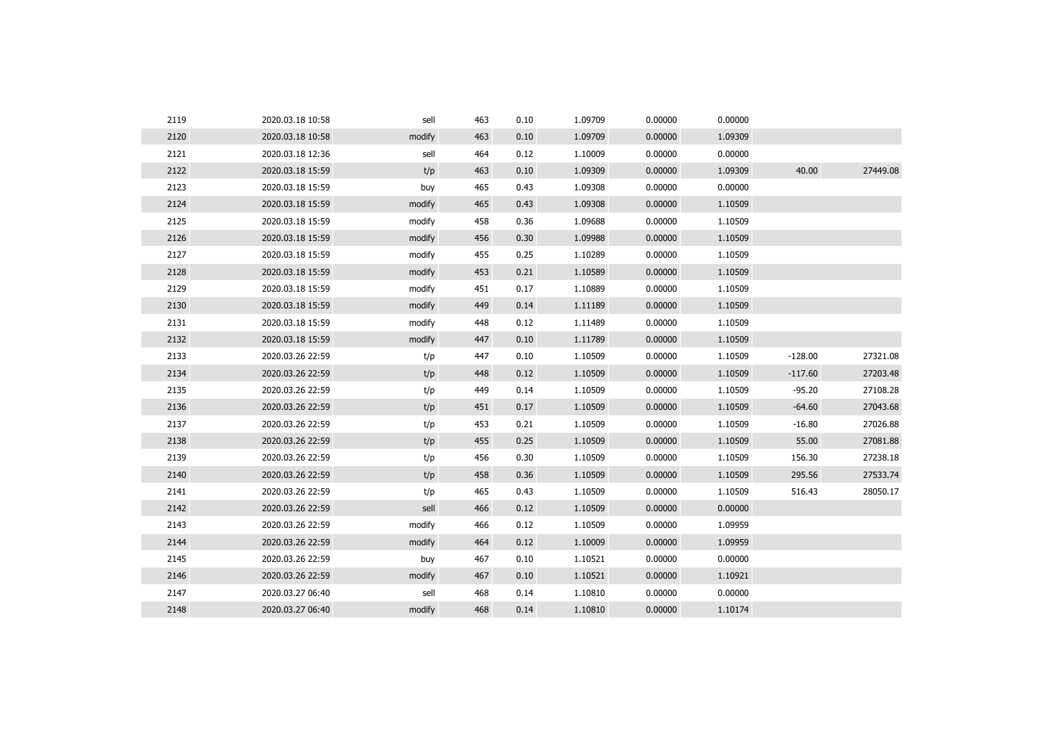| | | | | | | | | | |
|---|---|---|---|---|---|---|---|---|---|
| 2119 | 2020.03.18 10:58 | sell | 463 | 0.10 | 1.09709 | 0.00000 | 0.00000 | | |
| 2120 | 2020.03.18 10:58 | modify | 463 | 0.10 | 1.09709 | 0.00000 | 1.09309 | | |
| 2121 | 2020.03.18 12:36 | sell | 464 | 0.12 | 1.10009 | 0.00000 | 0.00000 | | |
| 2122 | 2020.03.18 15:59 | t/p | 463 | 0.10 | 1.09309 | 0.00000 | 1.09309 | 40.00 | 27449.08 |
| 2123 | 2020.03.18 15:59 | buy | 465 | 0.43 | 1.09308 | 0.00000 | 0.00000 | | |
| 2124 | 2020.03.18 15:59 | modify | 465 | 0.43 | 1.09308 | 0.00000 | 1.10509 | | |
| 2125 | 2020.03.18 15:59 | modify | 458 | 0.36 | 1.09688 | 0.00000 | 1.10509 | | |
| 2126 | 2020.03.18 15:59 | modify | 456 | 0.30 | 1.09988 | 0.00000 | 1.10509 | | |
| 2127 | 2020.03.18 15:59 | modify | 455 | 0.25 | 1.10289 | 0.00000 | 1.10509 | | |
| 2128 | 2020.03.18 15:59 | modify | 453 | 0.21 | 1.10589 | 0.00000 | 1.10509 | | |
| 2129 | 2020.03.18 15:59 | modify | 451 | 0.17 | 1.10889 | 0.00000 | 1.10509 | | |
| 2130 | 2020.03.18 15:59 | modify | 449 | 0.14 | 1.11189 | 0.00000 | 1.10509 | | |
| 2131 | 2020.03.18 15:59 | modify | 448 | 0.12 | 1.11489 | 0.00000 | 1.10509 | | |
| 2132 | 2020.03.18 15:59 | modify | 447 | 0.10 | 1.11789 | 0.00000 | 1.10509 | | |
| 2133 | 2020.03.26 22:59 | t/p | 447 | 0.10 | 1.10509 | 0.00000 | 1.10509 | -128.00 | 27321.08 |
| 2134 | 2020.03.26 22:59 | t/p | 448 | 0.12 | 1.10509 | 0.00000 | 1.10509 | -117.60 | 27203.48 |
| 2135 | 2020.03.26 22:59 | t/p | 449 | 0.14 | 1.10509 | 0.00000 | 1.10509 | -95.20 | 27108.28 |
| 2136 | 2020.03.26 22:59 | t/p | 451 | 0.17 | 1.10509 | 0.00000 | 1.10509 | -64.60 | 27043.68 |
| 2137 | 2020.03.26 22:59 | t/p | 453 | 0.21 | 1.10509 | 0.00000 | 1.10509 | -16.80 | 27026.88 |
| 2138 | 2020.03.26 22:59 | t/p | 455 | 0.25 | 1.10509 | 0.00000 | 1.10509 | 55.00 | 27081.88 |
| 2139 | 2020.03.26 22:59 | t/p | 456 | 0.30 | 1.10509 | 0.00000 | 1.10509 | 156.30 | 27238.18 |
| 2140 | 2020.03.26 22:59 | t/p | 458 | 0.36 | 1.10509 | 0.00000 | 1.10509 | 295.56 | 27533.74 |
| 2141 | 2020.03.26 22:59 | t/p | 465 | 0.43 | 1.10509 | 0.00000 | 1.10509 | 516.43 | 28050.17 |
| 2142 | 2020.03.26 22:59 | sell | 466 | 0.12 | 1.10509 | 0.00000 | 0.00000 | | |
| 2143 | 2020.03.26 22:59 | modify | 466 | 0.12 | 1.10509 | 0.00000 | 1.09959 | | |
| 2144 | 2020.03.26 22:59 | modify | 464 | 0.12 | 1.10009 | 0.00000 | 1.09959 | | |
| 2145 | 2020.03.26 22:59 | buy | 467 | 0.10 | 1.10521 | 0.00000 | 0.00000 | | |
| 2146 | 2020.03.26 22:59 | modify | 467 | 0.10 | 1.10521 | 0.00000 | 1.10921 | | |
| 2147 | 2020.03.27 06:40 | sell | 468 | 0.14 | 1.10810 | 0.00000 | 0.00000 | | |
| 2148 | 2020.03.27 06:40 | modify | 468 | 0.14 | 1.10810 | 0.00000 | 1.10174 | | |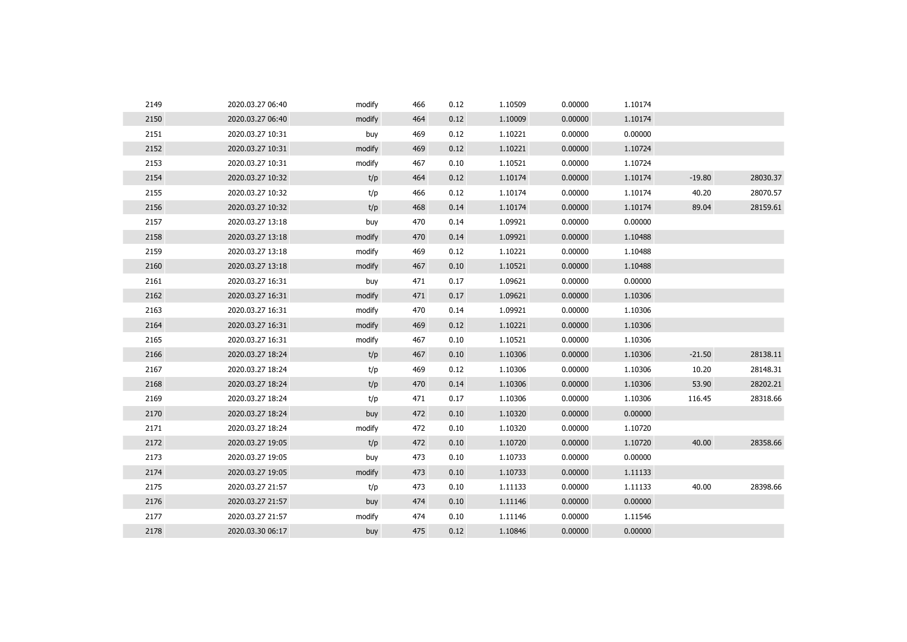| | | | | | | | | | |
|---|---|---|---|---|---|---|---|---|---|
| 2149 | 2020.03.27 06:40 | modify | 466 | 0.12 | 1.10509 | 0.00000 | 1.10174 | | |
| 2150 | 2020.03.27 06:40 | modify | 464 | 0.12 | 1.10009 | 0.00000 | 1.10174 | | |
| 2151 | 2020.03.27 10:31 | buy | 469 | 0.12 | 1.10221 | 0.00000 | 0.00000 | | |
| 2152 | 2020.03.27 10:31 | modify | 469 | 0.12 | 1.10221 | 0.00000 | 1.10724 | | |
| 2153 | 2020.03.27 10:31 | modify | 467 | 0.10 | 1.10521 | 0.00000 | 1.10724 | | |
| 2154 | 2020.03.27 10:32 | t/p | 464 | 0.12 | 1.10174 | 0.00000 | 1.10174 | -19.80 | 28030.37 |
| 2155 | 2020.03.27 10:32 | t/p | 466 | 0.12 | 1.10174 | 0.00000 | 1.10174 | 40.20 | 28070.57 |
| 2156 | 2020.03.27 10:32 | t/p | 468 | 0.14 | 1.10174 | 0.00000 | 1.10174 | 89.04 | 28159.61 |
| 2157 | 2020.03.27 13:18 | buy | 470 | 0.14 | 1.09921 | 0.00000 | 0.00000 | | |
| 2158 | 2020.03.27 13:18 | modify | 470 | 0.14 | 1.09921 | 0.00000 | 1.10488 | | |
| 2159 | 2020.03.27 13:18 | modify | 469 | 0.12 | 1.10221 | 0.00000 | 1.10488 | | |
| 2160 | 2020.03.27 13:18 | modify | 467 | 0.10 | 1.10521 | 0.00000 | 1.10488 | | |
| 2161 | 2020.03.27 16:31 | buy | 471 | 0.17 | 1.09621 | 0.00000 | 0.00000 | | |
| 2162 | 2020.03.27 16:31 | modify | 471 | 0.17 | 1.09621 | 0.00000 | 1.10306 | | |
| 2163 | 2020.03.27 16:31 | modify | 470 | 0.14 | 1.09921 | 0.00000 | 1.10306 | | |
| 2164 | 2020.03.27 16:31 | modify | 469 | 0.12 | 1.10221 | 0.00000 | 1.10306 | | |
| 2165 | 2020.03.27 16:31 | modify | 467 | 0.10 | 1.10521 | 0.00000 | 1.10306 | | |
| 2166 | 2020.03.27 18:24 | t/p | 467 | 0.10 | 1.10306 | 0.00000 | 1.10306 | -21.50 | 28138.11 |
| 2167 | 2020.03.27 18:24 | t/p | 469 | 0.12 | 1.10306 | 0.00000 | 1.10306 | 10.20 | 28148.31 |
| 2168 | 2020.03.27 18:24 | t/p | 470 | 0.14 | 1.10306 | 0.00000 | 1.10306 | 53.90 | 28202.21 |
| 2169 | 2020.03.27 18:24 | t/p | 471 | 0.17 | 1.10306 | 0.00000 | 1.10306 | 116.45 | 28318.66 |
| 2170 | 2020.03.27 18:24 | buy | 472 | 0.10 | 1.10320 | 0.00000 | 0.00000 | | |
| 2171 | 2020.03.27 18:24 | modify | 472 | 0.10 | 1.10320 | 0.00000 | 1.10720 | | |
| 2172 | 2020.03.27 19:05 | t/p | 472 | 0.10 | 1.10720 | 0.00000 | 1.10720 | 40.00 | 28358.66 |
| 2173 | 2020.03.27 19:05 | buy | 473 | 0.10 | 1.10733 | 0.00000 | 0.00000 | | |
| 2174 | 2020.03.27 19:05 | modify | 473 | 0.10 | 1.10733 | 0.00000 | 1.11133 | | |
| 2175 | 2020.03.27 21:57 | t/p | 473 | 0.10 | 1.11133 | 0.00000 | 1.11133 | 40.00 | 28398.66 |
| 2176 | 2020.03.27 21:57 | buy | 474 | 0.10 | 1.11146 | 0.00000 | 0.00000 | | |
| 2177 | 2020.03.27 21:57 | modify | 474 | 0.10 | 1.11146 | 0.00000 | 1.11546 | | |
| 2178 | 2020.03.30 06:17 | buy | 475 | 0.12 | 1.10846 | 0.00000 | 0.00000 | | |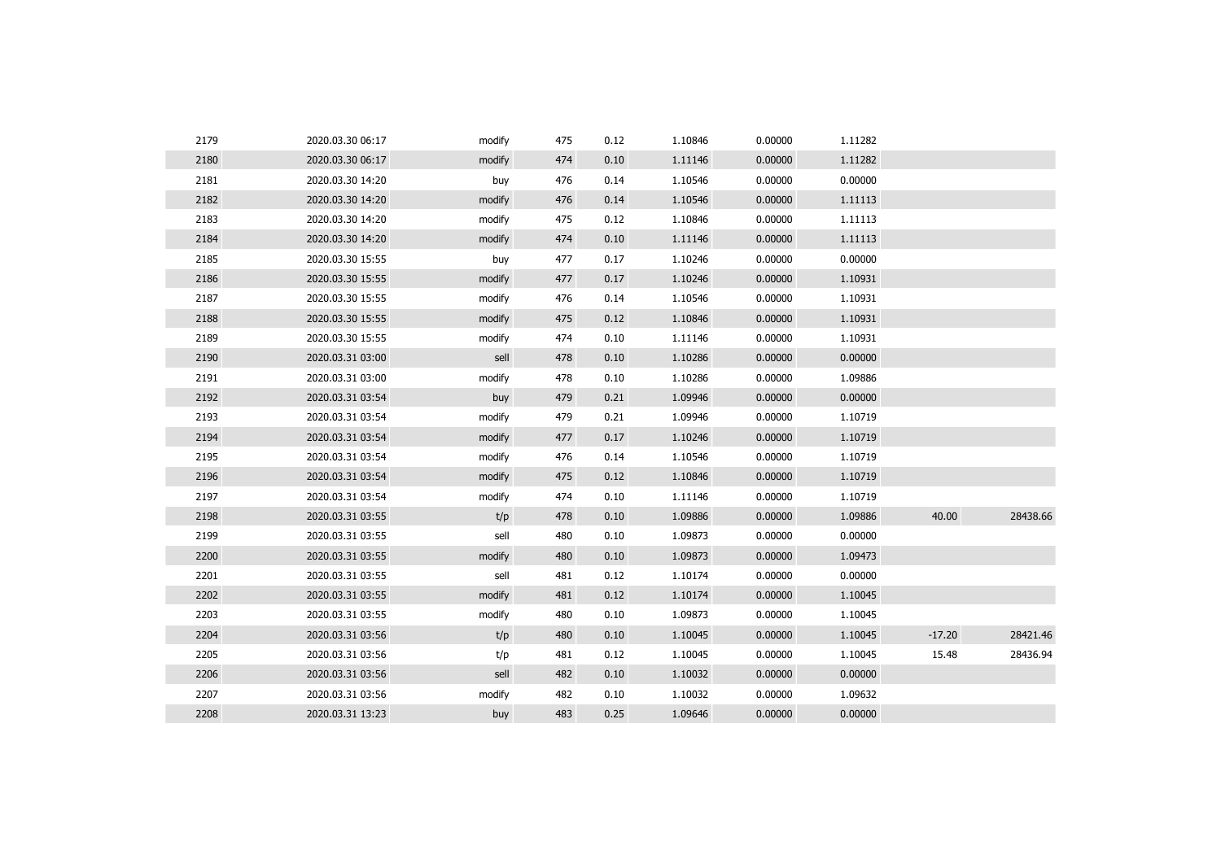| | | | | | | | | | |
|---|---|---|---|---|---|---|---|---|---|
| 2179 | 2020.03.30 06:17 | modify | 475 | 0.12 | 1.10846 | 0.00000 | 1.11282 | | |
| 2180 | 2020.03.30 06:17 | modify | 474 | 0.10 | 1.11146 | 0.00000 | 1.11282 | | |
| 2181 | 2020.03.30 14:20 | buy | 476 | 0.14 | 1.10546 | 0.00000 | 0.00000 | | |
| 2182 | 2020.03.30 14:20 | modify | 476 | 0.14 | 1.10546 | 0.00000 | 1.11113 | | |
| 2183 | 2020.03.30 14:20 | modify | 475 | 0.12 | 1.10846 | 0.00000 | 1.11113 | | |
| 2184 | 2020.03.30 14:20 | modify | 474 | 0.10 | 1.11146 | 0.00000 | 1.11113 | | |
| 2185 | 2020.03.30 15:55 | buy | 477 | 0.17 | 1.10246 | 0.00000 | 0.00000 | | |
| 2186 | 2020.03.30 15:55 | modify | 477 | 0.17 | 1.10246 | 0.00000 | 1.10931 | | |
| 2187 | 2020.03.30 15:55 | modify | 476 | 0.14 | 1.10546 | 0.00000 | 1.10931 | | |
| 2188 | 2020.03.30 15:55 | modify | 475 | 0.12 | 1.10846 | 0.00000 | 1.10931 | | |
| 2189 | 2020.03.30 15:55 | modify | 474 | 0.10 | 1.11146 | 0.00000 | 1.10931 | | |
| 2190 | 2020.03.31 03:00 | sell | 478 | 0.10 | 1.10286 | 0.00000 | 0.00000 | | |
| 2191 | 2020.03.31 03:00 | modify | 478 | 0.10 | 1.10286 | 0.00000 | 1.09886 | | |
| 2192 | 2020.03.31 03:54 | buy | 479 | 0.21 | 1.09946 | 0.00000 | 0.00000 | | |
| 2193 | 2020.03.31 03:54 | modify | 479 | 0.21 | 1.09946 | 0.00000 | 1.10719 | | |
| 2194 | 2020.03.31 03:54 | modify | 477 | 0.17 | 1.10246 | 0.00000 | 1.10719 | | |
| 2195 | 2020.03.31 03:54 | modify | 476 | 0.14 | 1.10546 | 0.00000 | 1.10719 | | |
| 2196 | 2020.03.31 03:54 | modify | 475 | 0.12 | 1.10846 | 0.00000 | 1.10719 | | |
| 2197 | 2020.03.31 03:54 | modify | 474 | 0.10 | 1.11146 | 0.00000 | 1.10719 | | |
| 2198 | 2020.03.31 03:55 | t/p | 478 | 0.10 | 1.09886 | 0.00000 | 1.09886 | 40.00 | 28438.66 |
| 2199 | 2020.03.31 03:55 | sell | 480 | 0.10 | 1.09873 | 0.00000 | 0.00000 | | |
| 2200 | 2020.03.31 03:55 | modify | 480 | 0.10 | 1.09873 | 0.00000 | 1.09473 | | |
| 2201 | 2020.03.31 03:55 | sell | 481 | 0.12 | 1.10174 | 0.00000 | 0.00000 | | |
| 2202 | 2020.03.31 03:55 | modify | 481 | 0.12 | 1.10174 | 0.00000 | 1.10045 | | |
| 2203 | 2020.03.31 03:55 | modify | 480 | 0.10 | 1.09873 | 0.00000 | 1.10045 | | |
| 2204 | 2020.03.31 03:56 | t/p | 480 | 0.10 | 1.10045 | 0.00000 | 1.10045 | -17.20 | 28421.46 |
| 2205 | 2020.03.31 03:56 | t/p | 481 | 0.12 | 1.10045 | 0.00000 | 1.10045 | 15.48 | 28436.94 |
| 2206 | 2020.03.31 03:56 | sell | 482 | 0.10 | 1.10032 | 0.00000 | 0.00000 | | |
| 2207 | 2020.03.31 03:56 | modify | 482 | 0.10 | 1.10032 | 0.00000 | 1.09632 | | |
| 2208 | 2020.03.31 13:23 | buy | 483 | 0.25 | 1.09646 | 0.00000 | 0.00000 | | |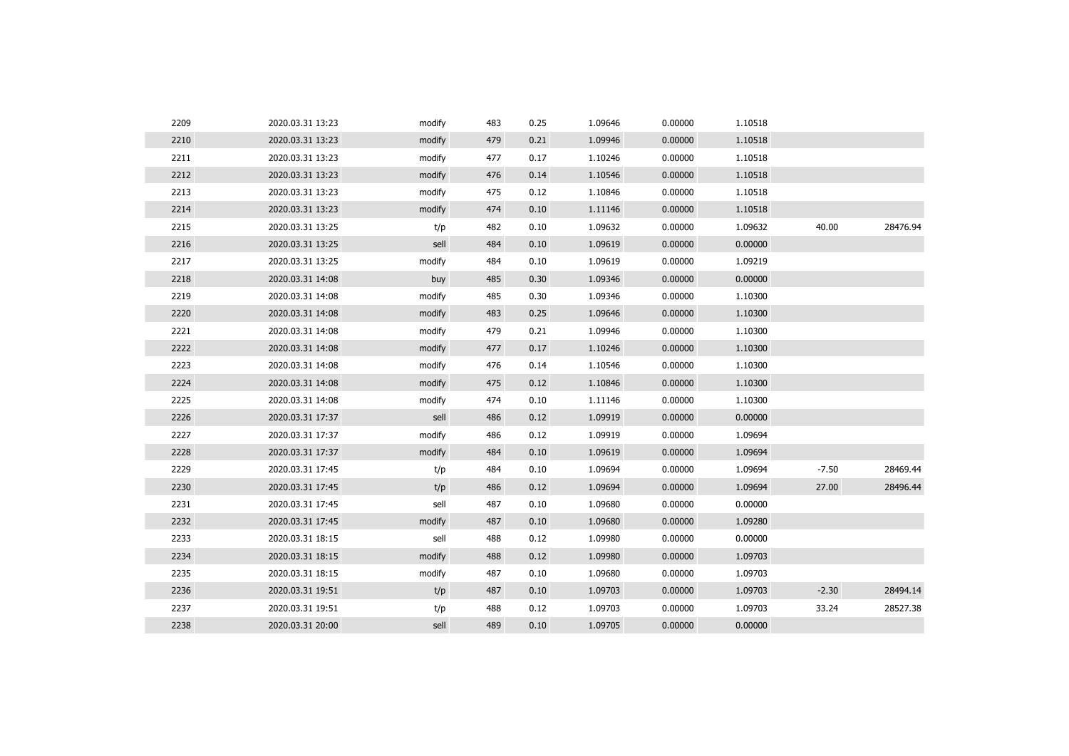| | | | | | | | | | |
|---|---|---|---|---|---|---|---|---|---|
| 2209 | 2020.03.31 13:23 | modify | 483 | 0.25 | 1.09646 | 0.00000 | 1.10518 | | |
| 2210 | 2020.03.31 13:23 | modify | 479 | 0.21 | 1.09946 | 0.00000 | 1.10518 | | |
| 2211 | 2020.03.31 13:23 | modify | 477 | 0.17 | 1.10246 | 0.00000 | 1.10518 | | |
| 2212 | 2020.03.31 13:23 | modify | 476 | 0.14 | 1.10546 | 0.00000 | 1.10518 | | |
| 2213 | 2020.03.31 13:23 | modify | 475 | 0.12 | 1.10846 | 0.00000 | 1.10518 | | |
| 2214 | 2020.03.31 13:23 | modify | 474 | 0.10 | 1.11146 | 0.00000 | 1.10518 | | |
| 2215 | 2020.03.31 13:25 | t/p | 482 | 0.10 | 1.09632 | 0.00000 | 1.09632 | 40.00 | 28476.94 |
| 2216 | 2020.03.31 13:25 | sell | 484 | 0.10 | 1.09619 | 0.00000 | 0.00000 | | |
| 2217 | 2020.03.31 13:25 | modify | 484 | 0.10 | 1.09619 | 0.00000 | 1.09219 | | |
| 2218 | 2020.03.31 14:08 | buy | 485 | 0.30 | 1.09346 | 0.00000 | 0.00000 | | |
| 2219 | 2020.03.31 14:08 | modify | 485 | 0.30 | 1.09346 | 0.00000 | 1.10300 | | |
| 2220 | 2020.03.31 14:08 | modify | 483 | 0.25 | 1.09646 | 0.00000 | 1.10300 | | |
| 2221 | 2020.03.31 14:08 | modify | 479 | 0.21 | 1.09946 | 0.00000 | 1.10300 | | |
| 2222 | 2020.03.31 14:08 | modify | 477 | 0.17 | 1.10246 | 0.00000 | 1.10300 | | |
| 2223 | 2020.03.31 14:08 | modify | 476 | 0.14 | 1.10546 | 0.00000 | 1.10300 | | |
| 2224 | 2020.03.31 14:08 | modify | 475 | 0.12 | 1.10846 | 0.00000 | 1.10300 | | |
| 2225 | 2020.03.31 14:08 | modify | 474 | 0.10 | 1.11146 | 0.00000 | 1.10300 | | |
| 2226 | 2020.03.31 17:37 | sell | 486 | 0.12 | 1.09919 | 0.00000 | 0.00000 | | |
| 2227 | 2020.03.31 17:37 | modify | 486 | 0.12 | 1.09919 | 0.00000 | 1.09694 | | |
| 2228 | 2020.03.31 17:37 | modify | 484 | 0.10 | 1.09619 | 0.00000 | 1.09694 | | |
| 2229 | 2020.03.31 17:45 | t/p | 484 | 0.10 | 1.09694 | 0.00000 | 1.09694 | -7.50 | 28469.44 |
| 2230 | 2020.03.31 17:45 | t/p | 486 | 0.12 | 1.09694 | 0.00000 | 1.09694 | 27.00 | 28496.44 |
| 2231 | 2020.03.31 17:45 | sell | 487 | 0.10 | 1.09680 | 0.00000 | 0.00000 | | |
| 2232 | 2020.03.31 17:45 | modify | 487 | 0.10 | 1.09680 | 0.00000 | 1.09280 | | |
| 2233 | 2020.03.31 18:15 | sell | 488 | 0.12 | 1.09980 | 0.00000 | 0.00000 | | |
| 2234 | 2020.03.31 18:15 | modify | 488 | 0.12 | 1.09980 | 0.00000 | 1.09703 | | |
| 2235 | 2020.03.31 18:15 | modify | 487 | 0.10 | 1.09680 | 0.00000 | 1.09703 | | |
| 2236 | 2020.03.31 19:51 | t/p | 487 | 0.10 | 1.09703 | 0.00000 | 1.09703 | -2.30 | 28494.14 |
| 2237 | 2020.03.31 19:51 | t/p | 488 | 0.12 | 1.09703 | 0.00000 | 1.09703 | 33.24 | 28527.38 |
| 2238 | 2020.03.31 20:00 | sell | 489 | 0.10 | 1.09705 | 0.00000 | 0.00000 | | |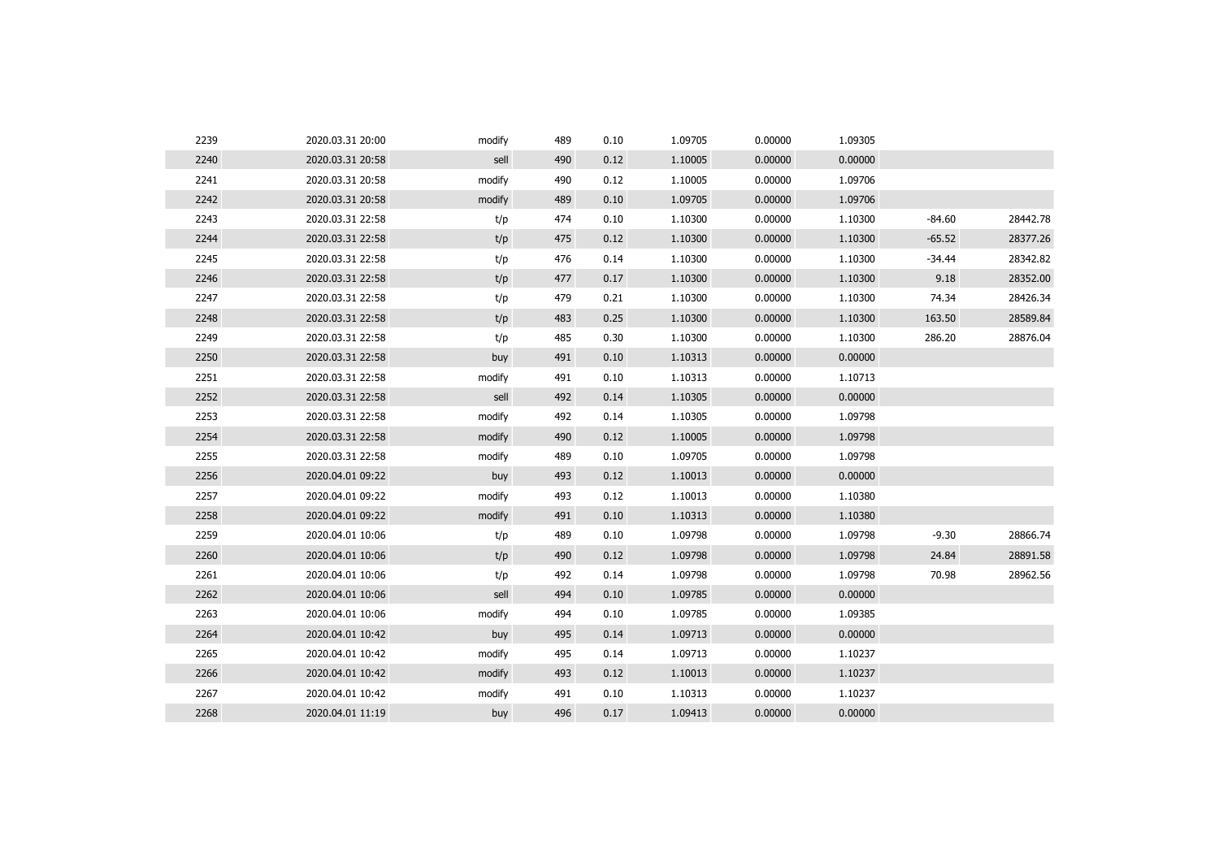|  |  |  |  |  |  |  |  |  |  |
|---|---|---|---|---|---|---|---|---|---|
| 2239 | 2020.03.31 20:00 | modify | 489 | 0.10 | 1.09705 | 0.00000 | 1.09305 |  |  |
| 2240 | 2020.03.31 20:58 | sell | 490 | 0.12 | 1.10005 | 0.00000 | 0.00000 |  |  |
| 2241 | 2020.03.31 20:58 | modify | 490 | 0.12 | 1.10005 | 0.00000 | 1.09706 |  |  |
| 2242 | 2020.03.31 20:58 | modify | 489 | 0.10 | 1.09705 | 0.00000 | 1.09706 |  |  |
| 2243 | 2020.03.31 22:58 | t/p | 474 | 0.10 | 1.10300 | 0.00000 | 1.10300 | -84.60 | 28442.78 |
| 2244 | 2020.03.31 22:58 | t/p | 475 | 0.12 | 1.10300 | 0.00000 | 1.10300 | -65.52 | 28377.26 |
| 2245 | 2020.03.31 22:58 | t/p | 476 | 0.14 | 1.10300 | 0.00000 | 1.10300 | -34.44 | 28342.82 |
| 2246 | 2020.03.31 22:58 | t/p | 477 | 0.17 | 1.10300 | 0.00000 | 1.10300 | 9.18 | 28352.00 |
| 2247 | 2020.03.31 22:58 | t/p | 479 | 0.21 | 1.10300 | 0.00000 | 1.10300 | 74.34 | 28426.34 |
| 2248 | 2020.03.31 22:58 | t/p | 483 | 0.25 | 1.10300 | 0.00000 | 1.10300 | 163.50 | 28589.84 |
| 2249 | 2020.03.31 22:58 | t/p | 485 | 0.30 | 1.10300 | 0.00000 | 1.10300 | 286.20 | 28876.04 |
| 2250 | 2020.03.31 22:58 | buy | 491 | 0.10 | 1.10313 | 0.00000 | 0.00000 |  |  |
| 2251 | 2020.03.31 22:58 | modify | 491 | 0.10 | 1.10313 | 0.00000 | 1.10713 |  |  |
| 2252 | 2020.03.31 22:58 | sell | 492 | 0.14 | 1.10305 | 0.00000 | 0.00000 |  |  |
| 2253 | 2020.03.31 22:58 | modify | 492 | 0.14 | 1.10305 | 0.00000 | 1.09798 |  |  |
| 2254 | 2020.03.31 22:58 | modify | 490 | 0.12 | 1.10005 | 0.00000 | 1.09798 |  |  |
| 2255 | 2020.03.31 22:58 | modify | 489 | 0.10 | 1.09705 | 0.00000 | 1.09798 |  |  |
| 2256 | 2020.04.01 09:22 | buy | 493 | 0.12 | 1.10013 | 0.00000 | 0.00000 |  |  |
| 2257 | 2020.04.01 09:22 | modify | 493 | 0.12 | 1.10013 | 0.00000 | 1.10380 |  |  |
| 2258 | 2020.04.01 09:22 | modify | 491 | 0.10 | 1.10313 | 0.00000 | 1.10380 |  |  |
| 2259 | 2020.04.01 10:06 | t/p | 489 | 0.10 | 1.09798 | 0.00000 | 1.09798 | -9.30 | 28866.74 |
| 2260 | 2020.04.01 10:06 | t/p | 490 | 0.12 | 1.09798 | 0.00000 | 1.09798 | 24.84 | 28891.58 |
| 2261 | 2020.04.01 10:06 | t/p | 492 | 0.14 | 1.09798 | 0.00000 | 1.09798 | 70.98 | 28962.56 |
| 2262 | 2020.04.01 10:06 | sell | 494 | 0.10 | 1.09785 | 0.00000 | 0.00000 |  |  |
| 2263 | 2020.04.01 10:06 | modify | 494 | 0.10 | 1.09785 | 0.00000 | 1.09385 |  |  |
| 2264 | 2020.04.01 10:42 | buy | 495 | 0.14 | 1.09713 | 0.00000 | 0.00000 |  |  |
| 2265 | 2020.04.01 10:42 | modify | 495 | 0.14 | 1.09713 | 0.00000 | 1.10237 |  |  |
| 2266 | 2020.04.01 10:42 | modify | 493 | 0.12 | 1.10013 | 0.00000 | 1.10237 |  |  |
| 2267 | 2020.04.01 10:42 | modify | 491 | 0.10 | 1.10313 | 0.00000 | 1.10237 |  |  |
| 2268 | 2020.04.01 11:19 | buy | 496 | 0.17 | 1.09413 | 0.00000 | 0.00000 |  |  |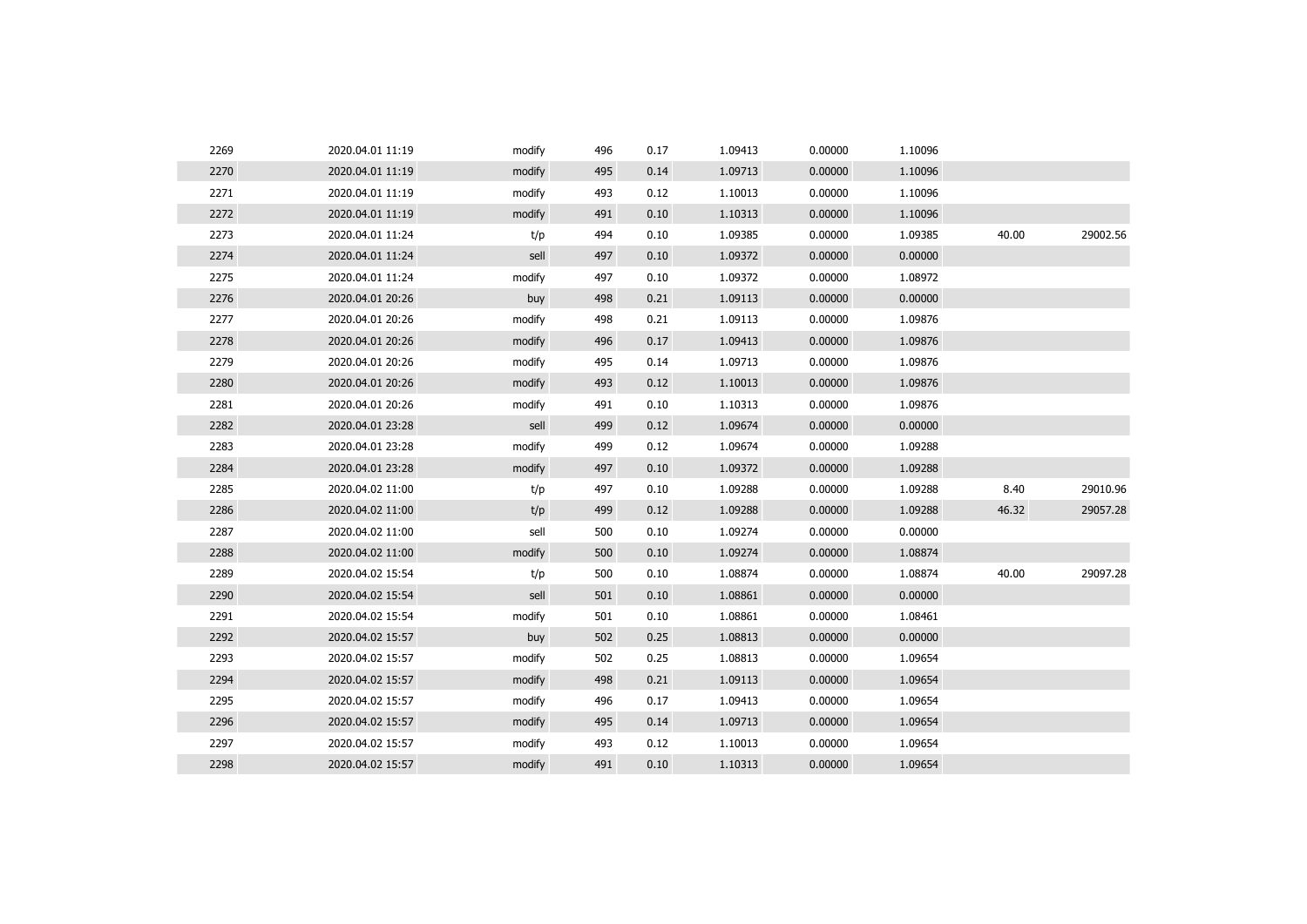| | | | | | | | | | |
|---|---|---|---|---|---|---|---|---|---|
| 2269 | 2020.04.01 11:19 | modify | 496 | 0.17 | 1.09413 | 0.00000 | 1.10096 | | |
| 2270 | 2020.04.01 11:19 | modify | 495 | 0.14 | 1.09713 | 0.00000 | 1.10096 | | |
| 2271 | 2020.04.01 11:19 | modify | 493 | 0.12 | 1.10013 | 0.00000 | 1.10096 | | |
| 2272 | 2020.04.01 11:19 | modify | 491 | 0.10 | 1.10313 | 0.00000 | 1.10096 | | |
| 2273 | 2020.04.01 11:24 | t/p | 494 | 0.10 | 1.09385 | 0.00000 | 1.09385 | 40.00 | 29002.56 |
| 2274 | 2020.04.01 11:24 | sell | 497 | 0.10 | 1.09372 | 0.00000 | 0.00000 | | |
| 2275 | 2020.04.01 11:24 | modify | 497 | 0.10 | 1.09372 | 0.00000 | 1.08972 | | |
| 2276 | 2020.04.01 20:26 | buy | 498 | 0.21 | 1.09113 | 0.00000 | 0.00000 | | |
| 2277 | 2020.04.01 20:26 | modify | 498 | 0.21 | 1.09113 | 0.00000 | 1.09876 | | |
| 2278 | 2020.04.01 20:26 | modify | 496 | 0.17 | 1.09413 | 0.00000 | 1.09876 | | |
| 2279 | 2020.04.01 20:26 | modify | 495 | 0.14 | 1.09713 | 0.00000 | 1.09876 | | |
| 2280 | 2020.04.01 20:26 | modify | 493 | 0.12 | 1.10013 | 0.00000 | 1.09876 | | |
| 2281 | 2020.04.01 20:26 | modify | 491 | 0.10 | 1.10313 | 0.00000 | 1.09876 | | |
| 2282 | 2020.04.01 23:28 | sell | 499 | 0.12 | 1.09674 | 0.00000 | 0.00000 | | |
| 2283 | 2020.04.01 23:28 | modify | 499 | 0.12 | 1.09674 | 0.00000 | 1.09288 | | |
| 2284 | 2020.04.01 23:28 | modify | 497 | 0.10 | 1.09372 | 0.00000 | 1.09288 | | |
| 2285 | 2020.04.02 11:00 | t/p | 497 | 0.10 | 1.09288 | 0.00000 | 1.09288 | 8.40 | 29010.96 |
| 2286 | 2020.04.02 11:00 | t/p | 499 | 0.12 | 1.09288 | 0.00000 | 1.09288 | 46.32 | 29057.28 |
| 2287 | 2020.04.02 11:00 | sell | 500 | 0.10 | 1.09274 | 0.00000 | 0.00000 | | |
| 2288 | 2020.04.02 11:00 | modify | 500 | 0.10 | 1.09274 | 0.00000 | 1.08874 | | |
| 2289 | 2020.04.02 15:54 | t/p | 500 | 0.10 | 1.08874 | 0.00000 | 1.08874 | 40.00 | 29097.28 |
| 2290 | 2020.04.02 15:54 | sell | 501 | 0.10 | 1.08861 | 0.00000 | 0.00000 | | |
| 2291 | 2020.04.02 15:54 | modify | 501 | 0.10 | 1.08861 | 0.00000 | 1.08461 | | |
| 2292 | 2020.04.02 15:57 | buy | 502 | 0.25 | 1.08813 | 0.00000 | 0.00000 | | |
| 2293 | 2020.04.02 15:57 | modify | 502 | 0.25 | 1.08813 | 0.00000 | 1.09654 | | |
| 2294 | 2020.04.02 15:57 | modify | 498 | 0.21 | 1.09113 | 0.00000 | 1.09654 | | |
| 2295 | 2020.04.02 15:57 | modify | 496 | 0.17 | 1.09413 | 0.00000 | 1.09654 | | |
| 2296 | 2020.04.02 15:57 | modify | 495 | 0.14 | 1.09713 | 0.00000 | 1.09654 | | |
| 2297 | 2020.04.02 15:57 | modify | 493 | 0.12 | 1.10013 | 0.00000 | 1.09654 | | |
| 2298 | 2020.04.02 15:57 | modify | 491 | 0.10 | 1.10313 | 0.00000 | 1.09654 | | |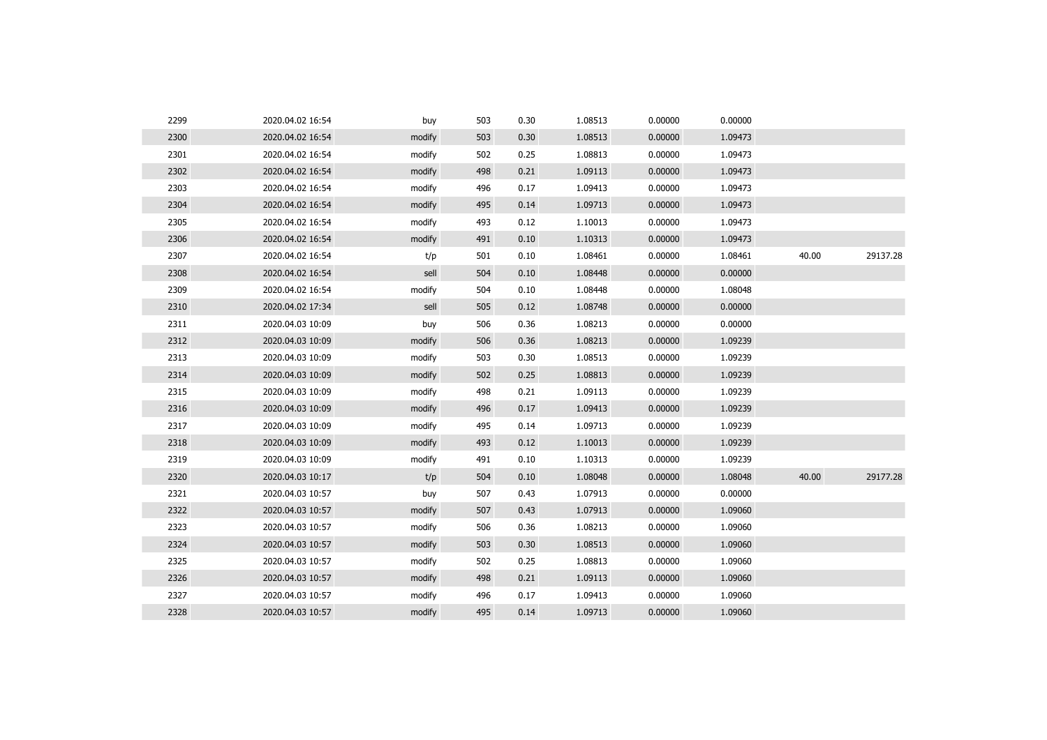| | | | | | | | | | |
|---|---|---|---|---|---|---|---|---|---|
| 2299 | 2020.04.02 16:54 | buy | 503 | 0.30 | 1.08513 | 0.00000 | 0.00000 | | |
| 2300 | 2020.04.02 16:54 | modify | 503 | 0.30 | 1.08513 | 0.00000 | 1.09473 | | |
| 2301 | 2020.04.02 16:54 | modify | 502 | 0.25 | 1.08813 | 0.00000 | 1.09473 | | |
| 2302 | 2020.04.02 16:54 | modify | 498 | 0.21 | 1.09113 | 0.00000 | 1.09473 | | |
| 2303 | 2020.04.02 16:54 | modify | 496 | 0.17 | 1.09413 | 0.00000 | 1.09473 | | |
| 2304 | 2020.04.02 16:54 | modify | 495 | 0.14 | 1.09713 | 0.00000 | 1.09473 | | |
| 2305 | 2020.04.02 16:54 | modify | 493 | 0.12 | 1.10013 | 0.00000 | 1.09473 | | |
| 2306 | 2020.04.02 16:54 | modify | 491 | 0.10 | 1.10313 | 0.00000 | 1.09473 | | |
| 2307 | 2020.04.02 16:54 | t/p | 501 | 0.10 | 1.08461 | 0.00000 | 1.08461 | 40.00 | 29137.28 |
| 2308 | 2020.04.02 16:54 | sell | 504 | 0.10 | 1.08448 | 0.00000 | 0.00000 | | |
| 2309 | 2020.04.02 16:54 | modify | 504 | 0.10 | 1.08448 | 0.00000 | 1.08048 | | |
| 2310 | 2020.04.02 17:34 | sell | 505 | 0.12 | 1.08748 | 0.00000 | 0.00000 | | |
| 2311 | 2020.04.03 10:09 | buy | 506 | 0.36 | 1.08213 | 0.00000 | 0.00000 | | |
| 2312 | 2020.04.03 10:09 | modify | 506 | 0.36 | 1.08213 | 0.00000 | 1.09239 | | |
| 2313 | 2020.04.03 10:09 | modify | 503 | 0.30 | 1.08513 | 0.00000 | 1.09239 | | |
| 2314 | 2020.04.03 10:09 | modify | 502 | 0.25 | 1.08813 | 0.00000 | 1.09239 | | |
| 2315 | 2020.04.03 10:09 | modify | 498 | 0.21 | 1.09113 | 0.00000 | 1.09239 | | |
| 2316 | 2020.04.03 10:09 | modify | 496 | 0.17 | 1.09413 | 0.00000 | 1.09239 | | |
| 2317 | 2020.04.03 10:09 | modify | 495 | 0.14 | 1.09713 | 0.00000 | 1.09239 | | |
| 2318 | 2020.04.03 10:09 | modify | 493 | 0.12 | 1.10013 | 0.00000 | 1.09239 | | |
| 2319 | 2020.04.03 10:09 | modify | 491 | 0.10 | 1.10313 | 0.00000 | 1.09239 | | |
| 2320 | 2020.04.03 10:17 | t/p | 504 | 0.10 | 1.08048 | 0.00000 | 1.08048 | 40.00 | 29177.28 |
| 2321 | 2020.04.03 10:57 | buy | 507 | 0.43 | 1.07913 | 0.00000 | 0.00000 | | |
| 2322 | 2020.04.03 10:57 | modify | 507 | 0.43 | 1.07913 | 0.00000 | 1.09060 | | |
| 2323 | 2020.04.03 10:57 | modify | 506 | 0.36 | 1.08213 | 0.00000 | 1.09060 | | |
| 2324 | 2020.04.03 10:57 | modify | 503 | 0.30 | 1.08513 | 0.00000 | 1.09060 | | |
| 2325 | 2020.04.03 10:57 | modify | 502 | 0.25 | 1.08813 | 0.00000 | 1.09060 | | |
| 2326 | 2020.04.03 10:57 | modify | 498 | 0.21 | 1.09113 | 0.00000 | 1.09060 | | |
| 2327 | 2020.04.03 10:57 | modify | 496 | 0.17 | 1.09413 | 0.00000 | 1.09060 | | |
| 2328 | 2020.04.03 10:57 | modify | 495 | 0.14 | 1.09713 | 0.00000 | 1.09060 | | |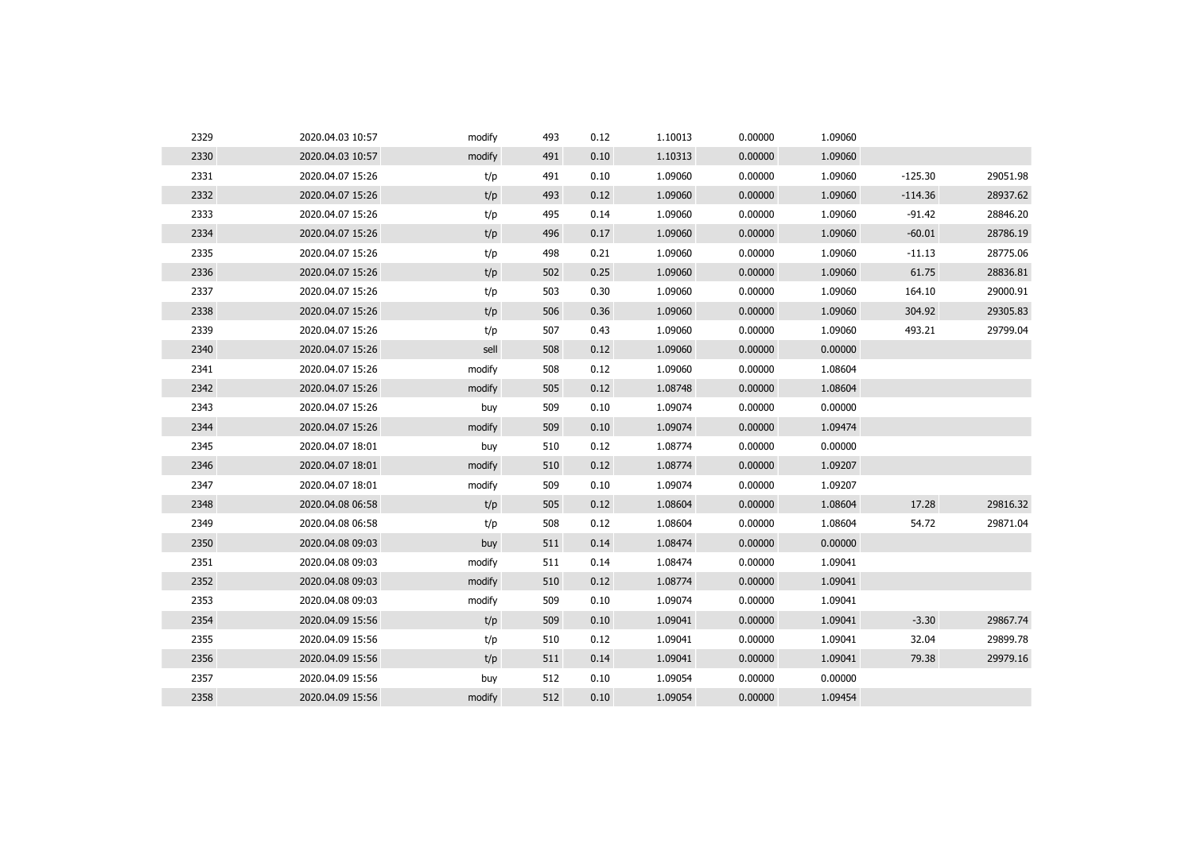| | | | | | | | | | |
|---|---|---|---|---|---|---|---|---|---|
| 2329 | 2020.04.03 10:57 | modify | 493 | 0.12 | 1.10013 | 0.00000 | 1.09060 | | |
| 2330 | 2020.04.03 10:57 | modify | 491 | 0.10 | 1.10313 | 0.00000 | 1.09060 | | |
| 2331 | 2020.04.07 15:26 | t/p | 491 | 0.10 | 1.09060 | 0.00000 | 1.09060 | -125.30 | 29051.98 |
| 2332 | 2020.04.07 15:26 | t/p | 493 | 0.12 | 1.09060 | 0.00000 | 1.09060 | -114.36 | 28937.62 |
| 2333 | 2020.04.07 15:26 | t/p | 495 | 0.14 | 1.09060 | 0.00000 | 1.09060 | -91.42 | 28846.20 |
| 2334 | 2020.04.07 15:26 | t/p | 496 | 0.17 | 1.09060 | 0.00000 | 1.09060 | -60.01 | 28786.19 |
| 2335 | 2020.04.07 15:26 | t/p | 498 | 0.21 | 1.09060 | 0.00000 | 1.09060 | -11.13 | 28775.06 |
| 2336 | 2020.04.07 15:26 | t/p | 502 | 0.25 | 1.09060 | 0.00000 | 1.09060 | 61.75 | 28836.81 |
| 2337 | 2020.04.07 15:26 | t/p | 503 | 0.30 | 1.09060 | 0.00000 | 1.09060 | 164.10 | 29000.91 |
| 2338 | 2020.04.07 15:26 | t/p | 506 | 0.36 | 1.09060 | 0.00000 | 1.09060 | 304.92 | 29305.83 |
| 2339 | 2020.04.07 15:26 | t/p | 507 | 0.43 | 1.09060 | 0.00000 | 1.09060 | 493.21 | 29799.04 |
| 2340 | 2020.04.07 15:26 | sell | 508 | 0.12 | 1.09060 | 0.00000 | 0.00000 | | |
| 2341 | 2020.04.07 15:26 | modify | 508 | 0.12 | 1.09060 | 0.00000 | 1.08604 | | |
| 2342 | 2020.04.07 15:26 | modify | 505 | 0.12 | 1.08748 | 0.00000 | 1.08604 | | |
| 2343 | 2020.04.07 15:26 | buy | 509 | 0.10 | 1.09074 | 0.00000 | 0.00000 | | |
| 2344 | 2020.04.07 15:26 | modify | 509 | 0.10 | 1.09074 | 0.00000 | 1.09474 | | |
| 2345 | 2020.04.07 18:01 | buy | 510 | 0.12 | 1.08774 | 0.00000 | 0.00000 | | |
| 2346 | 2020.04.07 18:01 | modify | 510 | 0.12 | 1.08774 | 0.00000 | 1.09207 | | |
| 2347 | 2020.04.07 18:01 | modify | 509 | 0.10 | 1.09074 | 0.00000 | 1.09207 | | |
| 2348 | 2020.04.08 06:58 | t/p | 505 | 0.12 | 1.08604 | 0.00000 | 1.08604 | 17.28 | 29816.32 |
| 2349 | 2020.04.08 06:58 | t/p | 508 | 0.12 | 1.08604 | 0.00000 | 1.08604 | 54.72 | 29871.04 |
| 2350 | 2020.04.08 09:03 | buy | 511 | 0.14 | 1.08474 | 0.00000 | 0.00000 | | |
| 2351 | 2020.04.08 09:03 | modify | 511 | 0.14 | 1.08474 | 0.00000 | 1.09041 | | |
| 2352 | 2020.04.08 09:03 | modify | 510 | 0.12 | 1.08774 | 0.00000 | 1.09041 | | |
| 2353 | 2020.04.08 09:03 | modify | 509 | 0.10 | 1.09074 | 0.00000 | 1.09041 | | |
| 2354 | 2020.04.09 15:56 | t/p | 509 | 0.10 | 1.09041 | 0.00000 | 1.09041 | -3.30 | 29867.74 |
| 2355 | 2020.04.09 15:56 | t/p | 510 | 0.12 | 1.09041 | 0.00000 | 1.09041 | 32.04 | 29899.78 |
| 2356 | 2020.04.09 15:56 | t/p | 511 | 0.14 | 1.09041 | 0.00000 | 1.09041 | 79.38 | 29979.16 |
| 2357 | 2020.04.09 15:56 | buy | 512 | 0.10 | 1.09054 | 0.00000 | 0.00000 | | |
| 2358 | 2020.04.09 15:56 | modify | 512 | 0.10 | 1.09054 | 0.00000 | 1.09454 | | |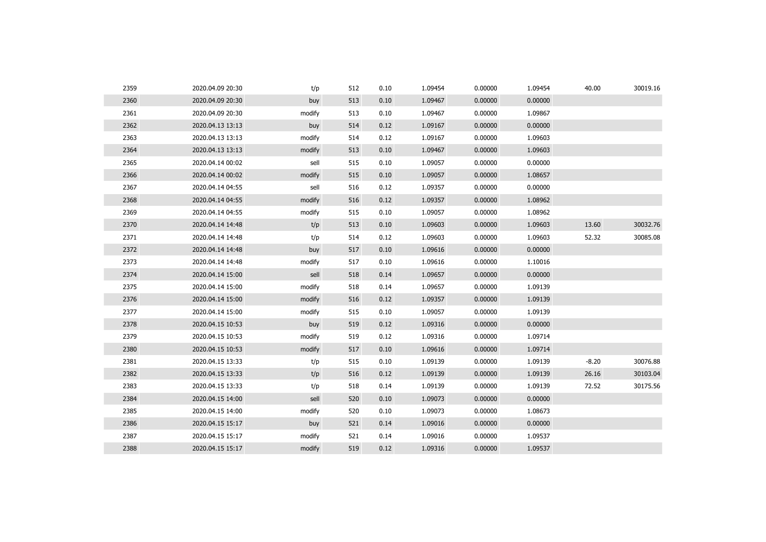| | | | | | | | | | |
|---|---|---|---|---|---|---|---|---|---|
| 2359 | 2020.04.09 20:30 | t/p | 512 | 0.10 | 1.09454 | 0.00000 | 1.09454 | 40.00 | 30019.16 |
| 2360 | 2020.04.09 20:30 | buy | 513 | 0.10 | 1.09467 | 0.00000 | 0.00000 | | |
| 2361 | 2020.04.09 20:30 | modify | 513 | 0.10 | 1.09467 | 0.00000 | 1.09867 | | |
| 2362 | 2020.04.13 13:13 | buy | 514 | 0.12 | 1.09167 | 0.00000 | 0.00000 | | |
| 2363 | 2020.04.13 13:13 | modify | 514 | 0.12 | 1.09167 | 0.00000 | 1.09603 | | |
| 2364 | 2020.04.13 13:13 | modify | 513 | 0.10 | 1.09467 | 0.00000 | 1.09603 | | |
| 2365 | 2020.04.14 00:02 | sell | 515 | 0.10 | 1.09057 | 0.00000 | 0.00000 | | |
| 2366 | 2020.04.14 00:02 | modify | 515 | 0.10 | 1.09057 | 0.00000 | 1.08657 | | |
| 2367 | 2020.04.14 04:55 | sell | 516 | 0.12 | 1.09357 | 0.00000 | 0.00000 | | |
| 2368 | 2020.04.14 04:55 | modify | 516 | 0.12 | 1.09357 | 0.00000 | 1.08962 | | |
| 2369 | 2020.04.14 04:55 | modify | 515 | 0.10 | 1.09057 | 0.00000 | 1.08962 | | |
| 2370 | 2020.04.14 14:48 | t/p | 513 | 0.10 | 1.09603 | 0.00000 | 1.09603 | 13.60 | 30032.76 |
| 2371 | 2020.04.14 14:48 | t/p | 514 | 0.12 | 1.09603 | 0.00000 | 1.09603 | 52.32 | 30085.08 |
| 2372 | 2020.04.14 14:48 | buy | 517 | 0.10 | 1.09616 | 0.00000 | 0.00000 | | |
| 2373 | 2020.04.14 14:48 | modify | 517 | 0.10 | 1.09616 | 0.00000 | 1.10016 | | |
| 2374 | 2020.04.14 15:00 | sell | 518 | 0.14 | 1.09657 | 0.00000 | 0.00000 | | |
| 2375 | 2020.04.14 15:00 | modify | 518 | 0.14 | 1.09657 | 0.00000 | 1.09139 | | |
| 2376 | 2020.04.14 15:00 | modify | 516 | 0.12 | 1.09357 | 0.00000 | 1.09139 | | |
| 2377 | 2020.04.14 15:00 | modify | 515 | 0.10 | 1.09057 | 0.00000 | 1.09139 | | |
| 2378 | 2020.04.15 10:53 | buy | 519 | 0.12 | 1.09316 | 0.00000 | 0.00000 | | |
| 2379 | 2020.04.15 10:53 | modify | 519 | 0.12 | 1.09316 | 0.00000 | 1.09714 | | |
| 2380 | 2020.04.15 10:53 | modify | 517 | 0.10 | 1.09616 | 0.00000 | 1.09714 | | |
| 2381 | 2020.04.15 13:33 | t/p | 515 | 0.10 | 1.09139 | 0.00000 | 1.09139 | -8.20 | 30076.88 |
| 2382 | 2020.04.15 13:33 | t/p | 516 | 0.12 | 1.09139 | 0.00000 | 1.09139 | 26.16 | 30103.04 |
| 2383 | 2020.04.15 13:33 | t/p | 518 | 0.14 | 1.09139 | 0.00000 | 1.09139 | 72.52 | 30175.56 |
| 2384 | 2020.04.15 14:00 | sell | 520 | 0.10 | 1.09073 | 0.00000 | 0.00000 | | |
| 2385 | 2020.04.15 14:00 | modify | 520 | 0.10 | 1.09073 | 0.00000 | 1.08673 | | |
| 2386 | 2020.04.15 15:17 | buy | 521 | 0.14 | 1.09016 | 0.00000 | 0.00000 | | |
| 2387 | 2020.04.15 15:17 | modify | 521 | 0.14 | 1.09016 | 0.00000 | 1.09537 | | |
| 2388 | 2020.04.15 15:17 | modify | 519 | 0.12 | 1.09316 | 0.00000 | 1.09537 | | |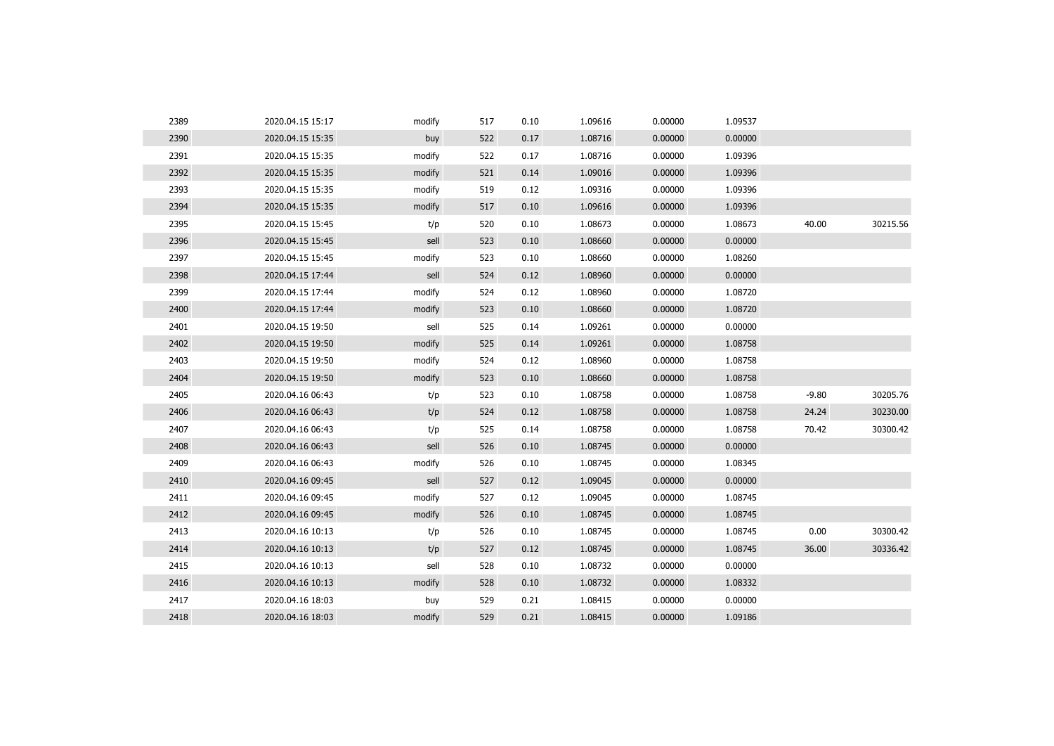| | | | | | | | | | |
|---|---|---|---|---|---|---|---|---|---|
| 2389 | 2020.04.15 15:17 | modify | 517 | 0.10 | 1.09616 | 0.00000 | 1.09537 | | |
| 2390 | 2020.04.15 15:35 | buy | 522 | 0.17 | 1.08716 | 0.00000 | 0.00000 | | |
| 2391 | 2020.04.15 15:35 | modify | 522 | 0.17 | 1.08716 | 0.00000 | 1.09396 | | |
| 2392 | 2020.04.15 15:35 | modify | 521 | 0.14 | 1.09016 | 0.00000 | 1.09396 | | |
| 2393 | 2020.04.15 15:35 | modify | 519 | 0.12 | 1.09316 | 0.00000 | 1.09396 | | |
| 2394 | 2020.04.15 15:35 | modify | 517 | 0.10 | 1.09616 | 0.00000 | 1.09396 | | |
| 2395 | 2020.04.15 15:45 | t/p | 520 | 0.10 | 1.08673 | 0.00000 | 1.08673 | 40.00 | 30215.56 |
| 2396 | 2020.04.15 15:45 | sell | 523 | 0.10 | 1.08660 | 0.00000 | 0.00000 | | |
| 2397 | 2020.04.15 15:45 | modify | 523 | 0.10 | 1.08660 | 0.00000 | 1.08260 | | |
| 2398 | 2020.04.15 17:44 | sell | 524 | 0.12 | 1.08960 | 0.00000 | 0.00000 | | |
| 2399 | 2020.04.15 17:44 | modify | 524 | 0.12 | 1.08960 | 0.00000 | 1.08720 | | |
| 2400 | 2020.04.15 17:44 | modify | 523 | 0.10 | 1.08660 | 0.00000 | 1.08720 | | |
| 2401 | 2020.04.15 19:50 | sell | 525 | 0.14 | 1.09261 | 0.00000 | 0.00000 | | |
| 2402 | 2020.04.15 19:50 | modify | 525 | 0.14 | 1.09261 | 0.00000 | 1.08758 | | |
| 2403 | 2020.04.15 19:50 | modify | 524 | 0.12 | 1.08960 | 0.00000 | 1.08758 | | |
| 2404 | 2020.04.15 19:50 | modify | 523 | 0.10 | 1.08660 | 0.00000 | 1.08758 | | |
| 2405 | 2020.04.16 06:43 | t/p | 523 | 0.10 | 1.08758 | 0.00000 | 1.08758 | -9.80 | 30205.76 |
| 2406 | 2020.04.16 06:43 | t/p | 524 | 0.12 | 1.08758 | 0.00000 | 1.08758 | 24.24 | 30230.00 |
| 2407 | 2020.04.16 06:43 | t/p | 525 | 0.14 | 1.08758 | 0.00000 | 1.08758 | 70.42 | 30300.42 |
| 2408 | 2020.04.16 06:43 | sell | 526 | 0.10 | 1.08745 | 0.00000 | 0.00000 | | |
| 2409 | 2020.04.16 06:43 | modify | 526 | 0.10 | 1.08745 | 0.00000 | 1.08345 | | |
| 2410 | 2020.04.16 09:45 | sell | 527 | 0.12 | 1.09045 | 0.00000 | 0.00000 | | |
| 2411 | 2020.04.16 09:45 | modify | 527 | 0.12 | 1.09045 | 0.00000 | 1.08745 | | |
| 2412 | 2020.04.16 09:45 | modify | 526 | 0.10 | 1.08745 | 0.00000 | 1.08745 | | |
| 2413 | 2020.04.16 10:13 | t/p | 526 | 0.10 | 1.08745 | 0.00000 | 1.08745 | 0.00 | 30300.42 |
| 2414 | 2020.04.16 10:13 | t/p | 527 | 0.12 | 1.08745 | 0.00000 | 1.08745 | 36.00 | 30336.42 |
| 2415 | 2020.04.16 10:13 | sell | 528 | 0.10 | 1.08732 | 0.00000 | 0.00000 | | |
| 2416 | 2020.04.16 10:13 | modify | 528 | 0.10 | 1.08732 | 0.00000 | 1.08332 | | |
| 2417 | 2020.04.16 18:03 | buy | 529 | 0.21 | 1.08415 | 0.00000 | 0.00000 | | |
| 2418 | 2020.04.16 18:03 | modify | 529 | 0.21 | 1.08415 | 0.00000 | 1.09186 | | |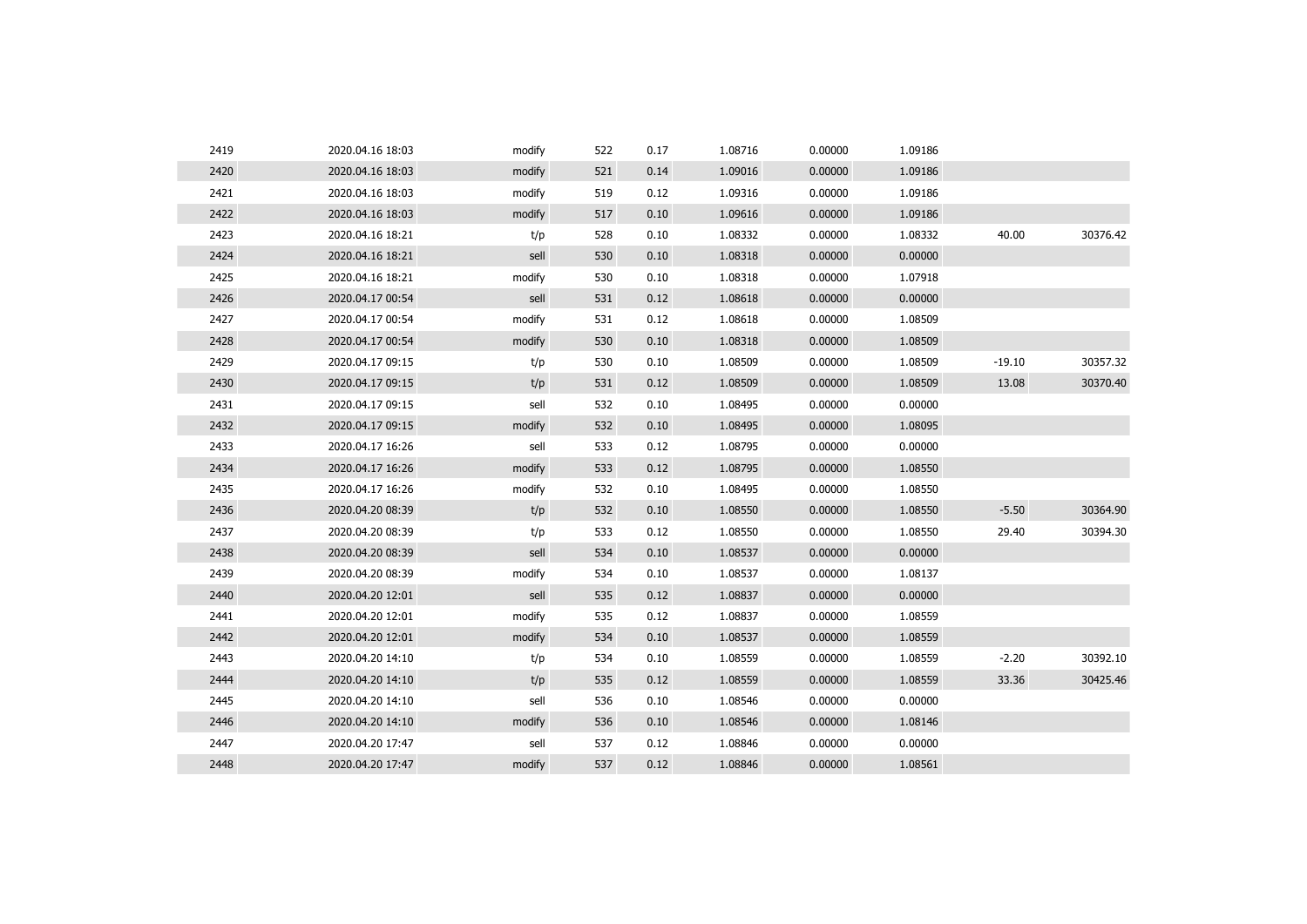| | | | | | | | | | |
|---|---|---|---|---|---|---|---|---|---|
| 2419 | 2020.04.16 18:03 | modify | 522 | 0.17 | 1.08716 | 0.00000 | 1.09186 | | |
| 2420 | 2020.04.16 18:03 | modify | 521 | 0.14 | 1.09016 | 0.00000 | 1.09186 | | |
| 2421 | 2020.04.16 18:03 | modify | 519 | 0.12 | 1.09316 | 0.00000 | 1.09186 | | |
| 2422 | 2020.04.16 18:03 | modify | 517 | 0.10 | 1.09616 | 0.00000 | 1.09186 | | |
| 2423 | 2020.04.16 18:21 | t/p | 528 | 0.10 | 1.08332 | 0.00000 | 1.08332 | 40.00 | 30376.42 |
| 2424 | 2020.04.16 18:21 | sell | 530 | 0.10 | 1.08318 | 0.00000 | 0.00000 | | |
| 2425 | 2020.04.16 18:21 | modify | 530 | 0.10 | 1.08318 | 0.00000 | 1.07918 | | |
| 2426 | 2020.04.17 00:54 | sell | 531 | 0.12 | 1.08618 | 0.00000 | 0.00000 | | |
| 2427 | 2020.04.17 00:54 | modify | 531 | 0.12 | 1.08618 | 0.00000 | 1.08509 | | |
| 2428 | 2020.04.17 00:54 | modify | 530 | 0.10 | 1.08318 | 0.00000 | 1.08509 | | |
| 2429 | 2020.04.17 09:15 | t/p | 530 | 0.10 | 1.08509 | 0.00000 | 1.08509 | -19.10 | 30357.32 |
| 2430 | 2020.04.17 09:15 | t/p | 531 | 0.12 | 1.08509 | 0.00000 | 1.08509 | 13.08 | 30370.40 |
| 2431 | 2020.04.17 09:15 | sell | 532 | 0.10 | 1.08495 | 0.00000 | 0.00000 | | |
| 2432 | 2020.04.17 09:15 | modify | 532 | 0.10 | 1.08495 | 0.00000 | 1.08095 | | |
| 2433 | 2020.04.17 16:26 | sell | 533 | 0.12 | 1.08795 | 0.00000 | 0.00000 | | |
| 2434 | 2020.04.17 16:26 | modify | 533 | 0.12 | 1.08795 | 0.00000 | 1.08550 | | |
| 2435 | 2020.04.17 16:26 | modify | 532 | 0.10 | 1.08495 | 0.00000 | 1.08550 | | |
| 2436 | 2020.04.20 08:39 | t/p | 532 | 0.10 | 1.08550 | 0.00000 | 1.08550 | -5.50 | 30364.90 |
| 2437 | 2020.04.20 08:39 | t/p | 533 | 0.12 | 1.08550 | 0.00000 | 1.08550 | 29.40 | 30394.30 |
| 2438 | 2020.04.20 08:39 | sell | 534 | 0.10 | 1.08537 | 0.00000 | 0.00000 | | |
| 2439 | 2020.04.20 08:39 | modify | 534 | 0.10 | 1.08537 | 0.00000 | 1.08137 | | |
| 2440 | 2020.04.20 12:01 | sell | 535 | 0.12 | 1.08837 | 0.00000 | 0.00000 | | |
| 2441 | 2020.04.20 12:01 | modify | 535 | 0.12 | 1.08837 | 0.00000 | 1.08559 | | |
| 2442 | 2020.04.20 12:01 | modify | 534 | 0.10 | 1.08537 | 0.00000 | 1.08559 | | |
| 2443 | 2020.04.20 14:10 | t/p | 534 | 0.10 | 1.08559 | 0.00000 | 1.08559 | -2.20 | 30392.10 |
| 2444 | 2020.04.20 14:10 | t/p | 535 | 0.12 | 1.08559 | 0.00000 | 1.08559 | 33.36 | 30425.46 |
| 2445 | 2020.04.20 14:10 | sell | 536 | 0.10 | 1.08546 | 0.00000 | 0.00000 | | |
| 2446 | 2020.04.20 14:10 | modify | 536 | 0.10 | 1.08546 | 0.00000 | 1.08146 | | |
| 2447 | 2020.04.20 17:47 | sell | 537 | 0.12 | 1.08846 | 0.00000 | 0.00000 | | |
| 2448 | 2020.04.20 17:47 | modify | 537 | 0.12 | 1.08846 | 0.00000 | 1.08561 | | |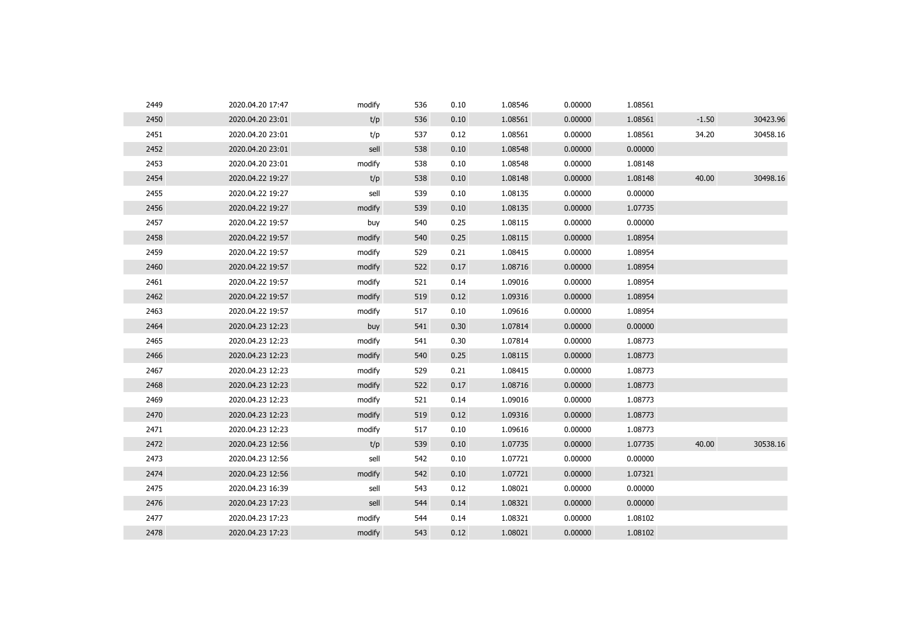| | | | | | | | | | |
|---|---|---|---|---|---|---|---|---|---|
| 2449 | 2020.04.20 17:47 | modify | 536 | 0.10 | 1.08546 | 0.00000 | 1.08561 | | |
| 2450 | 2020.04.20 23:01 | t/p | 536 | 0.10 | 1.08561 | 0.00000 | 1.08561 | -1.50 | 30423.96 |
| 2451 | 2020.04.20 23:01 | t/p | 537 | 0.12 | 1.08561 | 0.00000 | 1.08561 | 34.20 | 30458.16 |
| 2452 | 2020.04.20 23:01 | sell | 538 | 0.10 | 1.08548 | 0.00000 | 0.00000 | | |
| 2453 | 2020.04.20 23:01 | modify | 538 | 0.10 | 1.08548 | 0.00000 | 1.08148 | | |
| 2454 | 2020.04.22 19:27 | t/p | 538 | 0.10 | 1.08148 | 0.00000 | 1.08148 | 40.00 | 30498.16 |
| 2455 | 2020.04.22 19:27 | sell | 539 | 0.10 | 1.08135 | 0.00000 | 0.00000 | | |
| 2456 | 2020.04.22 19:27 | modify | 539 | 0.10 | 1.08135 | 0.00000 | 1.07735 | | |
| 2457 | 2020.04.22 19:57 | buy | 540 | 0.25 | 1.08115 | 0.00000 | 0.00000 | | |
| 2458 | 2020.04.22 19:57 | modify | 540 | 0.25 | 1.08115 | 0.00000 | 1.08954 | | |
| 2459 | 2020.04.22 19:57 | modify | 529 | 0.21 | 1.08415 | 0.00000 | 1.08954 | | |
| 2460 | 2020.04.22 19:57 | modify | 522 | 0.17 | 1.08716 | 0.00000 | 1.08954 | | |
| 2461 | 2020.04.22 19:57 | modify | 521 | 0.14 | 1.09016 | 0.00000 | 1.08954 | | |
| 2462 | 2020.04.22 19:57 | modify | 519 | 0.12 | 1.09316 | 0.00000 | 1.08954 | | |
| 2463 | 2020.04.22 19:57 | modify | 517 | 0.10 | 1.09616 | 0.00000 | 1.08954 | | |
| 2464 | 2020.04.23 12:23 | buy | 541 | 0.30 | 1.07814 | 0.00000 | 0.00000 | | |
| 2465 | 2020.04.23 12:23 | modify | 541 | 0.30 | 1.07814 | 0.00000 | 1.08773 | | |
| 2466 | 2020.04.23 12:23 | modify | 540 | 0.25 | 1.08115 | 0.00000 | 1.08773 | | |
| 2467 | 2020.04.23 12:23 | modify | 529 | 0.21 | 1.08415 | 0.00000 | 1.08773 | | |
| 2468 | 2020.04.23 12:23 | modify | 522 | 0.17 | 1.08716 | 0.00000 | 1.08773 | | |
| 2469 | 2020.04.23 12:23 | modify | 521 | 0.14 | 1.09016 | 0.00000 | 1.08773 | | |
| 2470 | 2020.04.23 12:23 | modify | 519 | 0.12 | 1.09316 | 0.00000 | 1.08773 | | |
| 2471 | 2020.04.23 12:23 | modify | 517 | 0.10 | 1.09616 | 0.00000 | 1.08773 | | |
| 2472 | 2020.04.23 12:56 | t/p | 539 | 0.10 | 1.07735 | 0.00000 | 1.07735 | 40.00 | 30538.16 |
| 2473 | 2020.04.23 12:56 | sell | 542 | 0.10 | 1.07721 | 0.00000 | 0.00000 | | |
| 2474 | 2020.04.23 12:56 | modify | 542 | 0.10 | 1.07721 | 0.00000 | 1.07321 | | |
| 2475 | 2020.04.23 16:39 | sell | 543 | 0.12 | 1.08021 | 0.00000 | 0.00000 | | |
| 2476 | 2020.04.23 17:23 | sell | 544 | 0.14 | 1.08321 | 0.00000 | 0.00000 | | |
| 2477 | 2020.04.23 17:23 | modify | 544 | 0.14 | 1.08321 | 0.00000 | 1.08102 | | |
| 2478 | 2020.04.23 17:23 | modify | 543 | 0.12 | 1.08021 | 0.00000 | 1.08102 | | |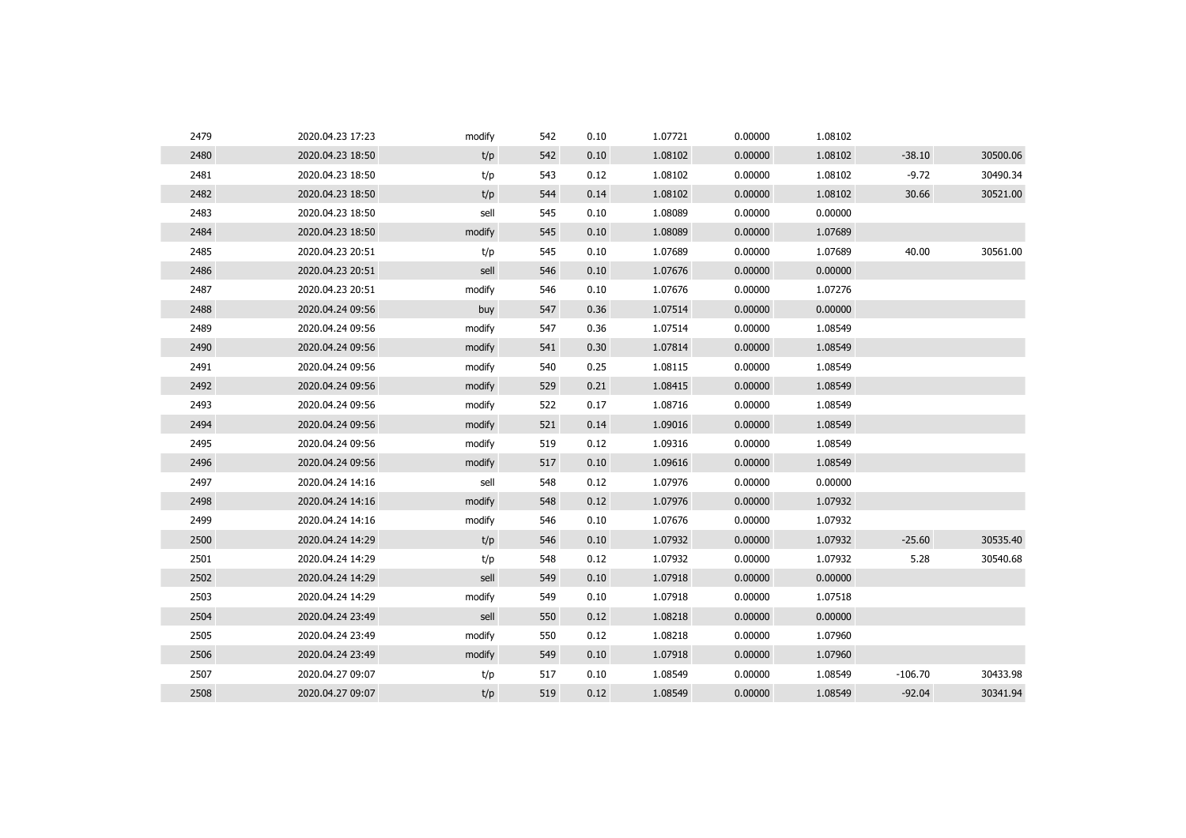| | | | | | | | | | |
|---|---|---|---|---|---|---|---|---|---|
| 2479 | 2020.04.23 17:23 | modify | 542 | 0.10 | 1.07721 | 0.00000 | 1.08102 | | |
| 2480 | 2020.04.23 18:50 | t/p | 542 | 0.10 | 1.08102 | 0.00000 | 1.08102 | -38.10 | 30500.06 |
| 2481 | 2020.04.23 18:50 | t/p | 543 | 0.12 | 1.08102 | 0.00000 | 1.08102 | -9.72 | 30490.34 |
| 2482 | 2020.04.23 18:50 | t/p | 544 | 0.14 | 1.08102 | 0.00000 | 1.08102 | 30.66 | 30521.00 |
| 2483 | 2020.04.23 18:50 | sell | 545 | 0.10 | 1.08089 | 0.00000 | 0.00000 | | |
| 2484 | 2020.04.23 18:50 | modify | 545 | 0.10 | 1.08089 | 0.00000 | 1.07689 | | |
| 2485 | 2020.04.23 20:51 | t/p | 545 | 0.10 | 1.07689 | 0.00000 | 1.07689 | 40.00 | 30561.00 |
| 2486 | 2020.04.23 20:51 | sell | 546 | 0.10 | 1.07676 | 0.00000 | 0.00000 | | |
| 2487 | 2020.04.23 20:51 | modify | 546 | 0.10 | 1.07676 | 0.00000 | 1.07276 | | |
| 2488 | 2020.04.24 09:56 | buy | 547 | 0.36 | 1.07514 | 0.00000 | 0.00000 | | |
| 2489 | 2020.04.24 09:56 | modify | 547 | 0.36 | 1.07514 | 0.00000 | 1.08549 | | |
| 2490 | 2020.04.24 09:56 | modify | 541 | 0.30 | 1.07814 | 0.00000 | 1.08549 | | |
| 2491 | 2020.04.24 09:56 | modify | 540 | 0.25 | 1.08115 | 0.00000 | 1.08549 | | |
| 2492 | 2020.04.24 09:56 | modify | 529 | 0.21 | 1.08415 | 0.00000 | 1.08549 | | |
| 2493 | 2020.04.24 09:56 | modify | 522 | 0.17 | 1.08716 | 0.00000 | 1.08549 | | |
| 2494 | 2020.04.24 09:56 | modify | 521 | 0.14 | 1.09016 | 0.00000 | 1.08549 | | |
| 2495 | 2020.04.24 09:56 | modify | 519 | 0.12 | 1.09316 | 0.00000 | 1.08549 | | |
| 2496 | 2020.04.24 09:56 | modify | 517 | 0.10 | 1.09616 | 0.00000 | 1.08549 | | |
| 2497 | 2020.04.24 14:16 | sell | 548 | 0.12 | 1.07976 | 0.00000 | 0.00000 | | |
| 2498 | 2020.04.24 14:16 | modify | 548 | 0.12 | 1.07976 | 0.00000 | 1.07932 | | |
| 2499 | 2020.04.24 14:16 | modify | 546 | 0.10 | 1.07676 | 0.00000 | 1.07932 | | |
| 2500 | 2020.04.24 14:29 | t/p | 546 | 0.10 | 1.07932 | 0.00000 | 1.07932 | -25.60 | 30535.40 |
| 2501 | 2020.04.24 14:29 | t/p | 548 | 0.12 | 1.07932 | 0.00000 | 1.07932 | 5.28 | 30540.68 |
| 2502 | 2020.04.24 14:29 | sell | 549 | 0.10 | 1.07918 | 0.00000 | 0.00000 | | |
| 2503 | 2020.04.24 14:29 | modify | 549 | 0.10 | 1.07918 | 0.00000 | 1.07518 | | |
| 2504 | 2020.04.24 23:49 | sell | 550 | 0.12 | 1.08218 | 0.00000 | 0.00000 | | |
| 2505 | 2020.04.24 23:49 | modify | 550 | 0.12 | 1.08218 | 0.00000 | 1.07960 | | |
| 2506 | 2020.04.24 23:49 | modify | 549 | 0.10 | 1.07918 | 0.00000 | 1.07960 | | |
| 2507 | 2020.04.27 09:07 | t/p | 517 | 0.10 | 1.08549 | 0.00000 | 1.08549 | -106.70 | 30433.98 |
| 2508 | 2020.04.27 09:07 | t/p | 519 | 0.12 | 1.08549 | 0.00000 | 1.08549 | -92.04 | 30341.94 |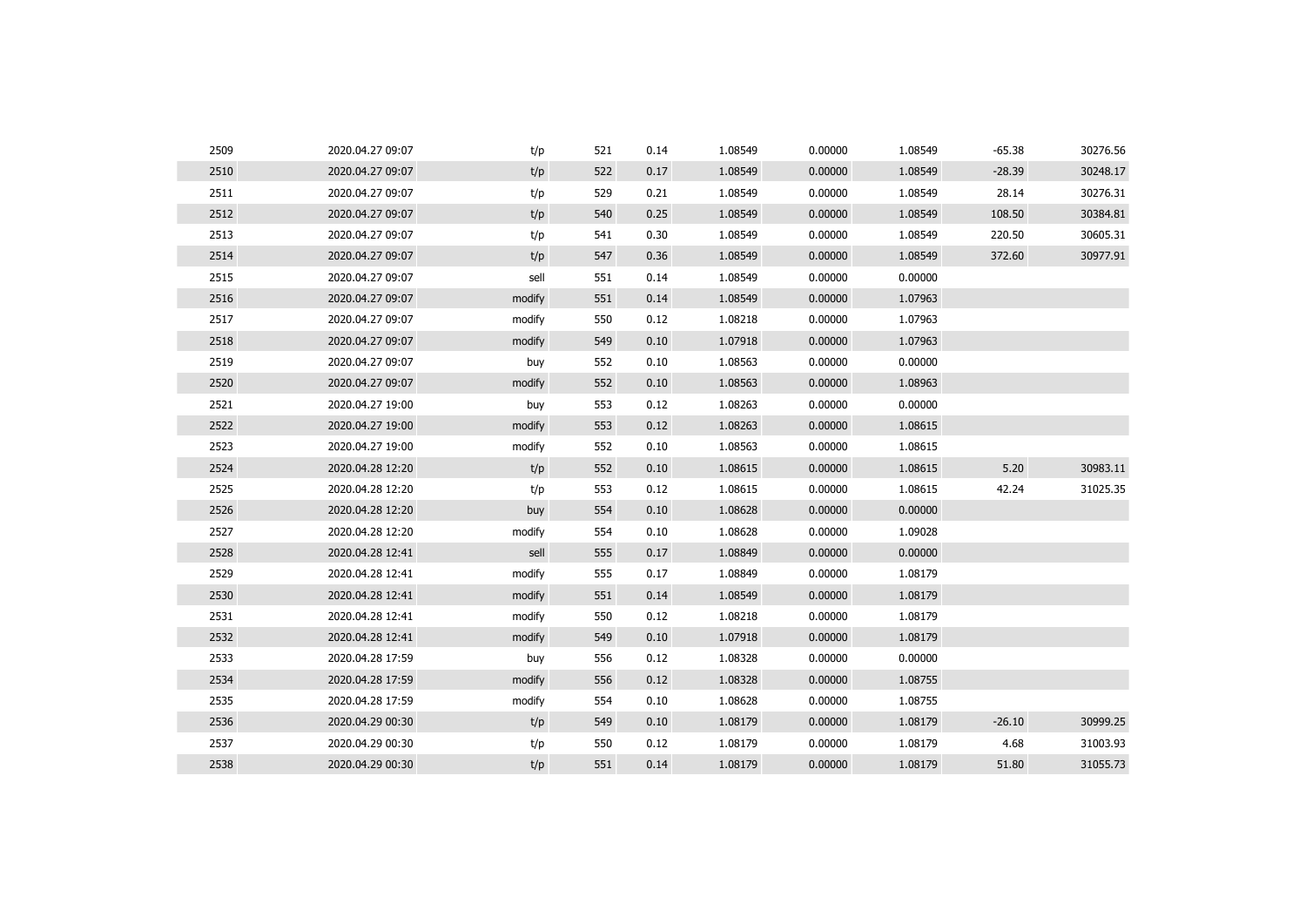| | | | | | | | | | |
|---|---|---|---|---|---|---|---|---|---|
| 2509 | 2020.04.27 09:07 | t/p | 521 | 0.14 | 1.08549 | 0.00000 | 1.08549 | -65.38 | 30276.56 |
| 2510 | 2020.04.27 09:07 | t/p | 522 | 0.17 | 1.08549 | 0.00000 | 1.08549 | -28.39 | 30248.17 |
| 2511 | 2020.04.27 09:07 | t/p | 529 | 0.21 | 1.08549 | 0.00000 | 1.08549 | 28.14 | 30276.31 |
| 2512 | 2020.04.27 09:07 | t/p | 540 | 0.25 | 1.08549 | 0.00000 | 1.08549 | 108.50 | 30384.81 |
| 2513 | 2020.04.27 09:07 | t/p | 541 | 0.30 | 1.08549 | 0.00000 | 1.08549 | 220.50 | 30605.31 |
| 2514 | 2020.04.27 09:07 | t/p | 547 | 0.36 | 1.08549 | 0.00000 | 1.08549 | 372.60 | 30977.91 |
| 2515 | 2020.04.27 09:07 | sell | 551 | 0.14 | 1.08549 | 0.00000 | 0.00000 | | |
| 2516 | 2020.04.27 09:07 | modify | 551 | 0.14 | 1.08549 | 0.00000 | 1.07963 | | |
| 2517 | 2020.04.27 09:07 | modify | 550 | 0.12 | 1.08218 | 0.00000 | 1.07963 | | |
| 2518 | 2020.04.27 09:07 | modify | 549 | 0.10 | 1.07918 | 0.00000 | 1.07963 | | |
| 2519 | 2020.04.27 09:07 | buy | 552 | 0.10 | 1.08563 | 0.00000 | 0.00000 | | |
| 2520 | 2020.04.27 09:07 | modify | 552 | 0.10 | 1.08563 | 0.00000 | 1.08963 | | |
| 2521 | 2020.04.27 19:00 | buy | 553 | 0.12 | 1.08263 | 0.00000 | 0.00000 | | |
| 2522 | 2020.04.27 19:00 | modify | 553 | 0.12 | 1.08263 | 0.00000 | 1.08615 | | |
| 2523 | 2020.04.27 19:00 | modify | 552 | 0.10 | 1.08563 | 0.00000 | 1.08615 | | |
| 2524 | 2020.04.28 12:20 | t/p | 552 | 0.10 | 1.08615 | 0.00000 | 1.08615 | 5.20 | 30983.11 |
| 2525 | 2020.04.28 12:20 | t/p | 553 | 0.12 | 1.08615 | 0.00000 | 1.08615 | 42.24 | 31025.35 |
| 2526 | 2020.04.28 12:20 | buy | 554 | 0.10 | 1.08628 | 0.00000 | 0.00000 | | |
| 2527 | 2020.04.28 12:20 | modify | 554 | 0.10 | 1.08628 | 0.00000 | 1.09028 | | |
| 2528 | 2020.04.28 12:41 | sell | 555 | 0.17 | 1.08849 | 0.00000 | 0.00000 | | |
| 2529 | 2020.04.28 12:41 | modify | 555 | 0.17 | 1.08849 | 0.00000 | 1.08179 | | |
| 2530 | 2020.04.28 12:41 | modify | 551 | 0.14 | 1.08549 | 0.00000 | 1.08179 | | |
| 2531 | 2020.04.28 12:41 | modify | 550 | 0.12 | 1.08218 | 0.00000 | 1.08179 | | |
| 2532 | 2020.04.28 12:41 | modify | 549 | 0.10 | 1.07918 | 0.00000 | 1.08179 | | |
| 2533 | 2020.04.28 17:59 | buy | 556 | 0.12 | 1.08328 | 0.00000 | 0.00000 | | |
| 2534 | 2020.04.28 17:59 | modify | 556 | 0.12 | 1.08328 | 0.00000 | 1.08755 | | |
| 2535 | 2020.04.28 17:59 | modify | 554 | 0.10 | 1.08628 | 0.00000 | 1.08755 | | |
| 2536 | 2020.04.29 00:30 | t/p | 549 | 0.10 | 1.08179 | 0.00000 | 1.08179 | -26.10 | 30999.25 |
| 2537 | 2020.04.29 00:30 | t/p | 550 | 0.12 | 1.08179 | 0.00000 | 1.08179 | 4.68 | 31003.93 |
| 2538 | 2020.04.29 00:30 | t/p | 551 | 0.14 | 1.08179 | 0.00000 | 1.08179 | 51.80 | 31055.73 |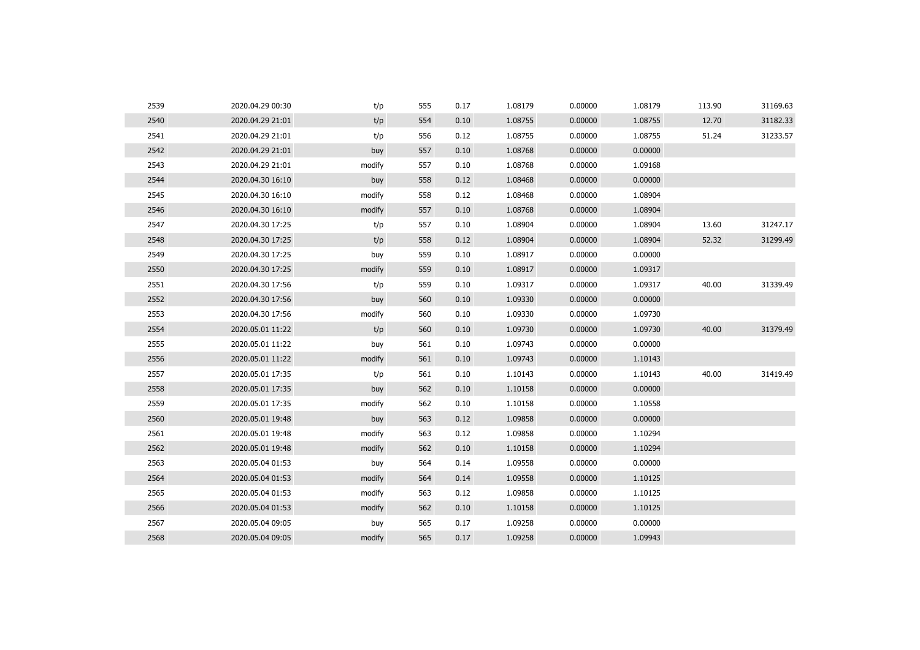| | | | | | | | | | |
|---|---|---|---|---|---|---|---|---|---|
| 2539 | 2020.04.29 00:30 | t/p | 555 | 0.17 | 1.08179 | 0.00000 | 1.08179 | 113.90 | 31169.63 |
| 2540 | 2020.04.29 21:01 | t/p | 554 | 0.10 | 1.08755 | 0.00000 | 1.08755 | 12.70 | 31182.33 |
| 2541 | 2020.04.29 21:01 | t/p | 556 | 0.12 | 1.08755 | 0.00000 | 1.08755 | 51.24 | 31233.57 |
| 2542 | 2020.04.29 21:01 | buy | 557 | 0.10 | 1.08768 | 0.00000 | 0.00000 | | |
| 2543 | 2020.04.29 21:01 | modify | 557 | 0.10 | 1.08768 | 0.00000 | 1.09168 | | |
| 2544 | 2020.04.30 16:10 | buy | 558 | 0.12 | 1.08468 | 0.00000 | 0.00000 | | |
| 2545 | 2020.04.30 16:10 | modify | 558 | 0.12 | 1.08468 | 0.00000 | 1.08904 | | |
| 2546 | 2020.04.30 16:10 | modify | 557 | 0.10 | 1.08768 | 0.00000 | 1.08904 | | |
| 2547 | 2020.04.30 17:25 | t/p | 557 | 0.10 | 1.08904 | 0.00000 | 1.08904 | 13.60 | 31247.17 |
| 2548 | 2020.04.30 17:25 | t/p | 558 | 0.12 | 1.08904 | 0.00000 | 1.08904 | 52.32 | 31299.49 |
| 2549 | 2020.04.30 17:25 | buy | 559 | 0.10 | 1.08917 | 0.00000 | 0.00000 | | |
| 2550 | 2020.04.30 17:25 | modify | 559 | 0.10 | 1.08917 | 0.00000 | 1.09317 | | |
| 2551 | 2020.04.30 17:56 | t/p | 559 | 0.10 | 1.09317 | 0.00000 | 1.09317 | 40.00 | 31339.49 |
| 2552 | 2020.04.30 17:56 | buy | 560 | 0.10 | 1.09330 | 0.00000 | 0.00000 | | |
| 2553 | 2020.04.30 17:56 | modify | 560 | 0.10 | 1.09330 | 0.00000 | 1.09730 | | |
| 2554 | 2020.05.01 11:22 | t/p | 560 | 0.10 | 1.09730 | 0.00000 | 1.09730 | 40.00 | 31379.49 |
| 2555 | 2020.05.01 11:22 | buy | 561 | 0.10 | 1.09743 | 0.00000 | 0.00000 | | |
| 2556 | 2020.05.01 11:22 | modify | 561 | 0.10 | 1.09743 | 0.00000 | 1.10143 | | |
| 2557 | 2020.05.01 17:35 | t/p | 561 | 0.10 | 1.10143 | 0.00000 | 1.10143 | 40.00 | 31419.49 |
| 2558 | 2020.05.01 17:35 | buy | 562 | 0.10 | 1.10158 | 0.00000 | 0.00000 | | |
| 2559 | 2020.05.01 17:35 | modify | 562 | 0.10 | 1.10158 | 0.00000 | 1.10558 | | |
| 2560 | 2020.05.01 19:48 | buy | 563 | 0.12 | 1.09858 | 0.00000 | 0.00000 | | |
| 2561 | 2020.05.01 19:48 | modify | 563 | 0.12 | 1.09858 | 0.00000 | 1.10294 | | |
| 2562 | 2020.05.01 19:48 | modify | 562 | 0.10 | 1.10158 | 0.00000 | 1.10294 | | |
| 2563 | 2020.05.04 01:53 | buy | 564 | 0.14 | 1.09558 | 0.00000 | 0.00000 | | |
| 2564 | 2020.05.04 01:53 | modify | 564 | 0.14 | 1.09558 | 0.00000 | 1.10125 | | |
| 2565 | 2020.05.04 01:53 | modify | 563 | 0.12 | 1.09858 | 0.00000 | 1.10125 | | |
| 2566 | 2020.05.04 01:53 | modify | 562 | 0.10 | 1.10158 | 0.00000 | 1.10125 | | |
| 2567 | 2020.05.04 09:05 | buy | 565 | 0.17 | 1.09258 | 0.00000 | 0.00000 | | |
| 2568 | 2020.05.04 09:05 | modify | 565 | 0.17 | 1.09258 | 0.00000 | 1.09943 | | |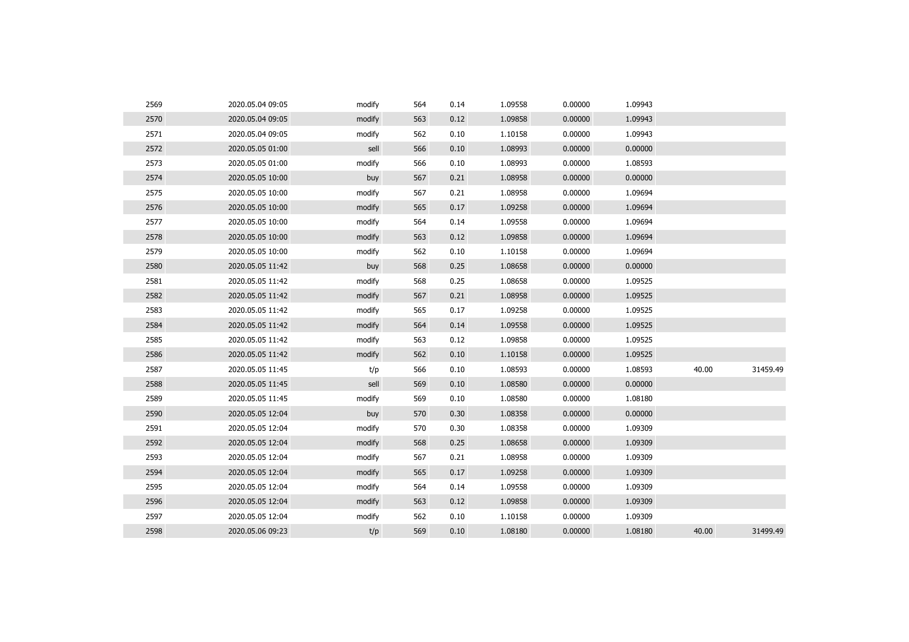| | | | | | | | | | |
|---|---|---|---|---|---|---|---|---|---|
| 2569 | 2020.05.04 09:05 | modify | 564 | 0.14 | 1.09558 | 0.00000 | 1.09943 | | |
| 2570 | 2020.05.04 09:05 | modify | 563 | 0.12 | 1.09858 | 0.00000 | 1.09943 | | |
| 2571 | 2020.05.04 09:05 | modify | 562 | 0.10 | 1.10158 | 0.00000 | 1.09943 | | |
| 2572 | 2020.05.05 01:00 | sell | 566 | 0.10 | 1.08993 | 0.00000 | 0.00000 | | |
| 2573 | 2020.05.05 01:00 | modify | 566 | 0.10 | 1.08993 | 0.00000 | 1.08593 | | |
| 2574 | 2020.05.05 10:00 | buy | 567 | 0.21 | 1.08958 | 0.00000 | 0.00000 | | |
| 2575 | 2020.05.05 10:00 | modify | 567 | 0.21 | 1.08958 | 0.00000 | 1.09694 | | |
| 2576 | 2020.05.05 10:00 | modify | 565 | 0.17 | 1.09258 | 0.00000 | 1.09694 | | |
| 2577 | 2020.05.05 10:00 | modify | 564 | 0.14 | 1.09558 | 0.00000 | 1.09694 | | |
| 2578 | 2020.05.05 10:00 | modify | 563 | 0.12 | 1.09858 | 0.00000 | 1.09694 | | |
| 2579 | 2020.05.05 10:00 | modify | 562 | 0.10 | 1.10158 | 0.00000 | 1.09694 | | |
| 2580 | 2020.05.05 11:42 | buy | 568 | 0.25 | 1.08658 | 0.00000 | 0.00000 | | |
| 2581 | 2020.05.05 11:42 | modify | 568 | 0.25 | 1.08658 | 0.00000 | 1.09525 | | |
| 2582 | 2020.05.05 11:42 | modify | 567 | 0.21 | 1.08958 | 0.00000 | 1.09525 | | |
| 2583 | 2020.05.05 11:42 | modify | 565 | 0.17 | 1.09258 | 0.00000 | 1.09525 | | |
| 2584 | 2020.05.05 11:42 | modify | 564 | 0.14 | 1.09558 | 0.00000 | 1.09525 | | |
| 2585 | 2020.05.05 11:42 | modify | 563 | 0.12 | 1.09858 | 0.00000 | 1.09525 | | |
| 2586 | 2020.05.05 11:42 | modify | 562 | 0.10 | 1.10158 | 0.00000 | 1.09525 | | |
| 2587 | 2020.05.05 11:45 | t/p | 566 | 0.10 | 1.08593 | 0.00000 | 1.08593 | 40.00 | 31459.49 |
| 2588 | 2020.05.05 11:45 | sell | 569 | 0.10 | 1.08580 | 0.00000 | 0.00000 | | |
| 2589 | 2020.05.05 11:45 | modify | 569 | 0.10 | 1.08580 | 0.00000 | 1.08180 | | |
| 2590 | 2020.05.05 12:04 | buy | 570 | 0.30 | 1.08358 | 0.00000 | 0.00000 | | |
| 2591 | 2020.05.05 12:04 | modify | 570 | 0.30 | 1.08358 | 0.00000 | 1.09309 | | |
| 2592 | 2020.05.05 12:04 | modify | 568 | 0.25 | 1.08658 | 0.00000 | 1.09309 | | |
| 2593 | 2020.05.05 12:04 | modify | 567 | 0.21 | 1.08958 | 0.00000 | 1.09309 | | |
| 2594 | 2020.05.05 12:04 | modify | 565 | 0.17 | 1.09258 | 0.00000 | 1.09309 | | |
| 2595 | 2020.05.05 12:04 | modify | 564 | 0.14 | 1.09558 | 0.00000 | 1.09309 | | |
| 2596 | 2020.05.05 12:04 | modify | 563 | 0.12 | 1.09858 | 0.00000 | 1.09309 | | |
| 2597 | 2020.05.05 12:04 | modify | 562 | 0.10 | 1.10158 | 0.00000 | 1.09309 | | |
| 2598 | 2020.05.06 09:23 | t/p | 569 | 0.10 | 1.08180 | 0.00000 | 1.08180 | 40.00 | 31499.49 |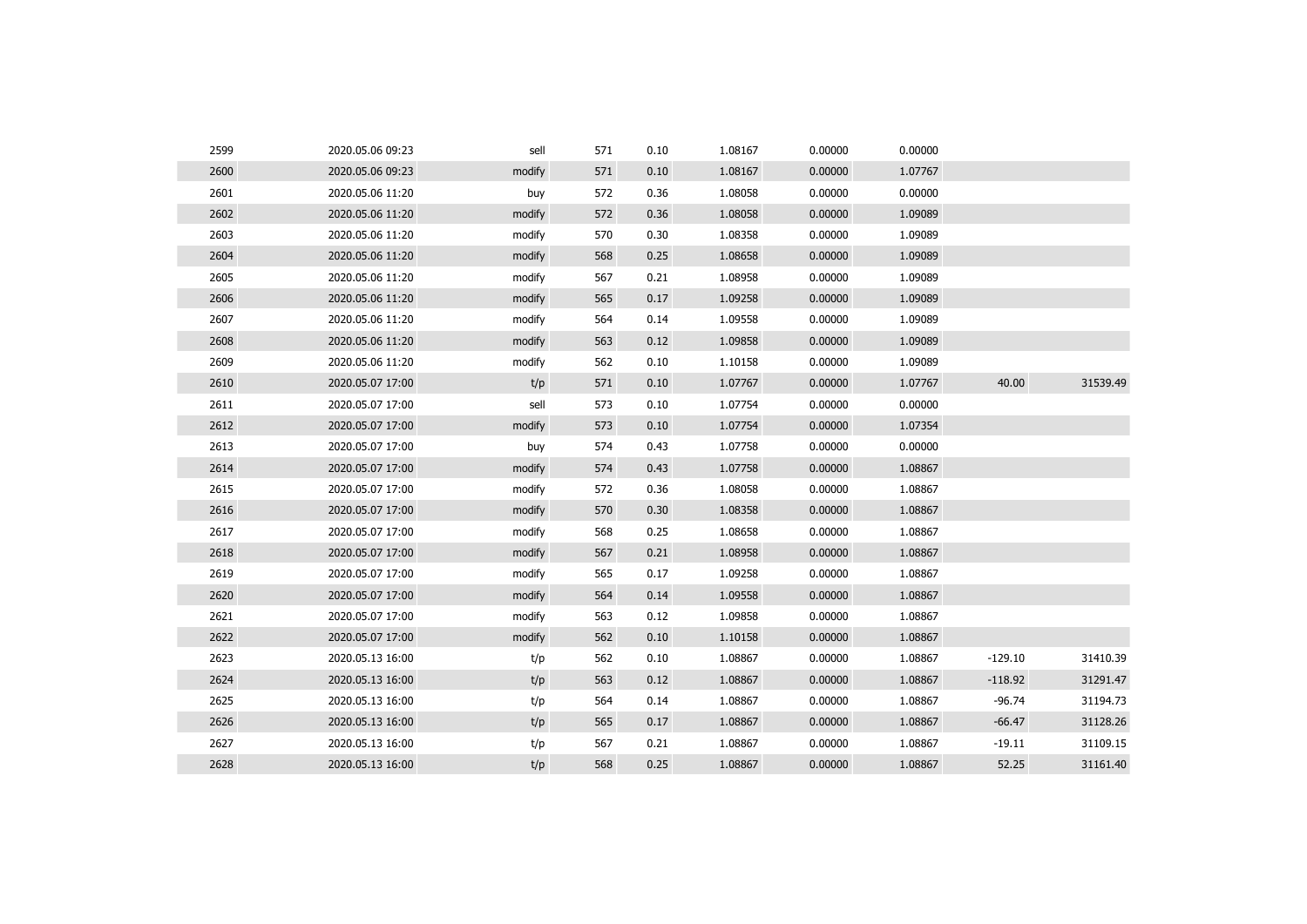| | | | | | | | | | |
|---|---|---|---|---|---|---|---|---|---|
| 2599 | 2020.05.06 09:23 | sell | 571 | 0.10 | 1.08167 | 0.00000 | 0.00000 | | |
| 2600 | 2020.05.06 09:23 | modify | 571 | 0.10 | 1.08167 | 0.00000 | 1.07767 | | |
| 2601 | 2020.05.06 11:20 | buy | 572 | 0.36 | 1.08058 | 0.00000 | 0.00000 | | |
| 2602 | 2020.05.06 11:20 | modify | 572 | 0.36 | 1.08058 | 0.00000 | 1.09089 | | |
| 2603 | 2020.05.06 11:20 | modify | 570 | 0.30 | 1.08358 | 0.00000 | 1.09089 | | |
| 2604 | 2020.05.06 11:20 | modify | 568 | 0.25 | 1.08658 | 0.00000 | 1.09089 | | |
| 2605 | 2020.05.06 11:20 | modify | 567 | 0.21 | 1.08958 | 0.00000 | 1.09089 | | |
| 2606 | 2020.05.06 11:20 | modify | 565 | 0.17 | 1.09258 | 0.00000 | 1.09089 | | |
| 2607 | 2020.05.06 11:20 | modify | 564 | 0.14 | 1.09558 | 0.00000 | 1.09089 | | |
| 2608 | 2020.05.06 11:20 | modify | 563 | 0.12 | 1.09858 | 0.00000 | 1.09089 | | |
| 2609 | 2020.05.06 11:20 | modify | 562 | 0.10 | 1.10158 | 0.00000 | 1.09089 | | |
| 2610 | 2020.05.07 17:00 | t/p | 571 | 0.10 | 1.07767 | 0.00000 | 1.07767 | 40.00 | 31539.49 |
| 2611 | 2020.05.07 17:00 | sell | 573 | 0.10 | 1.07754 | 0.00000 | 0.00000 | | |
| 2612 | 2020.05.07 17:00 | modify | 573 | 0.10 | 1.07754 | 0.00000 | 1.07354 | | |
| 2613 | 2020.05.07 17:00 | buy | 574 | 0.43 | 1.07758 | 0.00000 | 0.00000 | | |
| 2614 | 2020.05.07 17:00 | modify | 574 | 0.43 | 1.07758 | 0.00000 | 1.08867 | | |
| 2615 | 2020.05.07 17:00 | modify | 572 | 0.36 | 1.08058 | 0.00000 | 1.08867 | | |
| 2616 | 2020.05.07 17:00 | modify | 570 | 0.30 | 1.08358 | 0.00000 | 1.08867 | | |
| 2617 | 2020.05.07 17:00 | modify | 568 | 0.25 | 1.08658 | 0.00000 | 1.08867 | | |
| 2618 | 2020.05.07 17:00 | modify | 567 | 0.21 | 1.08958 | 0.00000 | 1.08867 | | |
| 2619 | 2020.05.07 17:00 | modify | 565 | 0.17 | 1.09258 | 0.00000 | 1.08867 | | |
| 2620 | 2020.05.07 17:00 | modify | 564 | 0.14 | 1.09558 | 0.00000 | 1.08867 | | |
| 2621 | 2020.05.07 17:00 | modify | 563 | 0.12 | 1.09858 | 0.00000 | 1.08867 | | |
| 2622 | 2020.05.07 17:00 | modify | 562 | 0.10 | 1.10158 | 0.00000 | 1.08867 | | |
| 2623 | 2020.05.13 16:00 | t/p | 562 | 0.10 | 1.08867 | 0.00000 | 1.08867 | -129.10 | 31410.39 |
| 2624 | 2020.05.13 16:00 | t/p | 563 | 0.12 | 1.08867 | 0.00000 | 1.08867 | -118.92 | 31291.47 |
| 2625 | 2020.05.13 16:00 | t/p | 564 | 0.14 | 1.08867 | 0.00000 | 1.08867 | -96.74 | 31194.73 |
| 2626 | 2020.05.13 16:00 | t/p | 565 | 0.17 | 1.08867 | 0.00000 | 1.08867 | -66.47 | 31128.26 |
| 2627 | 2020.05.13 16:00 | t/p | 567 | 0.21 | 1.08867 | 0.00000 | 1.08867 | -19.11 | 31109.15 |
| 2628 | 2020.05.13 16:00 | t/p | 568 | 0.25 | 1.08867 | 0.00000 | 1.08867 | 52.25 | 31161.40 |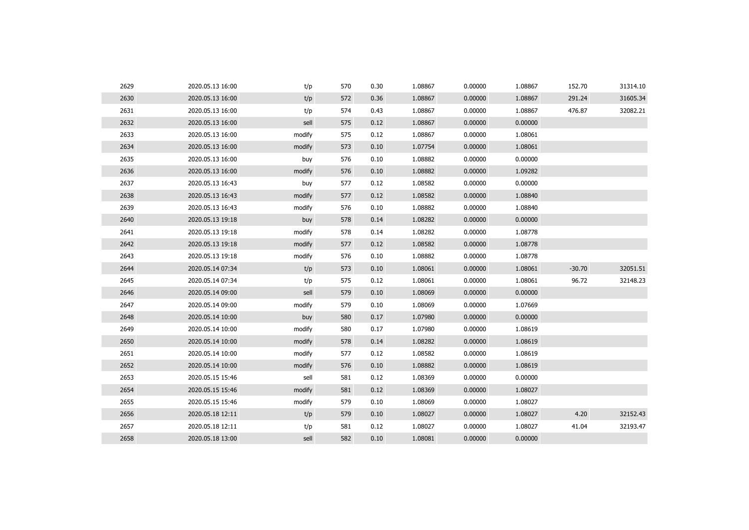| | | | | | | | | | |
|---|---|---|---|---|---|---|---|---|---|
| 2629 | 2020.05.13 16:00 | t/p | 570 | 0.30 | 1.08867 | 0.00000 | 1.08867 | 152.70 | 31314.10 |
| 2630 | 2020.05.13 16:00 | t/p | 572 | 0.36 | 1.08867 | 0.00000 | 1.08867 | 291.24 | 31605.34 |
| 2631 | 2020.05.13 16:00 | t/p | 574 | 0.43 | 1.08867 | 0.00000 | 1.08867 | 476.87 | 32082.21 |
| 2632 | 2020.05.13 16:00 | sell | 575 | 0.12 | 1.08867 | 0.00000 | 0.00000 | | |
| 2633 | 2020.05.13 16:00 | modify | 575 | 0.12 | 1.08867 | 0.00000 | 1.08061 | | |
| 2634 | 2020.05.13 16:00 | modify | 573 | 0.10 | 1.07754 | 0.00000 | 1.08061 | | |
| 2635 | 2020.05.13 16:00 | buy | 576 | 0.10 | 1.08882 | 0.00000 | 0.00000 | | |
| 2636 | 2020.05.13 16:00 | modify | 576 | 0.10 | 1.08882 | 0.00000 | 1.09282 | | |
| 2637 | 2020.05.13 16:43 | buy | 577 | 0.12 | 1.08582 | 0.00000 | 0.00000 | | |
| 2638 | 2020.05.13 16:43 | modify | 577 | 0.12 | 1.08582 | 0.00000 | 1.08840 | | |
| 2639 | 2020.05.13 16:43 | modify | 576 | 0.10 | 1.08882 | 0.00000 | 1.08840 | | |
| 2640 | 2020.05.13 19:18 | buy | 578 | 0.14 | 1.08282 | 0.00000 | 0.00000 | | |
| 2641 | 2020.05.13 19:18 | modify | 578 | 0.14 | 1.08282 | 0.00000 | 1.08778 | | |
| 2642 | 2020.05.13 19:18 | modify | 577 | 0.12 | 1.08582 | 0.00000 | 1.08778 | | |
| 2643 | 2020.05.13 19:18 | modify | 576 | 0.10 | 1.08882 | 0.00000 | 1.08778 | | |
| 2644 | 2020.05.14 07:34 | t/p | 573 | 0.10 | 1.08061 | 0.00000 | 1.08061 | -30.70 | 32051.51 |
| 2645 | 2020.05.14 07:34 | t/p | 575 | 0.12 | 1.08061 | 0.00000 | 1.08061 | 96.72 | 32148.23 |
| 2646 | 2020.05.14 09:00 | sell | 579 | 0.10 | 1.08069 | 0.00000 | 0.00000 | | |
| 2647 | 2020.05.14 09:00 | modify | 579 | 0.10 | 1.08069 | 0.00000 | 1.07669 | | |
| 2648 | 2020.05.14 10:00 | buy | 580 | 0.17 | 1.07980 | 0.00000 | 0.00000 | | |
| 2649 | 2020.05.14 10:00 | modify | 580 | 0.17 | 1.07980 | 0.00000 | 1.08619 | | |
| 2650 | 2020.05.14 10:00 | modify | 578 | 0.14 | 1.08282 | 0.00000 | 1.08619 | | |
| 2651 | 2020.05.14 10:00 | modify | 577 | 0.12 | 1.08582 | 0.00000 | 1.08619 | | |
| 2652 | 2020.05.14 10:00 | modify | 576 | 0.10 | 1.08882 | 0.00000 | 1.08619 | | |
| 2653 | 2020.05.15 15:46 | sell | 581 | 0.12 | 1.08369 | 0.00000 | 0.00000 | | |
| 2654 | 2020.05.15 15:46 | modify | 581 | 0.12 | 1.08369 | 0.00000 | 1.08027 | | |
| 2655 | 2020.05.15 15:46 | modify | 579 | 0.10 | 1.08069 | 0.00000 | 1.08027 | | |
| 2656 | 2020.05.18 12:11 | t/p | 579 | 0.10 | 1.08027 | 0.00000 | 1.08027 | 4.20 | 32152.43 |
| 2657 | 2020.05.18 12:11 | t/p | 581 | 0.12 | 1.08027 | 0.00000 | 1.08027 | 41.04 | 32193.47 |
| 2658 | 2020.05.18 13:00 | sell | 582 | 0.10 | 1.08081 | 0.00000 | 0.00000 | | |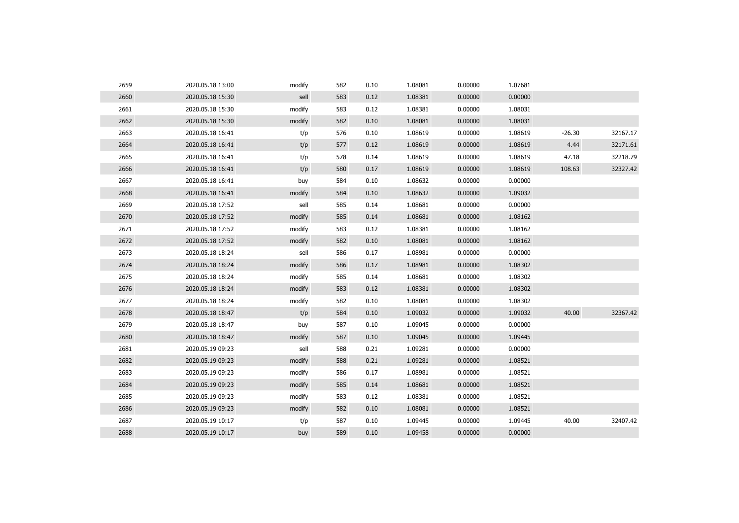| | | | | | | | | | |
|---|---|---|---|---|---|---|---|---|---|
| 2659 | 2020.05.18 13:00 | modify | 582 | 0.10 | 1.08081 | 0.00000 | 1.07681 | | |
| 2660 | 2020.05.18 15:30 | sell | 583 | 0.12 | 1.08381 | 0.00000 | 0.00000 | | |
| 2661 | 2020.05.18 15:30 | modify | 583 | 0.12 | 1.08381 | 0.00000 | 1.08031 | | |
| 2662 | 2020.05.18 15:30 | modify | 582 | 0.10 | 1.08081 | 0.00000 | 1.08031 | | |
| 2663 | 2020.05.18 16:41 | t/p | 576 | 0.10 | 1.08619 | 0.00000 | 1.08619 | -26.30 | 32167.17 |
| 2664 | 2020.05.18 16:41 | t/p | 577 | 0.12 | 1.08619 | 0.00000 | 1.08619 | 4.44 | 32171.61 |
| 2665 | 2020.05.18 16:41 | t/p | 578 | 0.14 | 1.08619 | 0.00000 | 1.08619 | 47.18 | 32218.79 |
| 2666 | 2020.05.18 16:41 | t/p | 580 | 0.17 | 1.08619 | 0.00000 | 1.08619 | 108.63 | 32327.42 |
| 2667 | 2020.05.18 16:41 | buy | 584 | 0.10 | 1.08632 | 0.00000 | 0.00000 | | |
| 2668 | 2020.05.18 16:41 | modify | 584 | 0.10 | 1.08632 | 0.00000 | 1.09032 | | |
| 2669 | 2020.05.18 17:52 | sell | 585 | 0.14 | 1.08681 | 0.00000 | 0.00000 | | |
| 2670 | 2020.05.18 17:52 | modify | 585 | 0.14 | 1.08681 | 0.00000 | 1.08162 | | |
| 2671 | 2020.05.18 17:52 | modify | 583 | 0.12 | 1.08381 | 0.00000 | 1.08162 | | |
| 2672 | 2020.05.18 17:52 | modify | 582 | 0.10 | 1.08081 | 0.00000 | 1.08162 | | |
| 2673 | 2020.05.18 18:24 | sell | 586 | 0.17 | 1.08981 | 0.00000 | 0.00000 | | |
| 2674 | 2020.05.18 18:24 | modify | 586 | 0.17 | 1.08981 | 0.00000 | 1.08302 | | |
| 2675 | 2020.05.18 18:24 | modify | 585 | 0.14 | 1.08681 | 0.00000 | 1.08302 | | |
| 2676 | 2020.05.18 18:24 | modify | 583 | 0.12 | 1.08381 | 0.00000 | 1.08302 | | |
| 2677 | 2020.05.18 18:24 | modify | 582 | 0.10 | 1.08081 | 0.00000 | 1.08302 | | |
| 2678 | 2020.05.18 18:47 | t/p | 584 | 0.10 | 1.09032 | 0.00000 | 1.09032 | 40.00 | 32367.42 |
| 2679 | 2020.05.18 18:47 | buy | 587 | 0.10 | 1.09045 | 0.00000 | 0.00000 | | |
| 2680 | 2020.05.18 18:47 | modify | 587 | 0.10 | 1.09045 | 0.00000 | 1.09445 | | |
| 2681 | 2020.05.19 09:23 | sell | 588 | 0.21 | 1.09281 | 0.00000 | 0.00000 | | |
| 2682 | 2020.05.19 09:23 | modify | 588 | 0.21 | 1.09281 | 0.00000 | 1.08521 | | |
| 2683 | 2020.05.19 09:23 | modify | 586 | 0.17 | 1.08981 | 0.00000 | 1.08521 | | |
| 2684 | 2020.05.19 09:23 | modify | 585 | 0.14 | 1.08681 | 0.00000 | 1.08521 | | |
| 2685 | 2020.05.19 09:23 | modify | 583 | 0.12 | 1.08381 | 0.00000 | 1.08521 | | |
| 2686 | 2020.05.19 09:23 | modify | 582 | 0.10 | 1.08081 | 0.00000 | 1.08521 | | |
| 2687 | 2020.05.19 10:17 | t/p | 587 | 0.10 | 1.09445 | 0.00000 | 1.09445 | 40.00 | 32407.42 |
| 2688 | 2020.05.19 10:17 | buy | 589 | 0.10 | 1.09458 | 0.00000 | 0.00000 | | |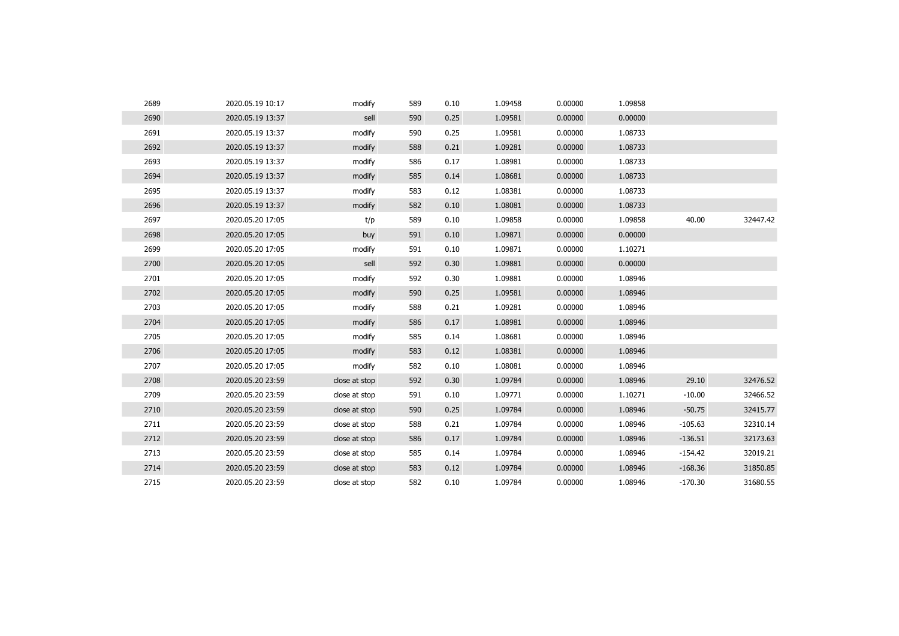| | | | | | | | | | |
|---|---|---|---|---|---|---|---|---|---|
| 2689 | 2020.05.19 10:17 | modify | 589 | 0.10 | 1.09458 | 0.00000 | 1.09858 | | |
| 2690 | 2020.05.19 13:37 | sell | 590 | 0.25 | 1.09581 | 0.00000 | 0.00000 | | |
| 2691 | 2020.05.19 13:37 | modify | 590 | 0.25 | 1.09581 | 0.00000 | 1.08733 | | |
| 2692 | 2020.05.19 13:37 | modify | 588 | 0.21 | 1.09281 | 0.00000 | 1.08733 | | |
| 2693 | 2020.05.19 13:37 | modify | 586 | 0.17 | 1.08981 | 0.00000 | 1.08733 | | |
| 2694 | 2020.05.19 13:37 | modify | 585 | 0.14 | 1.08681 | 0.00000 | 1.08733 | | |
| 2695 | 2020.05.19 13:37 | modify | 583 | 0.12 | 1.08381 | 0.00000 | 1.08733 | | |
| 2696 | 2020.05.19 13:37 | modify | 582 | 0.10 | 1.08081 | 0.00000 | 1.08733 | | |
| 2697 | 2020.05.20 17:05 | t/p | 589 | 0.10 | 1.09858 | 0.00000 | 1.09858 | 40.00 | 32447.42 |
| 2698 | 2020.05.20 17:05 | buy | 591 | 0.10 | 1.09871 | 0.00000 | 0.00000 | | |
| 2699 | 2020.05.20 17:05 | modify | 591 | 0.10 | 1.09871 | 0.00000 | 1.10271 | | |
| 2700 | 2020.05.20 17:05 | sell | 592 | 0.30 | 1.09881 | 0.00000 | 0.00000 | | |
| 2701 | 2020.05.20 17:05 | modify | 592 | 0.30 | 1.09881 | 0.00000 | 1.08946 | | |
| 2702 | 2020.05.20 17:05 | modify | 590 | 0.25 | 1.09581 | 0.00000 | 1.08946 | | |
| 2703 | 2020.05.20 17:05 | modify | 588 | 0.21 | 1.09281 | 0.00000 | 1.08946 | | |
| 2704 | 2020.05.20 17:05 | modify | 586 | 0.17 | 1.08981 | 0.00000 | 1.08946 | | |
| 2705 | 2020.05.20 17:05 | modify | 585 | 0.14 | 1.08681 | 0.00000 | 1.08946 | | |
| 2706 | 2020.05.20 17:05 | modify | 583 | 0.12 | 1.08381 | 0.00000 | 1.08946 | | |
| 2707 | 2020.05.20 17:05 | modify | 582 | 0.10 | 1.08081 | 0.00000 | 1.08946 | | |
| 2708 | 2020.05.20 23:59 | close at stop | 592 | 0.30 | 1.09784 | 0.00000 | 1.08946 | 29.10 | 32476.52 |
| 2709 | 2020.05.20 23:59 | close at stop | 591 | 0.10 | 1.09771 | 0.00000 | 1.10271 | -10.00 | 32466.52 |
| 2710 | 2020.05.20 23:59 | close at stop | 590 | 0.25 | 1.09784 | 0.00000 | 1.08946 | -50.75 | 32415.77 |
| 2711 | 2020.05.20 23:59 | close at stop | 588 | 0.21 | 1.09784 | 0.00000 | 1.08946 | -105.63 | 32310.14 |
| 2712 | 2020.05.20 23:59 | close at stop | 586 | 0.17 | 1.09784 | 0.00000 | 1.08946 | -136.51 | 32173.63 |
| 2713 | 2020.05.20 23:59 | close at stop | 585 | 0.14 | 1.09784 | 0.00000 | 1.08946 | -154.42 | 32019.21 |
| 2714 | 2020.05.20 23:59 | close at stop | 583 | 0.12 | 1.09784 | 0.00000 | 1.08946 | -168.36 | 31850.85 |
| 2715 | 2020.05.20 23:59 | close at stop | 582 | 0.10 | 1.09784 | 0.00000 | 1.08946 | -170.30 | 31680.55 |